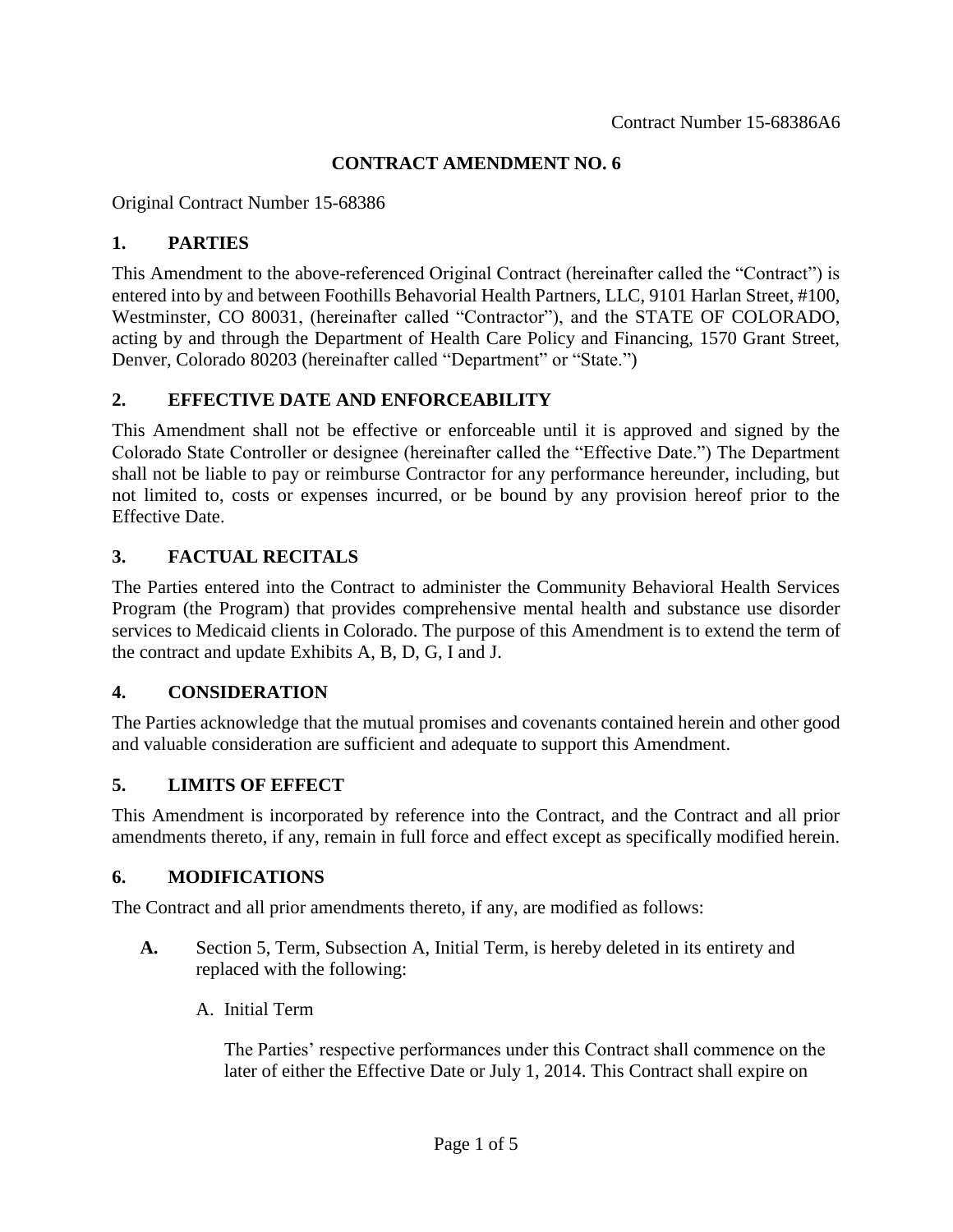Contract Number 15-68386A6

# CONTRACT AMENDMENT NO. 6

Original Contract Number 15-68386

## 1. PARTIES

This Amendment to the above-referenced Original Contract (hereinafter called the "Contract") is entered into by and between Foothills Behavorial Health Partners, LLC, 9101 Harlan Street, #100, Westminster, CO 80031, (hereinafter called "Contractor"), and the STATE OF COLORADO, acting by and through the Department of Health Care Policy and Financing, 1570 Grant Street, Denver, Colorado 80203 (hereinafter called "Department" or "State.")

## 2. EFFECTIVE DATE AND ENFORCEABILITY

This Amendment shall not be effective or enforceable until it is approved and signed by the Colorado State Controller or designee (hereinafter called the "Effective Date.") The Department shall not be liable to pay or reimburse Contractor for any performance hereunder, including, but not limited to, costs or expenses incurred, or be bound by any provision hereof prior to the Effective Date.

## 3. FACTUAL RECITALS

The Parties entered into the Contract to administer the Community Behavioral Health Services Program (the Program) that provides comprehensive mental health and substance use disorder services to Medicaid clients in Colorado. The purpose of this Amendment is to extend the term of the contract and update Exhibits A, B, D, G, I and J.

## 4. CONSIDERATION

The Parties acknowledge that the mutual promises and covenants contained herein and other good and valuable consideration are sufficient and adequate to support this Amendment.

## 5. LIMITS OF EFFECT

This Amendment is incorporated by reference into the Contract, and the Contract and all prior amendments thereto, if any, remain in full force and effect except as specifically modified herein.

## 6. MODIFICATIONS

The Contract and all prior amendments thereto, if any, are modified as follows:

**A.** Section 5, Term, Subsection A, Initial Term, is hereby deleted in its entirety and replaced with the following:

A. Initial Term

The Parties' respective performances under this Contract shall commence on the later of either the Effective Date or July 1, 2014. This Contract shall expire on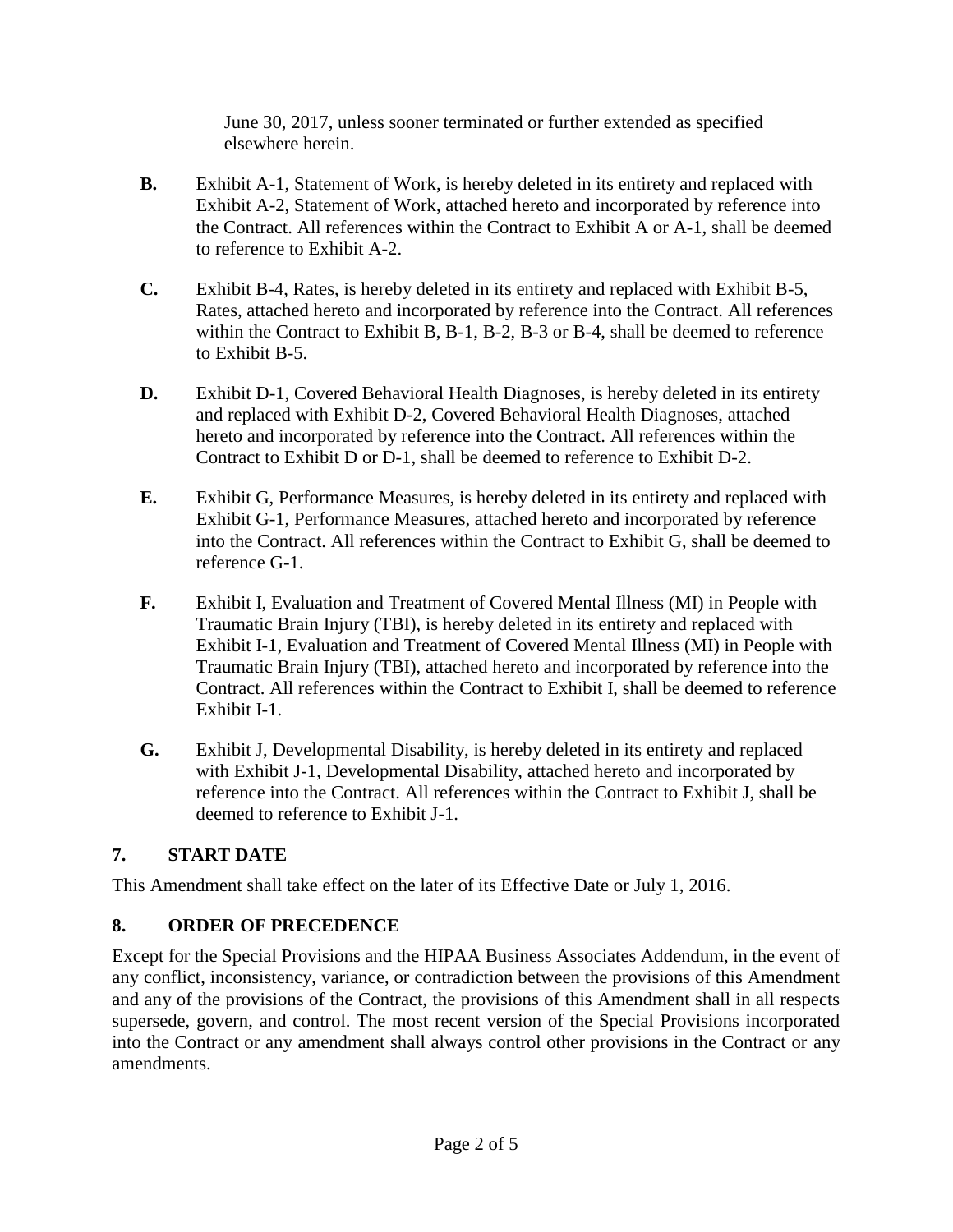June 30, 2017, unless sooner terminated or further extended as specified elsewhere herein.

**B.** Exhibit A-1, Statement of Work, is hereby deleted in its entirety and replaced with Exhibit A-2, Statement of Work, attached hereto and incorporated by reference into the Contract. All references within the Contract to Exhibit A or A-1, shall be deemed to reference to Exhibit A-2.

**C.** Exhibit B-4, Rates, is hereby deleted in its entirety and replaced with Exhibit B-5, Rates, attached hereto and incorporated by reference into the Contract. All references within the Contract to Exhibit B, B-1, B-2, B-3 or B-4, shall be deemed to reference to Exhibit B-5.

**D.** Exhibit D-1, Covered Behavioral Health Diagnoses, is hereby deleted in its entirety and replaced with Exhibit D-2, Covered Behavioral Health Diagnoses, attached hereto and incorporated by reference into the Contract. All references within the Contract to Exhibit D or D-1, shall be deemed to reference to Exhibit D-2.

**E.** Exhibit G, Performance Measures, is hereby deleted in its entirety and replaced with Exhibit G-1, Performance Measures, attached hereto and incorporated by reference into the Contract. All references within the Contract to Exhibit G, shall be deemed to reference G-1.

**F.** Exhibit I, Evaluation and Treatment of Covered Mental Illness (MI) in People with Traumatic Brain Injury (TBI), is hereby deleted in its entirety and replaced with Exhibit I-1, Evaluation and Treatment of Covered Mental Illness (MI) in People with Traumatic Brain Injury (TBI), attached hereto and incorporated by reference into the Contract. All references within the Contract to Exhibit I, shall be deemed to reference Exhibit I-1.

**G.** Exhibit J, Developmental Disability, is hereby deleted in its entirety and replaced with Exhibit J-1, Developmental Disability, attached hereto and incorporated by reference into the Contract. All references within the Contract to Exhibit J, shall be deemed to reference to Exhibit J-1.

## 7. START DATE

This Amendment shall take effect on the later of its Effective Date or July 1, 2016.

## 8. ORDER OF PRECEDENCE

Except for the Special Provisions and the HIPAA Business Associates Addendum, in the event of any conflict, inconsistency, variance, or contradiction between the provisions of this Amendment and any of the provisions of the Contract, the provisions of this Amendment shall in all respects supersede, govern, and control. The most recent version of the Special Provisions incorporated into the Contract or any amendment shall always control other provisions in the Contract or any amendments.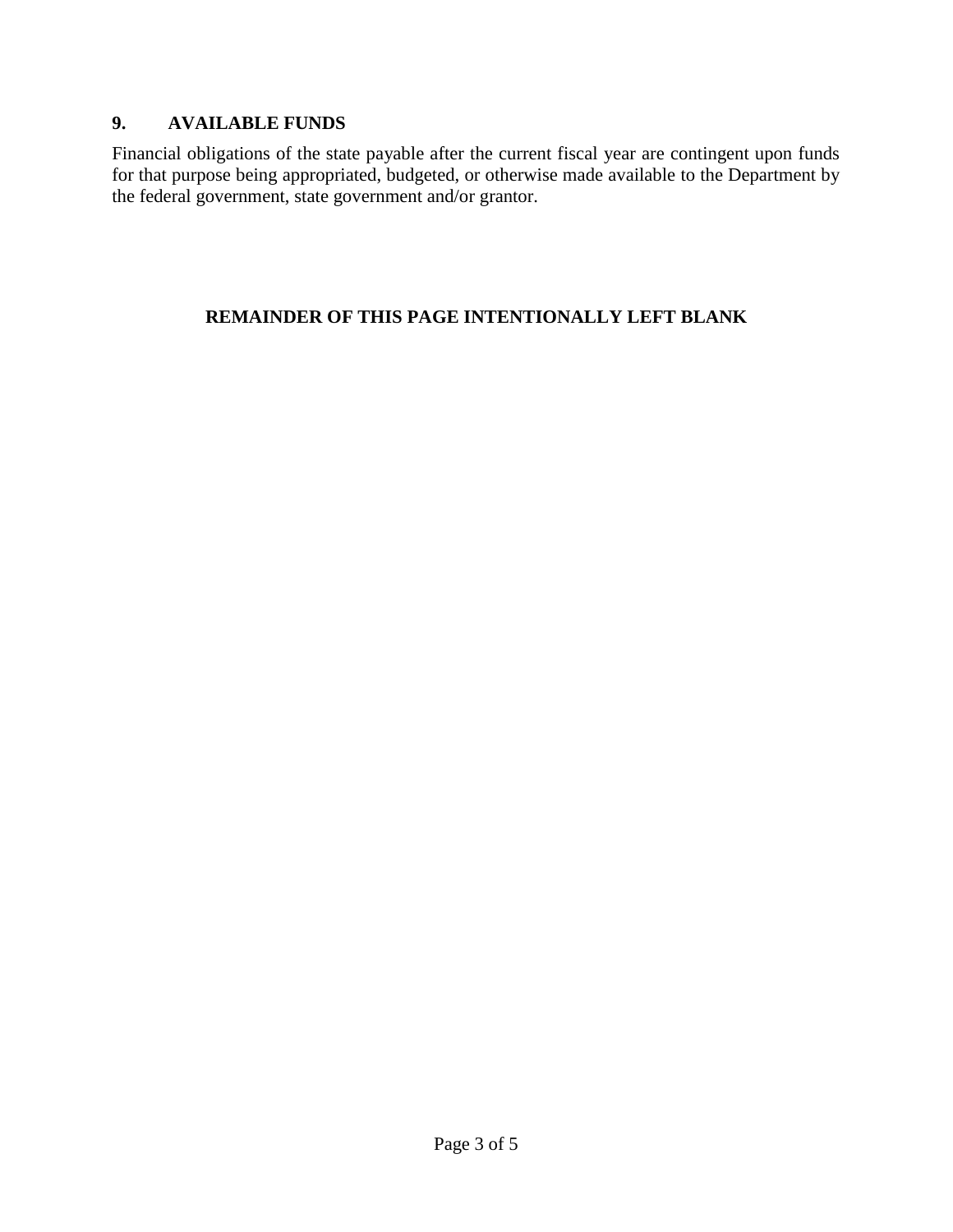## 9. AVAILABLE FUNDS

Financial obligations of the state payable after the current fiscal year are contingent upon funds for that purpose being appropriated, budgeted, or otherwise made available to the Department by the federal government, state government and/or grantor.

**REMAINDER OF THIS PAGE INTENTIONALLY LEFT BLANK**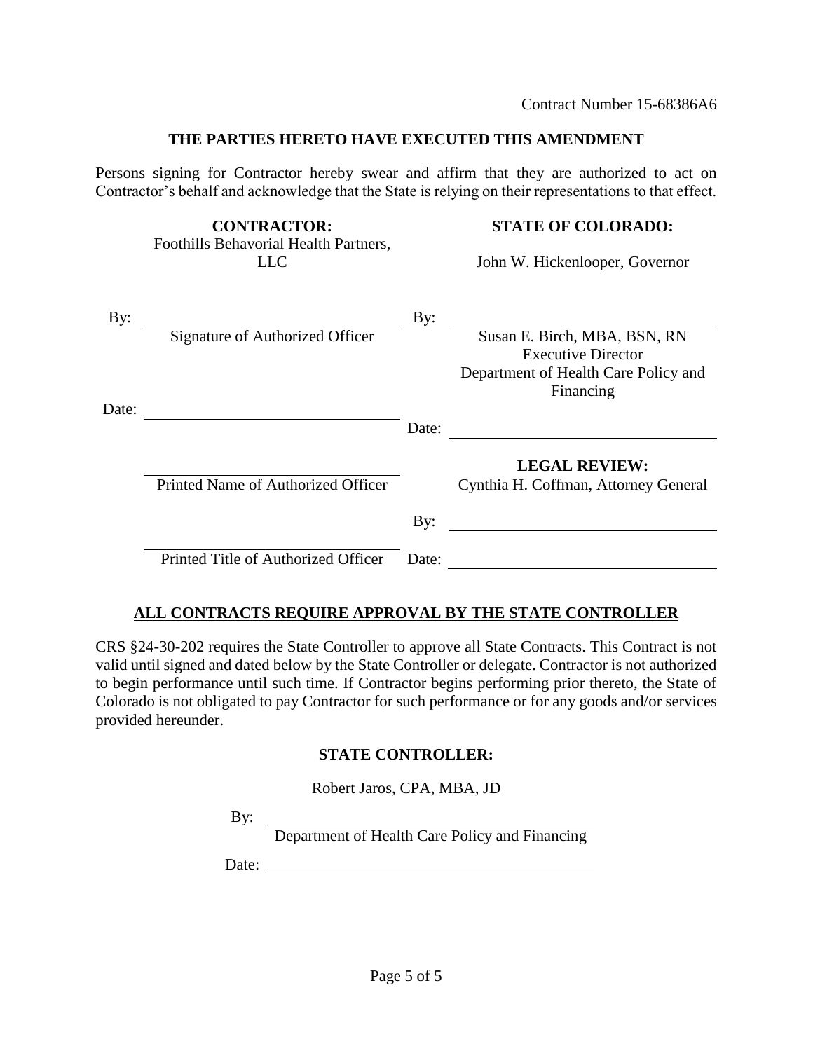Contract Number 15-68386A6

**THE PARTIES HERETO HAVE EXECUTED THIS AMENDMENT**

Persons signing for Contractor hereby swear and affirm that they are authorized to act on Contractor's behalf and acknowledge that the State is relying on their representations to that effect.

| **CONTRACTOR:** Foothills Behavorial Health Partners, LLC | **STATE OF COLORADO:** John W. Hickenlooper, Governor |
|---|---|
| By: ______________________ Signature of Authorized Officer | By: ______________________ Susan E. Birch, MBA, BSN, RN Executive Director Department of Health Care Policy and Financing |
| Date: ______________________ | Date: ______________________ |
| ______________________ Printed Name of Authorized Officer | **LEGAL REVIEW:** Cynthia H. Coffman, Attorney General |
| | By: ______________________ |
| ______________________ Printed Title of Authorized Officer | Date: ______________________ |

**ALL CONTRACTS REQUIRE APPROVAL BY THE STATE CONTROLLER**

CRS §24-30-202 requires the State Controller to approve all State Contracts. This Contract is not valid until signed and dated below by the State Controller or delegate. Contractor is not authorized to begin performance until such time. If Contractor begins performing prior thereto, the State of Colorado is not obligated to pay Contractor for such performance or for any goods and/or services provided hereunder.

**STATE CONTROLLER:**

Robert Jaros, CPA, MBA, JD

By: ______________________
Department of Health Care Policy and Financing

Date: ______________________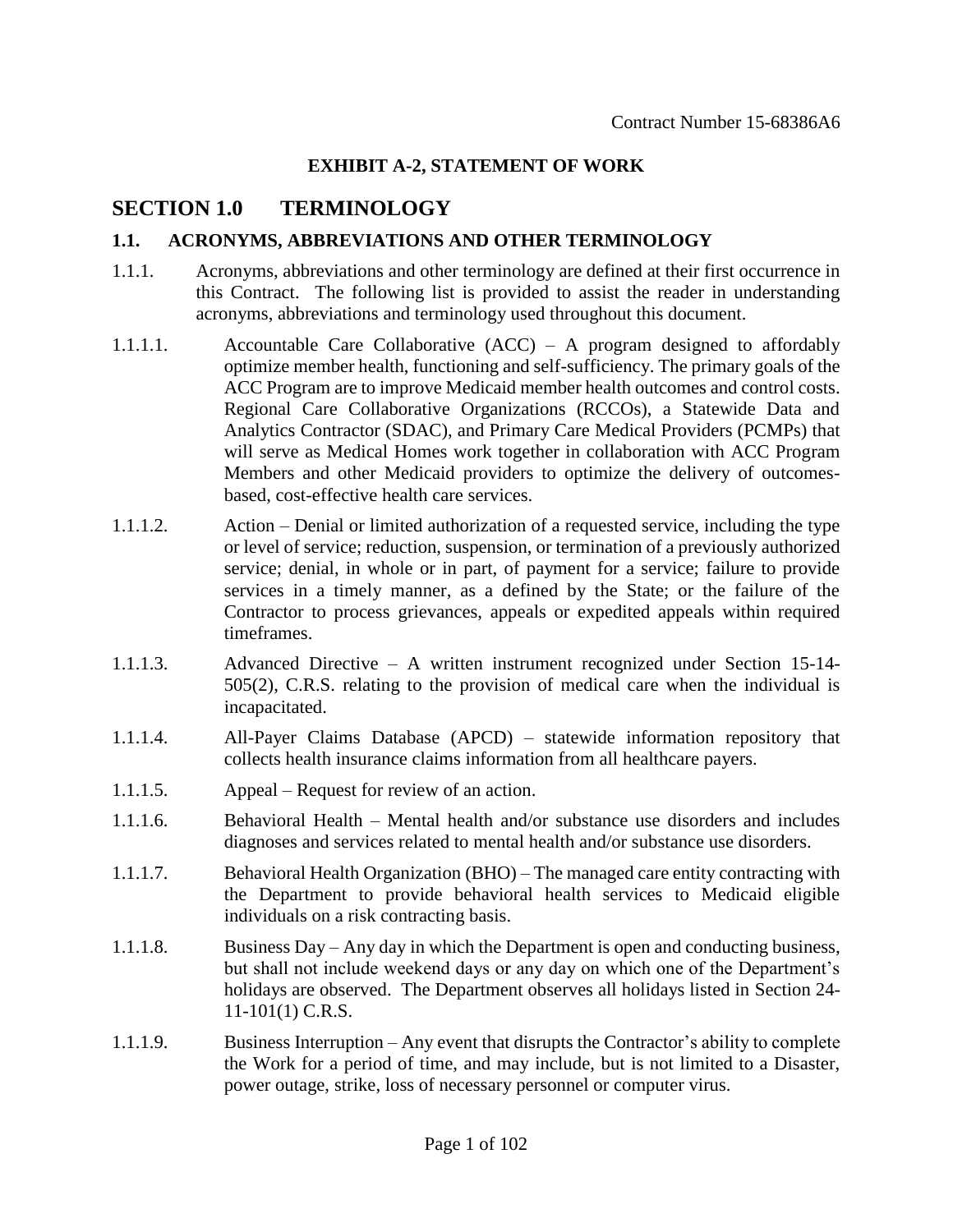Contract Number 15-68386A6

**EXHIBIT A-2, STATEMENT OF WORK**

# SECTION 1.0 TERMINOLOGY

## 1.1. ACRONYMS, ABBREVIATIONS AND OTHER TERMINOLOGY

1.1.1. Acronyms, abbreviations and other terminology are defined at their first occurrence in this Contract. The following list is provided to assist the reader in understanding acronyms, abbreviations and terminology used throughout this document.

1.1.1.1. Accountable Care Collaborative (ACC) – A program designed to affordably optimize member health, functioning and self-sufficiency. The primary goals of the ACC Program are to improve Medicaid member health outcomes and control costs. Regional Care Collaborative Organizations (RCCOs), a Statewide Data and Analytics Contractor (SDAC), and Primary Care Medical Providers (PCMPs) that will serve as Medical Homes work together in collaboration with ACC Program Members and other Medicaid providers to optimize the delivery of outcomes-based, cost-effective health care services.

1.1.1.2. Action – Denial or limited authorization of a requested service, including the type or level of service; reduction, suspension, or termination of a previously authorized service; denial, in whole or in part, of payment for a service; failure to provide services in a timely manner, as a defined by the State; or the failure of the Contractor to process grievances, appeals or expedited appeals within required timeframes.

1.1.1.3. Advanced Directive – A written instrument recognized under Section 15-14-505(2), C.R.S. relating to the provision of medical care when the individual is incapacitated.

1.1.1.4. All-Payer Claims Database (APCD) – statewide information repository that collects health insurance claims information from all healthcare payers.

1.1.1.5. Appeal – Request for review of an action.

1.1.1.6. Behavioral Health – Mental health and/or substance use disorders and includes diagnoses and services related to mental health and/or substance use disorders.

1.1.1.7. Behavioral Health Organization (BHO) – The managed care entity contracting with the Department to provide behavioral health services to Medicaid eligible individuals on a risk contracting basis.

1.1.1.8. Business Day – Any day in which the Department is open and conducting business, but shall not include weekend days or any day on which one of the Department's holidays are observed. The Department observes all holidays listed in Section 24-11-101(1) C.R.S.

1.1.1.9. Business Interruption – Any event that disrupts the Contractor's ability to complete the Work for a period of time, and may include, but is not limited to a Disaster, power outage, strike, loss of necessary personnel or computer virus.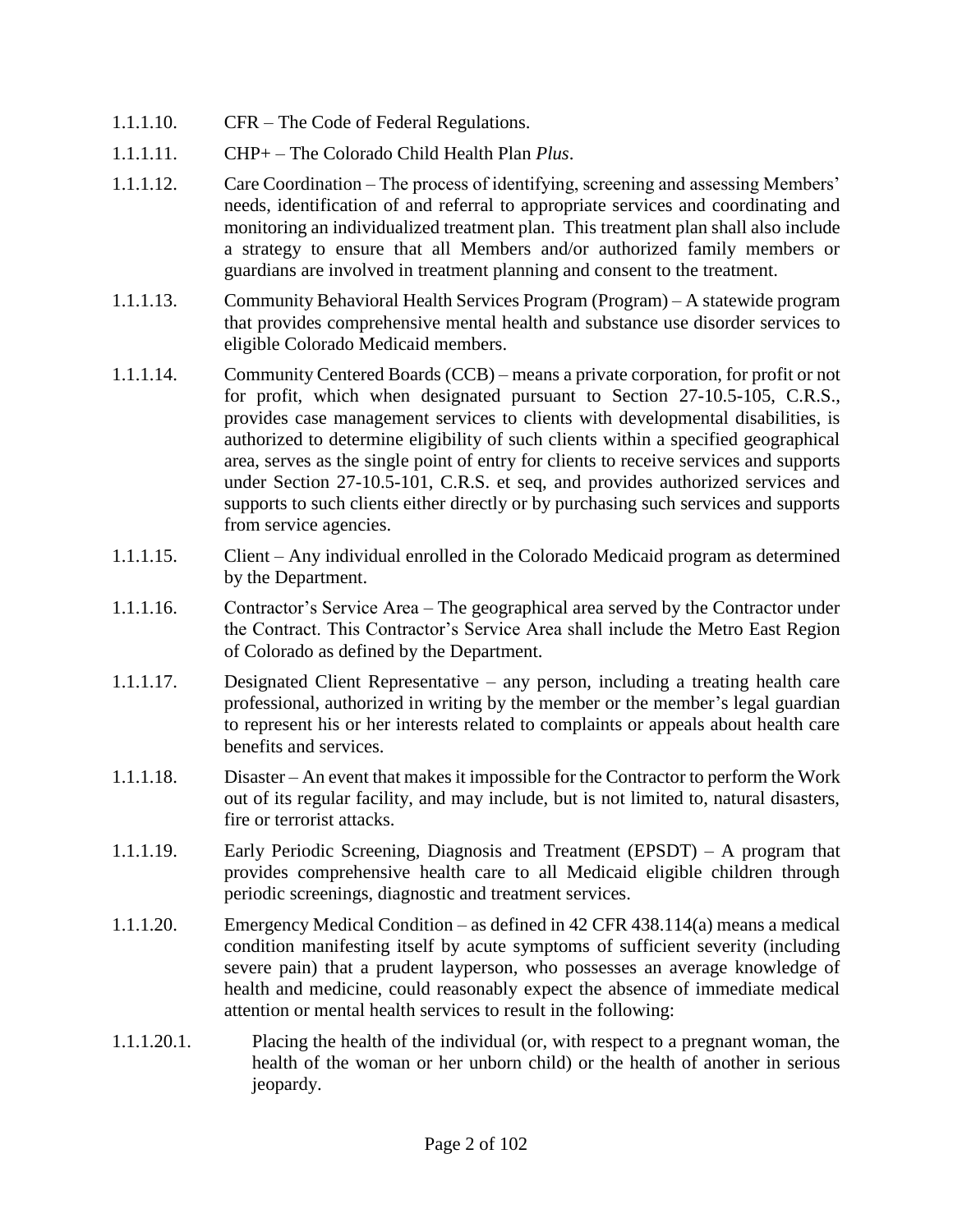1.1.1.10. CFR – The Code of Federal Regulations.

1.1.1.11. CHP+ – The Colorado Child Health Plan *Plus*.

1.1.1.12. Care Coordination – The process of identifying, screening and assessing Members' needs, identification of and referral to appropriate services and coordinating and monitoring an individualized treatment plan. This treatment plan shall also include a strategy to ensure that all Members and/or authorized family members or guardians are involved in treatment planning and consent to the treatment.

1.1.1.13. Community Behavioral Health Services Program (Program) – A statewide program that provides comprehensive mental health and substance use disorder services to eligible Colorado Medicaid members.

1.1.1.14. Community Centered Boards (CCB) – means a private corporation, for profit or not for profit, which when designated pursuant to Section 27-10.5-105, C.R.S., provides case management services to clients with developmental disabilities, is authorized to determine eligibility of such clients within a specified geographical area, serves as the single point of entry for clients to receive services and supports under Section 27-10.5-101, C.R.S. et seq, and provides authorized services and supports to such clients either directly or by purchasing such services and supports from service agencies.

1.1.1.15. Client – Any individual enrolled in the Colorado Medicaid program as determined by the Department.

1.1.1.16. Contractor's Service Area – The geographical area served by the Contractor under the Contract. This Contractor's Service Area shall include the Metro East Region of Colorado as defined by the Department.

1.1.1.17. Designated Client Representative – any person, including a treating health care professional, authorized in writing by the member or the member's legal guardian to represent his or her interests related to complaints or appeals about health care benefits and services.

1.1.1.18. Disaster – An event that makes it impossible for the Contractor to perform the Work out of its regular facility, and may include, but is not limited to, natural disasters, fire or terrorist attacks.

1.1.1.19. Early Periodic Screening, Diagnosis and Treatment (EPSDT) – A program that provides comprehensive health care to all Medicaid eligible children through periodic screenings, diagnostic and treatment services.

1.1.1.20. Emergency Medical Condition – as defined in 42 CFR 438.114(a) means a medical condition manifesting itself by acute symptoms of sufficient severity (including severe pain) that a prudent layperson, who possesses an average knowledge of health and medicine, could reasonably expect the absence of immediate medical attention or mental health services to result in the following:

1.1.1.20.1. Placing the health of the individual (or, with respect to a pregnant woman, the health of the woman or her unborn child) or the health of another in serious jeopardy.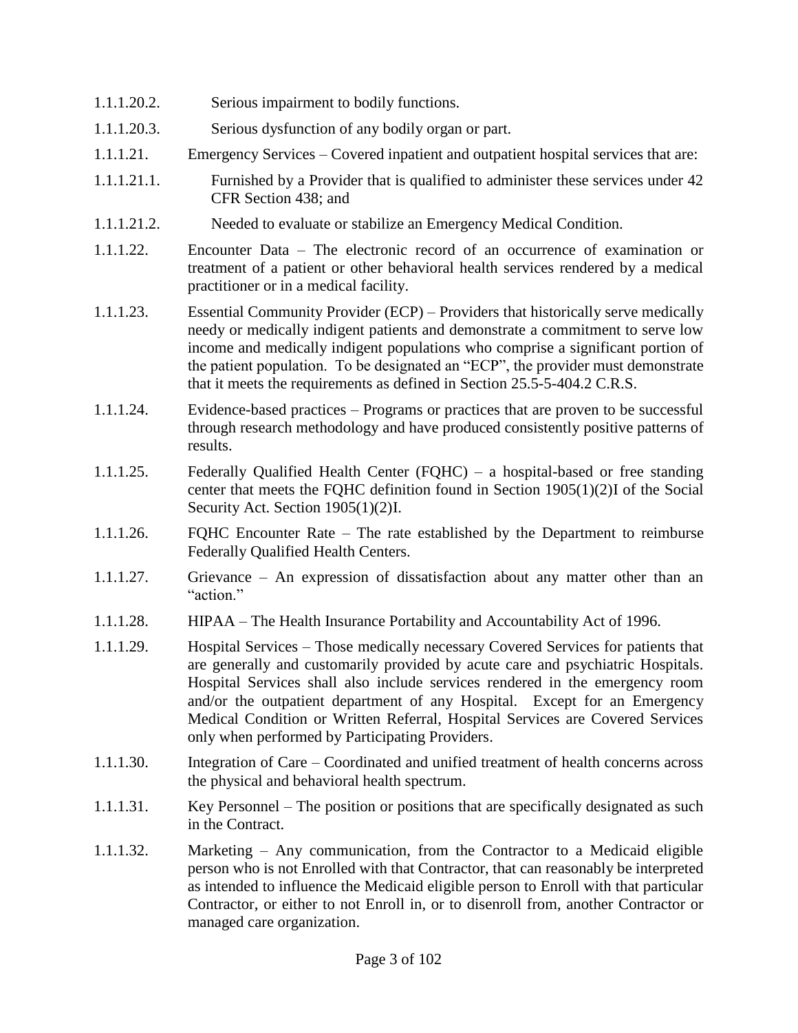1.1.1.20.2. Serious impairment to bodily functions.

1.1.1.20.3. Serious dysfunction of any bodily organ or part.

1.1.1.21. Emergency Services – Covered inpatient and outpatient hospital services that are:

1.1.1.21.1. Furnished by a Provider that is qualified to administer these services under 42 CFR Section 438; and

1.1.1.21.2. Needed to evaluate or stabilize an Emergency Medical Condition.

1.1.1.22. Encounter Data – The electronic record of an occurrence of examination or treatment of a patient or other behavioral health services rendered by a medical practitioner or in a medical facility.

1.1.1.23. Essential Community Provider (ECP) – Providers that historically serve medically needy or medically indigent patients and demonstrate a commitment to serve low income and medically indigent populations who comprise a significant portion of the patient population. To be designated an "ECP", the provider must demonstrate that it meets the requirements as defined in Section 25.5-5-404.2 C.R.S.

1.1.1.24. Evidence-based practices – Programs or practices that are proven to be successful through research methodology and have produced consistently positive patterns of results.

1.1.1.25. Federally Qualified Health Center (FQHC) – a hospital-based or free standing center that meets the FQHC definition found in Section 1905(1)(2)I of the Social Security Act. Section 1905(1)(2)I.

1.1.1.26. FQHC Encounter Rate – The rate established by the Department to reimburse Federally Qualified Health Centers.

1.1.1.27. Grievance – An expression of dissatisfaction about any matter other than an "action."

1.1.1.28. HIPAA – The Health Insurance Portability and Accountability Act of 1996.

1.1.1.29. Hospital Services – Those medically necessary Covered Services for patients that are generally and customarily provided by acute care and psychiatric Hospitals. Hospital Services shall also include services rendered in the emergency room and/or the outpatient department of any Hospital. Except for an Emergency Medical Condition or Written Referral, Hospital Services are Covered Services only when performed by Participating Providers.

1.1.1.30. Integration of Care – Coordinated and unified treatment of health concerns across the physical and behavioral health spectrum.

1.1.1.31. Key Personnel – The position or positions that are specifically designated as such in the Contract.

1.1.1.32. Marketing – Any communication, from the Contractor to a Medicaid eligible person who is not Enrolled with that Contractor, that can reasonably be interpreted as intended to influence the Medicaid eligible person to Enroll with that particular Contractor, or either to not Enroll in, or to disenroll from, another Contractor or managed care organization.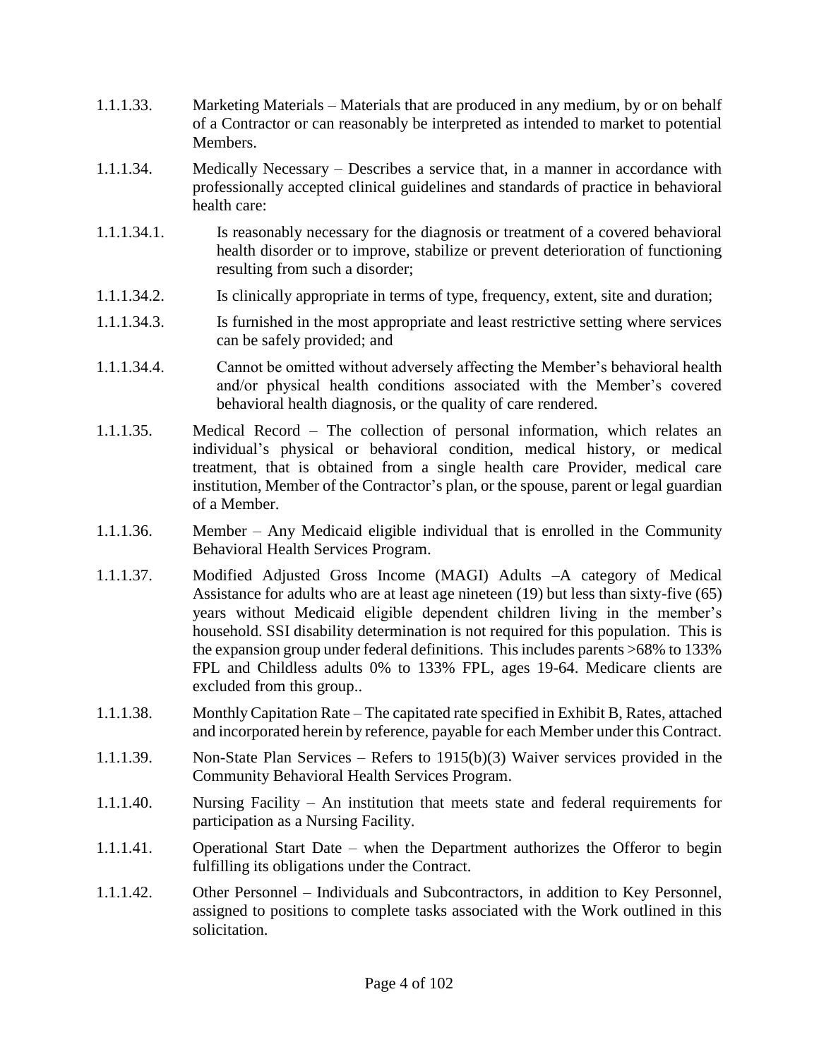1.1.1.33. Marketing Materials – Materials that are produced in any medium, by or on behalf of a Contractor or can reasonably be interpreted as intended to market to potential Members.

1.1.1.34. Medically Necessary – Describes a service that, in a manner in accordance with professionally accepted clinical guidelines and standards of practice in behavioral health care:

1.1.1.34.1. Is reasonably necessary for the diagnosis or treatment of a covered behavioral health disorder or to improve, stabilize or prevent deterioration of functioning resulting from such a disorder;

1.1.1.34.2. Is clinically appropriate in terms of type, frequency, extent, site and duration;

1.1.1.34.3. Is furnished in the most appropriate and least restrictive setting where services can be safely provided; and

1.1.1.34.4. Cannot be omitted without adversely affecting the Member's behavioral health and/or physical health conditions associated with the Member's covered behavioral health diagnosis, or the quality of care rendered.

1.1.1.35. Medical Record – The collection of personal information, which relates an individual's physical or behavioral condition, medical history, or medical treatment, that is obtained from a single health care Provider, medical care institution, Member of the Contractor's plan, or the spouse, parent or legal guardian of a Member.

1.1.1.36. Member – Any Medicaid eligible individual that is enrolled in the Community Behavioral Health Services Program.

1.1.1.37. Modified Adjusted Gross Income (MAGI) Adults –A category of Medical Assistance for adults who are at least age nineteen (19) but less than sixty-five (65) years without Medicaid eligible dependent children living in the member's household. SSI disability determination is not required for this population. This is the expansion group under federal definitions. This includes parents >68% to 133% FPL and Childless adults 0% to 133% FPL, ages 19-64. Medicare clients are excluded from this group..

1.1.1.38. Monthly Capitation Rate – The capitated rate specified in Exhibit B, Rates, attached and incorporated herein by reference, payable for each Member under this Contract.

1.1.1.39. Non-State Plan Services – Refers to 1915(b)(3) Waiver services provided in the Community Behavioral Health Services Program.

1.1.1.40. Nursing Facility – An institution that meets state and federal requirements for participation as a Nursing Facility.

1.1.1.41. Operational Start Date – when the Department authorizes the Offeror to begin fulfilling its obligations under the Contract.

1.1.1.42. Other Personnel – Individuals and Subcontractors, in addition to Key Personnel, assigned to positions to complete tasks associated with the Work outlined in this solicitation.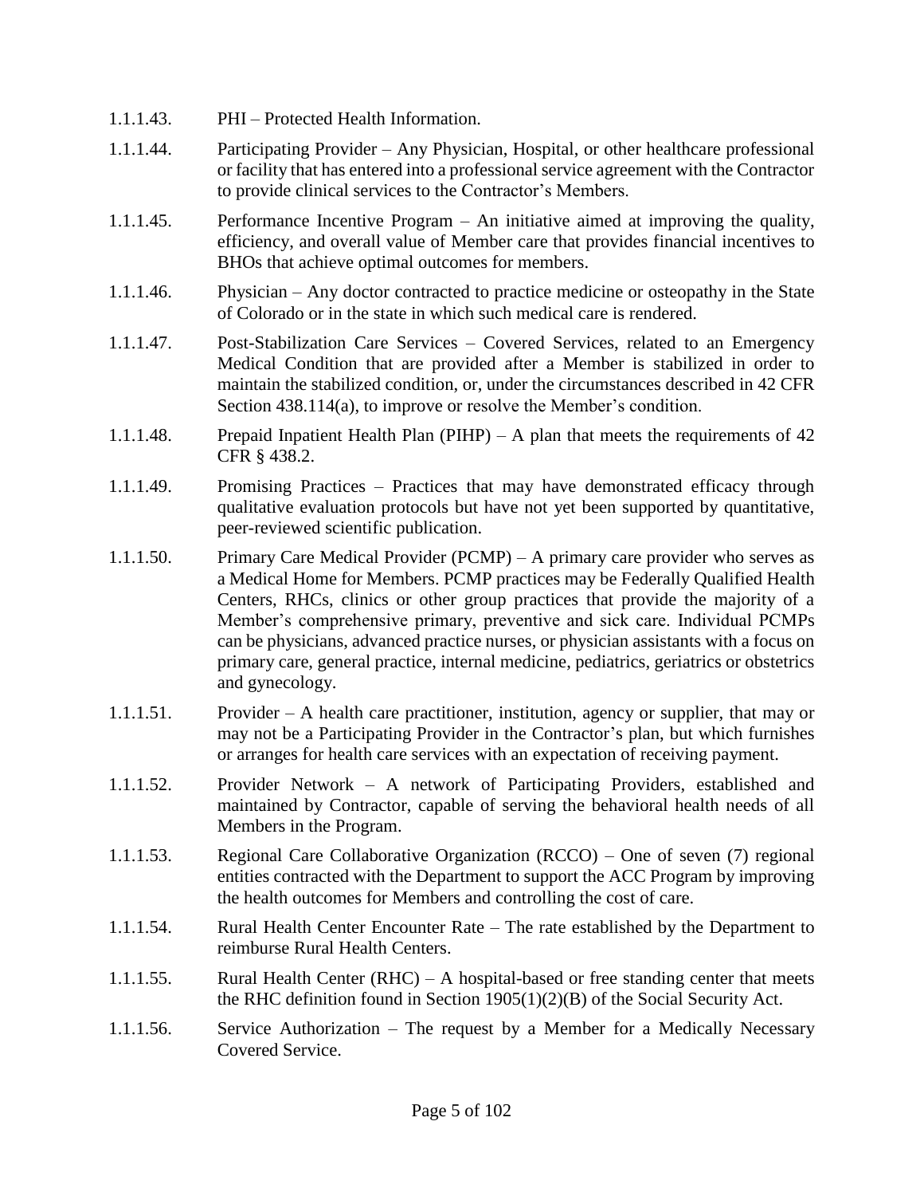1.1.1.43. PHI – Protected Health Information.

1.1.1.44. Participating Provider – Any Physician, Hospital, or other healthcare professional or facility that has entered into a professional service agreement with the Contractor to provide clinical services to the Contractor's Members.

1.1.1.45. Performance Incentive Program – An initiative aimed at improving the quality, efficiency, and overall value of Member care that provides financial incentives to BHOs that achieve optimal outcomes for members.

1.1.1.46. Physician – Any doctor contracted to practice medicine or osteopathy in the State of Colorado or in the state in which such medical care is rendered.

1.1.1.47. Post-Stabilization Care Services – Covered Services, related to an Emergency Medical Condition that are provided after a Member is stabilized in order to maintain the stabilized condition, or, under the circumstances described in 42 CFR Section 438.114(a), to improve or resolve the Member's condition.

1.1.1.48. Prepaid Inpatient Health Plan (PIHP) – A plan that meets the requirements of 42 CFR § 438.2.

1.1.1.49. Promising Practices – Practices that may have demonstrated efficacy through qualitative evaluation protocols but have not yet been supported by quantitative, peer-reviewed scientific publication.

1.1.1.50. Primary Care Medical Provider (PCMP) – A primary care provider who serves as a Medical Home for Members. PCMP practices may be Federally Qualified Health Centers, RHCs, clinics or other group practices that provide the majority of a Member's comprehensive primary, preventive and sick care. Individual PCMPs can be physicians, advanced practice nurses, or physician assistants with a focus on primary care, general practice, internal medicine, pediatrics, geriatrics or obstetrics and gynecology.

1.1.1.51. Provider – A health care practitioner, institution, agency or supplier, that may or may not be a Participating Provider in the Contractor's plan, but which furnishes or arranges for health care services with an expectation of receiving payment.

1.1.1.52. Provider Network – A network of Participating Providers, established and maintained by Contractor, capable of serving the behavioral health needs of all Members in the Program.

1.1.1.53. Regional Care Collaborative Organization (RCCO) – One of seven (7) regional entities contracted with the Department to support the ACC Program by improving the health outcomes for Members and controlling the cost of care.

1.1.1.54. Rural Health Center Encounter Rate – The rate established by the Department to reimburse Rural Health Centers.

1.1.1.55. Rural Health Center (RHC) – A hospital-based or free standing center that meets the RHC definition found in Section 1905(1)(2)(B) of the Social Security Act.

1.1.1.56. Service Authorization – The request by a Member for a Medically Necessary Covered Service.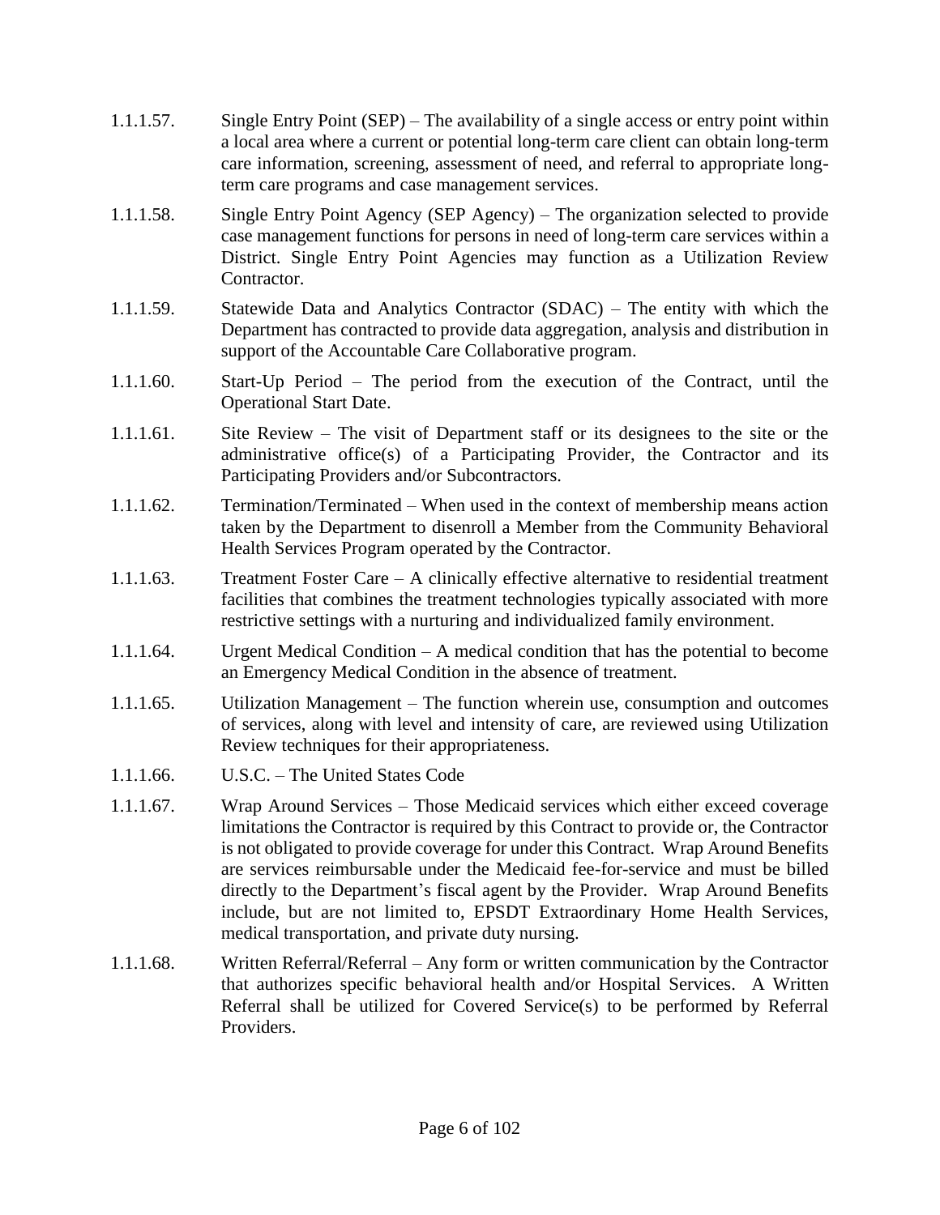1.1.1.57. Single Entry Point (SEP) – The availability of a single access or entry point within a local area where a current or potential long-term care client can obtain long-term care information, screening, assessment of need, and referral to appropriate long-term care programs and case management services.

1.1.1.58. Single Entry Point Agency (SEP Agency) – The organization selected to provide case management functions for persons in need of long-term care services within a District. Single Entry Point Agencies may function as a Utilization Review Contractor.

1.1.1.59. Statewide Data and Analytics Contractor (SDAC) – The entity with which the Department has contracted to provide data aggregation, analysis and distribution in support of the Accountable Care Collaborative program.

1.1.1.60. Start-Up Period – The period from the execution of the Contract, until the Operational Start Date.

1.1.1.61. Site Review – The visit of Department staff or its designees to the site or the administrative office(s) of a Participating Provider, the Contractor and its Participating Providers and/or Subcontractors.

1.1.1.62. Termination/Terminated – When used in the context of membership means action taken by the Department to disenroll a Member from the Community Behavioral Health Services Program operated by the Contractor.

1.1.1.63. Treatment Foster Care – A clinically effective alternative to residential treatment facilities that combines the treatment technologies typically associated with more restrictive settings with a nurturing and individualized family environment.

1.1.1.64. Urgent Medical Condition – A medical condition that has the potential to become an Emergency Medical Condition in the absence of treatment.

1.1.1.65. Utilization Management – The function wherein use, consumption and outcomes of services, along with level and intensity of care, are reviewed using Utilization Review techniques for their appropriateness.

1.1.1.66. U.S.C. – The United States Code

1.1.1.67. Wrap Around Services – Those Medicaid services which either exceed coverage limitations the Contractor is required by this Contract to provide or, the Contractor is not obligated to provide coverage for under this Contract. Wrap Around Benefits are services reimbursable under the Medicaid fee-for-service and must be billed directly to the Department's fiscal agent by the Provider. Wrap Around Benefits include, but are not limited to, EPSDT Extraordinary Home Health Services, medical transportation, and private duty nursing.

1.1.1.68. Written Referral/Referral – Any form or written communication by the Contractor that authorizes specific behavioral health and/or Hospital Services. A Written Referral shall be utilized for Covered Service(s) to be performed by Referral Providers.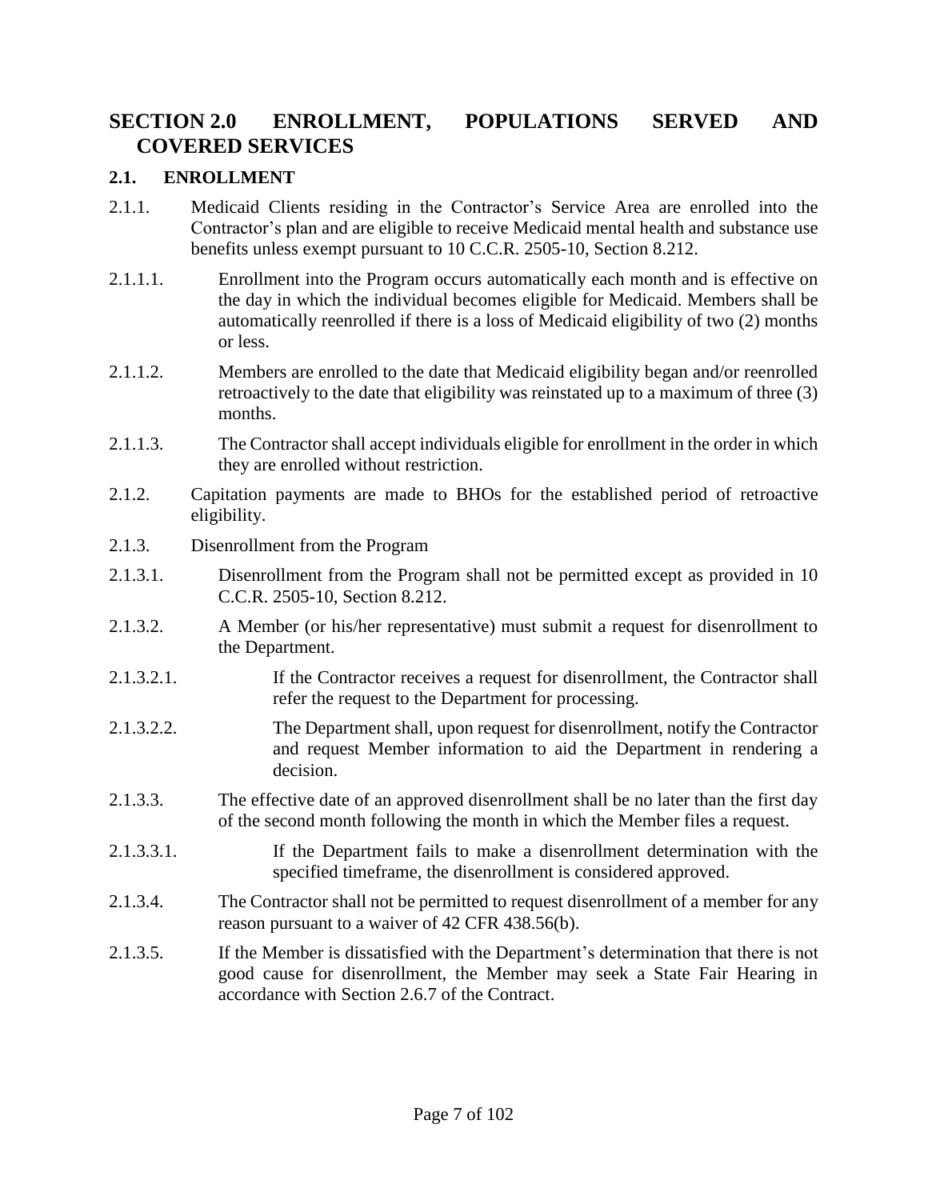# SECTION 2.0 ENROLLMENT, POPULATIONS SERVED AND COVERED SERVICES

## 2.1. ENROLLMENT

2.1.1. Medicaid Clients residing in the Contractor's Service Area are enrolled into the Contractor's plan and are eligible to receive Medicaid mental health and substance use benefits unless exempt pursuant to 10 C.C.R. 2505-10, Section 8.212.

2.1.1.1. Enrollment into the Program occurs automatically each month and is effective on the day in which the individual becomes eligible for Medicaid. Members shall be automatically reenrolled if there is a loss of Medicaid eligibility of two (2) months or less.

2.1.1.2. Members are enrolled to the date that Medicaid eligibility began and/or reenrolled retroactively to the date that eligibility was reinstated up to a maximum of three (3) months.

2.1.1.3. The Contractor shall accept individuals eligible for enrollment in the order in which they are enrolled without restriction.

2.1.2. Capitation payments are made to BHOs for the established period of retroactive eligibility.

2.1.3. Disenrollment from the Program

2.1.3.1. Disenrollment from the Program shall not be permitted except as provided in 10 C.C.R. 2505-10, Section 8.212.

2.1.3.2. A Member (or his/her representative) must submit a request for disenrollment to the Department.

2.1.3.2.1. If the Contractor receives a request for disenrollment, the Contractor shall refer the request to the Department for processing.

2.1.3.2.2. The Department shall, upon request for disenrollment, notify the Contractor and request Member information to aid the Department in rendering a decision.

2.1.3.3. The effective date of an approved disenrollment shall be no later than the first day of the second month following the month in which the Member files a request.

2.1.3.3.1. If the Department fails to make a disenrollment determination with the specified timeframe, the disenrollment is considered approved.

2.1.3.4. The Contractor shall not be permitted to request disenrollment of a member for any reason pursuant to a waiver of 42 CFR 438.56(b).

2.1.3.5. If the Member is dissatisfied with the Department's determination that there is not good cause for disenrollment, the Member may seek a State Fair Hearing in accordance with Section 2.6.7 of the Contract.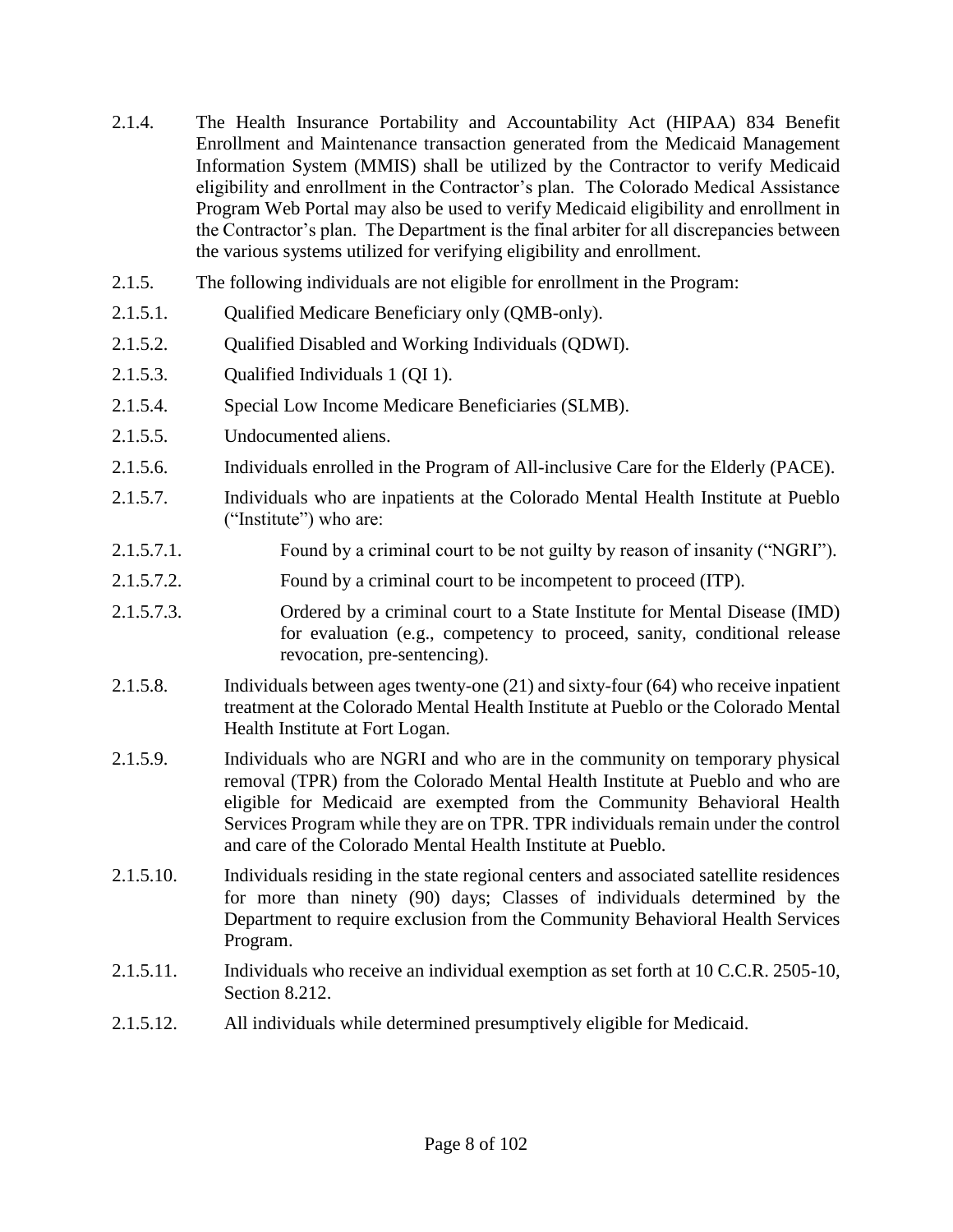2.1.4. The Health Insurance Portability and Accountability Act (HIPAA) 834 Benefit Enrollment and Maintenance transaction generated from the Medicaid Management Information System (MMIS) shall be utilized by the Contractor to verify Medicaid eligibility and enrollment in the Contractor's plan. The Colorado Medical Assistance Program Web Portal may also be used to verify Medicaid eligibility and enrollment in the Contractor's plan. The Department is the final arbiter for all discrepancies between the various systems utilized for verifying eligibility and enrollment.

2.1.5. The following individuals are not eligible for enrollment in the Program:

2.1.5.1. Qualified Medicare Beneficiary only (QMB-only).

2.1.5.2. Qualified Disabled and Working Individuals (QDWI).

2.1.5.3. Qualified Individuals 1 (QI 1).

2.1.5.4. Special Low Income Medicare Beneficiaries (SLMB).

2.1.5.5. Undocumented aliens.

2.1.5.6. Individuals enrolled in the Program of All-inclusive Care for the Elderly (PACE).

2.1.5.7. Individuals who are inpatients at the Colorado Mental Health Institute at Pueblo ("Institute") who are:

2.1.5.7.1. Found by a criminal court to be not guilty by reason of insanity ("NGRI").

2.1.5.7.2. Found by a criminal court to be incompetent to proceed (ITP).

2.1.5.7.3. Ordered by a criminal court to a State Institute for Mental Disease (IMD) for evaluation (e.g., competency to proceed, sanity, conditional release revocation, pre-sentencing).

2.1.5.8. Individuals between ages twenty-one (21) and sixty-four (64) who receive inpatient treatment at the Colorado Mental Health Institute at Pueblo or the Colorado Mental Health Institute at Fort Logan.

2.1.5.9. Individuals who are NGRI and who are in the community on temporary physical removal (TPR) from the Colorado Mental Health Institute at Pueblo and who are eligible for Medicaid are exempted from the Community Behavioral Health Services Program while they are on TPR. TPR individuals remain under the control and care of the Colorado Mental Health Institute at Pueblo.

2.1.5.10. Individuals residing in the state regional centers and associated satellite residences for more than ninety (90) days; Classes of individuals determined by the Department to require exclusion from the Community Behavioral Health Services Program.

2.1.5.11. Individuals who receive an individual exemption as set forth at 10 C.C.R. 2505-10, Section 8.212.

2.1.5.12. All individuals while determined presumptively eligible for Medicaid.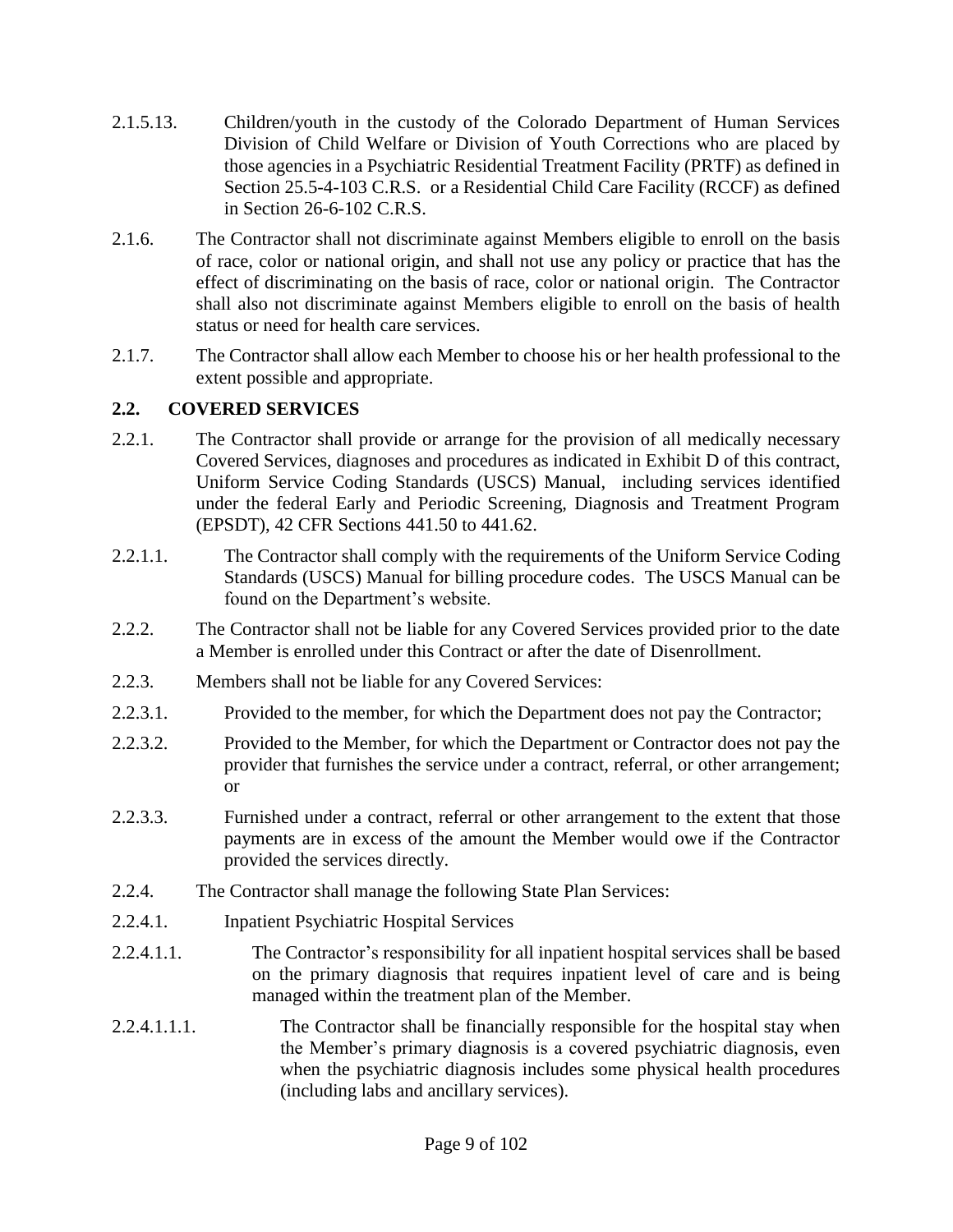2.1.5.13. Children/youth in the custody of the Colorado Department of Human Services Division of Child Welfare or Division of Youth Corrections who are placed by those agencies in a Psychiatric Residential Treatment Facility (PRTF) as defined in Section 25.5-4-103 C.R.S. or a Residential Child Care Facility (RCCF) as defined in Section 26-6-102 C.R.S.

2.1.6. The Contractor shall not discriminate against Members eligible to enroll on the basis of race, color or national origin, and shall not use any policy or practice that has the effect of discriminating on the basis of race, color or national origin. The Contractor shall also not discriminate against Members eligible to enroll on the basis of health status or need for health care services.

2.1.7. The Contractor shall allow each Member to choose his or her health professional to the extent possible and appropriate.

## 2.2. COVERED SERVICES

2.2.1. The Contractor shall provide or arrange for the provision of all medically necessary Covered Services, diagnoses and procedures as indicated in Exhibit D of this contract, Uniform Service Coding Standards (USCS) Manual, including services identified under the federal Early and Periodic Screening, Diagnosis and Treatment Program (EPSDT), 42 CFR Sections 441.50 to 441.62.

2.2.1.1. The Contractor shall comply with the requirements of the Uniform Service Coding Standards (USCS) Manual for billing procedure codes. The USCS Manual can be found on the Department's website.

2.2.2. The Contractor shall not be liable for any Covered Services provided prior to the date a Member is enrolled under this Contract or after the date of Disenrollment.

2.2.3. Members shall not be liable for any Covered Services:

2.2.3.1. Provided to the member, for which the Department does not pay the Contractor;

2.2.3.2. Provided to the Member, for which the Department or Contractor does not pay the provider that furnishes the service under a contract, referral, or other arrangement; or

2.2.3.3. Furnished under a contract, referral or other arrangement to the extent that those payments are in excess of the amount the Member would owe if the Contractor provided the services directly.

2.2.4. The Contractor shall manage the following State Plan Services:

2.2.4.1. Inpatient Psychiatric Hospital Services

2.2.4.1.1. The Contractor's responsibility for all inpatient hospital services shall be based on the primary diagnosis that requires inpatient level of care and is being managed within the treatment plan of the Member.

2.2.4.1.1.1. The Contractor shall be financially responsible for the hospital stay when the Member's primary diagnosis is a covered psychiatric diagnosis, even when the psychiatric diagnosis includes some physical health procedures (including labs and ancillary services).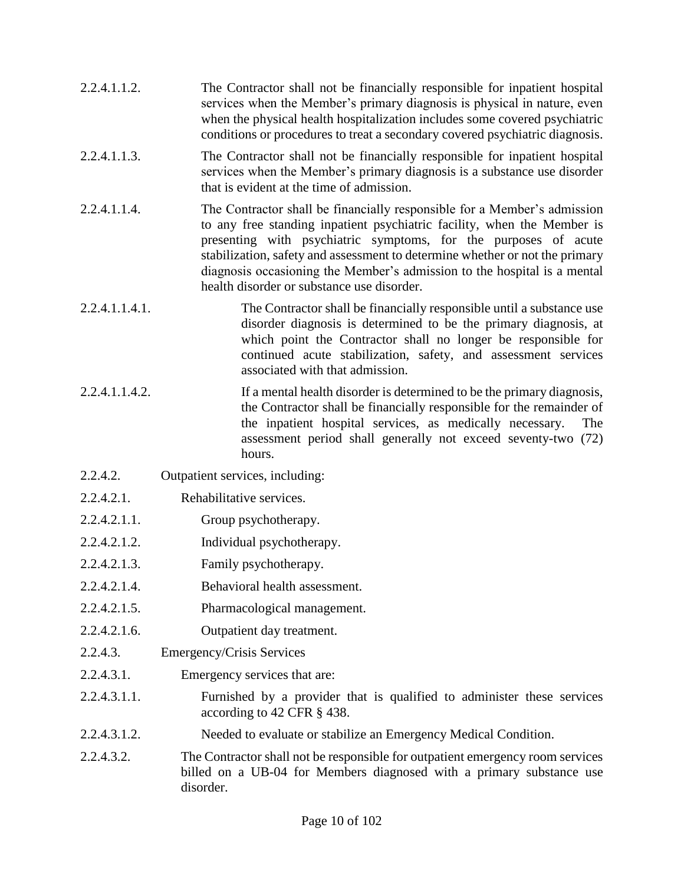2.2.4.1.1.2. The Contractor shall not be financially responsible for inpatient hospital services when the Member's primary diagnosis is physical in nature, even when the physical health hospitalization includes some covered psychiatric conditions or procedures to treat a secondary covered psychiatric diagnosis.

2.2.4.1.1.3. The Contractor shall not be financially responsible for inpatient hospital services when the Member's primary diagnosis is a substance use disorder that is evident at the time of admission.

2.2.4.1.1.4. The Contractor shall be financially responsible for a Member's admission to any free standing inpatient psychiatric facility, when the Member is presenting with psychiatric symptoms, for the purposes of acute stabilization, safety and assessment to determine whether or not the primary diagnosis occasioning the Member's admission to the hospital is a mental health disorder or substance use disorder.

2.2.4.1.1.4.1. The Contractor shall be financially responsible until a substance use disorder diagnosis is determined to be the primary diagnosis, at which point the Contractor shall no longer be responsible for continued acute stabilization, safety, and assessment services associated with that admission.

2.2.4.1.1.4.2. If a mental health disorder is determined to be the primary diagnosis, the Contractor shall be financially responsible for the remainder of the inpatient hospital services, as medically necessary. The assessment period shall generally not exceed seventy-two (72) hours.

2.2.4.2. Outpatient services, including:

2.2.4.2.1. Rehabilitative services.

2.2.4.2.1.1. Group psychotherapy.

2.2.4.2.1.2. Individual psychotherapy.

2.2.4.2.1.3. Family psychotherapy.

2.2.4.2.1.4. Behavioral health assessment.

2.2.4.2.1.5. Pharmacological management.

2.2.4.2.1.6. Outpatient day treatment.

2.2.4.3. Emergency/Crisis Services

2.2.4.3.1. Emergency services that are:

2.2.4.3.1.1. Furnished by a provider that is qualified to administer these services according to 42 CFR § 438.

2.2.4.3.1.2. Needed to evaluate or stabilize an Emergency Medical Condition.

2.2.4.3.2. The Contractor shall not be responsible for outpatient emergency room services billed on a UB-04 for Members diagnosed with a primary substance use disorder.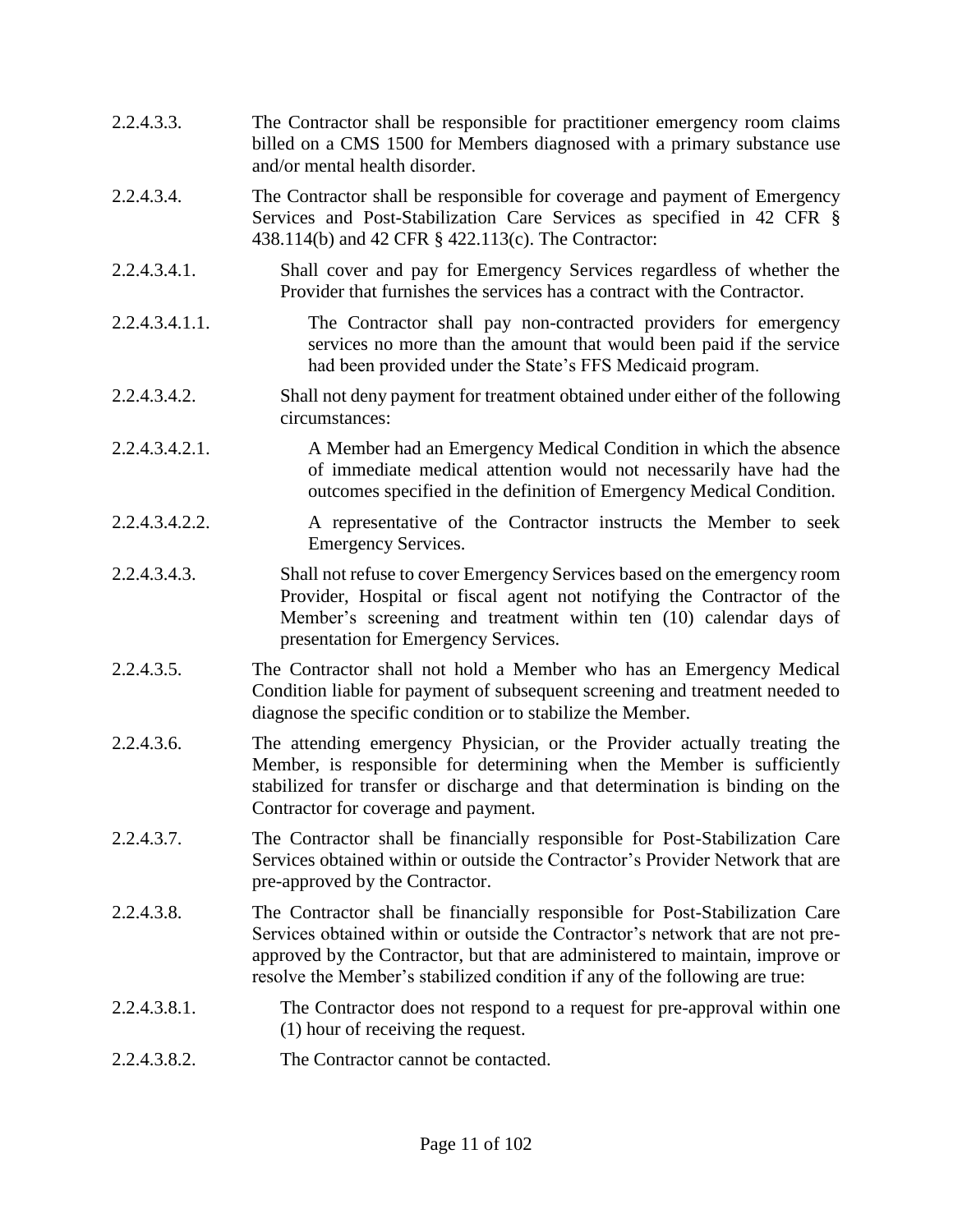2.2.4.3.3. The Contractor shall be responsible for practitioner emergency room claims billed on a CMS 1500 for Members diagnosed with a primary substance use and/or mental health disorder.

2.2.4.3.4. The Contractor shall be responsible for coverage and payment of Emergency Services and Post-Stabilization Care Services as specified in 42 CFR § 438.114(b) and 42 CFR § 422.113(c). The Contractor:

2.2.4.3.4.1. Shall cover and pay for Emergency Services regardless of whether the Provider that furnishes the services has a contract with the Contractor.

2.2.4.3.4.1.1. The Contractor shall pay non-contracted providers for emergency services no more than the amount that would been paid if the service had been provided under the State's FFS Medicaid program.

2.2.4.3.4.2. Shall not deny payment for treatment obtained under either of the following circumstances:

2.2.4.3.4.2.1. A Member had an Emergency Medical Condition in which the absence of immediate medical attention would not necessarily have had the outcomes specified in the definition of Emergency Medical Condition.

2.2.4.3.4.2.2. A representative of the Contractor instructs the Member to seek Emergency Services.

2.2.4.3.4.3. Shall not refuse to cover Emergency Services based on the emergency room Provider, Hospital or fiscal agent not notifying the Contractor of the Member's screening and treatment within ten (10) calendar days of presentation for Emergency Services.

2.2.4.3.5. The Contractor shall not hold a Member who has an Emergency Medical Condition liable for payment of subsequent screening and treatment needed to diagnose the specific condition or to stabilize the Member.

2.2.4.3.6. The attending emergency Physician, or the Provider actually treating the Member, is responsible for determining when the Member is sufficiently stabilized for transfer or discharge and that determination is binding on the Contractor for coverage and payment.

2.2.4.3.7. The Contractor shall be financially responsible for Post-Stabilization Care Services obtained within or outside the Contractor's Provider Network that are pre-approved by the Contractor.

2.2.4.3.8. The Contractor shall be financially responsible for Post-Stabilization Care Services obtained within or outside the Contractor's network that are not pre-approved by the Contractor, but that are administered to maintain, improve or resolve the Member's stabilized condition if any of the following are true:

2.2.4.3.8.1. The Contractor does not respond to a request for pre-approval within one (1) hour of receiving the request.

2.2.4.3.8.2. The Contractor cannot be contacted.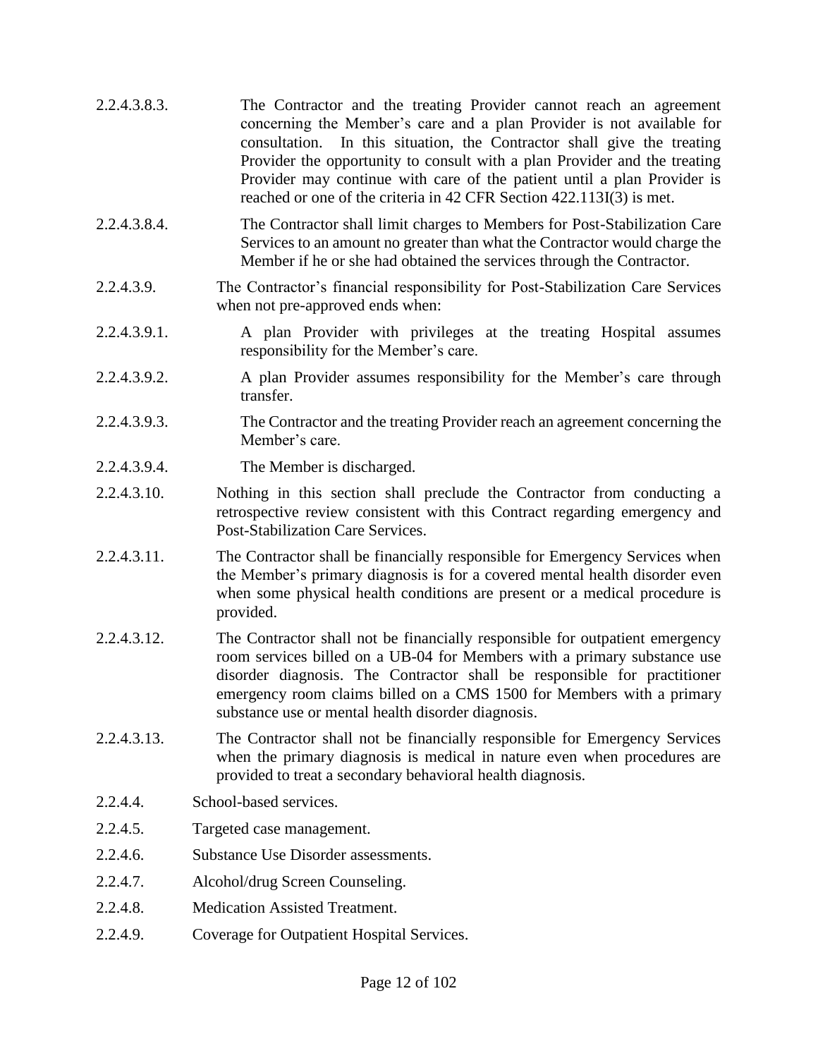2.2.4.3.8.3. The Contractor and the treating Provider cannot reach an agreement concerning the Member's care and a plan Provider is not available for consultation. In this situation, the Contractor shall give the treating Provider the opportunity to consult with a plan Provider and the treating Provider may continue with care of the patient until a plan Provider is reached or one of the criteria in 42 CFR Section 422.113I(3) is met.

2.2.4.3.8.4. The Contractor shall limit charges to Members for Post-Stabilization Care Services to an amount no greater than what the Contractor would charge the Member if he or she had obtained the services through the Contractor.

2.2.4.3.9. The Contractor's financial responsibility for Post-Stabilization Care Services when not pre-approved ends when:

2.2.4.3.9.1. A plan Provider with privileges at the treating Hospital assumes responsibility for the Member's care.

2.2.4.3.9.2. A plan Provider assumes responsibility for the Member's care through transfer.

2.2.4.3.9.3. The Contractor and the treating Provider reach an agreement concerning the Member's care.

2.2.4.3.9.4. The Member is discharged.

2.2.4.3.10. Nothing in this section shall preclude the Contractor from conducting a retrospective review consistent with this Contract regarding emergency and Post-Stabilization Care Services.

2.2.4.3.11. The Contractor shall be financially responsible for Emergency Services when the Member's primary diagnosis is for a covered mental health disorder even when some physical health conditions are present or a medical procedure is provided.

2.2.4.3.12. The Contractor shall not be financially responsible for outpatient emergency room services billed on a UB-04 for Members with a primary substance use disorder diagnosis. The Contractor shall be responsible for practitioner emergency room claims billed on a CMS 1500 for Members with a primary substance use or mental health disorder diagnosis.

2.2.4.3.13. The Contractor shall not be financially responsible for Emergency Services when the primary diagnosis is medical in nature even when procedures are provided to treat a secondary behavioral health diagnosis.

2.2.4.4. School-based services.

2.2.4.5. Targeted case management.

2.2.4.6. Substance Use Disorder assessments.

2.2.4.7. Alcohol/drug Screen Counseling.

2.2.4.8. Medication Assisted Treatment.

2.2.4.9. Coverage for Outpatient Hospital Services.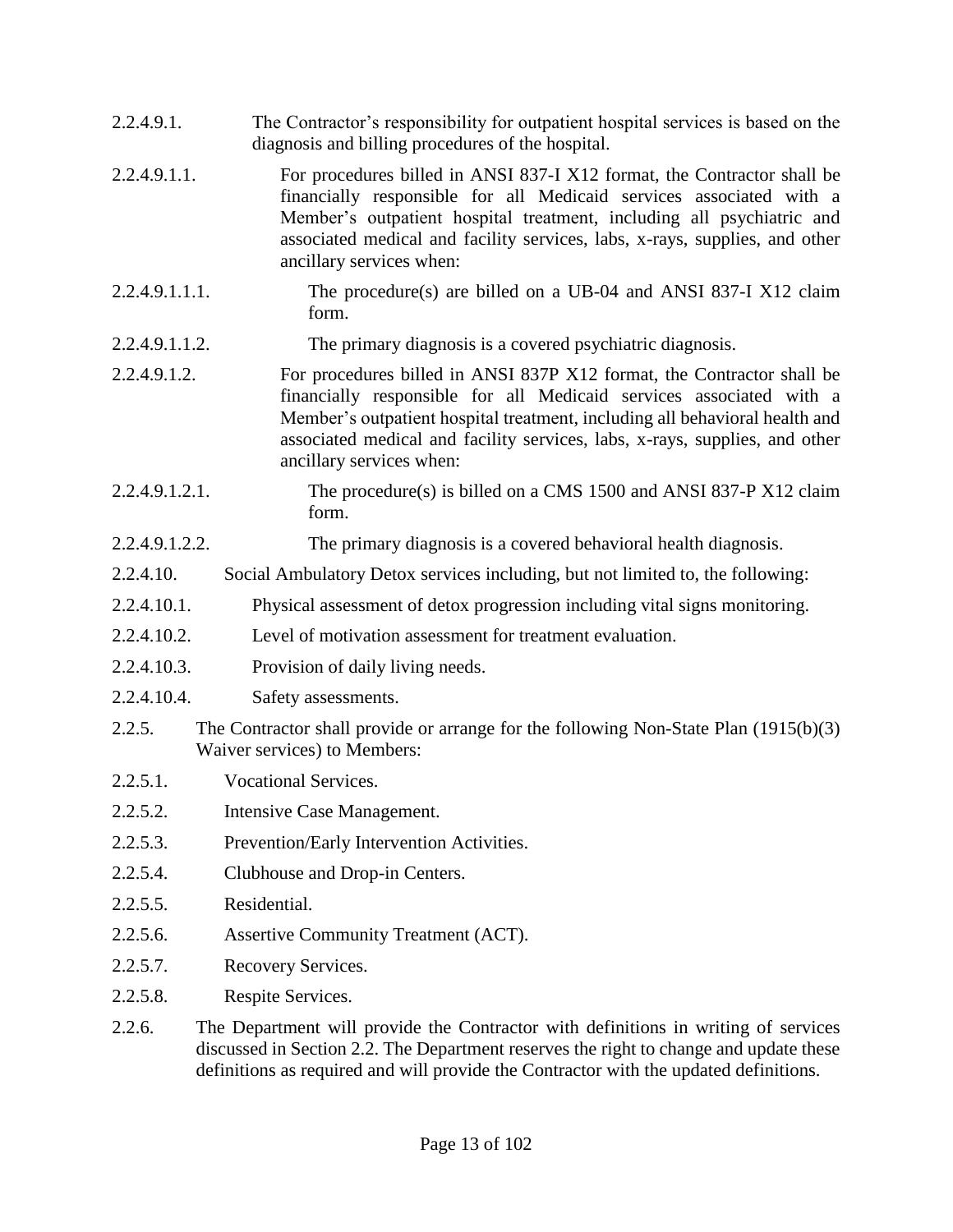2.2.4.9.1. The Contractor's responsibility for outpatient hospital services is based on the diagnosis and billing procedures of the hospital.

2.2.4.9.1.1. For procedures billed in ANSI 837-I X12 format, the Contractor shall be financially responsible for all Medicaid services associated with a Member's outpatient hospital treatment, including all psychiatric and associated medical and facility services, labs, x-rays, supplies, and other ancillary services when:

2.2.4.9.1.1.1. The procedure(s) are billed on a UB-04 and ANSI 837-I X12 claim form.

2.2.4.9.1.1.2. The primary diagnosis is a covered psychiatric diagnosis.

2.2.4.9.1.2. For procedures billed in ANSI 837P X12 format, the Contractor shall be financially responsible for all Medicaid services associated with a Member's outpatient hospital treatment, including all behavioral health and associated medical and facility services, labs, x-rays, supplies, and other ancillary services when:

2.2.4.9.1.2.1. The procedure(s) is billed on a CMS 1500 and ANSI 837-P X12 claim form.

2.2.4.9.1.2.2. The primary diagnosis is a covered behavioral health diagnosis.

2.2.4.10. Social Ambulatory Detox services including, but not limited to, the following:

2.2.4.10.1. Physical assessment of detox progression including vital signs monitoring.

2.2.4.10.2. Level of motivation assessment for treatment evaluation.

2.2.4.10.3. Provision of daily living needs.

2.2.4.10.4. Safety assessments.

2.2.5. The Contractor shall provide or arrange for the following Non-State Plan (1915(b)(3) Waiver services) to Members:

2.2.5.1. Vocational Services.

2.2.5.2. Intensive Case Management.

2.2.5.3. Prevention/Early Intervention Activities.

2.2.5.4. Clubhouse and Drop-in Centers.

2.2.5.5. Residential.

2.2.5.6. Assertive Community Treatment (ACT).

2.2.5.7. Recovery Services.

2.2.5.8. Respite Services.

2.2.6. The Department will provide the Contractor with definitions in writing of services discussed in Section 2.2. The Department reserves the right to change and update these definitions as required and will provide the Contractor with the updated definitions.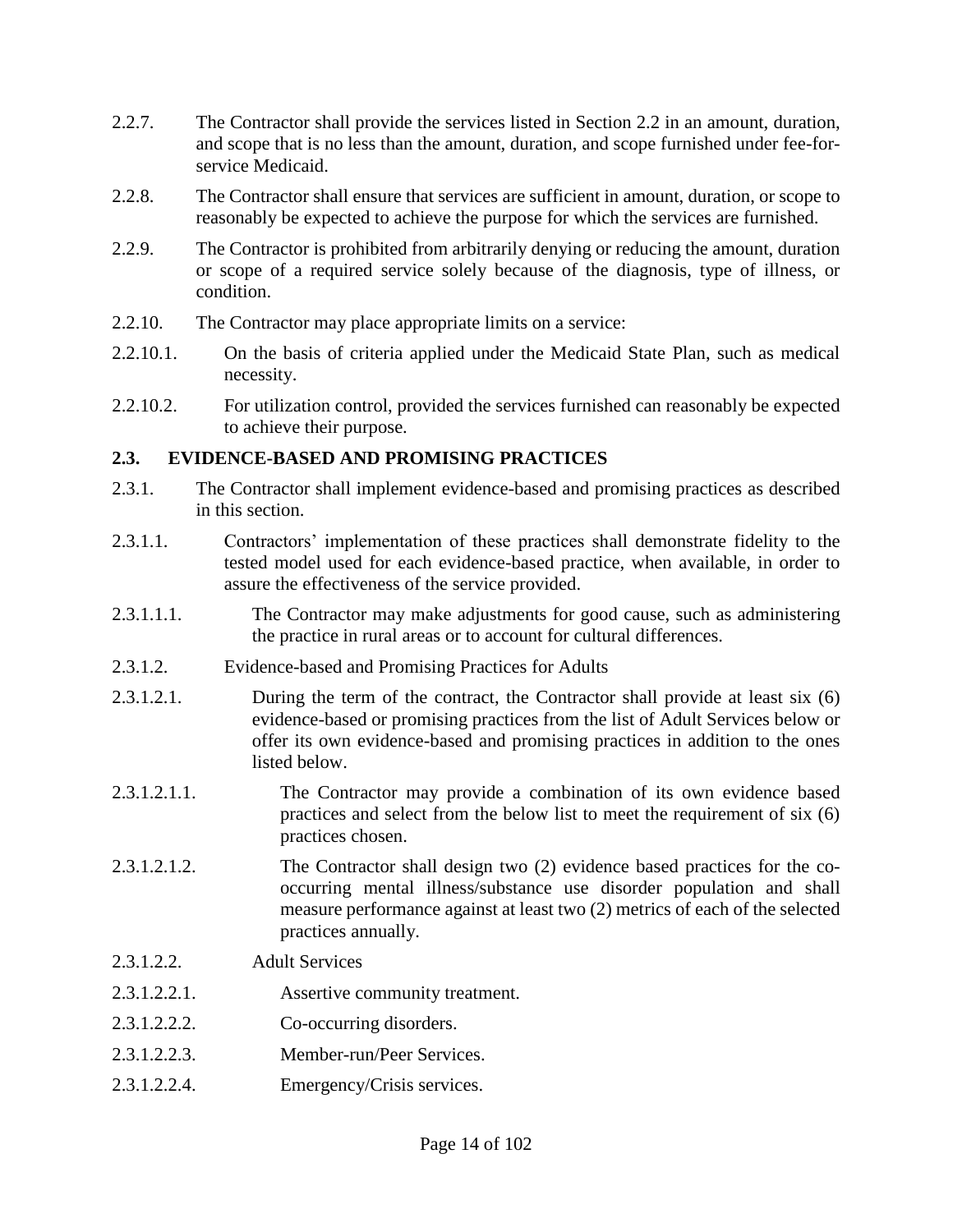2.2.7. The Contractor shall provide the services listed in Section 2.2 in an amount, duration, and scope that is no less than the amount, duration, and scope furnished under fee-for-service Medicaid.

2.2.8. The Contractor shall ensure that services are sufficient in amount, duration, or scope to reasonably be expected to achieve the purpose for which the services are furnished.

2.2.9. The Contractor is prohibited from arbitrarily denying or reducing the amount, duration or scope of a required service solely because of the diagnosis, type of illness, or condition.

2.2.10. The Contractor may place appropriate limits on a service:

2.2.10.1. On the basis of criteria applied under the Medicaid State Plan, such as medical necessity.

2.2.10.2. For utilization control, provided the services furnished can reasonably be expected to achieve their purpose.

## 2.3. EVIDENCE-BASED AND PROMISING PRACTICES

2.3.1. The Contractor shall implement evidence-based and promising practices as described in this section.

2.3.1.1. Contractors' implementation of these practices shall demonstrate fidelity to the tested model used for each evidence-based practice, when available, in order to assure the effectiveness of the service provided.

2.3.1.1.1. The Contractor may make adjustments for good cause, such as administering the practice in rural areas or to account for cultural differences.

2.3.1.2. Evidence-based and Promising Practices for Adults

2.3.1.2.1. During the term of the contract, the Contractor shall provide at least six (6) evidence-based or promising practices from the list of Adult Services below or offer its own evidence-based and promising practices in addition to the ones listed below.

2.3.1.2.1.1. The Contractor may provide a combination of its own evidence based practices and select from the below list to meet the requirement of six (6) practices chosen.

2.3.1.2.1.2. The Contractor shall design two (2) evidence based practices for the co-occurring mental illness/substance use disorder population and shall measure performance against at least two (2) metrics of each of the selected practices annually.

2.3.1.2.2. Adult Services

2.3.1.2.2.1. Assertive community treatment.

2.3.1.2.2.2. Co-occurring disorders.

2.3.1.2.2.3. Member-run/Peer Services.

2.3.1.2.2.4. Emergency/Crisis services.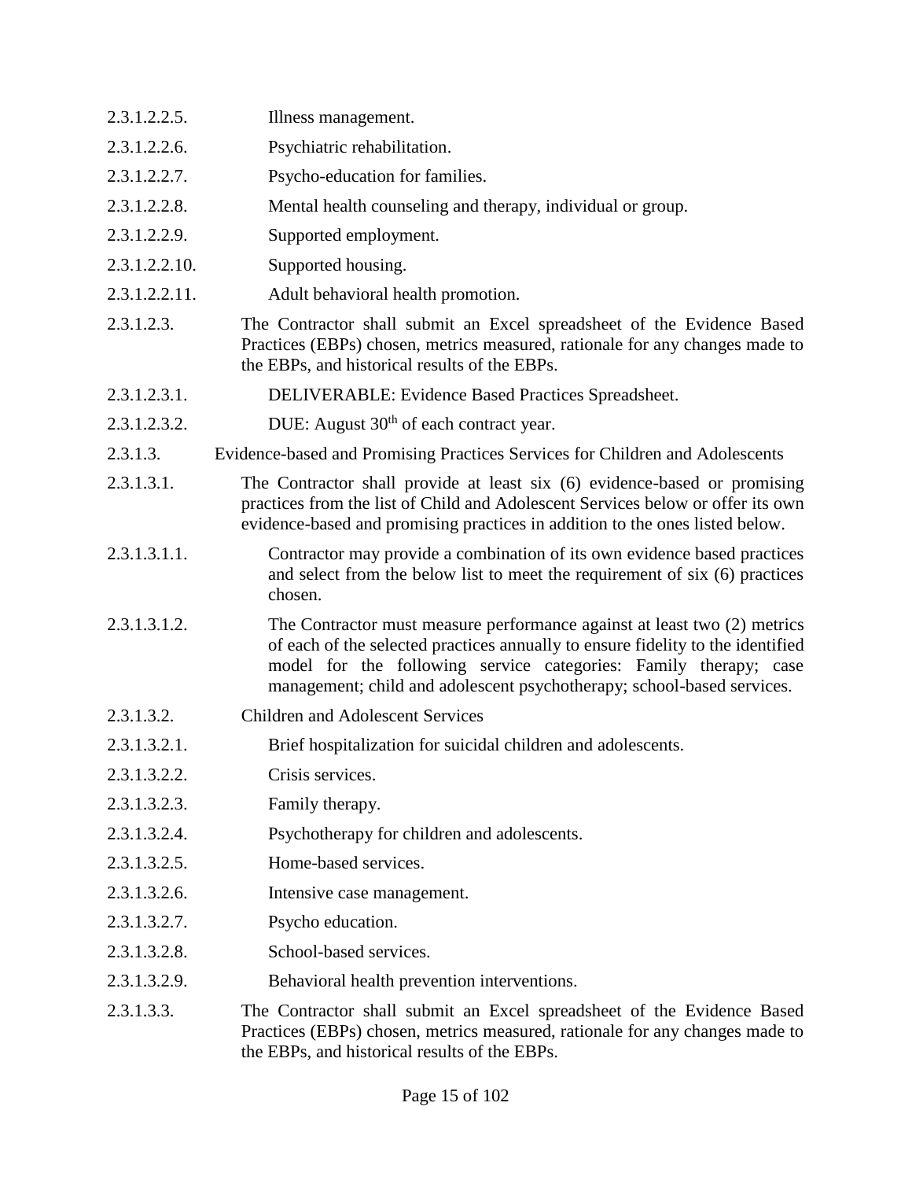2.3.1.2.2.5. Illness management.

2.3.1.2.2.6. Psychiatric rehabilitation.

2.3.1.2.2.7. Psycho-education for families.

2.3.1.2.2.8. Mental health counseling and therapy, individual or group.

2.3.1.2.2.9. Supported employment.

2.3.1.2.2.10. Supported housing.

2.3.1.2.2.11. Adult behavioral health promotion.

2.3.1.2.3. The Contractor shall submit an Excel spreadsheet of the Evidence Based Practices (EBPs) chosen, metrics measured, rationale for any changes made to the EBPs, and historical results of the EBPs.

2.3.1.2.3.1. DELIVERABLE: Evidence Based Practices Spreadsheet.

2.3.1.2.3.2. DUE: August 30th of each contract year.

2.3.1.3. Evidence-based and Promising Practices Services for Children and Adolescents

2.3.1.3.1. The Contractor shall provide at least six (6) evidence-based or promising practices from the list of Child and Adolescent Services below or offer its own evidence-based and promising practices in addition to the ones listed below.

2.3.1.3.1.1. Contractor may provide a combination of its own evidence based practices and select from the below list to meet the requirement of six (6) practices chosen.

2.3.1.3.1.2. The Contractor must measure performance against at least two (2) metrics of each of the selected practices annually to ensure fidelity to the identified model for the following service categories: Family therapy; case management; child and adolescent psychotherapy; school-based services.

2.3.1.3.2. Children and Adolescent Services

2.3.1.3.2.1. Brief hospitalization for suicidal children and adolescents.

2.3.1.3.2.2. Crisis services.

2.3.1.3.2.3. Family therapy.

2.3.1.3.2.4. Psychotherapy for children and adolescents.

2.3.1.3.2.5. Home-based services.

2.3.1.3.2.6. Intensive case management.

2.3.1.3.2.7. Psycho education.

2.3.1.3.2.8. School-based services.

2.3.1.3.2.9. Behavioral health prevention interventions.

2.3.1.3.3. The Contractor shall submit an Excel spreadsheet of the Evidence Based Practices (EBPs) chosen, metrics measured, rationale for any changes made to the EBPs, and historical results of the EBPs.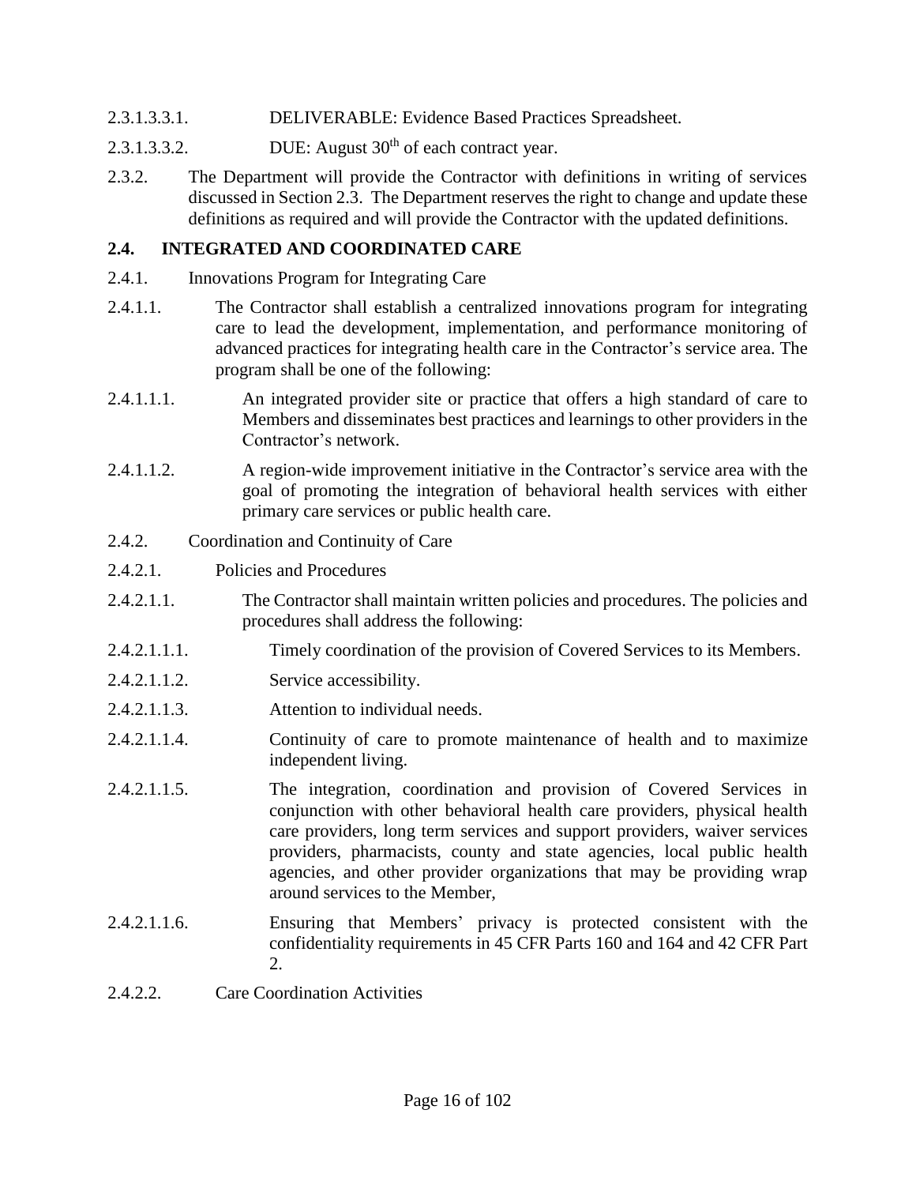2.3.1.3.3.1. DELIVERABLE: Evidence Based Practices Spreadsheet.

2.3.1.3.3.2. DUE: August 30th of each contract year.

2.3.2. The Department will provide the Contractor with definitions in writing of services discussed in Section 2.3. The Department reserves the right to change and update these definitions as required and will provide the Contractor with the updated definitions.

## 2.4. INTEGRATED AND COORDINATED CARE

2.4.1. Innovations Program for Integrating Care

2.4.1.1. The Contractor shall establish a centralized innovations program for integrating care to lead the development, implementation, and performance monitoring of advanced practices for integrating health care in the Contractor's service area. The program shall be one of the following:

2.4.1.1.1. An integrated provider site or practice that offers a high standard of care to Members and disseminates best practices and learnings to other providers in the Contractor's network.

2.4.1.1.2. A region-wide improvement initiative in the Contractor's service area with the goal of promoting the integration of behavioral health services with either primary care services or public health care.

2.4.2. Coordination and Continuity of Care

2.4.2.1. Policies and Procedures

2.4.2.1.1. The Contractor shall maintain written policies and procedures. The policies and procedures shall address the following:

2.4.2.1.1.1. Timely coordination of the provision of Covered Services to its Members.

2.4.2.1.1.2. Service accessibility.

2.4.2.1.1.3. Attention to individual needs.

2.4.2.1.1.4. Continuity of care to promote maintenance of health and to maximize independent living.

2.4.2.1.1.5. The integration, coordination and provision of Covered Services in conjunction with other behavioral health care providers, physical health care providers, long term services and support providers, waiver services providers, pharmacists, county and state agencies, local public health agencies, and other provider organizations that may be providing wrap around services to the Member,

2.4.2.1.1.6. Ensuring that Members' privacy is protected consistent with the confidentiality requirements in 45 CFR Parts 160 and 164 and 42 CFR Part 2.

2.4.2.2. Care Coordination Activities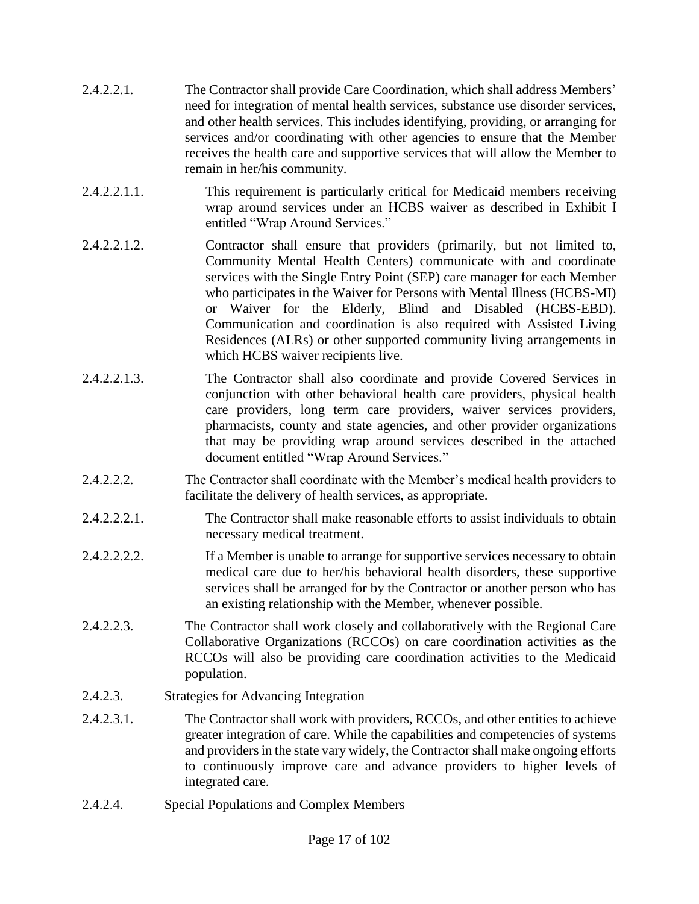2.4.2.2.1. The Contractor shall provide Care Coordination, which shall address Members' need for integration of mental health services, substance use disorder services, and other health services. This includes identifying, providing, or arranging for services and/or coordinating with other agencies to ensure that the Member receives the health care and supportive services that will allow the Member to remain in her/his community.

2.4.2.2.1.1. This requirement is particularly critical for Medicaid members receiving wrap around services under an HCBS waiver as described in Exhibit I entitled "Wrap Around Services."

2.4.2.2.1.2. Contractor shall ensure that providers (primarily, but not limited to, Community Mental Health Centers) communicate with and coordinate services with the Single Entry Point (SEP) care manager for each Member who participates in the Waiver for Persons with Mental Illness (HCBS-MI) or Waiver for the Elderly, Blind and Disabled (HCBS-EBD). Communication and coordination is also required with Assisted Living Residences (ALRs) or other supported community living arrangements in which HCBS waiver recipients live.

2.4.2.2.1.3. The Contractor shall also coordinate and provide Covered Services in conjunction with other behavioral health care providers, physical health care providers, long term care providers, waiver services providers, pharmacists, county and state agencies, and other provider organizations that may be providing wrap around services described in the attached document entitled "Wrap Around Services."

2.4.2.2.2. The Contractor shall coordinate with the Member's medical health providers to facilitate the delivery of health services, as appropriate.

2.4.2.2.2.1. The Contractor shall make reasonable efforts to assist individuals to obtain necessary medical treatment.

2.4.2.2.2.2. If a Member is unable to arrange for supportive services necessary to obtain medical care due to her/his behavioral health disorders, these supportive services shall be arranged for by the Contractor or another person who has an existing relationship with the Member, whenever possible.

2.4.2.2.3. The Contractor shall work closely and collaboratively with the Regional Care Collaborative Organizations (RCCOs) on care coordination activities as the RCCOs will also be providing care coordination activities to the Medicaid population.

2.4.2.3. Strategies for Advancing Integration

2.4.2.3.1. The Contractor shall work with providers, RCCOs, and other entities to achieve greater integration of care. While the capabilities and competencies of systems and providers in the state vary widely, the Contractor shall make ongoing efforts to continuously improve care and advance providers to higher levels of integrated care.

2.4.2.4. Special Populations and Complex Members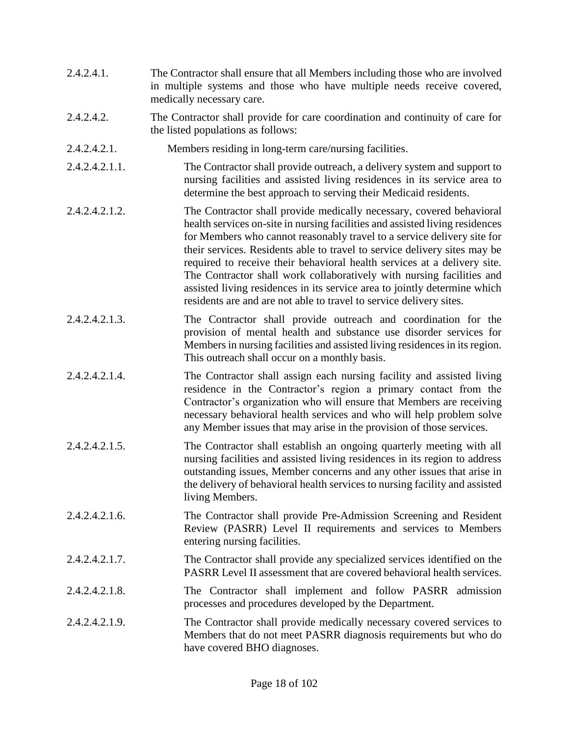2.4.2.4.1. The Contractor shall ensure that all Members including those who are involved in multiple systems and those who have multiple needs receive covered, medically necessary care.

2.4.2.4.2. The Contractor shall provide for care coordination and continuity of care for the listed populations as follows:

2.4.2.4.2.1. Members residing in long-term care/nursing facilities.

2.4.2.4.2.1.1. The Contractor shall provide outreach, a delivery system and support to nursing facilities and assisted living residences in its service area to determine the best approach to serving their Medicaid residents.

2.4.2.4.2.1.2. The Contractor shall provide medically necessary, covered behavioral health services on-site in nursing facilities and assisted living residences for Members who cannot reasonably travel to a service delivery site for their services. Residents able to travel to service delivery sites may be required to receive their behavioral health services at a delivery site. The Contractor shall work collaboratively with nursing facilities and assisted living residences in its service area to jointly determine which residents are and are not able to travel to service delivery sites.

2.4.2.4.2.1.3. The Contractor shall provide outreach and coordination for the provision of mental health and substance use disorder services for Members in nursing facilities and assisted living residences in its region. This outreach shall occur on a monthly basis.

2.4.2.4.2.1.4. The Contractor shall assign each nursing facility and assisted living residence in the Contractor's region a primary contact from the Contractor's organization who will ensure that Members are receiving necessary behavioral health services and who will help problem solve any Member issues that may arise in the provision of those services.

2.4.2.4.2.1.5. The Contractor shall establish an ongoing quarterly meeting with all nursing facilities and assisted living residences in its region to address outstanding issues, Member concerns and any other issues that arise in the delivery of behavioral health services to nursing facility and assisted living Members.

2.4.2.4.2.1.6. The Contractor shall provide Pre-Admission Screening and Resident Review (PASRR) Level II requirements and services to Members entering nursing facilities.

2.4.2.4.2.1.7. The Contractor shall provide any specialized services identified on the PASRR Level II assessment that are covered behavioral health services.

2.4.2.4.2.1.8. The Contractor shall implement and follow PASRR admission processes and procedures developed by the Department.

2.4.2.4.2.1.9. The Contractor shall provide medically necessary covered services to Members that do not meet PASRR diagnosis requirements but who do have covered BHO diagnoses.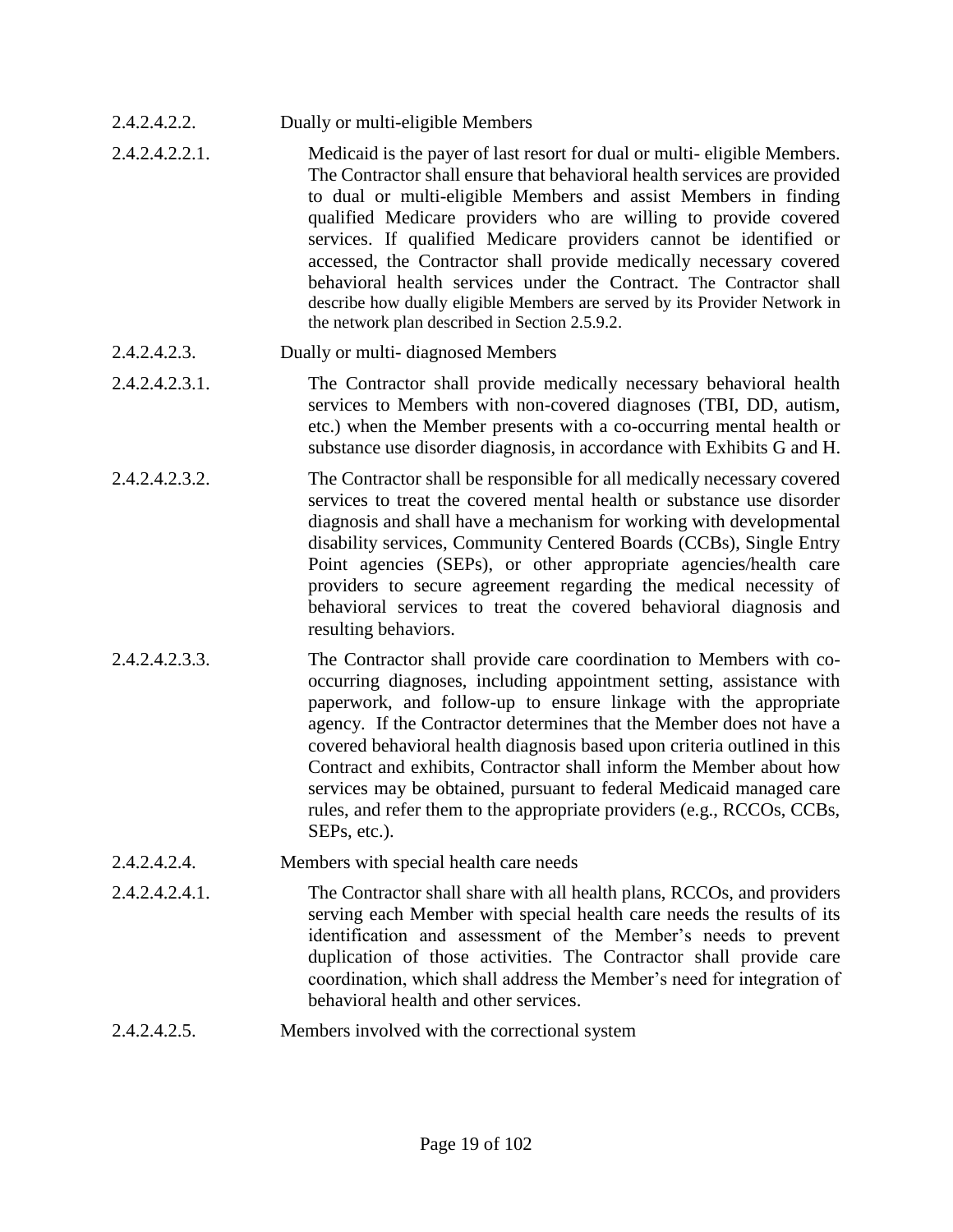2.4.2.4.2.2. Dually or multi-eligible Members

2.4.2.4.2.2.1. Medicaid is the payer of last resort for dual or multi- eligible Members. The Contractor shall ensure that behavioral health services are provided to dual or multi-eligible Members and assist Members in finding qualified Medicare providers who are willing to provide covered services. If qualified Medicare providers cannot be identified or accessed, the Contractor shall provide medically necessary covered behavioral health services under the Contract. The Contractor shall describe how dually eligible Members are served by its Provider Network in the network plan described in Section 2.5.9.2.

2.4.2.4.2.3. Dually or multi- diagnosed Members

2.4.2.4.2.3.1. The Contractor shall provide medically necessary behavioral health services to Members with non-covered diagnoses (TBI, DD, autism, etc.) when the Member presents with a co-occurring mental health or substance use disorder diagnosis, in accordance with Exhibits G and H.

2.4.2.4.2.3.2. The Contractor shall be responsible for all medically necessary covered services to treat the covered mental health or substance use disorder diagnosis and shall have a mechanism for working with developmental disability services, Community Centered Boards (CCBs), Single Entry Point agencies (SEPs), or other appropriate agencies/health care providers to secure agreement regarding the medical necessity of behavioral services to treat the covered behavioral diagnosis and resulting behaviors.

2.4.2.4.2.3.3. The Contractor shall provide care coordination to Members with co-occurring diagnoses, including appointment setting, assistance with paperwork, and follow-up to ensure linkage with the appropriate agency. If the Contractor determines that the Member does not have a covered behavioral health diagnosis based upon criteria outlined in this Contract and exhibits, Contractor shall inform the Member about how services may be obtained, pursuant to federal Medicaid managed care rules, and refer them to the appropriate providers (e.g., RCCOs, CCBs, SEPs, etc.).

2.4.2.4.2.4. Members with special health care needs

2.4.2.4.2.4.1. The Contractor shall share with all health plans, RCCOs, and providers serving each Member with special health care needs the results of its identification and assessment of the Member's needs to prevent duplication of those activities. The Contractor shall provide care coordination, which shall address the Member's need for integration of behavioral health and other services.

2.4.2.4.2.5. Members involved with the correctional system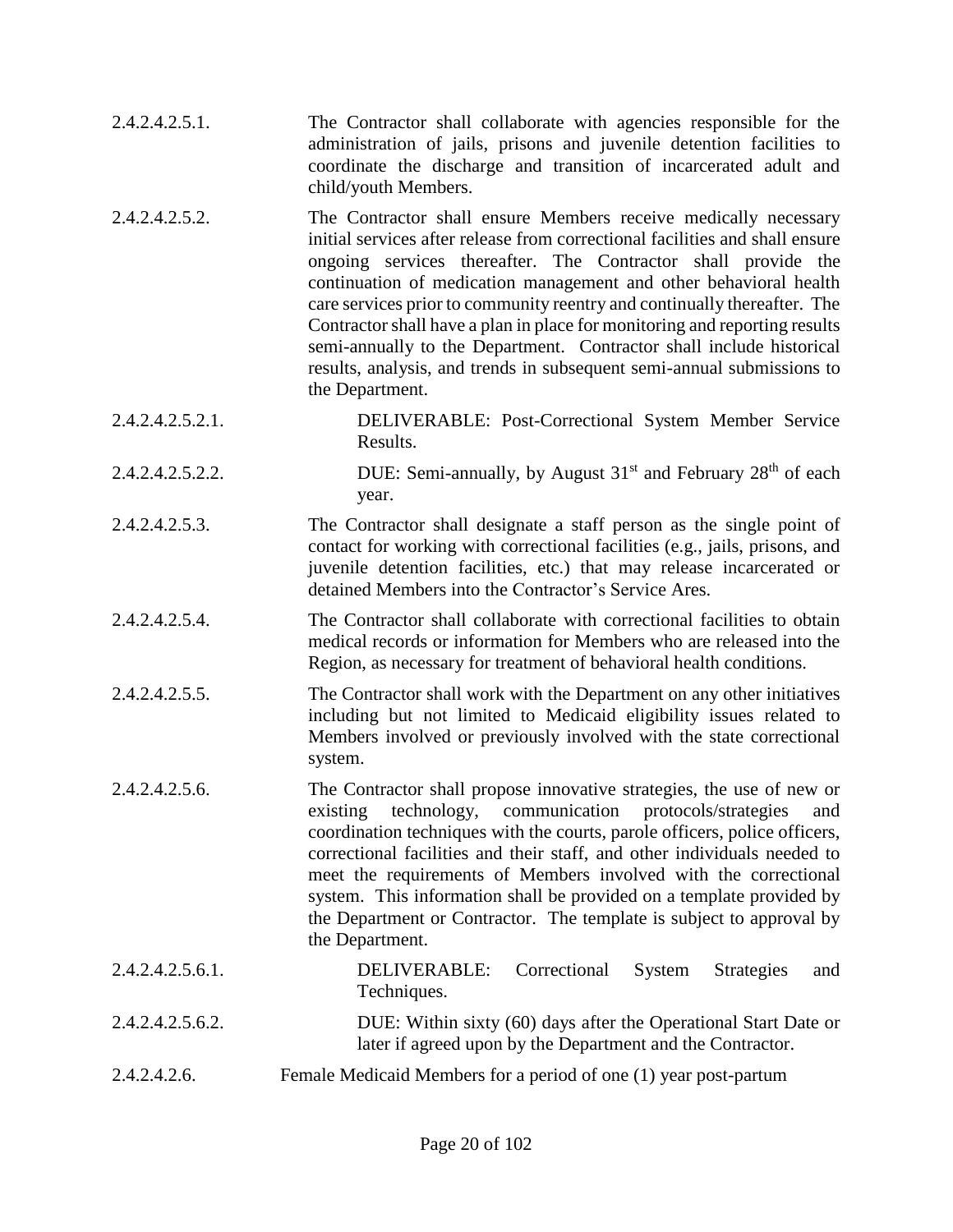2.4.2.4.2.5.1. The Contractor shall collaborate with agencies responsible for the administration of jails, prisons and juvenile detention facilities to coordinate the discharge and transition of incarcerated adult and child/youth Members.

2.4.2.4.2.5.2. The Contractor shall ensure Members receive medically necessary initial services after release from correctional facilities and shall ensure ongoing services thereafter. The Contractor shall provide the continuation of medication management and other behavioral health care services prior to community reentry and continually thereafter. The Contractor shall have a plan in place for monitoring and reporting results semi-annually to the Department. Contractor shall include historical results, analysis, and trends in subsequent semi-annual submissions to the Department.

2.4.2.4.2.5.2.1. DELIVERABLE: Post-Correctional System Member Service Results.

2.4.2.4.2.5.2.2. DUE: Semi-annually, by August 31st and February 28th of each year.

2.4.2.4.2.5.3. The Contractor shall designate a staff person as the single point of contact for working with correctional facilities (e.g., jails, prisons, and juvenile detention facilities, etc.) that may release incarcerated or detained Members into the Contractor's Service Ares.

2.4.2.4.2.5.4. The Contractor shall collaborate with correctional facilities to obtain medical records or information for Members who are released into the Region, as necessary for treatment of behavioral health conditions.

2.4.2.4.2.5.5. The Contractor shall work with the Department on any other initiatives including but not limited to Medicaid eligibility issues related to Members involved or previously involved with the state correctional system.

2.4.2.4.2.5.6. The Contractor shall propose innovative strategies, the use of new or existing technology, communication protocols/strategies and coordination techniques with the courts, parole officers, police officers, correctional facilities and their staff, and other individuals needed to meet the requirements of Members involved with the correctional system. This information shall be provided on a template provided by the Department or Contractor. The template is subject to approval by the Department.

2.4.2.4.2.5.6.1. DELIVERABLE: Correctional System Strategies and Techniques.

2.4.2.4.2.5.6.2. DUE: Within sixty (60) days after the Operational Start Date or later if agreed upon by the Department and the Contractor.

2.4.2.4.2.6. Female Medicaid Members for a period of one (1) year post-partum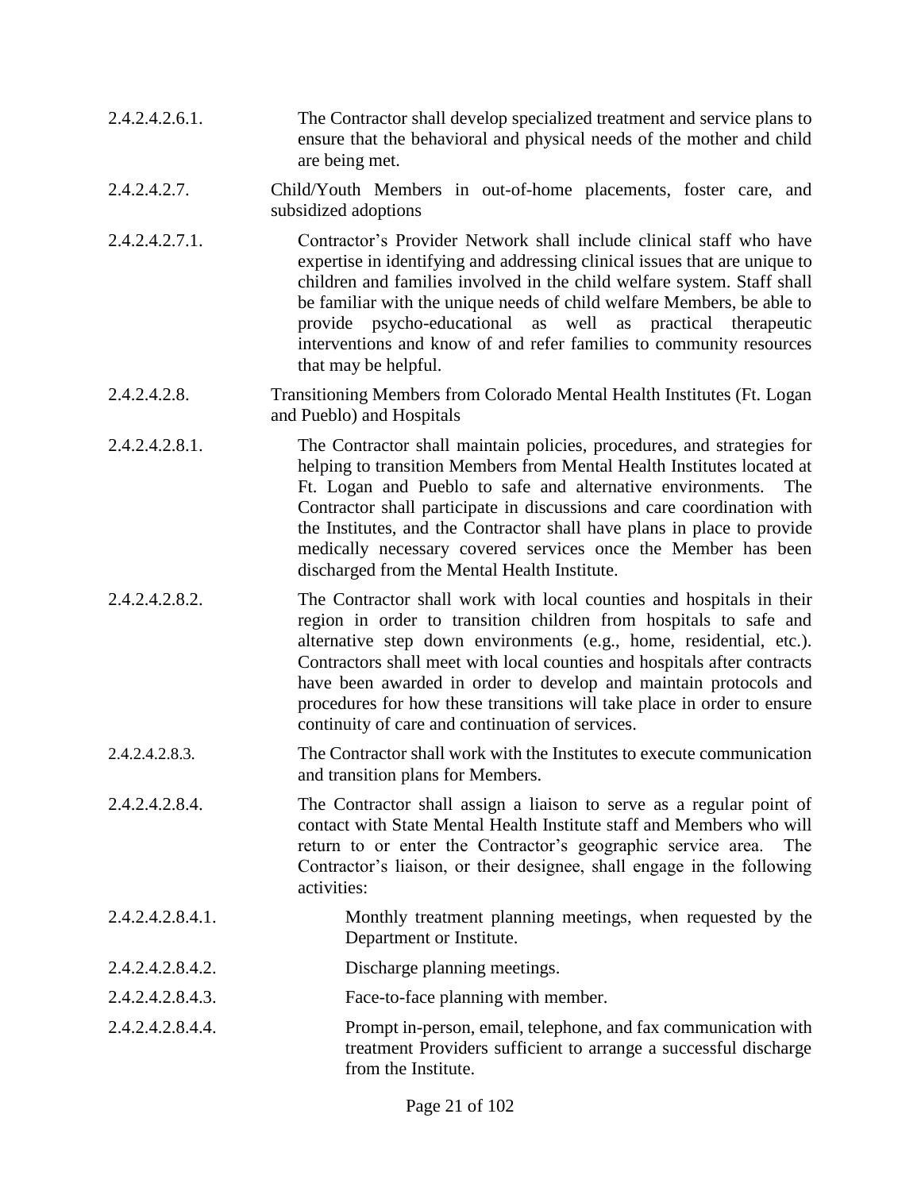2.4.2.4.2.6.1. The Contractor shall develop specialized treatment and service plans to ensure that the behavioral and physical needs of the mother and child are being met.

2.4.2.4.2.7. Child/Youth Members in out-of-home placements, foster care, and subsidized adoptions

2.4.2.4.2.7.1. Contractor's Provider Network shall include clinical staff who have expertise in identifying and addressing clinical issues that are unique to children and families involved in the child welfare system. Staff shall be familiar with the unique needs of child welfare Members, be able to provide psycho-educational as well as practical therapeutic interventions and know of and refer families to community resources that may be helpful.

2.4.2.4.2.8. Transitioning Members from Colorado Mental Health Institutes (Ft. Logan and Pueblo) and Hospitals

2.4.2.4.2.8.1. The Contractor shall maintain policies, procedures, and strategies for helping to transition Members from Mental Health Institutes located at Ft. Logan and Pueblo to safe and alternative environments. The Contractor shall participate in discussions and care coordination with the Institutes, and the Contractor shall have plans in place to provide medically necessary covered services once the Member has been discharged from the Mental Health Institute.

2.4.2.4.2.8.2. The Contractor shall work with local counties and hospitals in their region in order to transition children from hospitals to safe and alternative step down environments (e.g., home, residential, etc.). Contractors shall meet with local counties and hospitals after contracts have been awarded in order to develop and maintain protocols and procedures for how these transitions will take place in order to ensure continuity of care and continuation of services.

2.4.2.4.2.8.3. The Contractor shall work with the Institutes to execute communication and transition plans for Members.

2.4.2.4.2.8.4. The Contractor shall assign a liaison to serve as a regular point of contact with State Mental Health Institute staff and Members who will return to or enter the Contractor's geographic service area. The Contractor's liaison, or their designee, shall engage in the following activities:

2.4.2.4.2.8.4.1. Monthly treatment planning meetings, when requested by the Department or Institute.

2.4.2.4.2.8.4.2. Discharge planning meetings.

2.4.2.4.2.8.4.3. Face-to-face planning with member.

2.4.2.4.2.8.4.4. Prompt in-person, email, telephone, and fax communication with treatment Providers sufficient to arrange a successful discharge from the Institute.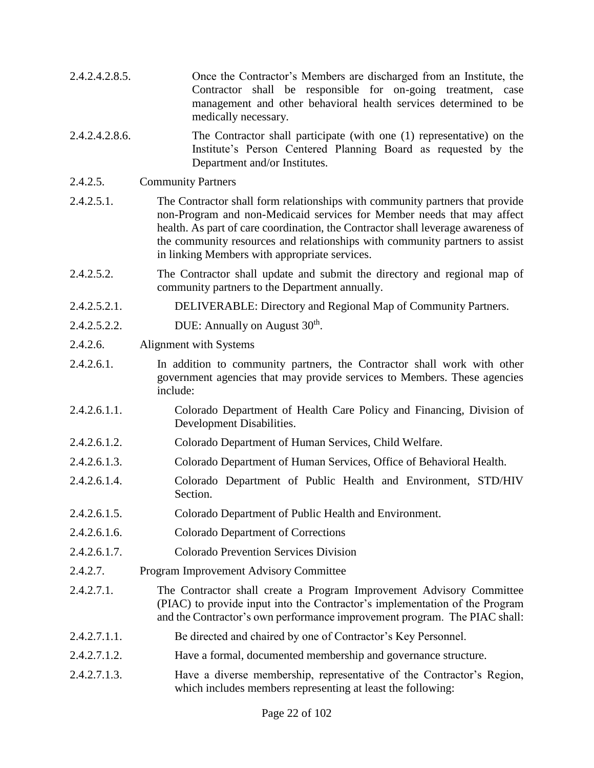2.4.2.4.2.8.5. Once the Contractor's Members are discharged from an Institute, the Contractor shall be responsible for on-going treatment, case management and other behavioral health services determined to be medically necessary.

2.4.2.4.2.8.6. The Contractor shall participate (with one (1) representative) on the Institute's Person Centered Planning Board as requested by the Department and/or Institutes.

2.4.2.5. Community Partners

2.4.2.5.1. The Contractor shall form relationships with community partners that provide non-Program and non-Medicaid services for Member needs that may affect health. As part of care coordination, the Contractor shall leverage awareness of the community resources and relationships with community partners to assist in linking Members with appropriate services.

2.4.2.5.2. The Contractor shall update and submit the directory and regional map of community partners to the Department annually.

2.4.2.5.2.1. DELIVERABLE: Directory and Regional Map of Community Partners.

2.4.2.5.2.2. DUE: Annually on August 30th.

2.4.2.6. Alignment with Systems

2.4.2.6.1. In addition to community partners, the Contractor shall work with other government agencies that may provide services to Members. These agencies include:

2.4.2.6.1.1. Colorado Department of Health Care Policy and Financing, Division of Development Disabilities.

2.4.2.6.1.2. Colorado Department of Human Services, Child Welfare.

2.4.2.6.1.3. Colorado Department of Human Services, Office of Behavioral Health.

2.4.2.6.1.4. Colorado Department of Public Health and Environment, STD/HIV Section.

2.4.2.6.1.5. Colorado Department of Public Health and Environment.

2.4.2.6.1.6. Colorado Department of Corrections

2.4.2.6.1.7. Colorado Prevention Services Division

2.4.2.7. Program Improvement Advisory Committee

2.4.2.7.1. The Contractor shall create a Program Improvement Advisory Committee (PIAC) to provide input into the Contractor's implementation of the Program and the Contractor's own performance improvement program. The PIAC shall:

2.4.2.7.1.1. Be directed and chaired by one of Contractor's Key Personnel.

2.4.2.7.1.2. Have a formal, documented membership and governance structure.

2.4.2.7.1.3. Have a diverse membership, representative of the Contractor's Region, which includes members representing at least the following: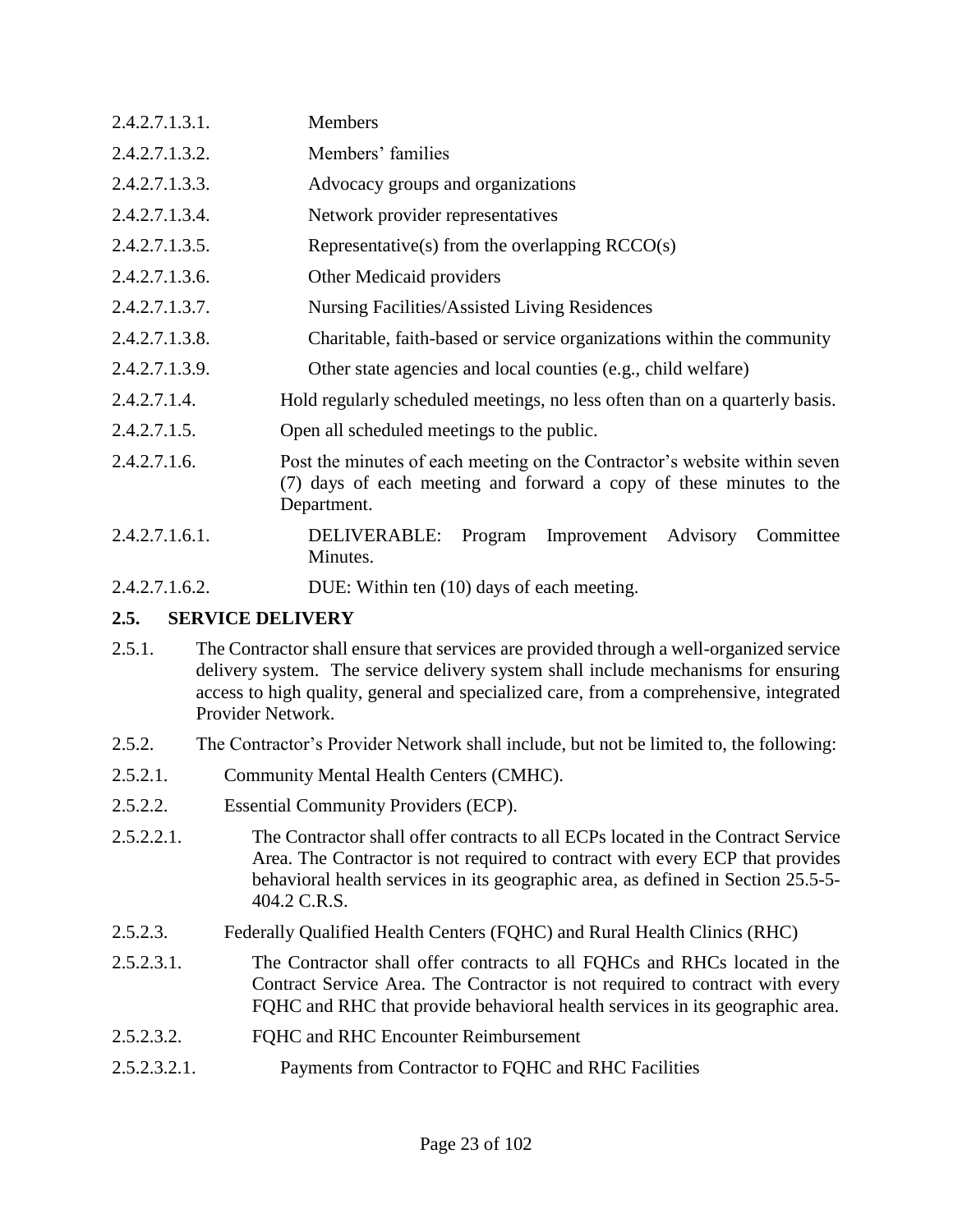2.4.2.7.1.3.1. Members

2.4.2.7.1.3.2. Members' families

2.4.2.7.1.3.3. Advocacy groups and organizations

2.4.2.7.1.3.4. Network provider representatives

2.4.2.7.1.3.5. Representative(s) from the overlapping RCCO(s)

2.4.2.7.1.3.6. Other Medicaid providers

2.4.2.7.1.3.7. Nursing Facilities/Assisted Living Residences

2.4.2.7.1.3.8. Charitable, faith-based or service organizations within the community

2.4.2.7.1.3.9. Other state agencies and local counties (e.g., child welfare)

2.4.2.7.1.4. Hold regularly scheduled meetings, no less often than on a quarterly basis.

2.4.2.7.1.5. Open all scheduled meetings to the public.

2.4.2.7.1.6. Post the minutes of each meeting on the Contractor's website within seven (7) days of each meeting and forward a copy of these minutes to the Department.

2.4.2.7.1.6.1. DELIVERABLE: Program Improvement Advisory Committee Minutes.

2.4.2.7.1.6.2. DUE: Within ten (10) days of each meeting.

## 2.5. SERVICE DELIVERY

2.5.1. The Contractor shall ensure that services are provided through a well-organized service delivery system. The service delivery system shall include mechanisms for ensuring access to high quality, general and specialized care, from a comprehensive, integrated Provider Network.

2.5.2. The Contractor's Provider Network shall include, but not be limited to, the following:

2.5.2.1. Community Mental Health Centers (CMHC).

2.5.2.2. Essential Community Providers (ECP).

2.5.2.2.1. The Contractor shall offer contracts to all ECPs located in the Contract Service Area. The Contractor is not required to contract with every ECP that provides behavioral health services in its geographic area, as defined in Section 25.5-5-404.2 C.R.S.

2.5.2.3. Federally Qualified Health Centers (FQHC) and Rural Health Clinics (RHC)

2.5.2.3.1. The Contractor shall offer contracts to all FQHCs and RHCs located in the Contract Service Area. The Contractor is not required to contract with every FQHC and RHC that provide behavioral health services in its geographic area.

2.5.2.3.2. FQHC and RHC Encounter Reimbursement

2.5.2.3.2.1. Payments from Contractor to FQHC and RHC Facilities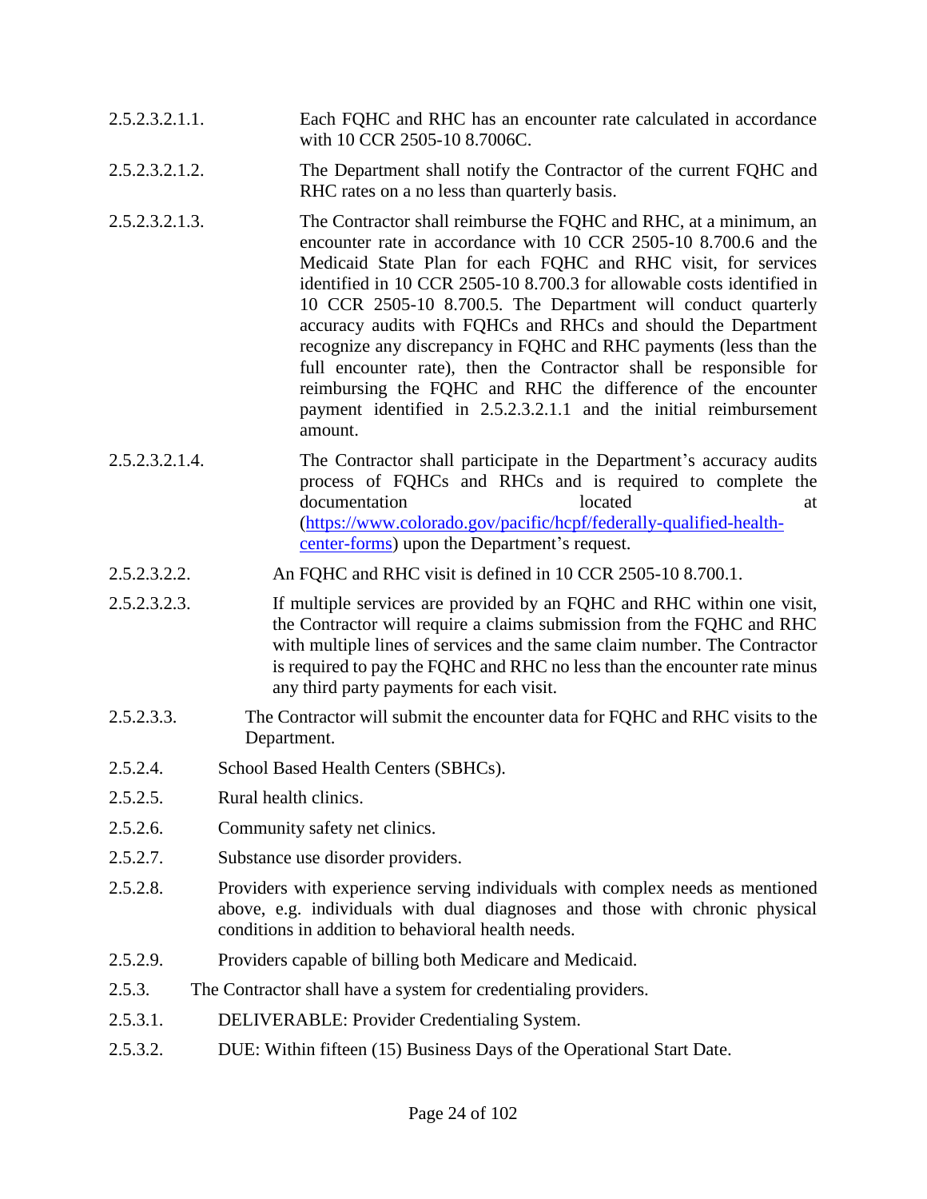2.5.2.3.2.1.1. Each FQHC and RHC has an encounter rate calculated in accordance with 10 CCR 2505-10 8.7006C.

2.5.2.3.2.1.2. The Department shall notify the Contractor of the current FQHC and RHC rates on a no less than quarterly basis.

2.5.2.3.2.1.3. The Contractor shall reimburse the FQHC and RHC, at a minimum, an encounter rate in accordance with 10 CCR 2505-10 8.700.6 and the Medicaid State Plan for each FQHC and RHC visit, for services identified in 10 CCR 2505-10 8.700.3 for allowable costs identified in 10 CCR 2505-10 8.700.5. The Department will conduct quarterly accuracy audits with FQHCs and RHCs and should the Department recognize any discrepancy in FQHC and RHC payments (less than the full encounter rate), then the Contractor shall be responsible for reimbursing the FQHC and RHC the difference of the encounter payment identified in 2.5.2.3.2.1.1 and the initial reimbursement amount.

2.5.2.3.2.1.4. The Contractor shall participate in the Department's accuracy audits process of FQHCs and RHCs and is required to complete the documentation located at ([https://www.colorado.gov/pacific/hcpf/federally-qualified-health-center-forms](https://www.colorado.gov/pacific/hcpf/federally-qualified-health-center-forms)) upon the Department's request.

2.5.2.3.2.2. An FQHC and RHC visit is defined in 10 CCR 2505-10 8.700.1.

2.5.2.3.2.3. If multiple services are provided by an FQHC and RHC within one visit, the Contractor will require a claims submission from the FQHC and RHC with multiple lines of services and the same claim number. The Contractor is required to pay the FQHC and RHC no less than the encounter rate minus any third party payments for each visit.

2.5.2.3.3. The Contractor will submit the encounter data for FQHC and RHC visits to the Department.

2.5.2.4. School Based Health Centers (SBHCs).

2.5.2.5. Rural health clinics.

2.5.2.6. Community safety net clinics.

2.5.2.7. Substance use disorder providers.

2.5.2.8. Providers with experience serving individuals with complex needs as mentioned above, e.g. individuals with dual diagnoses and those with chronic physical conditions in addition to behavioral health needs.

2.5.2.9. Providers capable of billing both Medicare and Medicaid.

2.5.3. The Contractor shall have a system for credentialing providers.

2.5.3.1. DELIVERABLE: Provider Credentialing System.

2.5.3.2. DUE: Within fifteen (15) Business Days of the Operational Start Date.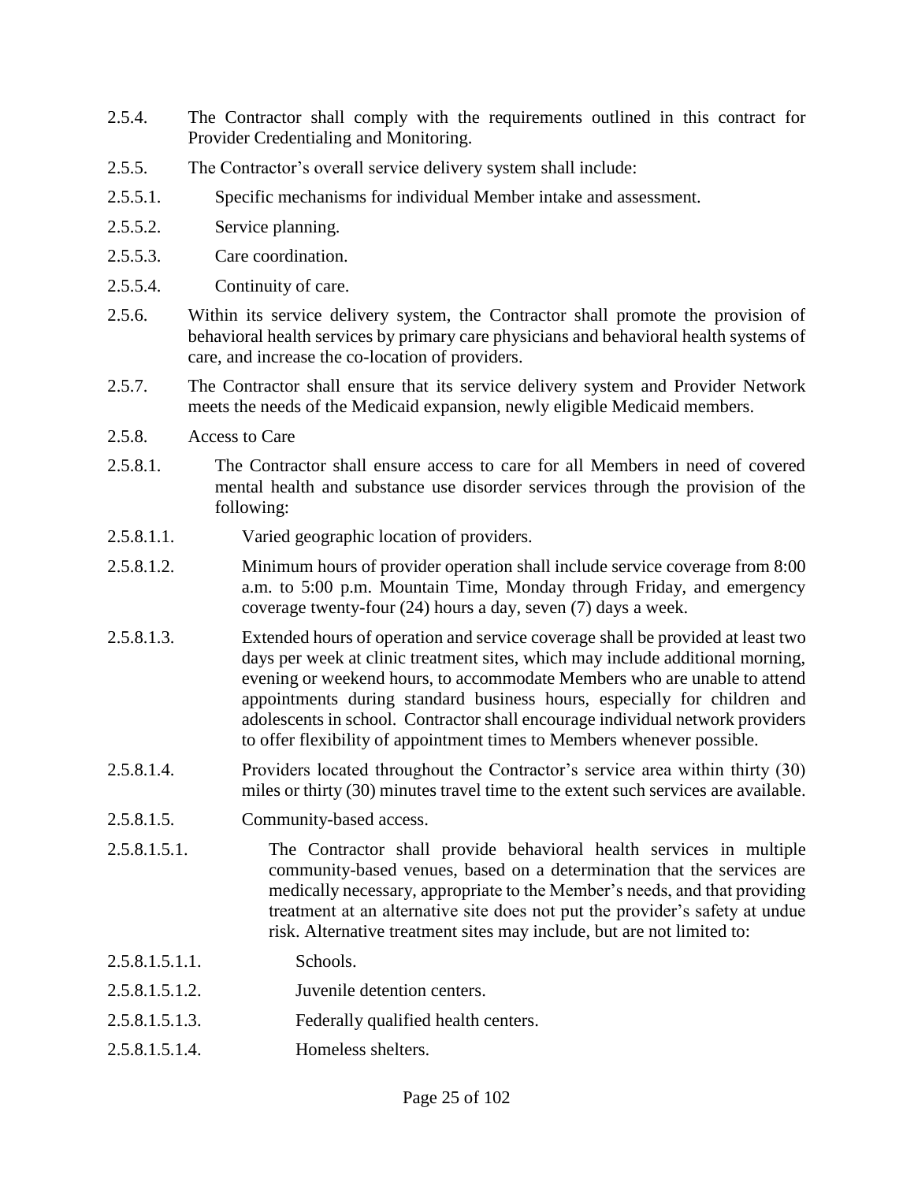2.5.4. The Contractor shall comply with the requirements outlined in this contract for Provider Credentialing and Monitoring.

2.5.5. The Contractor's overall service delivery system shall include:

2.5.5.1. Specific mechanisms for individual Member intake and assessment.

2.5.5.2. Service planning.

2.5.5.3. Care coordination.

2.5.5.4. Continuity of care.

2.5.6. Within its service delivery system, the Contractor shall promote the provision of behavioral health services by primary care physicians and behavioral health systems of care, and increase the co-location of providers.

2.5.7. The Contractor shall ensure that its service delivery system and Provider Network meets the needs of the Medicaid expansion, newly eligible Medicaid members.

2.5.8. Access to Care

2.5.8.1. The Contractor shall ensure access to care for all Members in need of covered mental health and substance use disorder services through the provision of the following:

2.5.8.1.1. Varied geographic location of providers.

2.5.8.1.2. Minimum hours of provider operation shall include service coverage from 8:00 a.m. to 5:00 p.m. Mountain Time, Monday through Friday, and emergency coverage twenty-four (24) hours a day, seven (7) days a week.

2.5.8.1.3. Extended hours of operation and service coverage shall be provided at least two days per week at clinic treatment sites, which may include additional morning, evening or weekend hours, to accommodate Members who are unable to attend appointments during standard business hours, especially for children and adolescents in school. Contractor shall encourage individual network providers to offer flexibility of appointment times to Members whenever possible.

2.5.8.1.4. Providers located throughout the Contractor's service area within thirty (30) miles or thirty (30) minutes travel time to the extent such services are available.

2.5.8.1.5. Community-based access.

2.5.8.1.5.1. The Contractor shall provide behavioral health services in multiple community-based venues, based on a determination that the services are medically necessary, appropriate to the Member's needs, and that providing treatment at an alternative site does not put the provider's safety at undue risk. Alternative treatment sites may include, but are not limited to:

2.5.8.1.5.1.1. Schools.

2.5.8.1.5.1.2. Juvenile detention centers.

2.5.8.1.5.1.3. Federally qualified health centers.

2.5.8.1.5.1.4. Homeless shelters.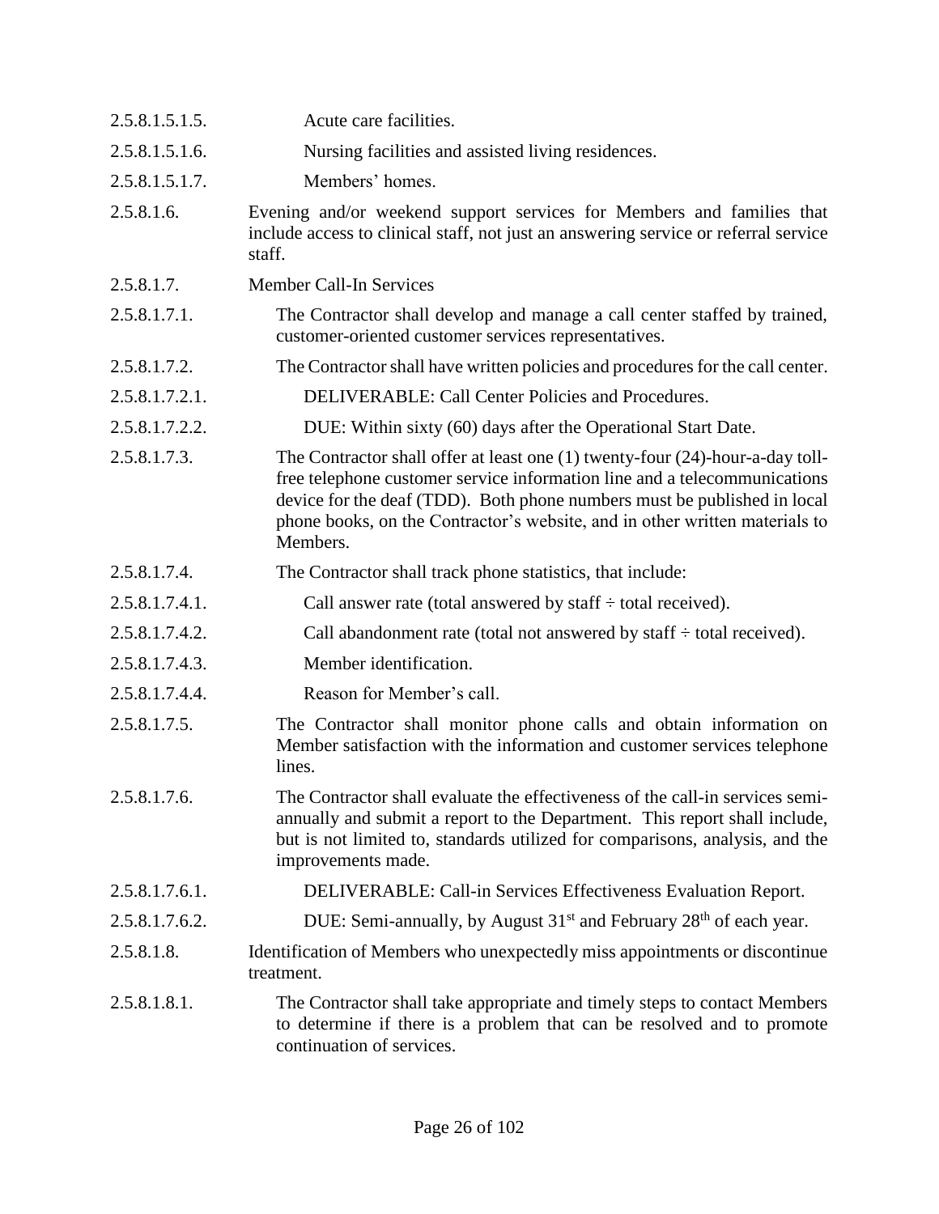2.5.8.1.5.1.5. Acute care facilities.

2.5.8.1.5.1.6. Nursing facilities and assisted living residences.

2.5.8.1.5.1.7. Members' homes.

2.5.8.1.6. Evening and/or weekend support services for Members and families that include access to clinical staff, not just an answering service or referral service staff.

2.5.8.1.7. Member Call-In Services

2.5.8.1.7.1. The Contractor shall develop and manage a call center staffed by trained, customer-oriented customer services representatives.

2.5.8.1.7.2. The Contractor shall have written policies and procedures for the call center.

2.5.8.1.7.2.1. DELIVERABLE: Call Center Policies and Procedures.

2.5.8.1.7.2.2. DUE: Within sixty (60) days after the Operational Start Date.

2.5.8.1.7.3. The Contractor shall offer at least one (1) twenty-four (24)-hour-a-day toll-free telephone customer service information line and a telecommunications device for the deaf (TDD). Both phone numbers must be published in local phone books, on the Contractor's website, and in other written materials to Members.

2.5.8.1.7.4. The Contractor shall track phone statistics, that include:

2.5.8.1.7.4.1. Call answer rate (total answered by staff ÷ total received).

2.5.8.1.7.4.2. Call abandonment rate (total not answered by staff ÷ total received).

2.5.8.1.7.4.3. Member identification.

2.5.8.1.7.4.4. Reason for Member's call.

2.5.8.1.7.5. The Contractor shall monitor phone calls and obtain information on Member satisfaction with the information and customer services telephone lines.

2.5.8.1.7.6. The Contractor shall evaluate the effectiveness of the call-in services semi-annually and submit a report to the Department. This report shall include, but is not limited to, standards utilized for comparisons, analysis, and the improvements made.

2.5.8.1.7.6.1. DELIVERABLE: Call-in Services Effectiveness Evaluation Report.

2.5.8.1.7.6.2. DUE: Semi-annually, by August 31st and February 28th of each year.

2.5.8.1.8. Identification of Members who unexpectedly miss appointments or discontinue treatment.

2.5.8.1.8.1. The Contractor shall take appropriate and timely steps to contact Members to determine if there is a problem that can be resolved and to promote continuation of services.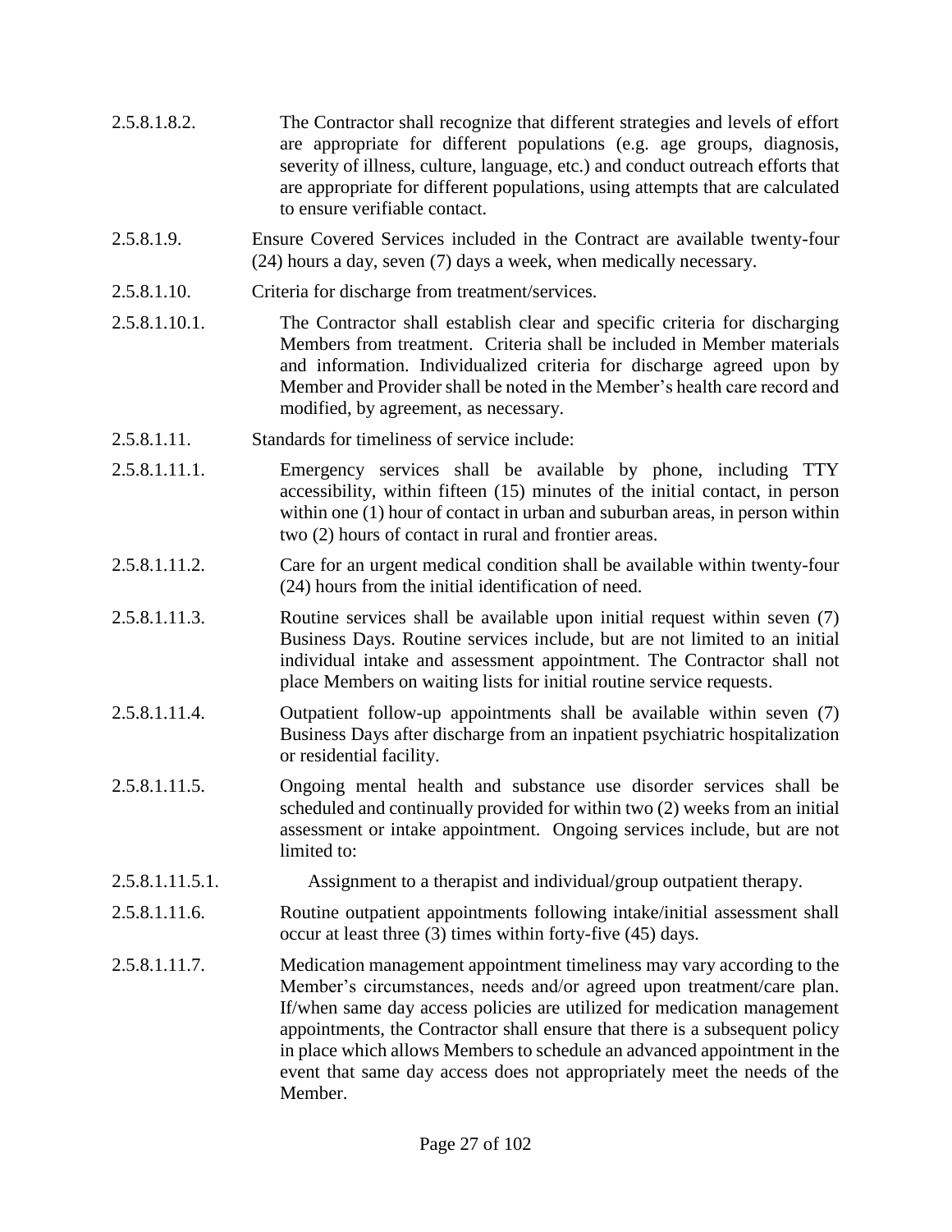2.5.8.1.8.2. The Contractor shall recognize that different strategies and levels of effort are appropriate for different populations (e.g. age groups, diagnosis, severity of illness, culture, language, etc.) and conduct outreach efforts that are appropriate for different populations, using attempts that are calculated to ensure verifiable contact.

2.5.8.1.9. Ensure Covered Services included in the Contract are available twenty-four (24) hours a day, seven (7) days a week, when medically necessary.

2.5.8.1.10. Criteria for discharge from treatment/services.

2.5.8.1.10.1. The Contractor shall establish clear and specific criteria for discharging Members from treatment. Criteria shall be included in Member materials and information. Individualized criteria for discharge agreed upon by Member and Provider shall be noted in the Member's health care record and modified, by agreement, as necessary.

2.5.8.1.11. Standards for timeliness of service include:

2.5.8.1.11.1. Emergency services shall be available by phone, including TTY accessibility, within fifteen (15) minutes of the initial contact, in person within one (1) hour of contact in urban and suburban areas, in person within two (2) hours of contact in rural and frontier areas.

2.5.8.1.11.2. Care for an urgent medical condition shall be available within twenty-four (24) hours from the initial identification of need.

2.5.8.1.11.3. Routine services shall be available upon initial request within seven (7) Business Days. Routine services include, but are not limited to an initial individual intake and assessment appointment. The Contractor shall not place Members on waiting lists for initial routine service requests.

2.5.8.1.11.4. Outpatient follow-up appointments shall be available within seven (7) Business Days after discharge from an inpatient psychiatric hospitalization or residential facility.

2.5.8.1.11.5. Ongoing mental health and substance use disorder services shall be scheduled and continually provided for within two (2) weeks from an initial assessment or intake appointment. Ongoing services include, but are not limited to:

2.5.8.1.11.5.1. Assignment to a therapist and individual/group outpatient therapy.

2.5.8.1.11.6. Routine outpatient appointments following intake/initial assessment shall occur at least three (3) times within forty-five (45) days.

2.5.8.1.11.7. Medication management appointment timeliness may vary according to the Member's circumstances, needs and/or agreed upon treatment/care plan. If/when same day access policies are utilized for medication management appointments, the Contractor shall ensure that there is a subsequent policy in place which allows Members to schedule an advanced appointment in the event that same day access does not appropriately meet the needs of the Member.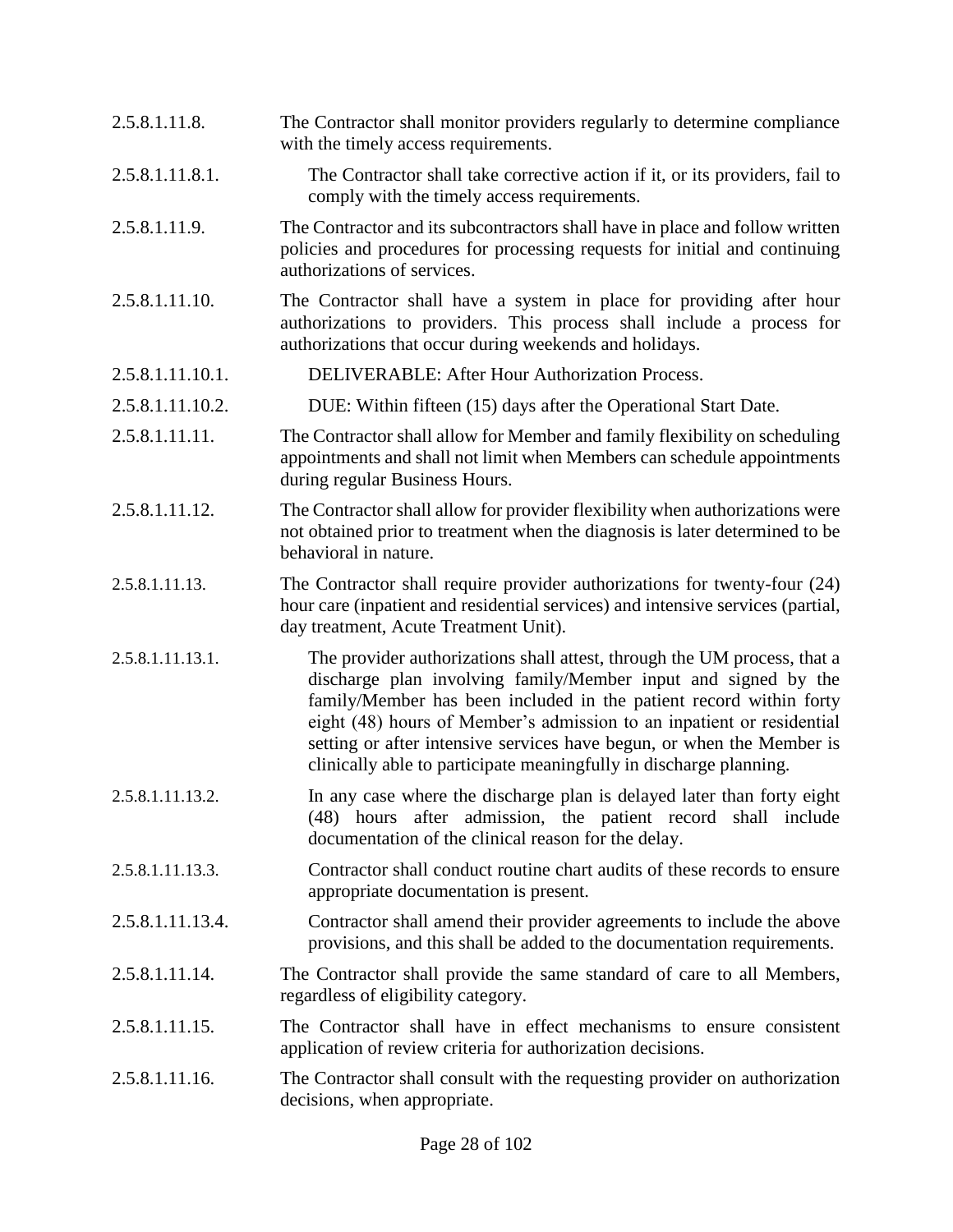2.5.8.1.11.8. The Contractor shall monitor providers regularly to determine compliance with the timely access requirements.

2.5.8.1.11.8.1. The Contractor shall take corrective action if it, or its providers, fail to comply with the timely access requirements.

2.5.8.1.11.9. The Contractor and its subcontractors shall have in place and follow written policies and procedures for processing requests for initial and continuing authorizations of services.

2.5.8.1.11.10. The Contractor shall have a system in place for providing after hour authorizations to providers. This process shall include a process for authorizations that occur during weekends and holidays.

2.5.8.1.11.10.1. DELIVERABLE: After Hour Authorization Process.

2.5.8.1.11.10.2. DUE: Within fifteen (15) days after the Operational Start Date.

2.5.8.1.11.11. The Contractor shall allow for Member and family flexibility on scheduling appointments and shall not limit when Members can schedule appointments during regular Business Hours.

2.5.8.1.11.12. The Contractor shall allow for provider flexibility when authorizations were not obtained prior to treatment when the diagnosis is later determined to be behavioral in nature.

2.5.8.1.11.13. The Contractor shall require provider authorizations for twenty-four (24) hour care (inpatient and residential services) and intensive services (partial, day treatment, Acute Treatment Unit).

2.5.8.1.11.13.1. The provider authorizations shall attest, through the UM process, that a discharge plan involving family/Member input and signed by the family/Member has been included in the patient record within forty eight (48) hours of Member's admission to an inpatient or residential setting or after intensive services have begun, or when the Member is clinically able to participate meaningfully in discharge planning.

2.5.8.1.11.13.2. In any case where the discharge plan is delayed later than forty eight (48) hours after admission, the patient record shall include documentation of the clinical reason for the delay.

2.5.8.1.11.13.3. Contractor shall conduct routine chart audits of these records to ensure appropriate documentation is present.

2.5.8.1.11.13.4. Contractor shall amend their provider agreements to include the above provisions, and this shall be added to the documentation requirements.

2.5.8.1.11.14. The Contractor shall provide the same standard of care to all Members, regardless of eligibility category.

2.5.8.1.11.15. The Contractor shall have in effect mechanisms to ensure consistent application of review criteria for authorization decisions.

2.5.8.1.11.16. The Contractor shall consult with the requesting provider on authorization decisions, when appropriate.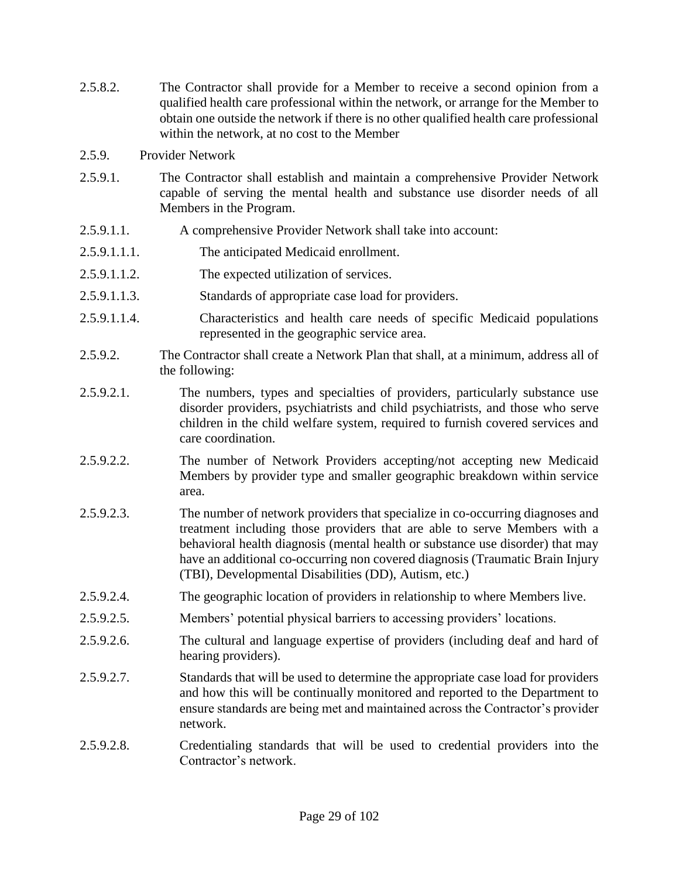2.5.8.2. The Contractor shall provide for a Member to receive a second opinion from a qualified health care professional within the network, or arrange for the Member to obtain one outside the network if there is no other qualified health care professional within the network, at no cost to the Member

2.5.9. Provider Network

2.5.9.1. The Contractor shall establish and maintain a comprehensive Provider Network capable of serving the mental health and substance use disorder needs of all Members in the Program.

2.5.9.1.1. A comprehensive Provider Network shall take into account:

2.5.9.1.1.1. The anticipated Medicaid enrollment.

2.5.9.1.1.2. The expected utilization of services.

2.5.9.1.1.3. Standards of appropriate case load for providers.

2.5.9.1.1.4. Characteristics and health care needs of specific Medicaid populations represented in the geographic service area.

2.5.9.2. The Contractor shall create a Network Plan that shall, at a minimum, address all of the following:

2.5.9.2.1. The numbers, types and specialties of providers, particularly substance use disorder providers, psychiatrists and child psychiatrists, and those who serve children in the child welfare system, required to furnish covered services and care coordination.

2.5.9.2.2. The number of Network Providers accepting/not accepting new Medicaid Members by provider type and smaller geographic breakdown within service area.

2.5.9.2.3. The number of network providers that specialize in co-occurring diagnoses and treatment including those providers that are able to serve Members with a behavioral health diagnosis (mental health or substance use disorder) that may have an additional co-occurring non covered diagnosis (Traumatic Brain Injury (TBI), Developmental Disabilities (DD), Autism, etc.)

2.5.9.2.4. The geographic location of providers in relationship to where Members live.

2.5.9.2.5. Members' potential physical barriers to accessing providers' locations.

2.5.9.2.6. The cultural and language expertise of providers (including deaf and hard of hearing providers).

2.5.9.2.7. Standards that will be used to determine the appropriate case load for providers and how this will be continually monitored and reported to the Department to ensure standards are being met and maintained across the Contractor's provider network.

2.5.9.2.8. Credentialing standards that will be used to credential providers into the Contractor's network.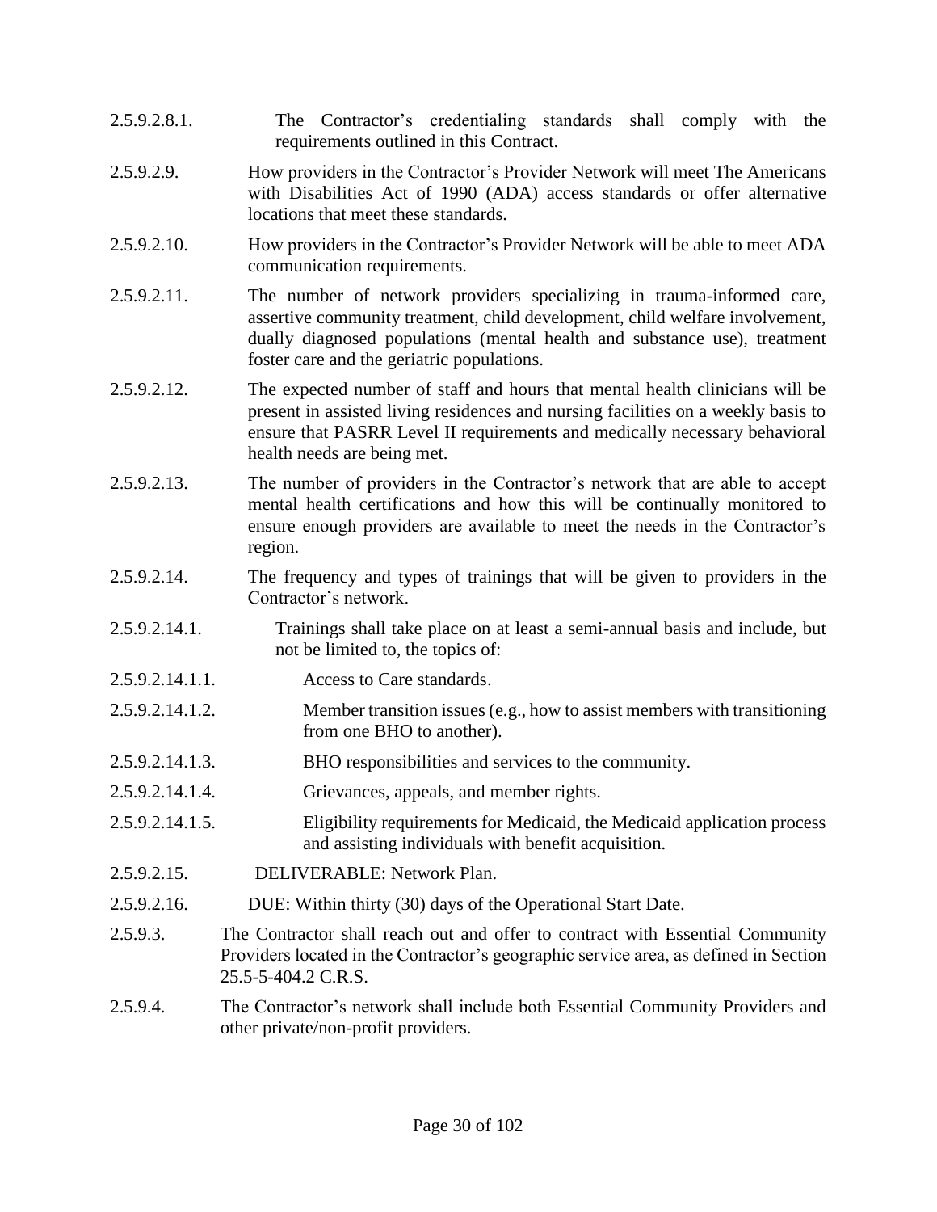2.5.9.2.8.1. The Contractor's credentialing standards shall comply with the requirements outlined in this Contract.

2.5.9.2.9. How providers in the Contractor's Provider Network will meet The Americans with Disabilities Act of 1990 (ADA) access standards or offer alternative locations that meet these standards.

2.5.9.2.10. How providers in the Contractor's Provider Network will be able to meet ADA communication requirements.

2.5.9.2.11. The number of network providers specializing in trauma-informed care, assertive community treatment, child development, child welfare involvement, dually diagnosed populations (mental health and substance use), treatment foster care and the geriatric populations.

2.5.9.2.12. The expected number of staff and hours that mental health clinicians will be present in assisted living residences and nursing facilities on a weekly basis to ensure that PASRR Level II requirements and medically necessary behavioral health needs are being met.

2.5.9.2.13. The number of providers in the Contractor's network that are able to accept mental health certifications and how this will be continually monitored to ensure enough providers are available to meet the needs in the Contractor's region.

2.5.9.2.14. The frequency and types of trainings that will be given to providers in the Contractor's network.

2.5.9.2.14.1. Trainings shall take place on at least a semi-annual basis and include, but not be limited to, the topics of:

2.5.9.2.14.1.1. Access to Care standards.

2.5.9.2.14.1.2. Member transition issues (e.g., how to assist members with transitioning from one BHO to another).

2.5.9.2.14.1.3. BHO responsibilities and services to the community.

2.5.9.2.14.1.4. Grievances, appeals, and member rights.

2.5.9.2.14.1.5. Eligibility requirements for Medicaid, the Medicaid application process and assisting individuals with benefit acquisition.

2.5.9.2.15. DELIVERABLE: Network Plan.

2.5.9.2.16. DUE: Within thirty (30) days of the Operational Start Date.

2.5.9.3. The Contractor shall reach out and offer to contract with Essential Community Providers located in the Contractor's geographic service area, as defined in Section 25.5-5-404.2 C.R.S.

2.5.9.4. The Contractor's network shall include both Essential Community Providers and other private/non-profit providers.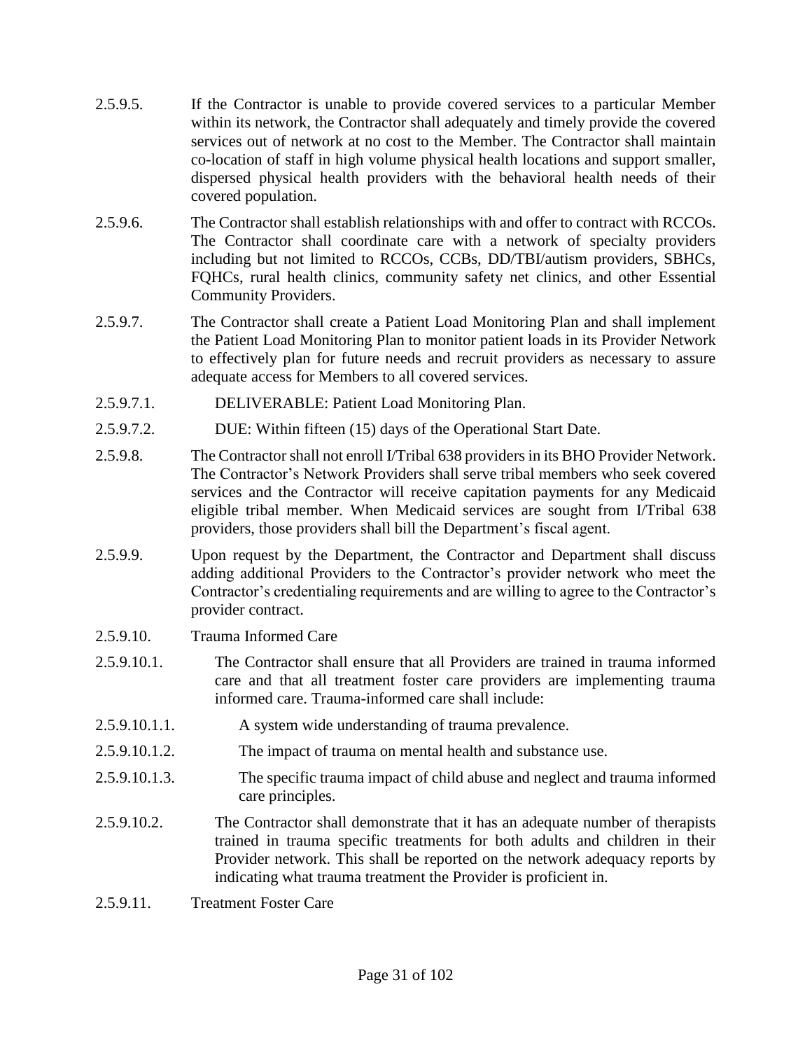2.5.9.5. If the Contractor is unable to provide covered services to a particular Member within its network, the Contractor shall adequately and timely provide the covered services out of network at no cost to the Member. The Contractor shall maintain co-location of staff in high volume physical health locations and support smaller, dispersed physical health providers with the behavioral health needs of their covered population.

2.5.9.6. The Contractor shall establish relationships with and offer to contract with RCCOs. The Contractor shall coordinate care with a network of specialty providers including but not limited to RCCOs, CCBs, DD/TBI/autism providers, SBHCs, FQHCs, rural health clinics, community safety net clinics, and other Essential Community Providers.

2.5.9.7. The Contractor shall create a Patient Load Monitoring Plan and shall implement the Patient Load Monitoring Plan to monitor patient loads in its Provider Network to effectively plan for future needs and recruit providers as necessary to assure adequate access for Members to all covered services.

2.5.9.7.1. DELIVERABLE: Patient Load Monitoring Plan.

2.5.9.7.2. DUE: Within fifteen (15) days of the Operational Start Date.

2.5.9.8. The Contractor shall not enroll I/Tribal 638 providers in its BHO Provider Network. The Contractor's Network Providers shall serve tribal members who seek covered services and the Contractor will receive capitation payments for any Medicaid eligible tribal member. When Medicaid services are sought from I/Tribal 638 providers, those providers shall bill the Department's fiscal agent.

2.5.9.9. Upon request by the Department, the Contractor and Department shall discuss adding additional Providers to the Contractor's provider network who meet the Contractor's credentialing requirements and are willing to agree to the Contractor's provider contract.

2.5.9.10. Trauma Informed Care

2.5.9.10.1. The Contractor shall ensure that all Providers are trained in trauma informed care and that all treatment foster care providers are implementing trauma informed care. Trauma-informed care shall include:

2.5.9.10.1.1. A system wide understanding of trauma prevalence.

2.5.9.10.1.2. The impact of trauma on mental health and substance use.

2.5.9.10.1.3. The specific trauma impact of child abuse and neglect and trauma informed care principles.

2.5.9.10.2. The Contractor shall demonstrate that it has an adequate number of therapists trained in trauma specific treatments for both adults and children in their Provider network. This shall be reported on the network adequacy reports by indicating what trauma treatment the Provider is proficient in.

2.5.9.11. Treatment Foster Care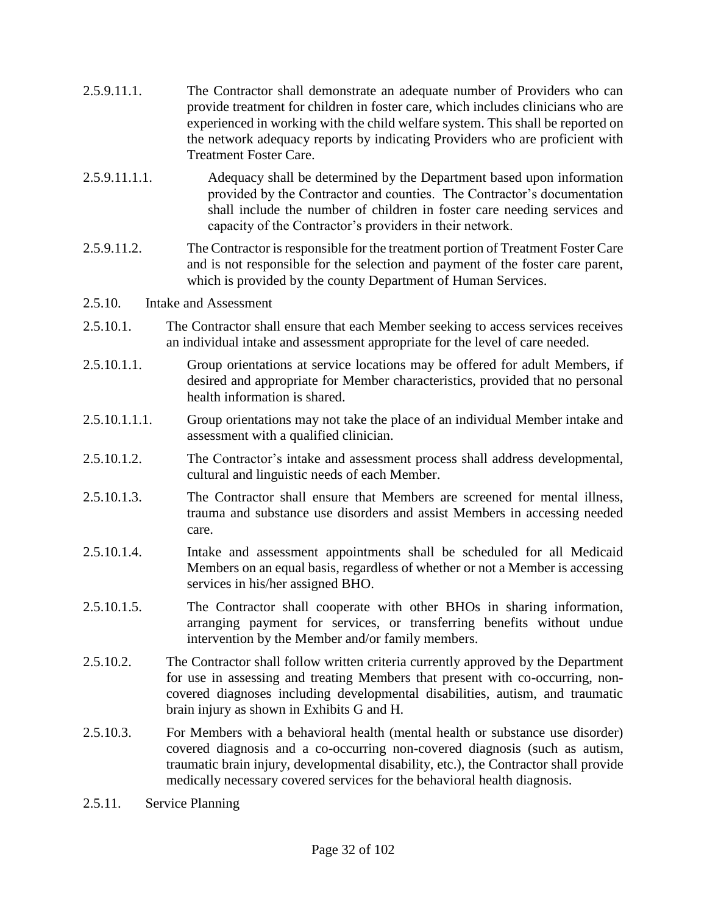2.5.9.11.1. The Contractor shall demonstrate an adequate number of Providers who can provide treatment for children in foster care, which includes clinicians who are experienced in working with the child welfare system. This shall be reported on the network adequacy reports by indicating Providers who are proficient with Treatment Foster Care.

2.5.9.11.1.1. Adequacy shall be determined by the Department based upon information provided by the Contractor and counties. The Contractor's documentation shall include the number of children in foster care needing services and capacity of the Contractor's providers in their network.

2.5.9.11.2. The Contractor is responsible for the treatment portion of Treatment Foster Care and is not responsible for the selection and payment of the foster care parent, which is provided by the county Department of Human Services.

2.5.10. Intake and Assessment

2.5.10.1. The Contractor shall ensure that each Member seeking to access services receives an individual intake and assessment appropriate for the level of care needed.

2.5.10.1.1. Group orientations at service locations may be offered for adult Members, if desired and appropriate for Member characteristics, provided that no personal health information is shared.

2.5.10.1.1.1. Group orientations may not take the place of an individual Member intake and assessment with a qualified clinician.

2.5.10.1.2. The Contractor's intake and assessment process shall address developmental, cultural and linguistic needs of each Member.

2.5.10.1.3. The Contractor shall ensure that Members are screened for mental illness, trauma and substance use disorders and assist Members in accessing needed care.

2.5.10.1.4. Intake and assessment appointments shall be scheduled for all Medicaid Members on an equal basis, regardless of whether or not a Member is accessing services in his/her assigned BHO.

2.5.10.1.5. The Contractor shall cooperate with other BHOs in sharing information, arranging payment for services, or transferring benefits without undue intervention by the Member and/or family members.

2.5.10.2. The Contractor shall follow written criteria currently approved by the Department for use in assessing and treating Members that present with co-occurring, non-covered diagnoses including developmental disabilities, autism, and traumatic brain injury as shown in Exhibits G and H.

2.5.10.3. For Members with a behavioral health (mental health or substance use disorder) covered diagnosis and a co-occurring non-covered diagnosis (such as autism, traumatic brain injury, developmental disability, etc.), the Contractor shall provide medically necessary covered services for the behavioral health diagnosis.

2.5.11. Service Planning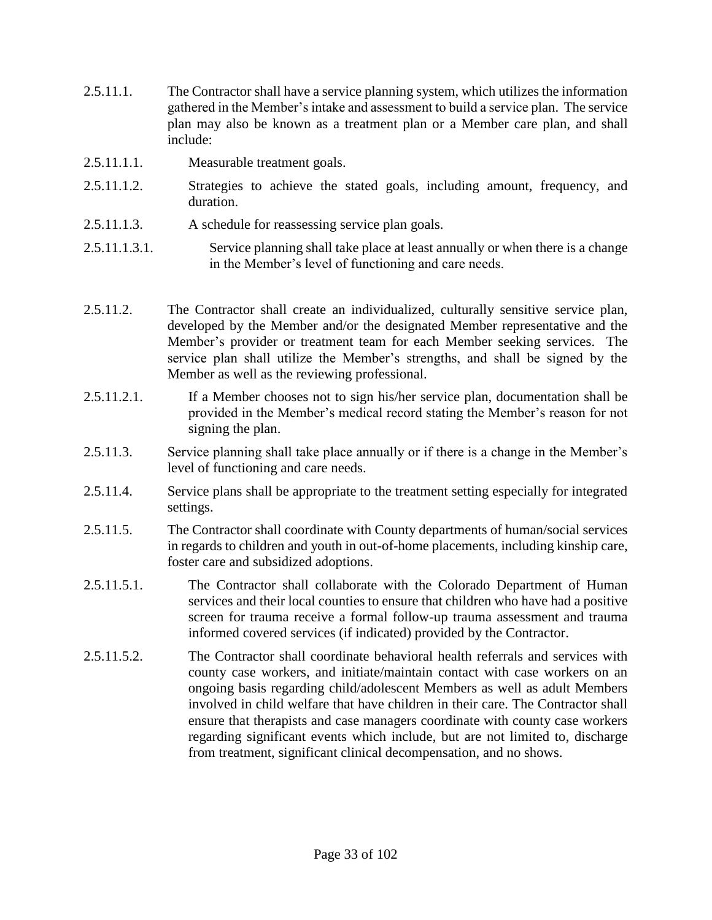2.5.11.1. The Contractor shall have a service planning system, which utilizes the information gathered in the Member's intake and assessment to build a service plan. The service plan may also be known as a treatment plan or a Member care plan, and shall include:

2.5.11.1.1. Measurable treatment goals.

2.5.11.1.2. Strategies to achieve the stated goals, including amount, frequency, and duration.

2.5.11.1.3. A schedule for reassessing service plan goals.

2.5.11.1.3.1. Service planning shall take place at least annually or when there is a change in the Member's level of functioning and care needs.

2.5.11.2. The Contractor shall create an individualized, culturally sensitive service plan, developed by the Member and/or the designated Member representative and the Member's provider or treatment team for each Member seeking services. The service plan shall utilize the Member's strengths, and shall be signed by the Member as well as the reviewing professional.

2.5.11.2.1. If a Member chooses not to sign his/her service plan, documentation shall be provided in the Member's medical record stating the Member's reason for not signing the plan.

2.5.11.3. Service planning shall take place annually or if there is a change in the Member's level of functioning and care needs.

2.5.11.4. Service plans shall be appropriate to the treatment setting especially for integrated settings.

2.5.11.5. The Contractor shall coordinate with County departments of human/social services in regards to children and youth in out-of-home placements, including kinship care, foster care and subsidized adoptions.

2.5.11.5.1. The Contractor shall collaborate with the Colorado Department of Human services and their local counties to ensure that children who have had a positive screen for trauma receive a formal follow-up trauma assessment and trauma informed covered services (if indicated) provided by the Contractor.

2.5.11.5.2. The Contractor shall coordinate behavioral health referrals and services with county case workers, and initiate/maintain contact with case workers on an ongoing basis regarding child/adolescent Members as well as adult Members involved in child welfare that have children in their care. The Contractor shall ensure that therapists and case managers coordinate with county case workers regarding significant events which include, but are not limited to, discharge from treatment, significant clinical decompensation, and no shows.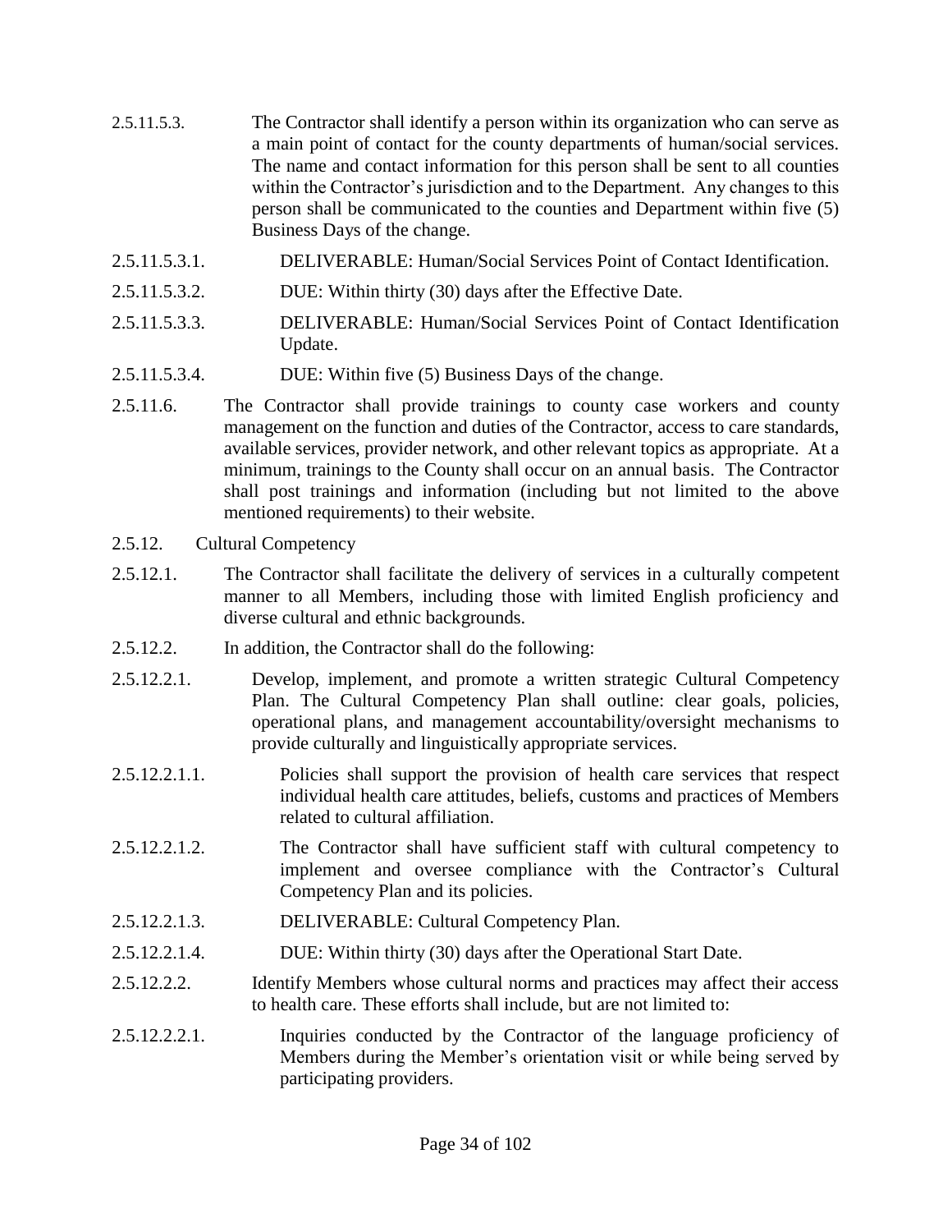2.5.11.5.3. The Contractor shall identify a person within its organization who can serve as a main point of contact for the county departments of human/social services. The name and contact information for this person shall be sent to all counties within the Contractor's jurisdiction and to the Department. Any changes to this person shall be communicated to the counties and Department within five (5) Business Days of the change.

2.5.11.5.3.1. DELIVERABLE: Human/Social Services Point of Contact Identification.

2.5.11.5.3.2. DUE: Within thirty (30) days after the Effective Date.

2.5.11.5.3.3. DELIVERABLE: Human/Social Services Point of Contact Identification Update.

2.5.11.5.3.4. DUE: Within five (5) Business Days of the change.

2.5.11.6. The Contractor shall provide trainings to county case workers and county management on the function and duties of the Contractor, access to care standards, available services, provider network, and other relevant topics as appropriate. At a minimum, trainings to the County shall occur on an annual basis. The Contractor shall post trainings and information (including but not limited to the above mentioned requirements) to their website.

2.5.12. Cultural Competency

2.5.12.1. The Contractor shall facilitate the delivery of services in a culturally competent manner to all Members, including those with limited English proficiency and diverse cultural and ethnic backgrounds.

2.5.12.2. In addition, the Contractor shall do the following:

2.5.12.2.1. Develop, implement, and promote a written strategic Cultural Competency Plan. The Cultural Competency Plan shall outline: clear goals, policies, operational plans, and management accountability/oversight mechanisms to provide culturally and linguistically appropriate services.

2.5.12.2.1.1. Policies shall support the provision of health care services that respect individual health care attitudes, beliefs, customs and practices of Members related to cultural affiliation.

2.5.12.2.1.2. The Contractor shall have sufficient staff with cultural competency to implement and oversee compliance with the Contractor's Cultural Competency Plan and its policies.

2.5.12.2.1.3. DELIVERABLE: Cultural Competency Plan.

2.5.12.2.1.4. DUE: Within thirty (30) days after the Operational Start Date.

2.5.12.2.2. Identify Members whose cultural norms and practices may affect their access to health care. These efforts shall include, but are not limited to:

2.5.12.2.2.1. Inquiries conducted by the Contractor of the language proficiency of Members during the Member's orientation visit or while being served by participating providers.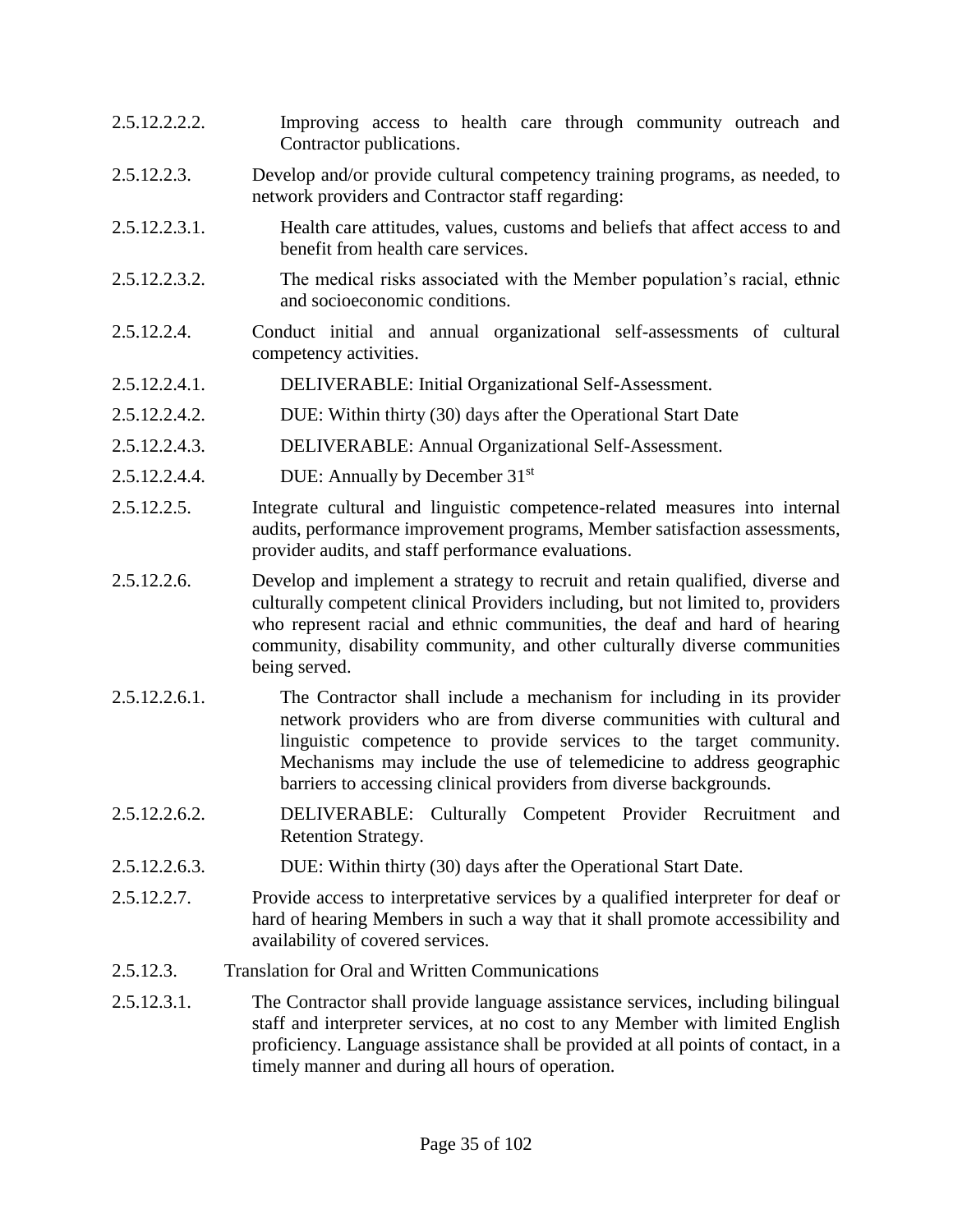2.5.12.2.2.2. Improving access to health care through community outreach and Contractor publications.

2.5.12.2.3. Develop and/or provide cultural competency training programs, as needed, to network providers and Contractor staff regarding:

2.5.12.2.3.1. Health care attitudes, values, customs and beliefs that affect access to and benefit from health care services.

2.5.12.2.3.2. The medical risks associated with the Member population's racial, ethnic and socioeconomic conditions.

2.5.12.2.4. Conduct initial and annual organizational self-assessments of cultural competency activities.

2.5.12.2.4.1. DELIVERABLE: Initial Organizational Self-Assessment.

2.5.12.2.4.2. DUE: Within thirty (30) days after the Operational Start Date

2.5.12.2.4.3. DELIVERABLE: Annual Organizational Self-Assessment.

2.5.12.2.4.4. DUE: Annually by December 31st

2.5.12.2.5. Integrate cultural and linguistic competence-related measures into internal audits, performance improvement programs, Member satisfaction assessments, provider audits, and staff performance evaluations.

2.5.12.2.6. Develop and implement a strategy to recruit and retain qualified, diverse and culturally competent clinical Providers including, but not limited to, providers who represent racial and ethnic communities, the deaf and hard of hearing community, disability community, and other culturally diverse communities being served.

2.5.12.2.6.1. The Contractor shall include a mechanism for including in its provider network providers who are from diverse communities with cultural and linguistic competence to provide services to the target community. Mechanisms may include the use of telemedicine to address geographic barriers to accessing clinical providers from diverse backgrounds.

2.5.12.2.6.2. DELIVERABLE: Culturally Competent Provider Recruitment and Retention Strategy.

2.5.12.2.6.3. DUE: Within thirty (30) days after the Operational Start Date.

2.5.12.2.7. Provide access to interpretative services by a qualified interpreter for deaf or hard of hearing Members in such a way that it shall promote accessibility and availability of covered services.

2.5.12.3. Translation for Oral and Written Communications

2.5.12.3.1. The Contractor shall provide language assistance services, including bilingual staff and interpreter services, at no cost to any Member with limited English proficiency. Language assistance shall be provided at all points of contact, in a timely manner and during all hours of operation.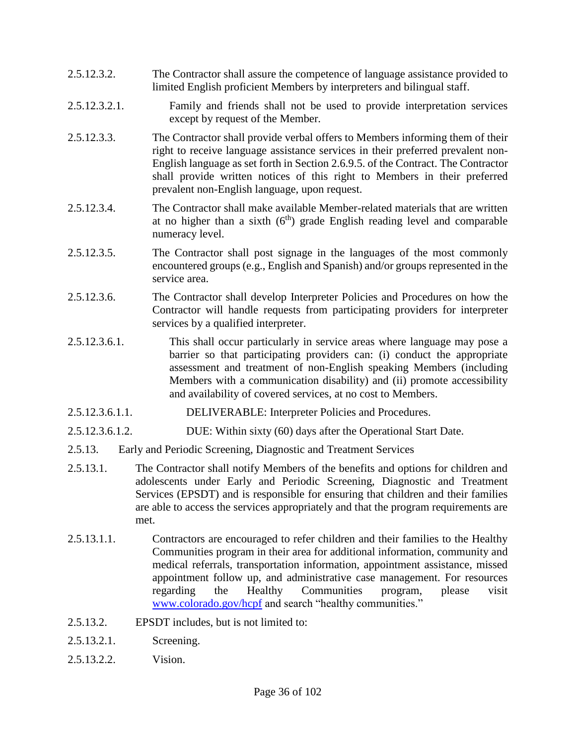2.5.12.3.2. The Contractor shall assure the competence of language assistance provided to limited English proficient Members by interpreters and bilingual staff.

2.5.12.3.2.1. Family and friends shall not be used to provide interpretation services except by request of the Member.

2.5.12.3.3. The Contractor shall provide verbal offers to Members informing them of their right to receive language assistance services in their preferred prevalent non-English language as set forth in Section 2.6.9.5. of the Contract. The Contractor shall provide written notices of this right to Members in their preferred prevalent non-English language, upon request.

2.5.12.3.4. The Contractor shall make available Member-related materials that are written at no higher than a sixth ($6^{th}$) grade English reading level and comparable numeracy level.

2.5.12.3.5. The Contractor shall post signage in the languages of the most commonly encountered groups (e.g., English and Spanish) and/or groups represented in the service area.

2.5.12.3.6. The Contractor shall develop Interpreter Policies and Procedures on how the Contractor will handle requests from participating providers for interpreter services by a qualified interpreter.

2.5.12.3.6.1. This shall occur particularly in service areas where language may pose a barrier so that participating providers can: (i) conduct the appropriate assessment and treatment of non-English speaking Members (including Members with a communication disability) and (ii) promote accessibility and availability of covered services, at no cost to Members.

2.5.12.3.6.1.1. DELIVERABLE: Interpreter Policies and Procedures.

2.5.12.3.6.1.2. DUE: Within sixty (60) days after the Operational Start Date.

2.5.13. Early and Periodic Screening, Diagnostic and Treatment Services

2.5.13.1. The Contractor shall notify Members of the benefits and options for children and adolescents under Early and Periodic Screening, Diagnostic and Treatment Services (EPSDT) and is responsible for ensuring that children and their families are able to access the services appropriately and that the program requirements are met.

2.5.13.1.1. Contractors are encouraged to refer children and their families to the Healthy Communities program in their area for additional information, community and medical referrals, transportation information, appointment assistance, missed appointment follow up, and administrative case management. For resources regarding the Healthy Communities program, please visit www.colorado.gov/hcpf and search "healthy communities."

2.5.13.2. EPSDT includes, but is not limited to:

2.5.13.2.1. Screening.

2.5.13.2.2. Vision.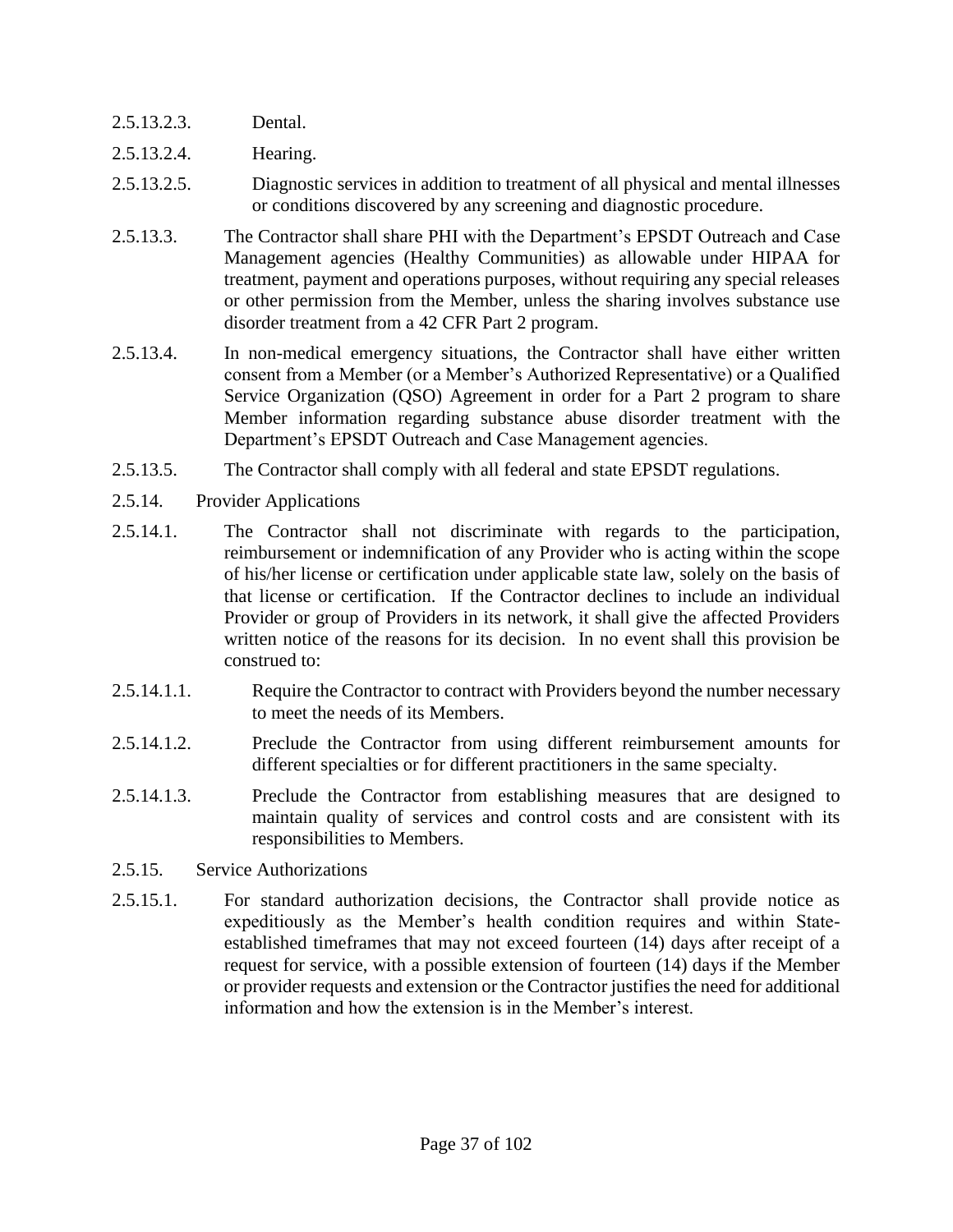2.5.13.2.3. Dental.

2.5.13.2.4. Hearing.

2.5.13.2.5. Diagnostic services in addition to treatment of all physical and mental illnesses or conditions discovered by any screening and diagnostic procedure.

2.5.13.3. The Contractor shall share PHI with the Department's EPSDT Outreach and Case Management agencies (Healthy Communities) as allowable under HIPAA for treatment, payment and operations purposes, without requiring any special releases or other permission from the Member, unless the sharing involves substance use disorder treatment from a 42 CFR Part 2 program.

2.5.13.4. In non-medical emergency situations, the Contractor shall have either written consent from a Member (or a Member's Authorized Representative) or a Qualified Service Organization (QSO) Agreement in order for a Part 2 program to share Member information regarding substance abuse disorder treatment with the Department's EPSDT Outreach and Case Management agencies.

2.5.13.5. The Contractor shall comply with all federal and state EPSDT regulations.

2.5.14. Provider Applications

2.5.14.1. The Contractor shall not discriminate with regards to the participation, reimbursement or indemnification of any Provider who is acting within the scope of his/her license or certification under applicable state law, solely on the basis of that license or certification. If the Contractor declines to include an individual Provider or group of Providers in its network, it shall give the affected Providers written notice of the reasons for its decision. In no event shall this provision be construed to:

2.5.14.1.1. Require the Contractor to contract with Providers beyond the number necessary to meet the needs of its Members.

2.5.14.1.2. Preclude the Contractor from using different reimbursement amounts for different specialties or for different practitioners in the same specialty.

2.5.14.1.3. Preclude the Contractor from establishing measures that are designed to maintain quality of services and control costs and are consistent with its responsibilities to Members.

2.5.15. Service Authorizations

2.5.15.1. For standard authorization decisions, the Contractor shall provide notice as expeditiously as the Member's health condition requires and within State-established timeframes that may not exceed fourteen (14) days after receipt of a request for service, with a possible extension of fourteen (14) days if the Member or provider requests and extension or the Contractor justifies the need for additional information and how the extension is in the Member's interest.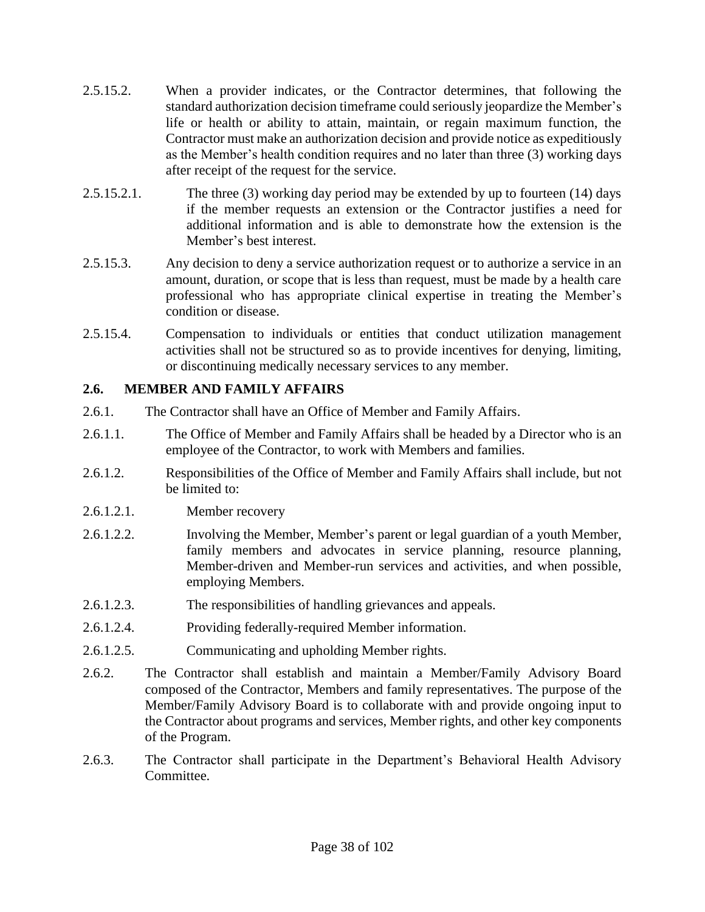2.5.15.2. When a provider indicates, or the Contractor determines, that following the standard authorization decision timeframe could seriously jeopardize the Member's life or health or ability to attain, maintain, or regain maximum function, the Contractor must make an authorization decision and provide notice as expeditiously as the Member's health condition requires and no later than three (3) working days after receipt of the request for the service.

2.5.15.2.1. The three (3) working day period may be extended by up to fourteen (14) days if the member requests an extension or the Contractor justifies a need for additional information and is able to demonstrate how the extension is the Member's best interest.

2.5.15.3. Any decision to deny a service authorization request or to authorize a service in an amount, duration, or scope that is less than request, must be made by a health care professional who has appropriate clinical expertise in treating the Member's condition or disease.

2.5.15.4. Compensation to individuals or entities that conduct utilization management activities shall not be structured so as to provide incentives for denying, limiting, or discontinuing medically necessary services to any member.

## 2.6. MEMBER AND FAMILY AFFAIRS

2.6.1. The Contractor shall have an Office of Member and Family Affairs.

2.6.1.1. The Office of Member and Family Affairs shall be headed by a Director who is an employee of the Contractor, to work with Members and families.

2.6.1.2. Responsibilities of the Office of Member and Family Affairs shall include, but not be limited to:

2.6.1.2.1. Member recovery

2.6.1.2.2. Involving the Member, Member's parent or legal guardian of a youth Member, family members and advocates in service planning, resource planning, Member-driven and Member-run services and activities, and when possible, employing Members.

2.6.1.2.3. The responsibilities of handling grievances and appeals.

2.6.1.2.4. Providing federally-required Member information.

2.6.1.2.5. Communicating and upholding Member rights.

2.6.2. The Contractor shall establish and maintain a Member/Family Advisory Board composed of the Contractor, Members and family representatives. The purpose of the Member/Family Advisory Board is to collaborate with and provide ongoing input to the Contractor about programs and services, Member rights, and other key components of the Program.

2.6.3. The Contractor shall participate in the Department's Behavioral Health Advisory Committee.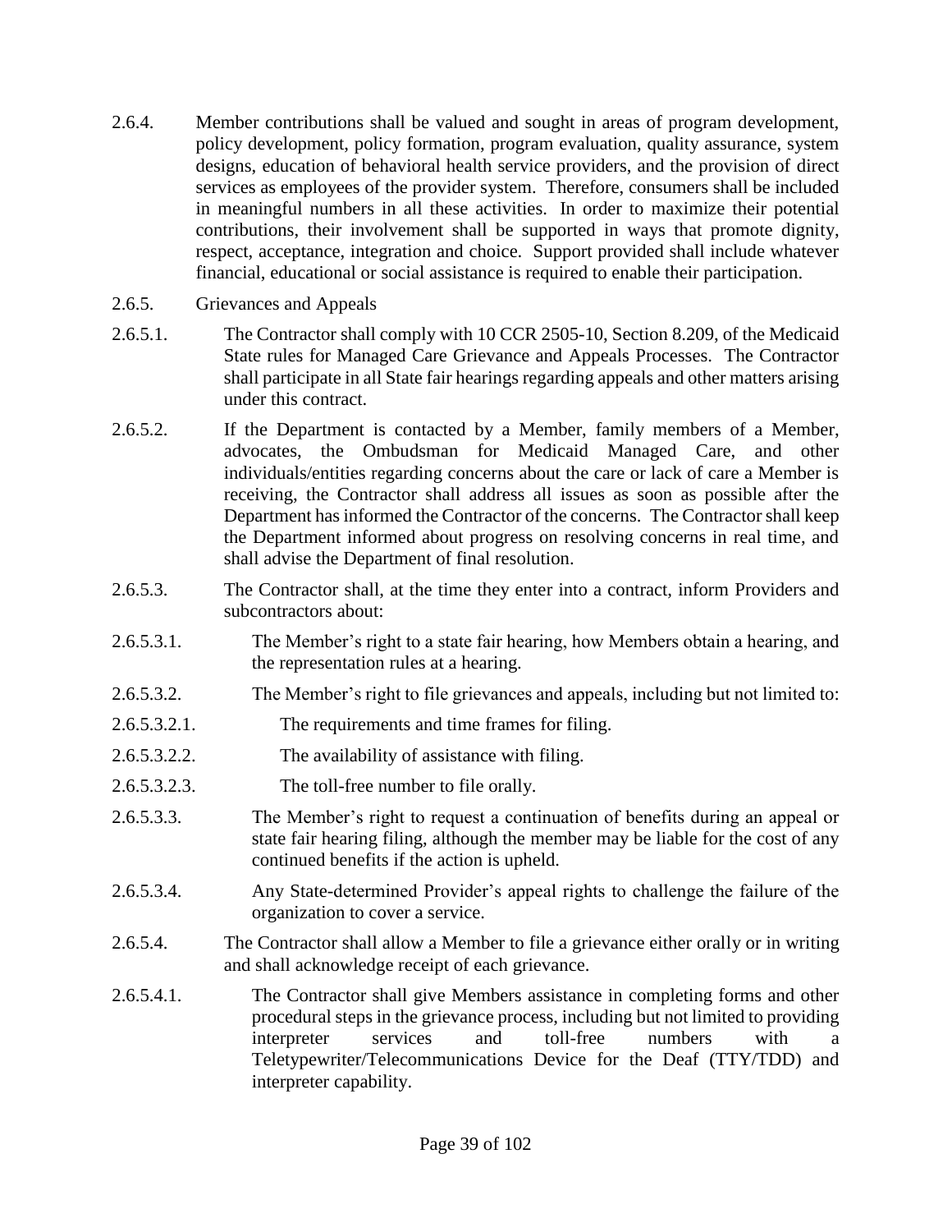2.6.4. Member contributions shall be valued and sought in areas of program development, policy development, policy formation, program evaluation, quality assurance, system designs, education of behavioral health service providers, and the provision of direct services as employees of the provider system. Therefore, consumers shall be included in meaningful numbers in all these activities. In order to maximize their potential contributions, their involvement shall be supported in ways that promote dignity, respect, acceptance, integration and choice. Support provided shall include whatever financial, educational or social assistance is required to enable their participation.

2.6.5. Grievances and Appeals

2.6.5.1. The Contractor shall comply with 10 CCR 2505-10, Section 8.209, of the Medicaid State rules for Managed Care Grievance and Appeals Processes. The Contractor shall participate in all State fair hearings regarding appeals and other matters arising under this contract.

2.6.5.2. If the Department is contacted by a Member, family members of a Member, advocates, the Ombudsman for Medicaid Managed Care, and other individuals/entities regarding concerns about the care or lack of care a Member is receiving, the Contractor shall address all issues as soon as possible after the Department has informed the Contractor of the concerns. The Contractor shall keep the Department informed about progress on resolving concerns in real time, and shall advise the Department of final resolution.

2.6.5.3. The Contractor shall, at the time they enter into a contract, inform Providers and subcontractors about:

2.6.5.3.1. The Member's right to a state fair hearing, how Members obtain a hearing, and the representation rules at a hearing.

2.6.5.3.2. The Member's right to file grievances and appeals, including but not limited to:

2.6.5.3.2.1. The requirements and time frames for filing.

2.6.5.3.2.2. The availability of assistance with filing.

2.6.5.3.2.3. The toll-free number to file orally.

2.6.5.3.3. The Member's right to request a continuation of benefits during an appeal or state fair hearing filing, although the member may be liable for the cost of any continued benefits if the action is upheld.

2.6.5.3.4. Any State-determined Provider's appeal rights to challenge the failure of the organization to cover a service.

2.6.5.4. The Contractor shall allow a Member to file a grievance either orally or in writing and shall acknowledge receipt of each grievance.

2.6.5.4.1. The Contractor shall give Members assistance in completing forms and other procedural steps in the grievance process, including but not limited to providing interpreter services and toll-free numbers with a Teletypewriter/Telecommunications Device for the Deaf (TTY/TDD) and interpreter capability.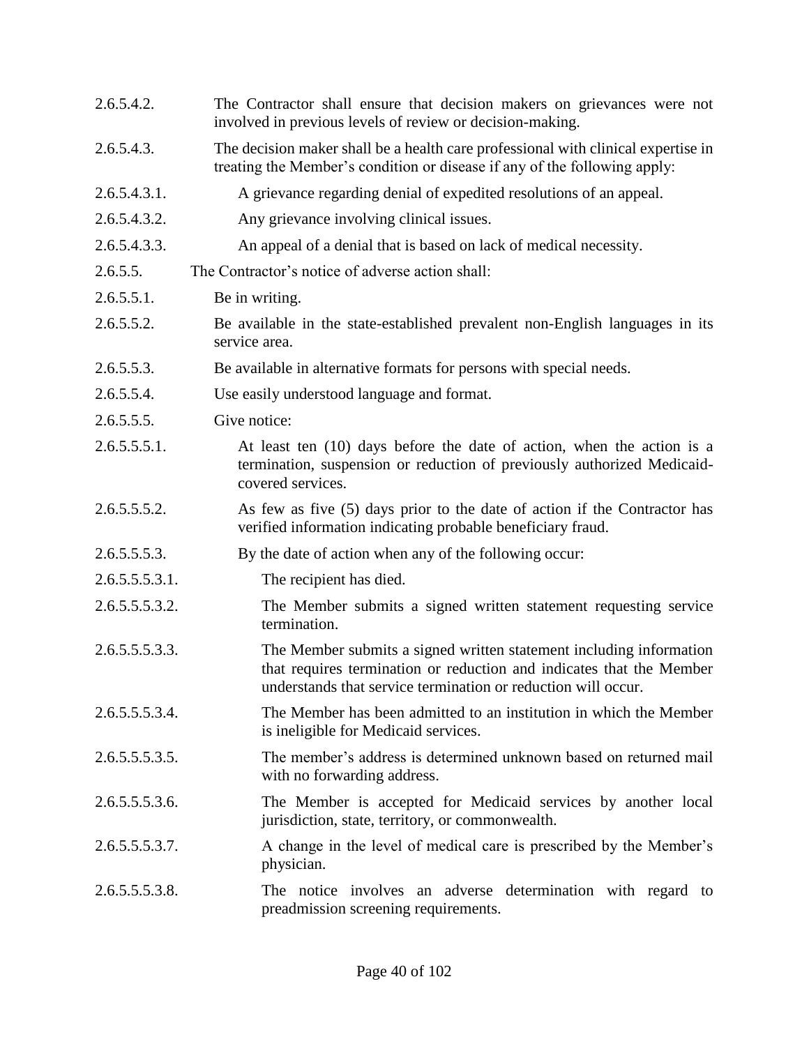2.6.5.4.2. The Contractor shall ensure that decision makers on grievances were not involved in previous levels of review or decision-making.

2.6.5.4.3. The decision maker shall be a health care professional with clinical expertise in treating the Member's condition or disease if any of the following apply:

2.6.5.4.3.1. A grievance regarding denial of expedited resolutions of an appeal.

2.6.5.4.3.2. Any grievance involving clinical issues.

2.6.5.4.3.3. An appeal of a denial that is based on lack of medical necessity.

2.6.5.5. The Contractor's notice of adverse action shall:

2.6.5.5.1. Be in writing.

2.6.5.5.2. Be available in the state-established prevalent non-English languages in its service area.

2.6.5.5.3. Be available in alternative formats for persons with special needs.

2.6.5.5.4. Use easily understood language and format.

2.6.5.5.5. Give notice:

2.6.5.5.5.1. At least ten (10) days before the date of action, when the action is a termination, suspension or reduction of previously authorized Medicaid-covered services.

2.6.5.5.5.2. As few as five (5) days prior to the date of action if the Contractor has verified information indicating probable beneficiary fraud.

2.6.5.5.5.3. By the date of action when any of the following occur:

2.6.5.5.5.3.1. The recipient has died.

2.6.5.5.5.3.2. The Member submits a signed written statement requesting service termination.

2.6.5.5.5.3.3. The Member submits a signed written statement including information that requires termination or reduction and indicates that the Member understands that service termination or reduction will occur.

2.6.5.5.5.3.4. The Member has been admitted to an institution in which the Member is ineligible for Medicaid services.

2.6.5.5.5.3.5. The member's address is determined unknown based on returned mail with no forwarding address.

2.6.5.5.5.3.6. The Member is accepted for Medicaid services by another local jurisdiction, state, territory, or commonwealth.

2.6.5.5.5.3.7. A change in the level of medical care is prescribed by the Member's physician.

2.6.5.5.5.3.8. The notice involves an adverse determination with regard to preadmission screening requirements.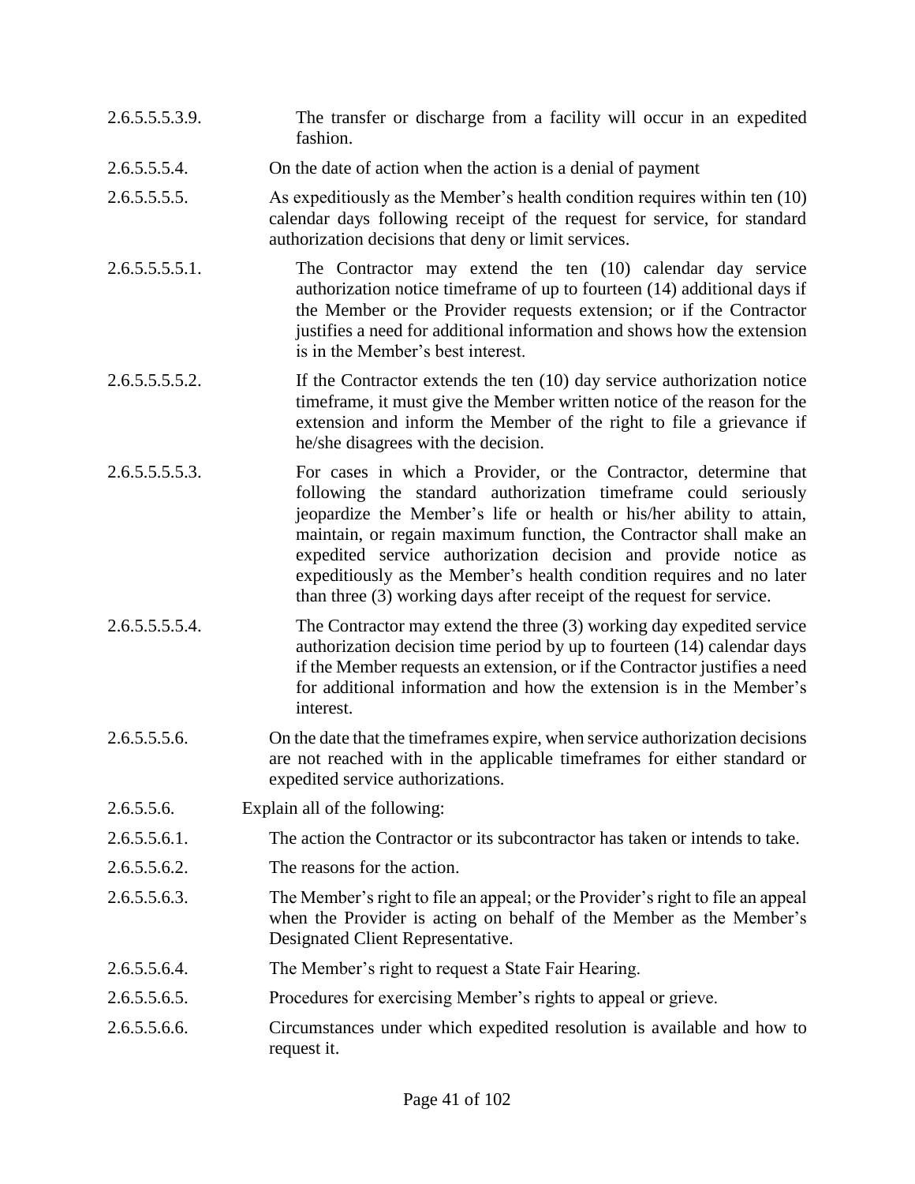2.6.5.5.5.3.9. The transfer or discharge from a facility will occur in an expedited fashion.

2.6.5.5.5.4. On the date of action when the action is a denial of payment

2.6.5.5.5.5. As expeditiously as the Member's health condition requires within ten (10) calendar days following receipt of the request for service, for standard authorization decisions that deny or limit services.

2.6.5.5.5.5.1. The Contractor may extend the ten (10) calendar day service authorization notice timeframe of up to fourteen (14) additional days if the Member or the Provider requests extension; or if the Contractor justifies a need for additional information and shows how the extension is in the Member's best interest.

2.6.5.5.5.5.2. If the Contractor extends the ten (10) day service authorization notice timeframe, it must give the Member written notice of the reason for the extension and inform the Member of the right to file a grievance if he/she disagrees with the decision.

2.6.5.5.5.5.3. For cases in which a Provider, or the Contractor, determine that following the standard authorization timeframe could seriously jeopardize the Member's life or health or his/her ability to attain, maintain, or regain maximum function, the Contractor shall make an expedited service authorization decision and provide notice as expeditiously as the Member's health condition requires and no later than three (3) working days after receipt of the request for service.

2.6.5.5.5.5.4. The Contractor may extend the three (3) working day expedited service authorization decision time period by up to fourteen (14) calendar days if the Member requests an extension, or if the Contractor justifies a need for additional information and how the extension is in the Member's interest.

2.6.5.5.5.6. On the date that the timeframes expire, when service authorization decisions are not reached with in the applicable timeframes for either standard or expedited service authorizations.

2.6.5.5.6. Explain all of the following:

2.6.5.5.6.1. The action the Contractor or its subcontractor has taken or intends to take.

2.6.5.5.6.2. The reasons for the action.

2.6.5.5.6.3. The Member's right to file an appeal; or the Provider's right to file an appeal when the Provider is acting on behalf of the Member as the Member's Designated Client Representative.

2.6.5.5.6.4. The Member's right to request a State Fair Hearing.

2.6.5.5.6.5. Procedures for exercising Member's rights to appeal or grieve.

2.6.5.5.6.6. Circumstances under which expedited resolution is available and how to request it.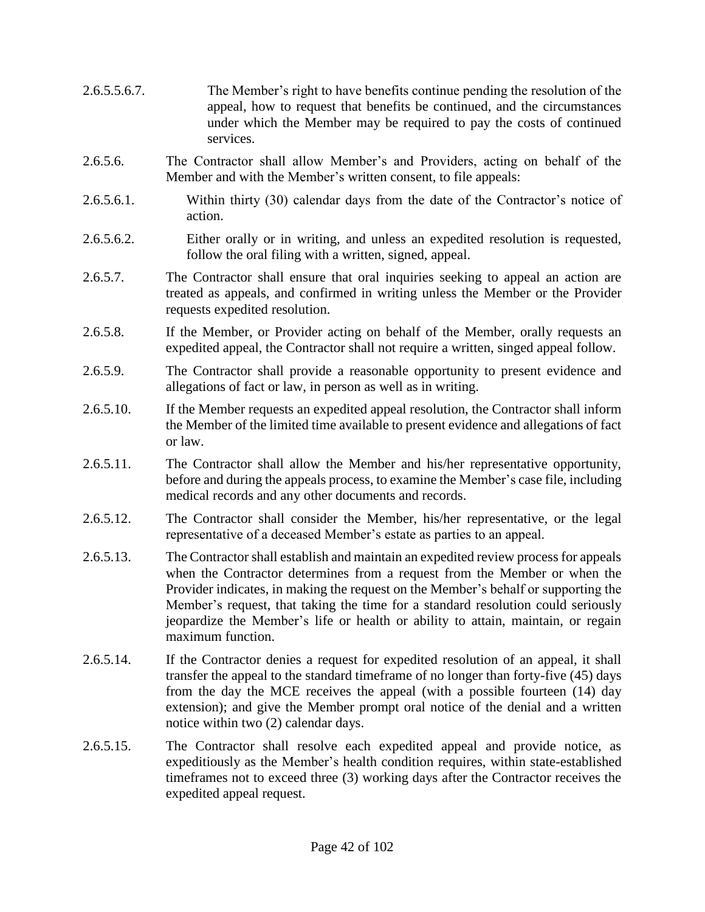2.6.5.5.6.7. The Member's right to have benefits continue pending the resolution of the appeal, how to request that benefits be continued, and the circumstances under which the Member may be required to pay the costs of continued services.

2.6.5.6. The Contractor shall allow Member's and Providers, acting on behalf of the Member and with the Member's written consent, to file appeals:

2.6.5.6.1. Within thirty (30) calendar days from the date of the Contractor's notice of action.

2.6.5.6.2. Either orally or in writing, and unless an expedited resolution is requested, follow the oral filing with a written, signed, appeal.

2.6.5.7. The Contractor shall ensure that oral inquiries seeking to appeal an action are treated as appeals, and confirmed in writing unless the Member or the Provider requests expedited resolution.

2.6.5.8. If the Member, or Provider acting on behalf of the Member, orally requests an expedited appeal, the Contractor shall not require a written, singed appeal follow.

2.6.5.9. The Contractor shall provide a reasonable opportunity to present evidence and allegations of fact or law, in person as well as in writing.

2.6.5.10. If the Member requests an expedited appeal resolution, the Contractor shall inform the Member of the limited time available to present evidence and allegations of fact or law.

2.6.5.11. The Contractor shall allow the Member and his/her representative opportunity, before and during the appeals process, to examine the Member's case file, including medical records and any other documents and records.

2.6.5.12. The Contractor shall consider the Member, his/her representative, or the legal representative of a deceased Member's estate as parties to an appeal.

2.6.5.13. The Contractor shall establish and maintain an expedited review process for appeals when the Contractor determines from a request from the Member or when the Provider indicates, in making the request on the Member's behalf or supporting the Member's request, that taking the time for a standard resolution could seriously jeopardize the Member's life or health or ability to attain, maintain, or regain maximum function.

2.6.5.14. If the Contractor denies a request for expedited resolution of an appeal, it shall transfer the appeal to the standard timeframe of no longer than forty-five (45) days from the day the MCE receives the appeal (with a possible fourteen (14) day extension); and give the Member prompt oral notice of the denial and a written notice within two (2) calendar days.

2.6.5.15. The Contractor shall resolve each expedited appeal and provide notice, as expeditiously as the Member's health condition requires, within state-established timeframes not to exceed three (3) working days after the Contractor receives the expedited appeal request.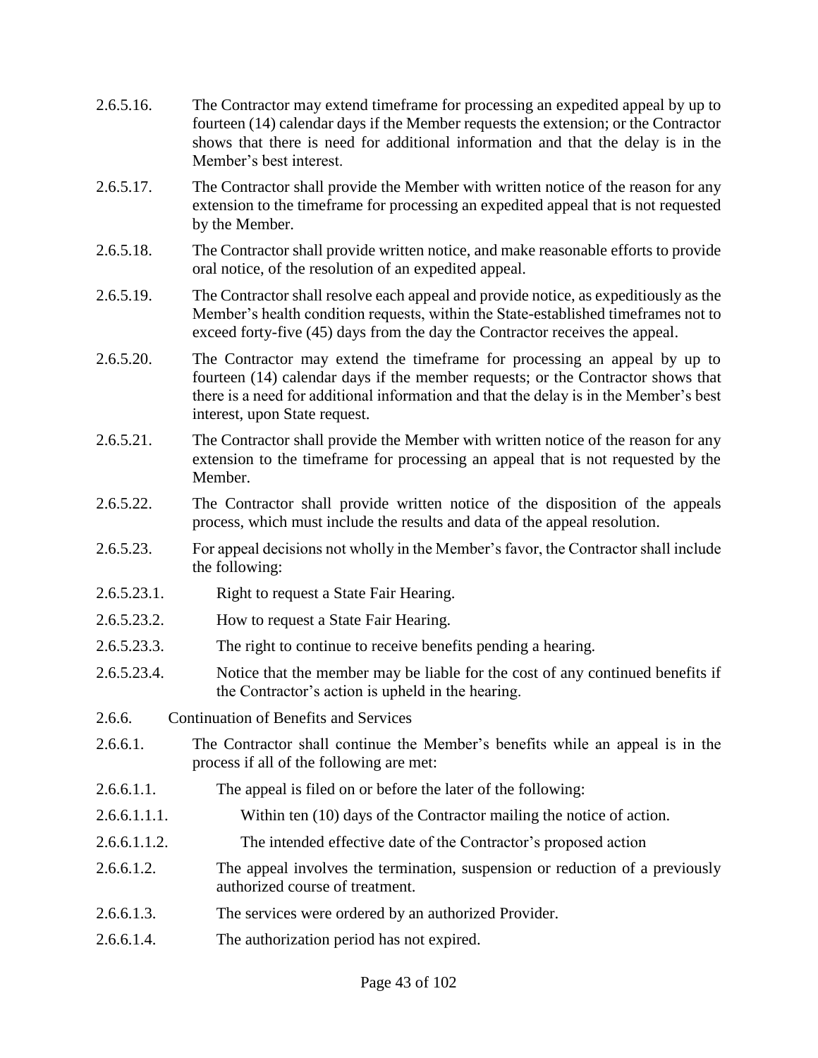2.6.5.16. The Contractor may extend timeframe for processing an expedited appeal by up to fourteen (14) calendar days if the Member requests the extension; or the Contractor shows that there is need for additional information and that the delay is in the Member's best interest.

2.6.5.17. The Contractor shall provide the Member with written notice of the reason for any extension to the timeframe for processing an expedited appeal that is not requested by the Member.

2.6.5.18. The Contractor shall provide written notice, and make reasonable efforts to provide oral notice, of the resolution of an expedited appeal.

2.6.5.19. The Contractor shall resolve each appeal and provide notice, as expeditiously as the Member's health condition requests, within the State-established timeframes not to exceed forty-five (45) days from the day the Contractor receives the appeal.

2.6.5.20. The Contractor may extend the timeframe for processing an appeal by up to fourteen (14) calendar days if the member requests; or the Contractor shows that there is a need for additional information and that the delay is in the Member's best interest, upon State request.

2.6.5.21. The Contractor shall provide the Member with written notice of the reason for any extension to the timeframe for processing an appeal that is not requested by the Member.

2.6.5.22. The Contractor shall provide written notice of the disposition of the appeals process, which must include the results and data of the appeal resolution.

2.6.5.23. For appeal decisions not wholly in the Member's favor, the Contractor shall include the following:

2.6.5.23.1. Right to request a State Fair Hearing.

2.6.5.23.2. How to request a State Fair Hearing.

2.6.5.23.3. The right to continue to receive benefits pending a hearing.

2.6.5.23.4. Notice that the member may be liable for the cost of any continued benefits if the Contractor's action is upheld in the hearing.

2.6.6. Continuation of Benefits and Services

2.6.6.1. The Contractor shall continue the Member's benefits while an appeal is in the process if all of the following are met:

2.6.6.1.1. The appeal is filed on or before the later of the following:

2.6.6.1.1.1. Within ten (10) days of the Contractor mailing the notice of action.

2.6.6.1.1.2. The intended effective date of the Contractor's proposed action

2.6.6.1.2. The appeal involves the termination, suspension or reduction of a previously authorized course of treatment.

2.6.6.1.3. The services were ordered by an authorized Provider.

2.6.6.1.4. The authorization period has not expired.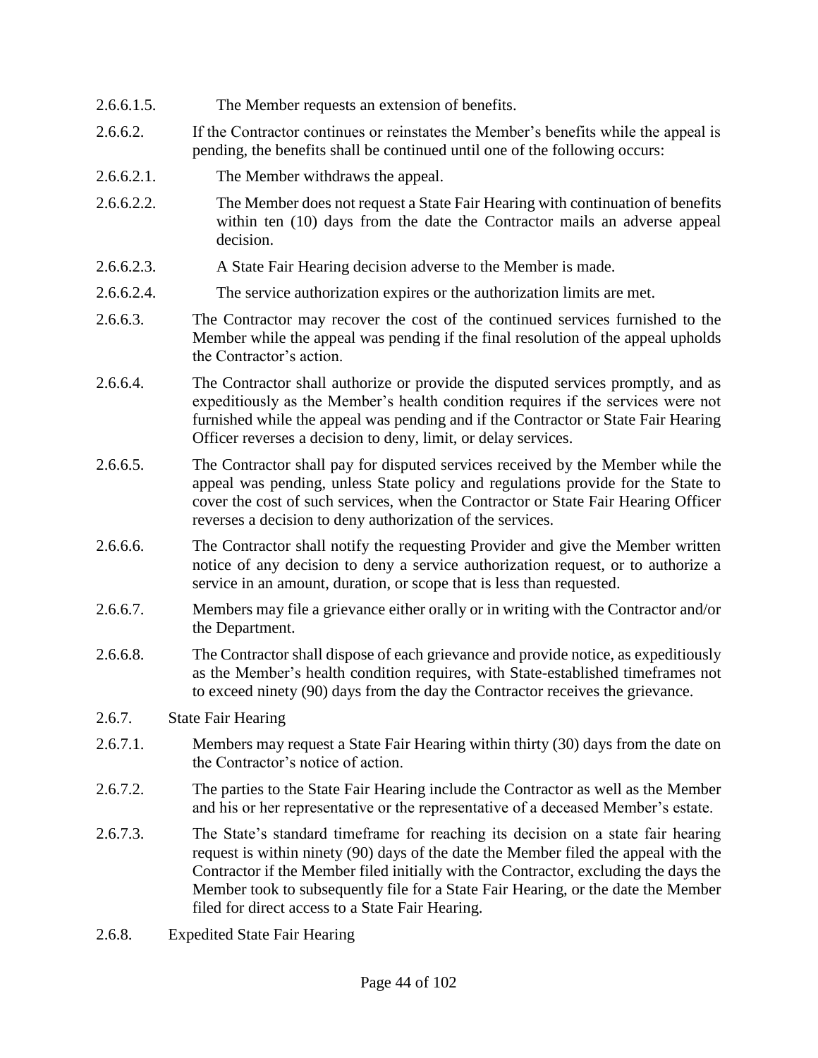2.6.6.1.5. The Member requests an extension of benefits.

2.6.6.2. If the Contractor continues or reinstates the Member's benefits while the appeal is pending, the benefits shall be continued until one of the following occurs:

2.6.6.2.1. The Member withdraws the appeal.

2.6.6.2.2. The Member does not request a State Fair Hearing with continuation of benefits within ten (10) days from the date the Contractor mails an adverse appeal decision.

2.6.6.2.3. A State Fair Hearing decision adverse to the Member is made.

2.6.6.2.4. The service authorization expires or the authorization limits are met.

2.6.6.3. The Contractor may recover the cost of the continued services furnished to the Member while the appeal was pending if the final resolution of the appeal upholds the Contractor's action.

2.6.6.4. The Contractor shall authorize or provide the disputed services promptly, and as expeditiously as the Member's health condition requires if the services were not furnished while the appeal was pending and if the Contractor or State Fair Hearing Officer reverses a decision to deny, limit, or delay services.

2.6.6.5. The Contractor shall pay for disputed services received by the Member while the appeal was pending, unless State policy and regulations provide for the State to cover the cost of such services, when the Contractor or State Fair Hearing Officer reverses a decision to deny authorization of the services.

2.6.6.6. The Contractor shall notify the requesting Provider and give the Member written notice of any decision to deny a service authorization request, or to authorize a service in an amount, duration, or scope that is less than requested.

2.6.6.7. Members may file a grievance either orally or in writing with the Contractor and/or the Department.

2.6.6.8. The Contractor shall dispose of each grievance and provide notice, as expeditiously as the Member's health condition requires, with State-established timeframes not to exceed ninety (90) days from the day the Contractor receives the grievance.

2.6.7. State Fair Hearing

2.6.7.1. Members may request a State Fair Hearing within thirty (30) days from the date on the Contractor's notice of action.

2.6.7.2. The parties to the State Fair Hearing include the Contractor as well as the Member and his or her representative or the representative of a deceased Member's estate.

2.6.7.3. The State's standard timeframe for reaching its decision on a state fair hearing request is within ninety (90) days of the date the Member filed the appeal with the Contractor if the Member filed initially with the Contractor, excluding the days the Member took to subsequently file for a State Fair Hearing, or the date the Member filed for direct access to a State Fair Hearing.

2.6.8. Expedited State Fair Hearing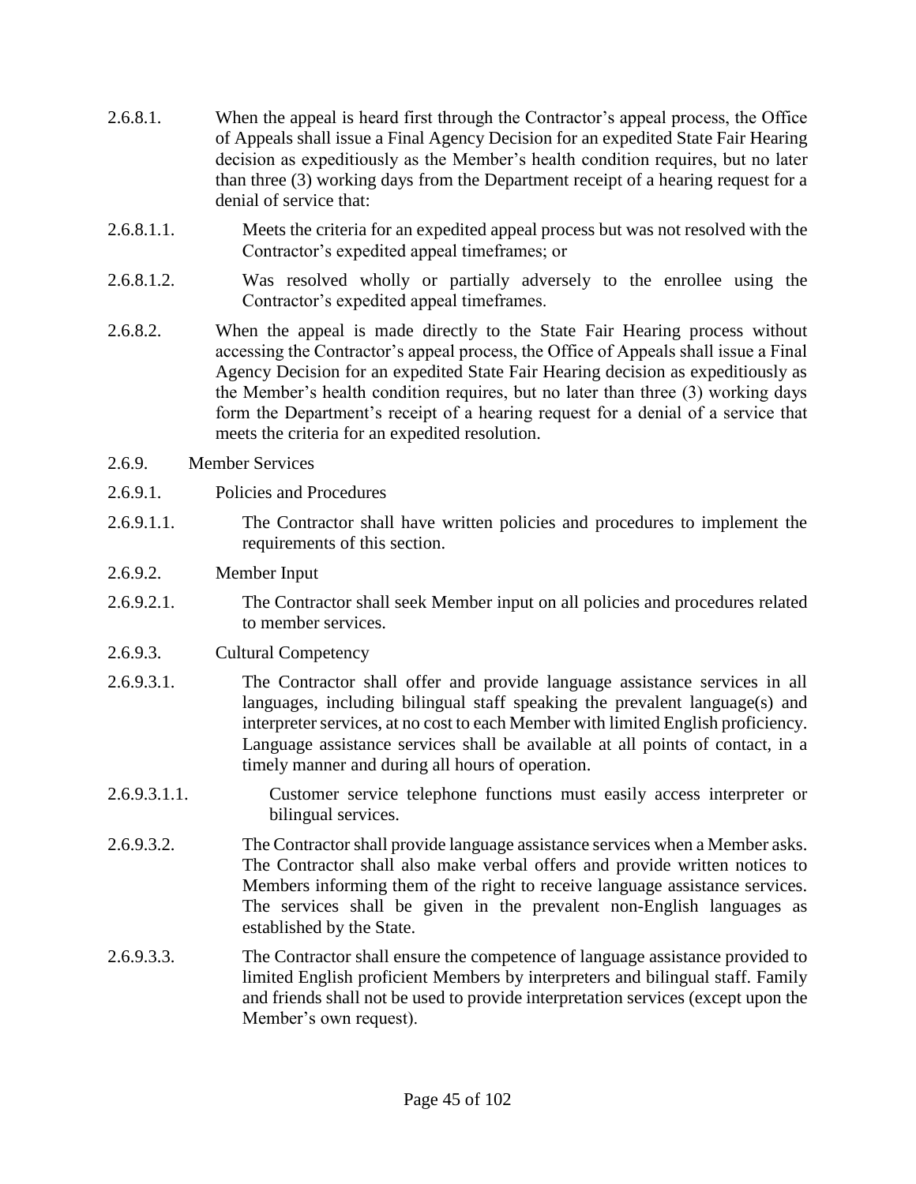2.6.8.1. When the appeal is heard first through the Contractor's appeal process, the Office of Appeals shall issue a Final Agency Decision for an expedited State Fair Hearing decision as expeditiously as the Member's health condition requires, but no later than three (3) working days from the Department receipt of a hearing request for a denial of service that:

2.6.8.1.1. Meets the criteria for an expedited appeal process but was not resolved with the Contractor's expedited appeal timeframes; or

2.6.8.1.2. Was resolved wholly or partially adversely to the enrollee using the Contractor's expedited appeal timeframes.

2.6.8.2. When the appeal is made directly to the State Fair Hearing process without accessing the Contractor's appeal process, the Office of Appeals shall issue a Final Agency Decision for an expedited State Fair Hearing decision as expeditiously as the Member's health condition requires, but no later than three (3) working days form the Department's receipt of a hearing request for a denial of a service that meets the criteria for an expedited resolution.

2.6.9. Member Services

2.6.9.1. Policies and Procedures

2.6.9.1.1. The Contractor shall have written policies and procedures to implement the requirements of this section.

2.6.9.2. Member Input

2.6.9.2.1. The Contractor shall seek Member input on all policies and procedures related to member services.

2.6.9.3. Cultural Competency

2.6.9.3.1. The Contractor shall offer and provide language assistance services in all languages, including bilingual staff speaking the prevalent language(s) and interpreter services, at no cost to each Member with limited English proficiency. Language assistance services shall be available at all points of contact, in a timely manner and during all hours of operation.

2.6.9.3.1.1. Customer service telephone functions must easily access interpreter or bilingual services.

2.6.9.3.2. The Contractor shall provide language assistance services when a Member asks. The Contractor shall also make verbal offers and provide written notices to Members informing them of the right to receive language assistance services. The services shall be given in the prevalent non-English languages as established by the State.

2.6.9.3.3. The Contractor shall ensure the competence of language assistance provided to limited English proficient Members by interpreters and bilingual staff. Family and friends shall not be used to provide interpretation services (except upon the Member's own request).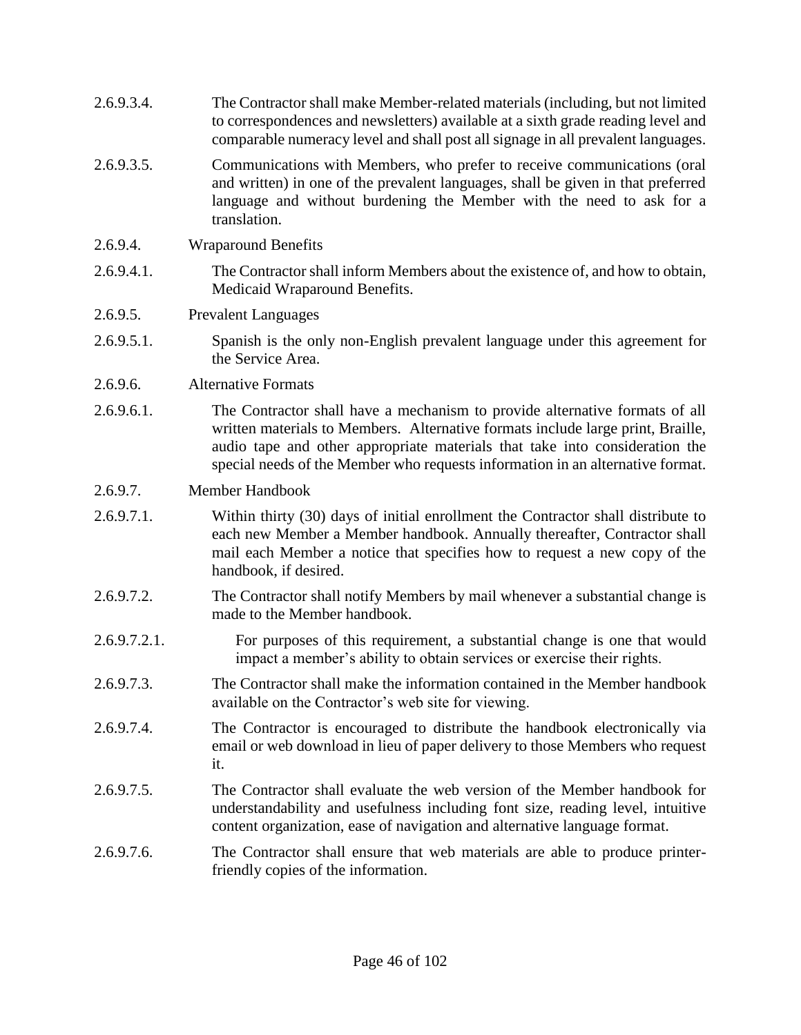2.6.9.3.4. The Contractor shall make Member-related materials (including, but not limited to correspondences and newsletters) available at a sixth grade reading level and comparable numeracy level and shall post all signage in all prevalent languages.

2.6.9.3.5. Communications with Members, who prefer to receive communications (oral and written) in one of the prevalent languages, shall be given in that preferred language and without burdening the Member with the need to ask for a translation.

2.6.9.4. Wraparound Benefits

2.6.9.4.1. The Contractor shall inform Members about the existence of, and how to obtain, Medicaid Wraparound Benefits.

2.6.9.5. Prevalent Languages

2.6.9.5.1. Spanish is the only non-English prevalent language under this agreement for the Service Area.

2.6.9.6. Alternative Formats

2.6.9.6.1. The Contractor shall have a mechanism to provide alternative formats of all written materials to Members. Alternative formats include large print, Braille, audio tape and other appropriate materials that take into consideration the special needs of the Member who requests information in an alternative format.

2.6.9.7. Member Handbook

2.6.9.7.1. Within thirty (30) days of initial enrollment the Contractor shall distribute to each new Member a Member handbook. Annually thereafter, Contractor shall mail each Member a notice that specifies how to request a new copy of the handbook, if desired.

2.6.9.7.2. The Contractor shall notify Members by mail whenever a substantial change is made to the Member handbook.

2.6.9.7.2.1. For purposes of this requirement, a substantial change is one that would impact a member's ability to obtain services or exercise their rights.

2.6.9.7.3. The Contractor shall make the information contained in the Member handbook available on the Contractor's web site for viewing.

2.6.9.7.4. The Contractor is encouraged to distribute the handbook electronically via email or web download in lieu of paper delivery to those Members who request it.

2.6.9.7.5. The Contractor shall evaluate the web version of the Member handbook for understandability and usefulness including font size, reading level, intuitive content organization, ease of navigation and alternative language format.

2.6.9.7.6. The Contractor shall ensure that web materials are able to produce printer-friendly copies of the information.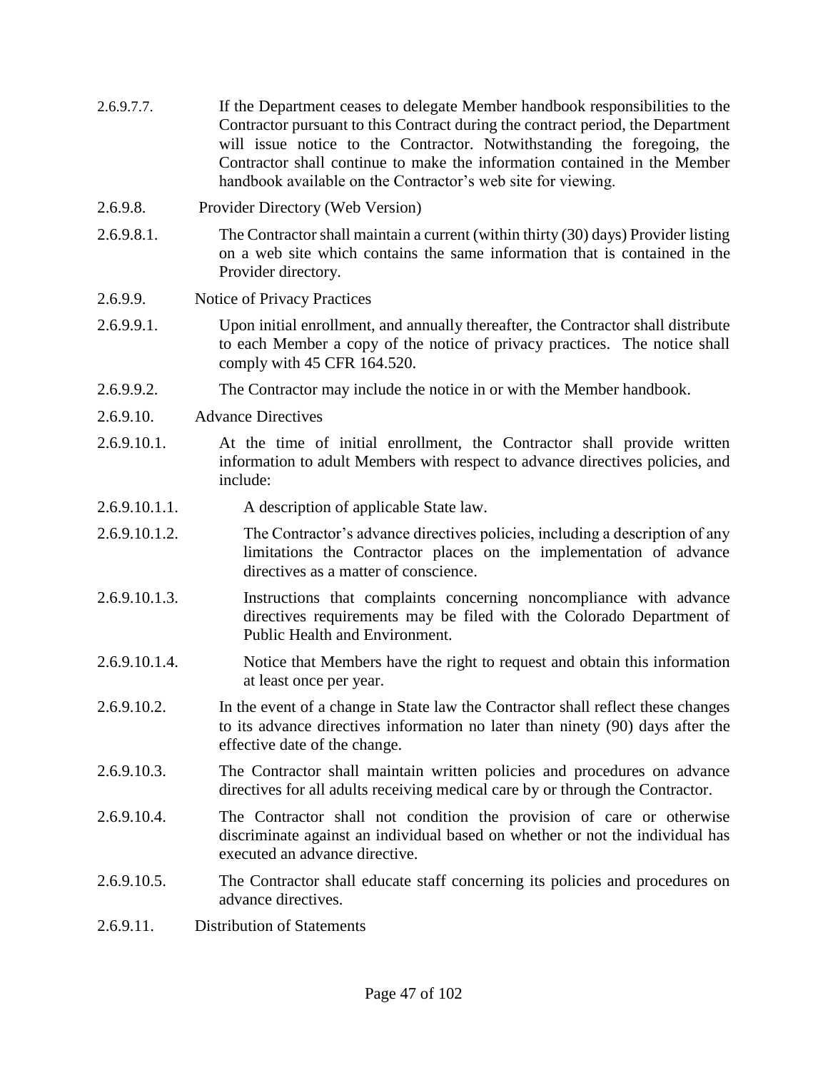2.6.9.7.7. If the Department ceases to delegate Member handbook responsibilities to the Contractor pursuant to this Contract during the contract period, the Department will issue notice to the Contractor. Notwithstanding the foregoing, the Contractor shall continue to make the information contained in the Member handbook available on the Contractor's web site for viewing.

2.6.9.8. Provider Directory (Web Version)

2.6.9.8.1. The Contractor shall maintain a current (within thirty (30) days) Provider listing on a web site which contains the same information that is contained in the Provider directory.

2.6.9.9. Notice of Privacy Practices

2.6.9.9.1. Upon initial enrollment, and annually thereafter, the Contractor shall distribute to each Member a copy of the notice of privacy practices. The notice shall comply with 45 CFR 164.520.

2.6.9.9.2. The Contractor may include the notice in or with the Member handbook.

2.6.9.10. Advance Directives

2.6.9.10.1. At the time of initial enrollment, the Contractor shall provide written information to adult Members with respect to advance directives policies, and include:

2.6.9.10.1.1. A description of applicable State law.

2.6.9.10.1.2. The Contractor's advance directives policies, including a description of any limitations the Contractor places on the implementation of advance directives as a matter of conscience.

2.6.9.10.1.3. Instructions that complaints concerning noncompliance with advance directives requirements may be filed with the Colorado Department of Public Health and Environment.

2.6.9.10.1.4. Notice that Members have the right to request and obtain this information at least once per year.

2.6.9.10.2. In the event of a change in State law the Contractor shall reflect these changes to its advance directives information no later than ninety (90) days after the effective date of the change.

2.6.9.10.3. The Contractor shall maintain written policies and procedures on advance directives for all adults receiving medical care by or through the Contractor.

2.6.9.10.4. The Contractor shall not condition the provision of care or otherwise discriminate against an individual based on whether or not the individual has executed an advance directive.

2.6.9.10.5. The Contractor shall educate staff concerning its policies and procedures on advance directives.

2.6.9.11. Distribution of Statements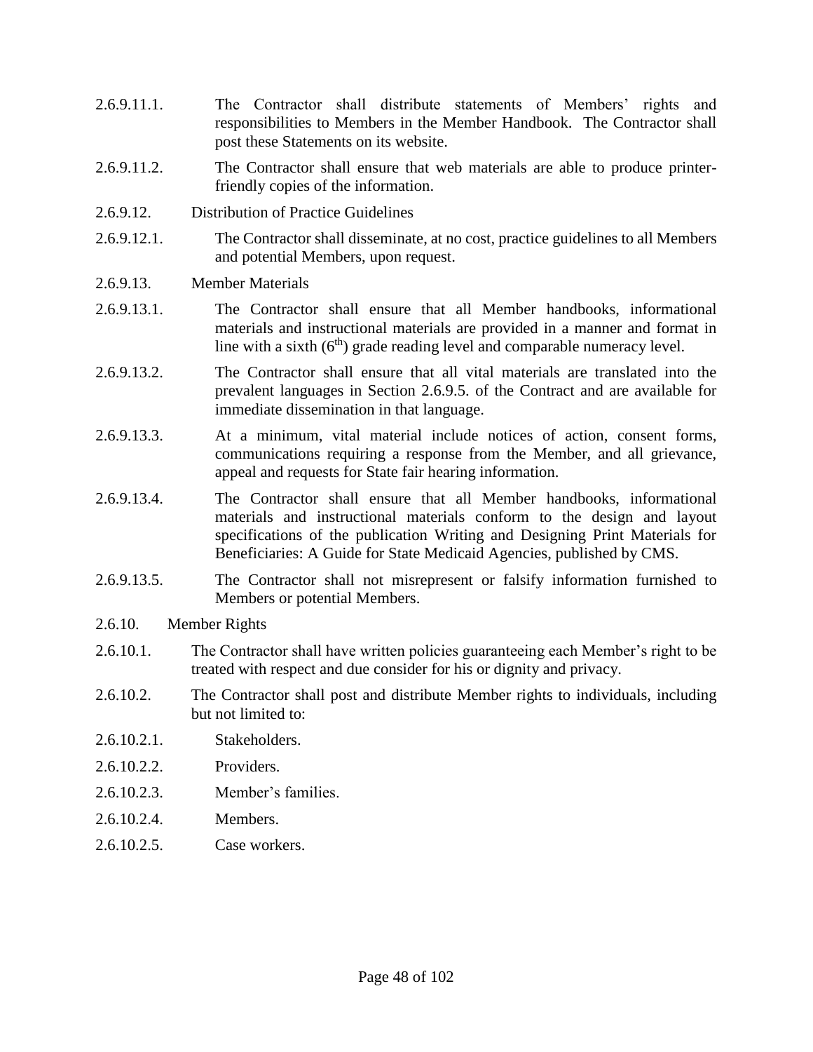2.6.9.11.1. The Contractor shall distribute statements of Members' rights and responsibilities to Members in the Member Handbook. The Contractor shall post these Statements on its website.

2.6.9.11.2. The Contractor shall ensure that web materials are able to produce printer-friendly copies of the information.

2.6.9.12. Distribution of Practice Guidelines

2.6.9.12.1. The Contractor shall disseminate, at no cost, practice guidelines to all Members and potential Members, upon request.

2.6.9.13. Member Materials

2.6.9.13.1. The Contractor shall ensure that all Member handbooks, informational materials and instructional materials are provided in a manner and format in line with a sixth (6th) grade reading level and comparable numeracy level.

2.6.9.13.2. The Contractor shall ensure that all vital materials are translated into the prevalent languages in Section 2.6.9.5. of the Contract and are available for immediate dissemination in that language.

2.6.9.13.3. At a minimum, vital material include notices of action, consent forms, communications requiring a response from the Member, and all grievance, appeal and requests for State fair hearing information.

2.6.9.13.4. The Contractor shall ensure that all Member handbooks, informational materials and instructional materials conform to the design and layout specifications of the publication Writing and Designing Print Materials for Beneficiaries: A Guide for State Medicaid Agencies, published by CMS.

2.6.9.13.5. The Contractor shall not misrepresent or falsify information furnished to Members or potential Members.

2.6.10. Member Rights

2.6.10.1. The Contractor shall have written policies guaranteeing each Member's right to be treated with respect and due consider for his or dignity and privacy.

2.6.10.2. The Contractor shall post and distribute Member rights to individuals, including but not limited to:

2.6.10.2.1. Stakeholders.

2.6.10.2.2. Providers.

2.6.10.2.3. Member's families.

2.6.10.2.4. Members.

2.6.10.2.5. Case workers.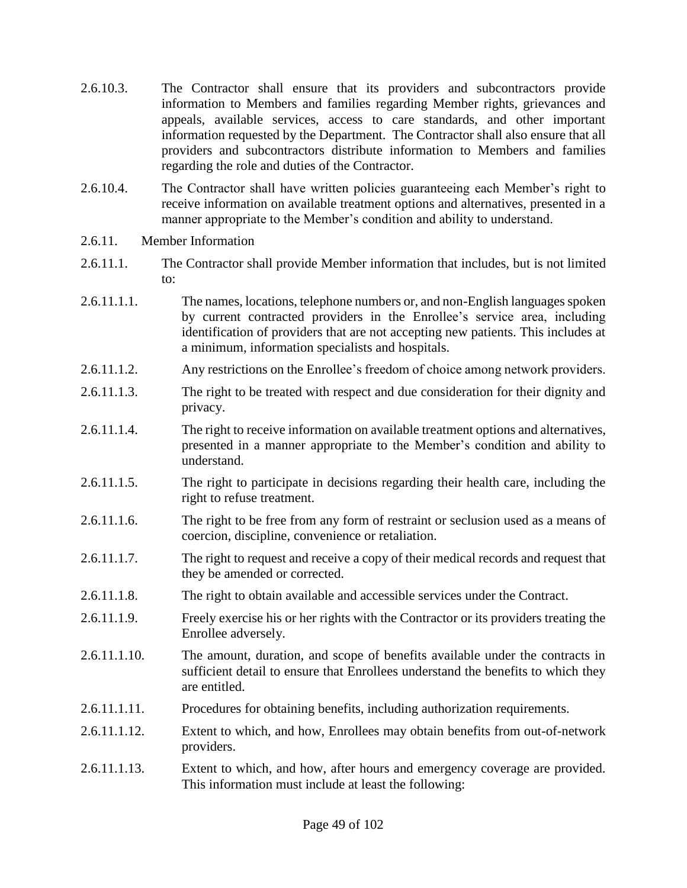2.6.10.3. The Contractor shall ensure that its providers and subcontractors provide information to Members and families regarding Member rights, grievances and appeals, available services, access to care standards, and other important information requested by the Department. The Contractor shall also ensure that all providers and subcontractors distribute information to Members and families regarding the role and duties of the Contractor.

2.6.10.4. The Contractor shall have written policies guaranteeing each Member's right to receive information on available treatment options and alternatives, presented in a manner appropriate to the Member's condition and ability to understand.

2.6.11. Member Information

2.6.11.1. The Contractor shall provide Member information that includes, but is not limited to:

2.6.11.1.1. The names, locations, telephone numbers or, and non-English languages spoken by current contracted providers in the Enrollee's service area, including identification of providers that are not accepting new patients. This includes at a minimum, information specialists and hospitals.

2.6.11.1.2. Any restrictions on the Enrollee's freedom of choice among network providers.

2.6.11.1.3. The right to be treated with respect and due consideration for their dignity and privacy.

2.6.11.1.4. The right to receive information on available treatment options and alternatives, presented in a manner appropriate to the Member's condition and ability to understand.

2.6.11.1.5. The right to participate in decisions regarding their health care, including the right to refuse treatment.

2.6.11.1.6. The right to be free from any form of restraint or seclusion used as a means of coercion, discipline, convenience or retaliation.

2.6.11.1.7. The right to request and receive a copy of their medical records and request that they be amended or corrected.

2.6.11.1.8. The right to obtain available and accessible services under the Contract.

2.6.11.1.9. Freely exercise his or her rights with the Contractor or its providers treating the Enrollee adversely.

2.6.11.1.10. The amount, duration, and scope of benefits available under the contracts in sufficient detail to ensure that Enrollees understand the benefits to which they are entitled.

2.6.11.1.11. Procedures for obtaining benefits, including authorization requirements.

2.6.11.1.12. Extent to which, and how, Enrollees may obtain benefits from out-of-network providers.

2.6.11.1.13. Extent to which, and how, after hours and emergency coverage are provided. This information must include at least the following: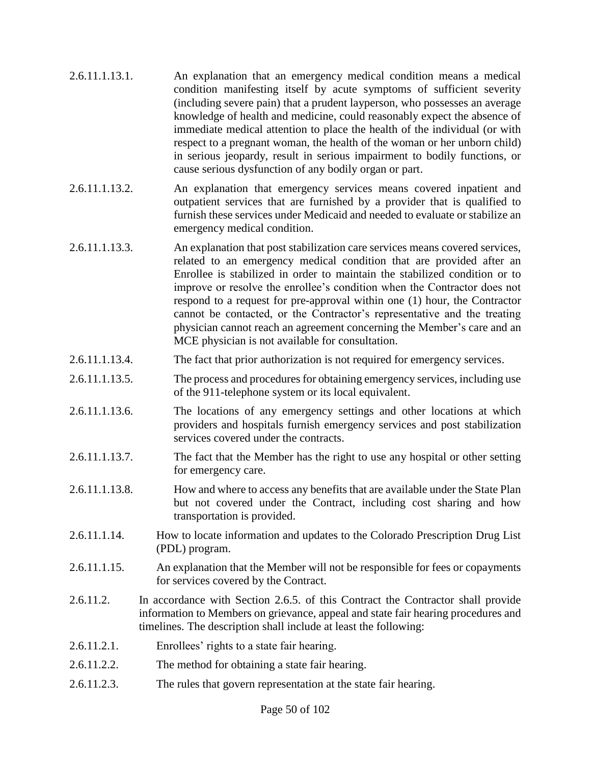2.6.11.1.13.1. An explanation that an emergency medical condition means a medical condition manifesting itself by acute symptoms of sufficient severity (including severe pain) that a prudent layperson, who possesses an average knowledge of health and medicine, could reasonably expect the absence of immediate medical attention to place the health of the individual (or with respect to a pregnant woman, the health of the woman or her unborn child) in serious jeopardy, result in serious impairment to bodily functions, or cause serious dysfunction of any bodily organ or part.

2.6.11.1.13.2. An explanation that emergency services means covered inpatient and outpatient services that are furnished by a provider that is qualified to furnish these services under Medicaid and needed to evaluate or stabilize an emergency medical condition.

2.6.11.1.13.3. An explanation that post stabilization care services means covered services, related to an emergency medical condition that are provided after an Enrollee is stabilized in order to maintain the stabilized condition or to improve or resolve the enrollee's condition when the Contractor does not respond to a request for pre-approval within one (1) hour, the Contractor cannot be contacted, or the Contractor's representative and the treating physician cannot reach an agreement concerning the Member's care and an MCE physician is not available for consultation.

2.6.11.1.13.4. The fact that prior authorization is not required for emergency services.

2.6.11.1.13.5. The process and procedures for obtaining emergency services, including use of the 911-telephone system or its local equivalent.

2.6.11.1.13.6. The locations of any emergency settings and other locations at which providers and hospitals furnish emergency services and post stabilization services covered under the contracts.

2.6.11.1.13.7. The fact that the Member has the right to use any hospital or other setting for emergency care.

2.6.11.1.13.8. How and where to access any benefits that are available under the State Plan but not covered under the Contract, including cost sharing and how transportation is provided.

2.6.11.1.14. How to locate information and updates to the Colorado Prescription Drug List (PDL) program.

2.6.11.1.15. An explanation that the Member will not be responsible for fees or copayments for services covered by the Contract.

2.6.11.2. In accordance with Section 2.6.5. of this Contract the Contractor shall provide information to Members on grievance, appeal and state fair hearing procedures and timelines. The description shall include at least the following:

2.6.11.2.1. Enrollees' rights to a state fair hearing.

2.6.11.2.2. The method for obtaining a state fair hearing.

2.6.11.2.3. The rules that govern representation at the state fair hearing.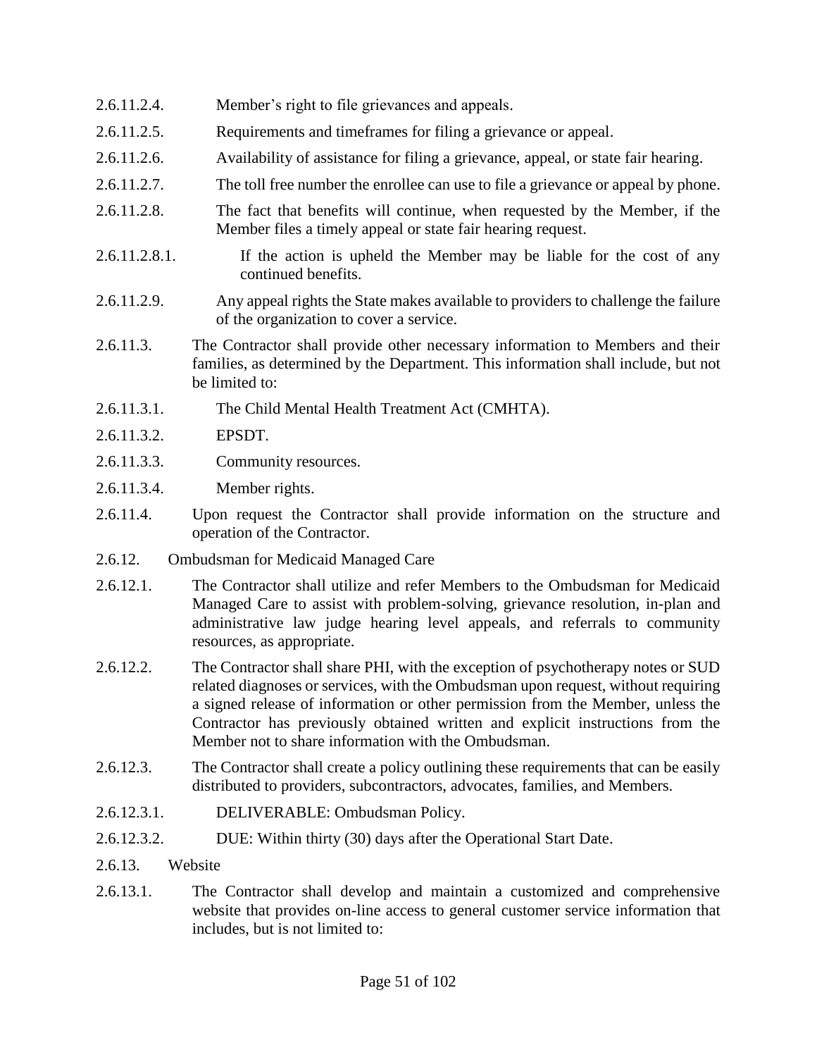2.6.11.2.4. Member's right to file grievances and appeals.

2.6.11.2.5. Requirements and timeframes for filing a grievance or appeal.

2.6.11.2.6. Availability of assistance for filing a grievance, appeal, or state fair hearing.

2.6.11.2.7. The toll free number the enrollee can use to file a grievance or appeal by phone.

2.6.11.2.8. The fact that benefits will continue, when requested by the Member, if the Member files a timely appeal or state fair hearing request.

2.6.11.2.8.1. If the action is upheld the Member may be liable for the cost of any continued benefits.

2.6.11.2.9. Any appeal rights the State makes available to providers to challenge the failure of the organization to cover a service.

2.6.11.3. The Contractor shall provide other necessary information to Members and their families, as determined by the Department. This information shall include, but not be limited to:

2.6.11.3.1. The Child Mental Health Treatment Act (CMHTA).

2.6.11.3.2. EPSDT.

2.6.11.3.3. Community resources.

2.6.11.3.4. Member rights.

2.6.11.4. Upon request the Contractor shall provide information on the structure and operation of the Contractor.

2.6.12. Ombudsman for Medicaid Managed Care

2.6.12.1. The Contractor shall utilize and refer Members to the Ombudsman for Medicaid Managed Care to assist with problem-solving, grievance resolution, in-plan and administrative law judge hearing level appeals, and referrals to community resources, as appropriate.

2.6.12.2. The Contractor shall share PHI, with the exception of psychotherapy notes or SUD related diagnoses or services, with the Ombudsman upon request, without requiring a signed release of information or other permission from the Member, unless the Contractor has previously obtained written and explicit instructions from the Member not to share information with the Ombudsman.

2.6.12.3. The Contractor shall create a policy outlining these requirements that can be easily distributed to providers, subcontractors, advocates, families, and Members.

2.6.12.3.1. DELIVERABLE: Ombudsman Policy.

2.6.12.3.2. DUE: Within thirty (30) days after the Operational Start Date.

2.6.13. Website

2.6.13.1. The Contractor shall develop and maintain a customized and comprehensive website that provides on-line access to general customer service information that includes, but is not limited to: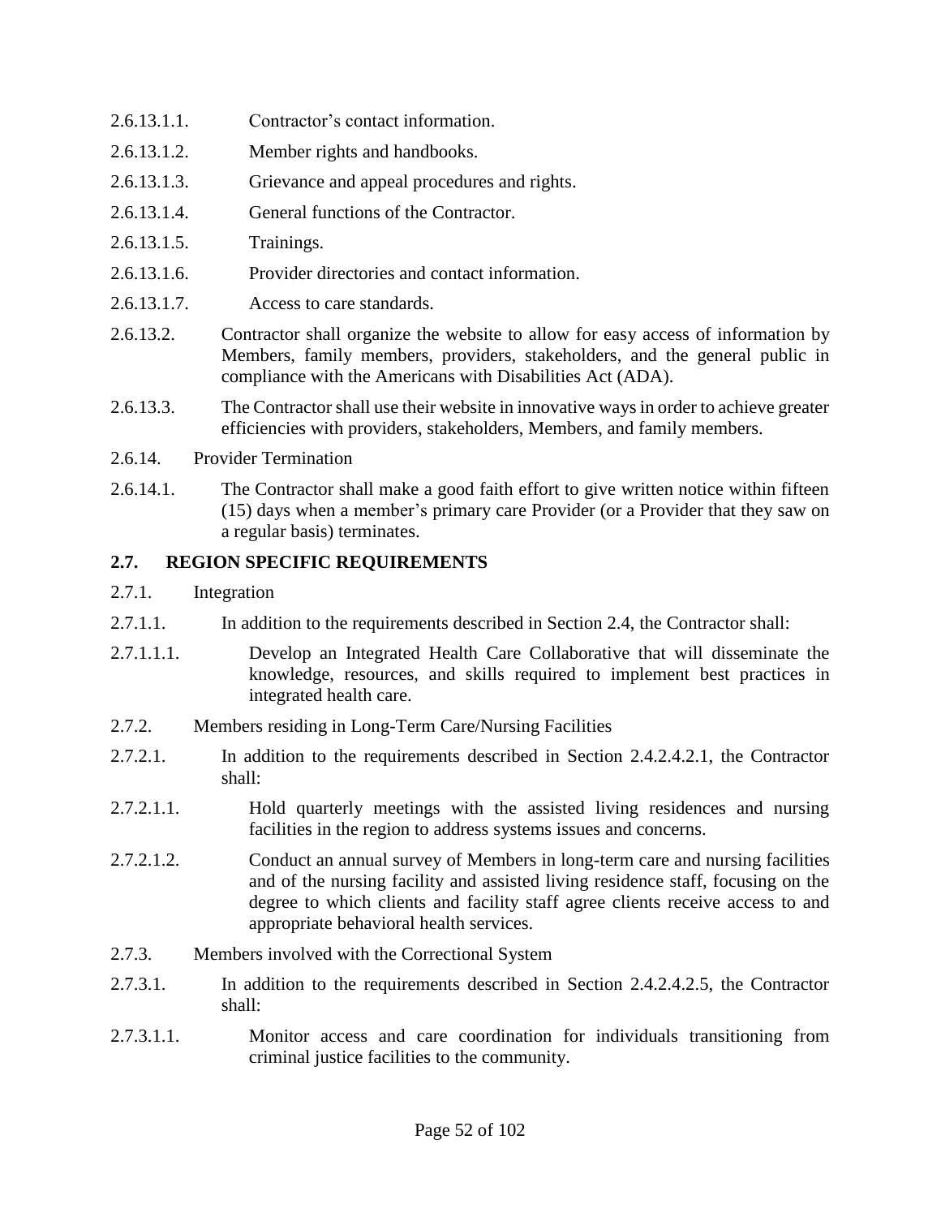2.6.13.1.1. Contractor's contact information.

2.6.13.1.2. Member rights and handbooks.

2.6.13.1.3. Grievance and appeal procedures and rights.

2.6.13.1.4. General functions of the Contractor.

2.6.13.1.5. Trainings.

2.6.13.1.6. Provider directories and contact information.

2.6.13.1.7. Access to care standards.

2.6.13.2. Contractor shall organize the website to allow for easy access of information by Members, family members, providers, stakeholders, and the general public in compliance with the Americans with Disabilities Act (ADA).

2.6.13.3. The Contractor shall use their website in innovative ways in order to achieve greater efficiencies with providers, stakeholders, Members, and family members.

2.6.14. Provider Termination

2.6.14.1. The Contractor shall make a good faith effort to give written notice within fifteen (15) days when a member's primary care Provider (or a Provider that they saw on a regular basis) terminates.

## 2.7. REGION SPECIFIC REQUIREMENTS

2.7.1. Integration

2.7.1.1. In addition to the requirements described in Section 2.4, the Contractor shall:

2.7.1.1.1. Develop an Integrated Health Care Collaborative that will disseminate the knowledge, resources, and skills required to implement best practices in integrated health care.

2.7.2. Members residing in Long-Term Care/Nursing Facilities

2.7.2.1. In addition to the requirements described in Section 2.4.2.4.2.1, the Contractor shall:

2.7.2.1.1. Hold quarterly meetings with the assisted living residences and nursing facilities in the region to address systems issues and concerns.

2.7.2.1.2. Conduct an annual survey of Members in long-term care and nursing facilities and of the nursing facility and assisted living residence staff, focusing on the degree to which clients and facility staff agree clients receive access to and appropriate behavioral health services.

2.7.3. Members involved with the Correctional System

2.7.3.1. In addition to the requirements described in Section 2.4.2.4.2.5, the Contractor shall:

2.7.3.1.1. Monitor access and care coordination for individuals transitioning from criminal justice facilities to the community.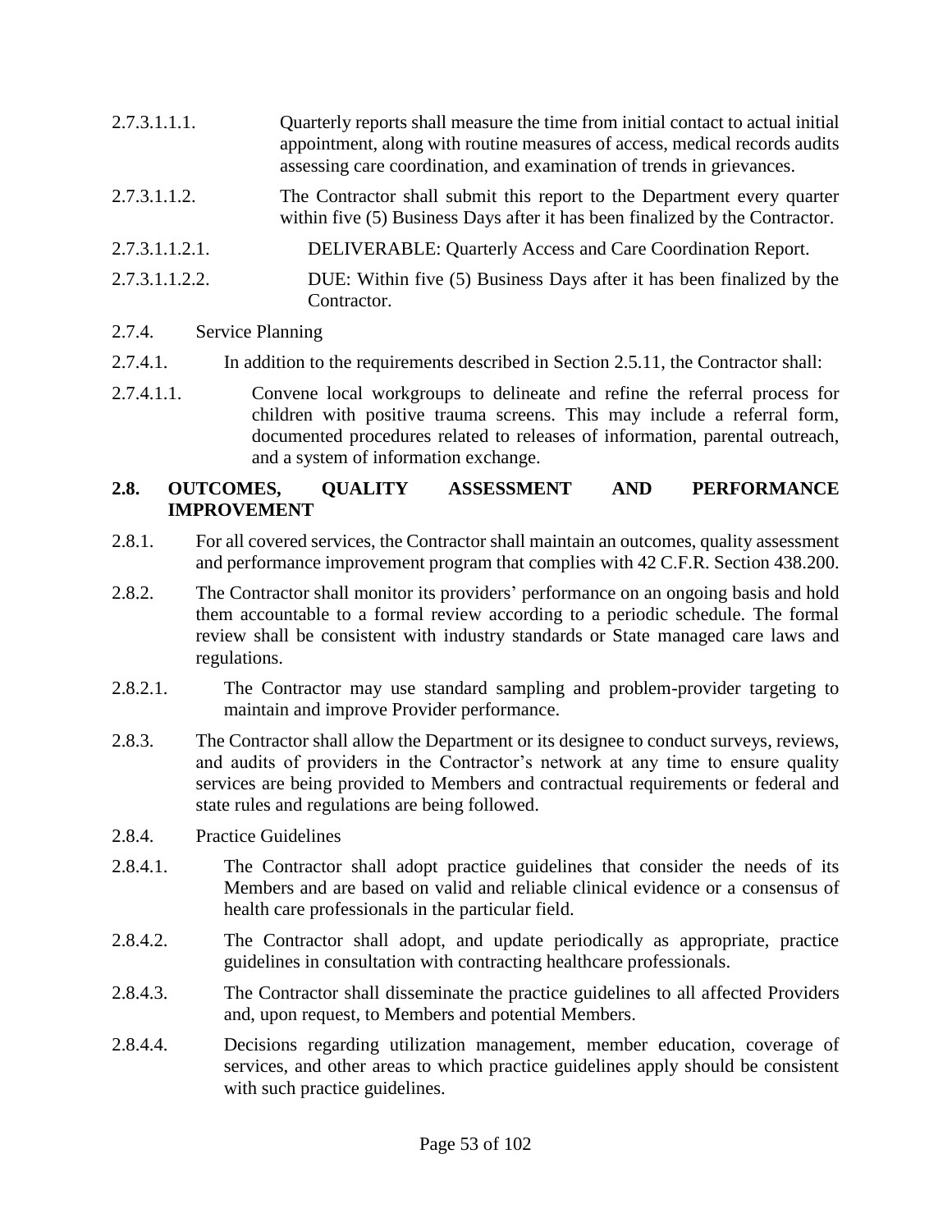2.7.3.1.1.1. Quarterly reports shall measure the time from initial contact to actual initial appointment, along with routine measures of access, medical records audits assessing care coordination, and examination of trends in grievances.

2.7.3.1.1.2. The Contractor shall submit this report to the Department every quarter within five (5) Business Days after it has been finalized by the Contractor.

2.7.3.1.1.2.1. DELIVERABLE: Quarterly Access and Care Coordination Report.

2.7.3.1.1.2.2. DUE: Within five (5) Business Days after it has been finalized by the Contractor.

2.7.4. Service Planning

2.7.4.1. In addition to the requirements described in Section 2.5.11, the Contractor shall:

2.7.4.1.1. Convene local workgroups to delineate and refine the referral process for children with positive trauma screens. This may include a referral form, documented procedures related to releases of information, parental outreach, and a system of information exchange.

## 2.8. OUTCOMES, QUALITY ASSESSMENT AND PERFORMANCE IMPROVEMENT

2.8.1. For all covered services, the Contractor shall maintain an outcomes, quality assessment and performance improvement program that complies with 42 C.F.R. Section 438.200.

2.8.2. The Contractor shall monitor its providers' performance on an ongoing basis and hold them accountable to a formal review according to a periodic schedule. The formal review shall be consistent with industry standards or State managed care laws and regulations.

2.8.2.1. The Contractor may use standard sampling and problem-provider targeting to maintain and improve Provider performance.

2.8.3. The Contractor shall allow the Department or its designee to conduct surveys, reviews, and audits of providers in the Contractor's network at any time to ensure quality services are being provided to Members and contractual requirements or federal and state rules and regulations are being followed.

2.8.4. Practice Guidelines

2.8.4.1. The Contractor shall adopt practice guidelines that consider the needs of its Members and are based on valid and reliable clinical evidence or a consensus of health care professionals in the particular field.

2.8.4.2. The Contractor shall adopt, and update periodically as appropriate, practice guidelines in consultation with contracting healthcare professionals.

2.8.4.3. The Contractor shall disseminate the practice guidelines to all affected Providers and, upon request, to Members and potential Members.

2.8.4.4. Decisions regarding utilization management, member education, coverage of services, and other areas to which practice guidelines apply should be consistent with such practice guidelines.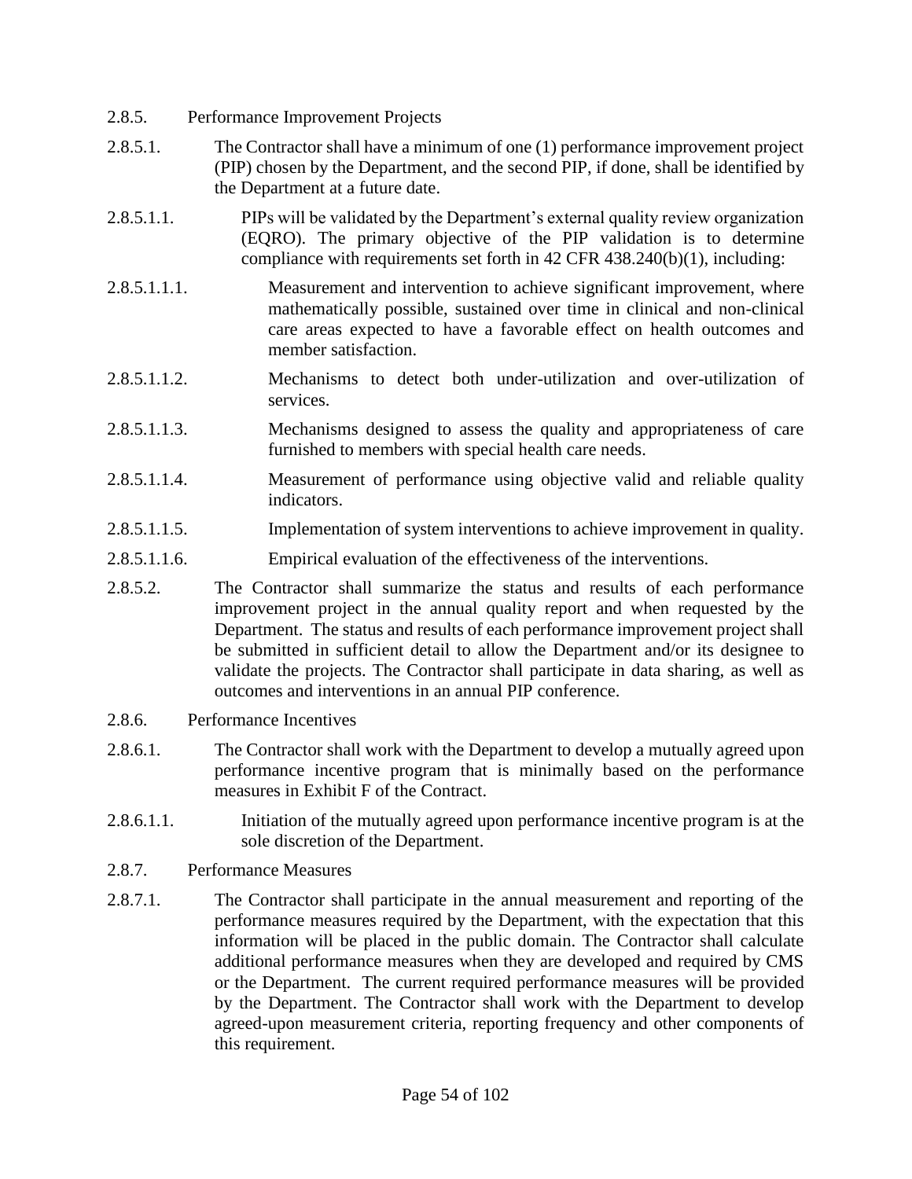2.8.5. Performance Improvement Projects

2.8.5.1. The Contractor shall have a minimum of one (1) performance improvement project (PIP) chosen by the Department, and the second PIP, if done, shall be identified by the Department at a future date.

2.8.5.1.1. PIPs will be validated by the Department's external quality review organization (EQRO). The primary objective of the PIP validation is to determine compliance with requirements set forth in 42 CFR 438.240(b)(1), including:

2.8.5.1.1.1. Measurement and intervention to achieve significant improvement, where mathematically possible, sustained over time in clinical and non-clinical care areas expected to have a favorable effect on health outcomes and member satisfaction.

2.8.5.1.1.2. Mechanisms to detect both under-utilization and over-utilization of services.

2.8.5.1.1.3. Mechanisms designed to assess the quality and appropriateness of care furnished to members with special health care needs.

2.8.5.1.1.4. Measurement of performance using objective valid and reliable quality indicators.

2.8.5.1.1.5. Implementation of system interventions to achieve improvement in quality.

2.8.5.1.1.6. Empirical evaluation of the effectiveness of the interventions.

2.8.5.2. The Contractor shall summarize the status and results of each performance improvement project in the annual quality report and when requested by the Department. The status and results of each performance improvement project shall be submitted in sufficient detail to allow the Department and/or its designee to validate the projects. The Contractor shall participate in data sharing, as well as outcomes and interventions in an annual PIP conference.

2.8.6. Performance Incentives

2.8.6.1. The Contractor shall work with the Department to develop a mutually agreed upon performance incentive program that is minimally based on the performance measures in Exhibit F of the Contract.

2.8.6.1.1. Initiation of the mutually agreed upon performance incentive program is at the sole discretion of the Department.

2.8.7. Performance Measures

2.8.7.1. The Contractor shall participate in the annual measurement and reporting of the performance measures required by the Department, with the expectation that this information will be placed in the public domain. The Contractor shall calculate additional performance measures when they are developed and required by CMS or the Department. The current required performance measures will be provided by the Department. The Contractor shall work with the Department to develop agreed-upon measurement criteria, reporting frequency and other components of this requirement.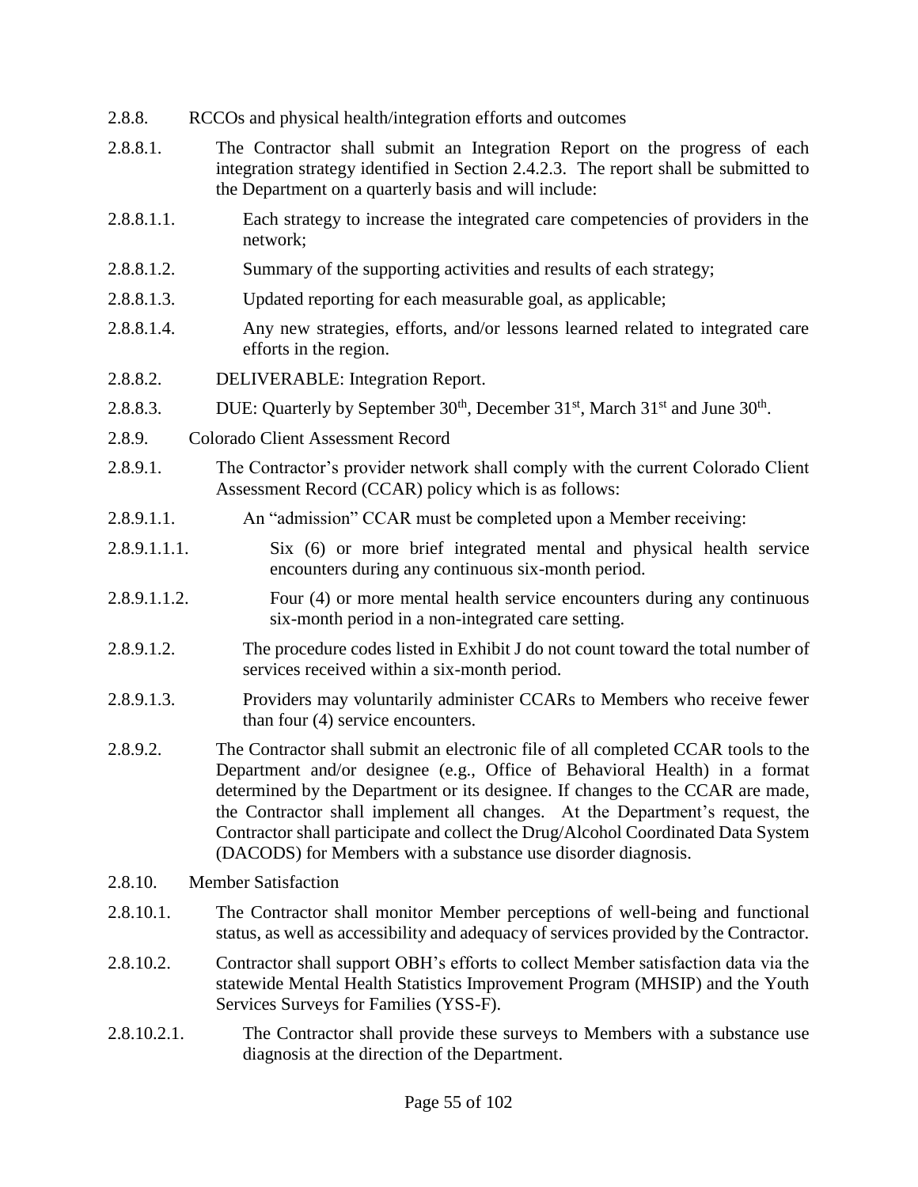2.8.8. RCCOs and physical health/integration efforts and outcomes

2.8.8.1. The Contractor shall submit an Integration Report on the progress of each integration strategy identified in Section 2.4.2.3. The report shall be submitted to the Department on a quarterly basis and will include:

2.8.8.1.1. Each strategy to increase the integrated care competencies of providers in the network;

2.8.8.1.2. Summary of the supporting activities and results of each strategy;

2.8.8.1.3. Updated reporting for each measurable goal, as applicable;

2.8.8.1.4. Any new strategies, efforts, and/or lessons learned related to integrated care efforts in the region.

2.8.8.2. DELIVERABLE: Integration Report.

2.8.8.3. DUE: Quarterly by September 30th, December 31st, March 31st and June 30th.

2.8.9. Colorado Client Assessment Record

2.8.9.1. The Contractor's provider network shall comply with the current Colorado Client Assessment Record (CCAR) policy which is as follows:

2.8.9.1.1. An "admission" CCAR must be completed upon a Member receiving:

2.8.9.1.1.1. Six (6) or more brief integrated mental and physical health service encounters during any continuous six-month period.

2.8.9.1.1.2. Four (4) or more mental health service encounters during any continuous six-month period in a non-integrated care setting.

2.8.9.1.2. The procedure codes listed in Exhibit J do not count toward the total number of services received within a six-month period.

2.8.9.1.3. Providers may voluntarily administer CCARs to Members who receive fewer than four (4) service encounters.

2.8.9.2. The Contractor shall submit an electronic file of all completed CCAR tools to the Department and/or designee (e.g., Office of Behavioral Health) in a format determined by the Department or its designee. If changes to the CCAR are made, the Contractor shall implement all changes. At the Department's request, the Contractor shall participate and collect the Drug/Alcohol Coordinated Data System (DACODS) for Members with a substance use disorder diagnosis.

2.8.10. Member Satisfaction

2.8.10.1. The Contractor shall monitor Member perceptions of well-being and functional status, as well as accessibility and adequacy of services provided by the Contractor.

2.8.10.2. Contractor shall support OBH's efforts to collect Member satisfaction data via the statewide Mental Health Statistics Improvement Program (MHSIP) and the Youth Services Surveys for Families (YSS-F).

2.8.10.2.1. The Contractor shall provide these surveys to Members with a substance use diagnosis at the direction of the Department.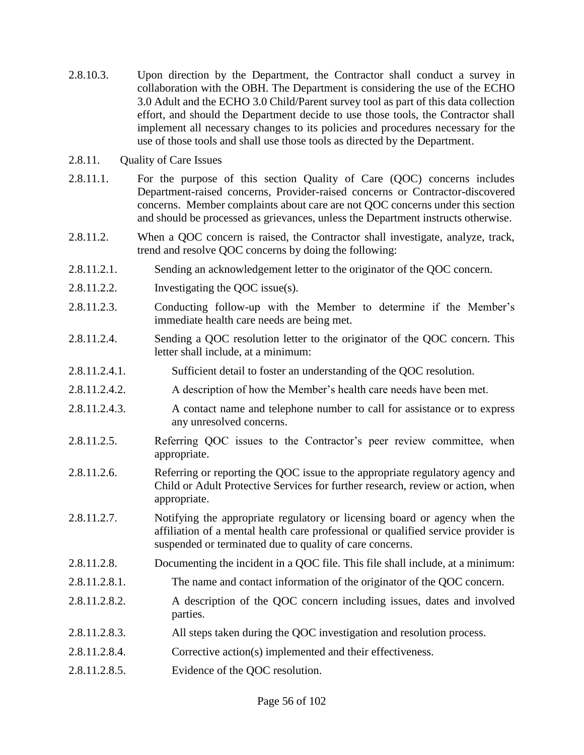2.8.10.3. Upon direction by the Department, the Contractor shall conduct a survey in collaboration with the OBH. The Department is considering the use of the ECHO 3.0 Adult and the ECHO 3.0 Child/Parent survey tool as part of this data collection effort, and should the Department decide to use those tools, the Contractor shall implement all necessary changes to its policies and procedures necessary for the use of those tools and shall use those tools as directed by the Department.

2.8.11. Quality of Care Issues

2.8.11.1. For the purpose of this section Quality of Care (QOC) concerns includes Department-raised concerns, Provider-raised concerns or Contractor-discovered concerns. Member complaints about care are not QOC concerns under this section and should be processed as grievances, unless the Department instructs otherwise.

2.8.11.2. When a QOC concern is raised, the Contractor shall investigate, analyze, track, trend and resolve QOC concerns by doing the following:

2.8.11.2.1. Sending an acknowledgement letter to the originator of the QOC concern.

2.8.11.2.2. Investigating the QOC issue(s).

2.8.11.2.3. Conducting follow-up with the Member to determine if the Member's immediate health care needs are being met.

2.8.11.2.4. Sending a QOC resolution letter to the originator of the QOC concern. This letter shall include, at a minimum:

2.8.11.2.4.1. Sufficient detail to foster an understanding of the QOC resolution.

2.8.11.2.4.2. A description of how the Member's health care needs have been met.

2.8.11.2.4.3. A contact name and telephone number to call for assistance or to express any unresolved concerns.

2.8.11.2.5. Referring QOC issues to the Contractor's peer review committee, when appropriate.

2.8.11.2.6. Referring or reporting the QOC issue to the appropriate regulatory agency and Child or Adult Protective Services for further research, review or action, when appropriate.

2.8.11.2.7. Notifying the appropriate regulatory or licensing board or agency when the affiliation of a mental health care professional or qualified service provider is suspended or terminated due to quality of care concerns.

2.8.11.2.8. Documenting the incident in a QOC file. This file shall include, at a minimum:

2.8.11.2.8.1. The name and contact information of the originator of the QOC concern.

2.8.11.2.8.2. A description of the QOC concern including issues, dates and involved parties.

2.8.11.2.8.3. All steps taken during the QOC investigation and resolution process.

2.8.11.2.8.4. Corrective action(s) implemented and their effectiveness.

2.8.11.2.8.5. Evidence of the QOC resolution.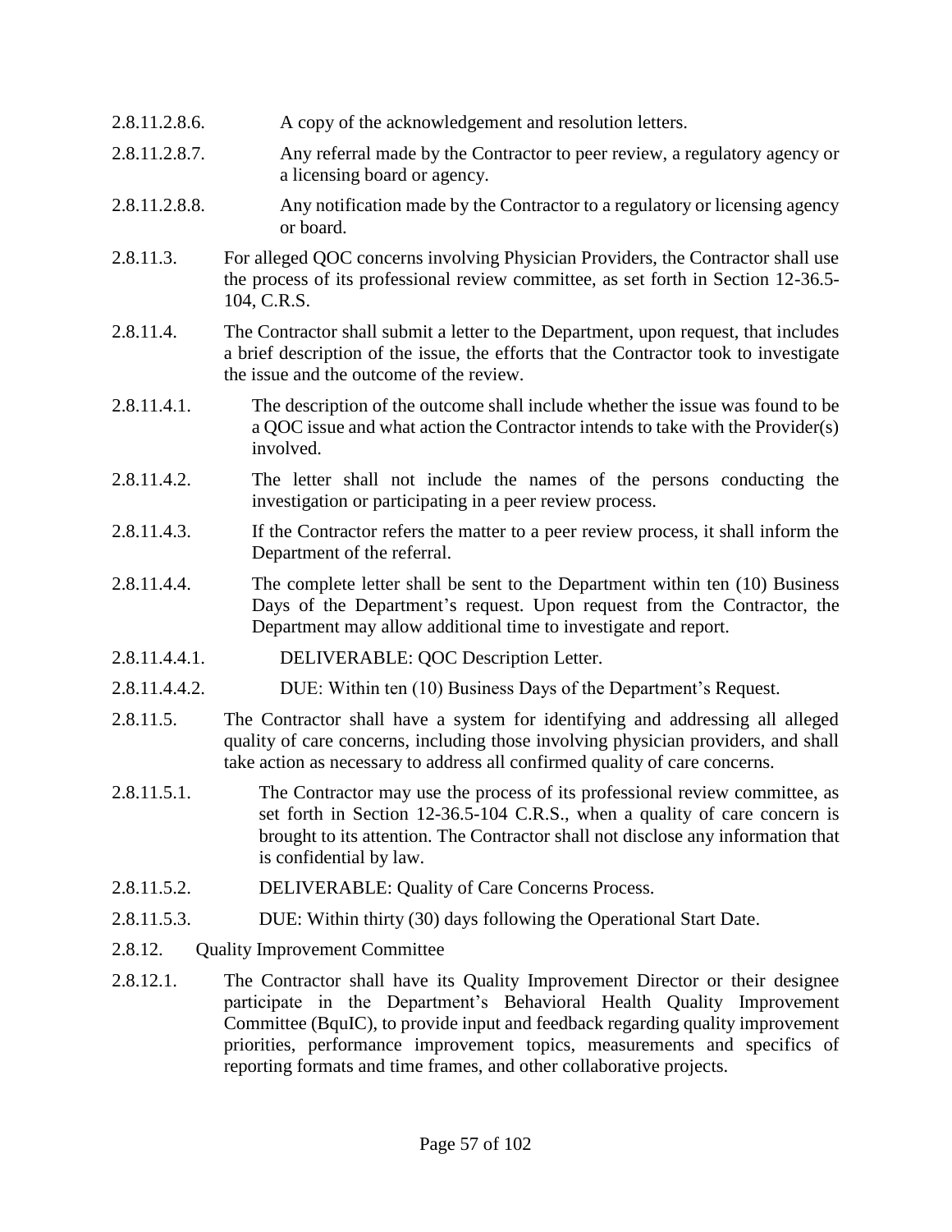2.8.11.2.8.6. A copy of the acknowledgement and resolution letters.

2.8.11.2.8.7. Any referral made by the Contractor to peer review, a regulatory agency or a licensing board or agency.

2.8.11.2.8.8. Any notification made by the Contractor to a regulatory or licensing agency or board.

2.8.11.3. For alleged QOC concerns involving Physician Providers, the Contractor shall use the process of its professional review committee, as set forth in Section 12-36.5-104, C.R.S.

2.8.11.4. The Contractor shall submit a letter to the Department, upon request, that includes a brief description of the issue, the efforts that the Contractor took to investigate the issue and the outcome of the review.

2.8.11.4.1. The description of the outcome shall include whether the issue was found to be a QOC issue and what action the Contractor intends to take with the Provider(s) involved.

2.8.11.4.2. The letter shall not include the names of the persons conducting the investigation or participating in a peer review process.

2.8.11.4.3. If the Contractor refers the matter to a peer review process, it shall inform the Department of the referral.

2.8.11.4.4. The complete letter shall be sent to the Department within ten (10) Business Days of the Department's request. Upon request from the Contractor, the Department may allow additional time to investigate and report.

2.8.11.4.4.1. DELIVERABLE: QOC Description Letter.

2.8.11.4.4.2. DUE: Within ten (10) Business Days of the Department's Request.

2.8.11.5. The Contractor shall have a system for identifying and addressing all alleged quality of care concerns, including those involving physician providers, and shall take action as necessary to address all confirmed quality of care concerns.

2.8.11.5.1. The Contractor may use the process of its professional review committee, as set forth in Section 12-36.5-104 C.R.S., when a quality of care concern is brought to its attention. The Contractor shall not disclose any information that is confidential by law.

2.8.11.5.2. DELIVERABLE: Quality of Care Concerns Process.

2.8.11.5.3. DUE: Within thirty (30) days following the Operational Start Date.

2.8.12. Quality Improvement Committee

2.8.12.1. The Contractor shall have its Quality Improvement Director or their designee participate in the Department's Behavioral Health Quality Improvement Committee (BquIC), to provide input and feedback regarding quality improvement priorities, performance improvement topics, measurements and specifics of reporting formats and time frames, and other collaborative projects.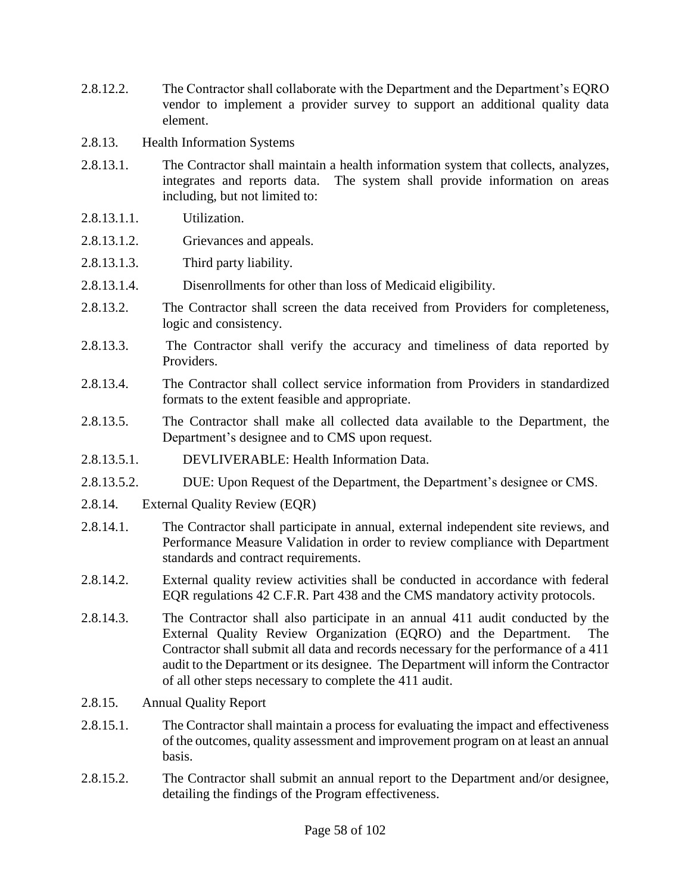2.8.12.2. The Contractor shall collaborate with the Department and the Department's EQRO vendor to implement a provider survey to support an additional quality data element.

2.8.13. Health Information Systems

2.8.13.1. The Contractor shall maintain a health information system that collects, analyzes, integrates and reports data. The system shall provide information on areas including, but not limited to:

2.8.13.1.1. Utilization.

2.8.13.1.2. Grievances and appeals.

2.8.13.1.3. Third party liability.

2.8.13.1.4. Disenrollments for other than loss of Medicaid eligibility.

2.8.13.2. The Contractor shall screen the data received from Providers for completeness, logic and consistency.

2.8.13.3. The Contractor shall verify the accuracy and timeliness of data reported by Providers.

2.8.13.4. The Contractor shall collect service information from Providers in standardized formats to the extent feasible and appropriate.

2.8.13.5. The Contractor shall make all collected data available to the Department, the Department's designee and to CMS upon request.

2.8.13.5.1. DEVLIVERABLE: Health Information Data.

2.8.13.5.2. DUE: Upon Request of the Department, the Department's designee or CMS.

2.8.14. External Quality Review (EQR)

2.8.14.1. The Contractor shall participate in annual, external independent site reviews, and Performance Measure Validation in order to review compliance with Department standards and contract requirements.

2.8.14.2. External quality review activities shall be conducted in accordance with federal EQR regulations 42 C.F.R. Part 438 and the CMS mandatory activity protocols.

2.8.14.3. The Contractor shall also participate in an annual 411 audit conducted by the External Quality Review Organization (EQRO) and the Department. The Contractor shall submit all data and records necessary for the performance of a 411 audit to the Department or its designee. The Department will inform the Contractor of all other steps necessary to complete the 411 audit.

2.8.15. Annual Quality Report

2.8.15.1. The Contractor shall maintain a process for evaluating the impact and effectiveness of the outcomes, quality assessment and improvement program on at least an annual basis.

2.8.15.2. The Contractor shall submit an annual report to the Department and/or designee, detailing the findings of the Program effectiveness.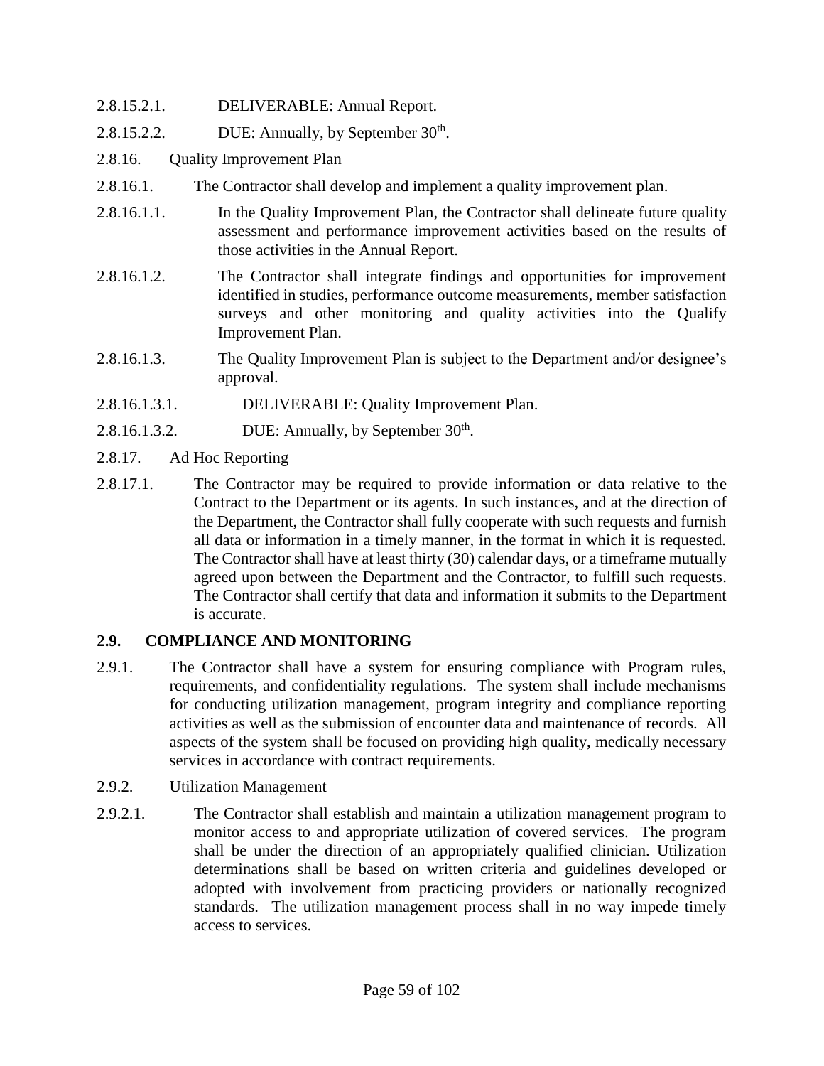2.8.15.2.1. DELIVERABLE: Annual Report.

2.8.15.2.2. DUE: Annually, by September 30th.

2.8.16. Quality Improvement Plan

2.8.16.1. The Contractor shall develop and implement a quality improvement plan.

2.8.16.1.1. In the Quality Improvement Plan, the Contractor shall delineate future quality assessment and performance improvement activities based on the results of those activities in the Annual Report.

2.8.16.1.2. The Contractor shall integrate findings and opportunities for improvement identified in studies, performance outcome measurements, member satisfaction surveys and other monitoring and quality activities into the Qualify Improvement Plan.

2.8.16.1.3. The Quality Improvement Plan is subject to the Department and/or designee's approval.

2.8.16.1.3.1. DELIVERABLE: Quality Improvement Plan.

2.8.16.1.3.2. DUE: Annually, by September 30th.

2.8.17. Ad Hoc Reporting

2.8.17.1. The Contractor may be required to provide information or data relative to the Contract to the Department or its agents. In such instances, and at the direction of the Department, the Contractor shall fully cooperate with such requests and furnish all data or information in a timely manner, in the format in which it is requested. The Contractor shall have at least thirty (30) calendar days, or a timeframe mutually agreed upon between the Department and the Contractor, to fulfill such requests. The Contractor shall certify that data and information it submits to the Department is accurate.

## 2.9. COMPLIANCE AND MONITORING

2.9.1. The Contractor shall have a system for ensuring compliance with Program rules, requirements, and confidentiality regulations. The system shall include mechanisms for conducting utilization management, program integrity and compliance reporting activities as well as the submission of encounter data and maintenance of records. All aspects of the system shall be focused on providing high quality, medically necessary services in accordance with contract requirements.

2.9.2. Utilization Management

2.9.2.1. The Contractor shall establish and maintain a utilization management program to monitor access to and appropriate utilization of covered services. The program shall be under the direction of an appropriately qualified clinician. Utilization determinations shall be based on written criteria and guidelines developed or adopted with involvement from practicing providers or nationally recognized standards. The utilization management process shall in no way impede timely access to services.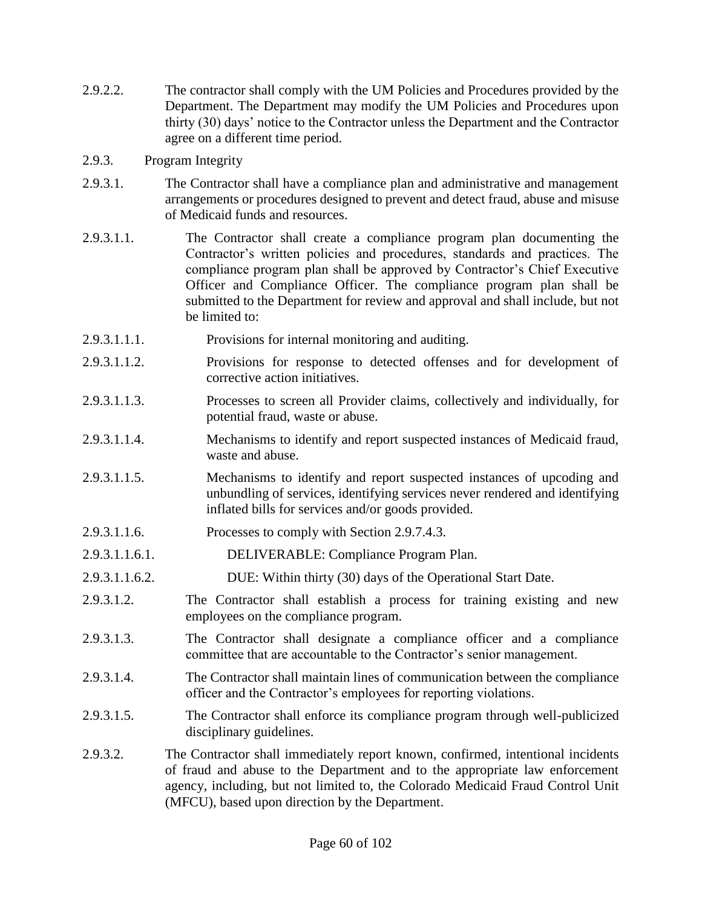2.9.2.2. The contractor shall comply with the UM Policies and Procedures provided by the Department. The Department may modify the UM Policies and Procedures upon thirty (30) days' notice to the Contractor unless the Department and the Contractor agree on a different time period.

2.9.3. Program Integrity

2.9.3.1. The Contractor shall have a compliance plan and administrative and management arrangements or procedures designed to prevent and detect fraud, abuse and misuse of Medicaid funds and resources.

2.9.3.1.1. The Contractor shall create a compliance program plan documenting the Contractor's written policies and procedures, standards and practices. The compliance program plan shall be approved by Contractor's Chief Executive Officer and Compliance Officer. The compliance program plan shall be submitted to the Department for review and approval and shall include, but not be limited to:

2.9.3.1.1.1. Provisions for internal monitoring and auditing.

2.9.3.1.1.2. Provisions for response to detected offenses and for development of corrective action initiatives.

2.9.3.1.1.3. Processes to screen all Provider claims, collectively and individually, for potential fraud, waste or abuse.

2.9.3.1.1.4. Mechanisms to identify and report suspected instances of Medicaid fraud, waste and abuse.

2.9.3.1.1.5. Mechanisms to identify and report suspected instances of upcoding and unbundling of services, identifying services never rendered and identifying inflated bills for services and/or goods provided.

2.9.3.1.1.6. Processes to comply with Section 2.9.7.4.3.

2.9.3.1.1.6.1. DELIVERABLE: Compliance Program Plan.

2.9.3.1.1.6.2. DUE: Within thirty (30) days of the Operational Start Date.

2.9.3.1.2. The Contractor shall establish a process for training existing and new employees on the compliance program.

2.9.3.1.3. The Contractor shall designate a compliance officer and a compliance committee that are accountable to the Contractor's senior management.

2.9.3.1.4. The Contractor shall maintain lines of communication between the compliance officer and the Contractor's employees for reporting violations.

2.9.3.1.5. The Contractor shall enforce its compliance program through well-publicized disciplinary guidelines.

2.9.3.2. The Contractor shall immediately report known, confirmed, intentional incidents of fraud and abuse to the Department and to the appropriate law enforcement agency, including, but not limited to, the Colorado Medicaid Fraud Control Unit (MFCU), based upon direction by the Department.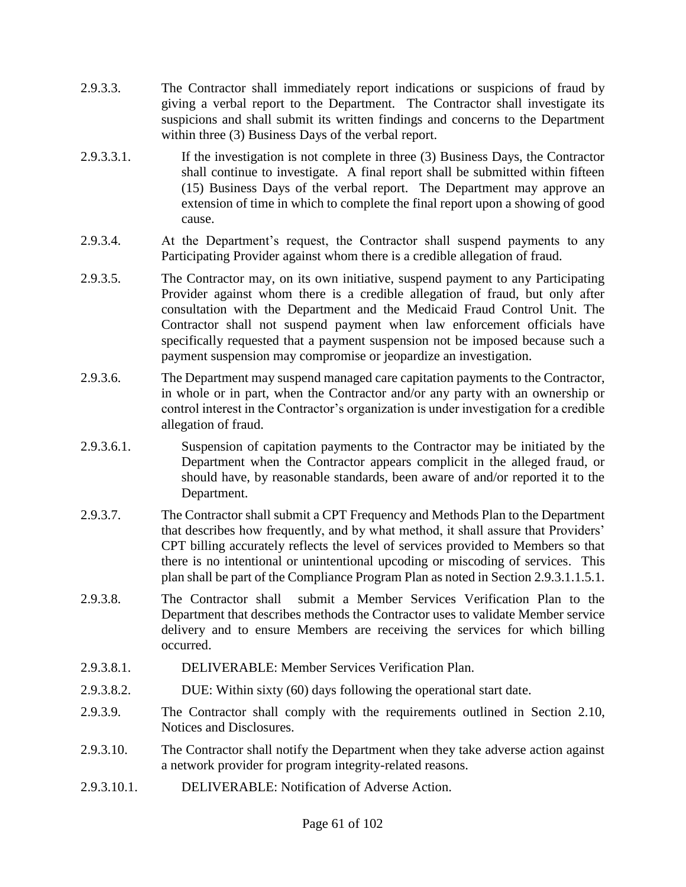2.9.3.3. The Contractor shall immediately report indications or suspicions of fraud by giving a verbal report to the Department. The Contractor shall investigate its suspicions and shall submit its written findings and concerns to the Department within three (3) Business Days of the verbal report.

2.9.3.3.1. If the investigation is not complete in three (3) Business Days, the Contractor shall continue to investigate. A final report shall be submitted within fifteen (15) Business Days of the verbal report. The Department may approve an extension of time in which to complete the final report upon a showing of good cause.

2.9.3.4. At the Department's request, the Contractor shall suspend payments to any Participating Provider against whom there is a credible allegation of fraud.

2.9.3.5. The Contractor may, on its own initiative, suspend payment to any Participating Provider against whom there is a credible allegation of fraud, but only after consultation with the Department and the Medicaid Fraud Control Unit. The Contractor shall not suspend payment when law enforcement officials have specifically requested that a payment suspension not be imposed because such a payment suspension may compromise or jeopardize an investigation.

2.9.3.6. The Department may suspend managed care capitation payments to the Contractor, in whole or in part, when the Contractor and/or any party with an ownership or control interest in the Contractor's organization is under investigation for a credible allegation of fraud.

2.9.3.6.1. Suspension of capitation payments to the Contractor may be initiated by the Department when the Contractor appears complicit in the alleged fraud, or should have, by reasonable standards, been aware of and/or reported it to the Department.

2.9.3.7. The Contractor shall submit a CPT Frequency and Methods Plan to the Department that describes how frequently, and by what method, it shall assure that Providers' CPT billing accurately reflects the level of services provided to Members so that there is no intentional or unintentional upcoding or miscoding of services. This plan shall be part of the Compliance Program Plan as noted in Section 2.9.3.1.1.5.1.

2.9.3.8. The Contractor shall submit a Member Services Verification Plan to the Department that describes methods the Contractor uses to validate Member service delivery and to ensure Members are receiving the services for which billing occurred.

2.9.3.8.1. DELIVERABLE: Member Services Verification Plan.

2.9.3.8.2. DUE: Within sixty (60) days following the operational start date.

2.9.3.9. The Contractor shall comply with the requirements outlined in Section 2.10, Notices and Disclosures.

2.9.3.10. The Contractor shall notify the Department when they take adverse action against a network provider for program integrity-related reasons.

2.9.3.10.1. DELIVERABLE: Notification of Adverse Action.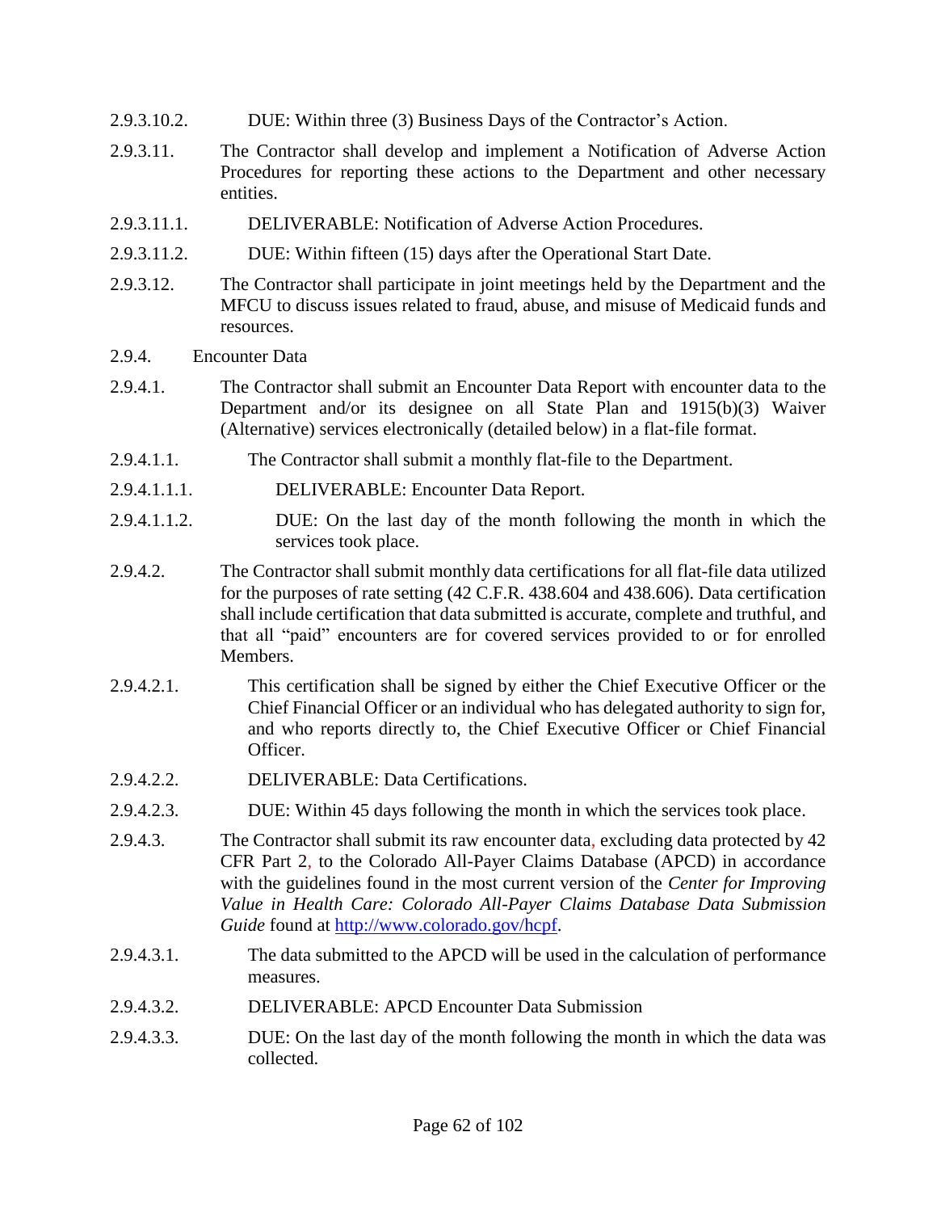2.9.3.10.2. DUE: Within three (3) Business Days of the Contractor's Action.

2.9.3.11. The Contractor shall develop and implement a Notification of Adverse Action Procedures for reporting these actions to the Department and other necessary entities.

2.9.3.11.1. DELIVERABLE: Notification of Adverse Action Procedures.

2.9.3.11.2. DUE: Within fifteen (15) days after the Operational Start Date.

2.9.3.12. The Contractor shall participate in joint meetings held by the Department and the MFCU to discuss issues related to fraud, abuse, and misuse of Medicaid funds and resources.

2.9.4. Encounter Data

2.9.4.1. The Contractor shall submit an Encounter Data Report with encounter data to the Department and/or its designee on all State Plan and 1915(b)(3) Waiver (Alternative) services electronically (detailed below) in a flat-file format.

2.9.4.1.1. The Contractor shall submit a monthly flat-file to the Department.

2.9.4.1.1.1. DELIVERABLE: Encounter Data Report.

2.9.4.1.1.2. DUE: On the last day of the month following the month in which the services took place.

2.9.4.2. The Contractor shall submit monthly data certifications for all flat-file data utilized for the purposes of rate setting (42 C.F.R. 438.604 and 438.606). Data certification shall include certification that data submitted is accurate, complete and truthful, and that all "paid" encounters are for covered services provided to or for enrolled Members.

2.9.4.2.1. This certification shall be signed by either the Chief Executive Officer or the Chief Financial Officer or an individual who has delegated authority to sign for, and who reports directly to, the Chief Executive Officer or Chief Financial Officer.

2.9.4.2.2. DELIVERABLE: Data Certifications.

2.9.4.2.3. DUE: Within 45 days following the month in which the services took place.

2.9.4.3. The Contractor shall submit its raw encounter data, excluding data protected by 42 CFR Part 2, to the Colorado All-Payer Claims Database (APCD) in accordance with the guidelines found in the most current version of the *Center for Improving Value in Health Care: Colorado All-Payer Claims Database Data Submission Guide* found at http://www.colorado.gov/hcpf.

2.9.4.3.1. The data submitted to the APCD will be used in the calculation of performance measures.

2.9.4.3.2. DELIVERABLE: APCD Encounter Data Submission

2.9.4.3.3. DUE: On the last day of the month following the month in which the data was collected.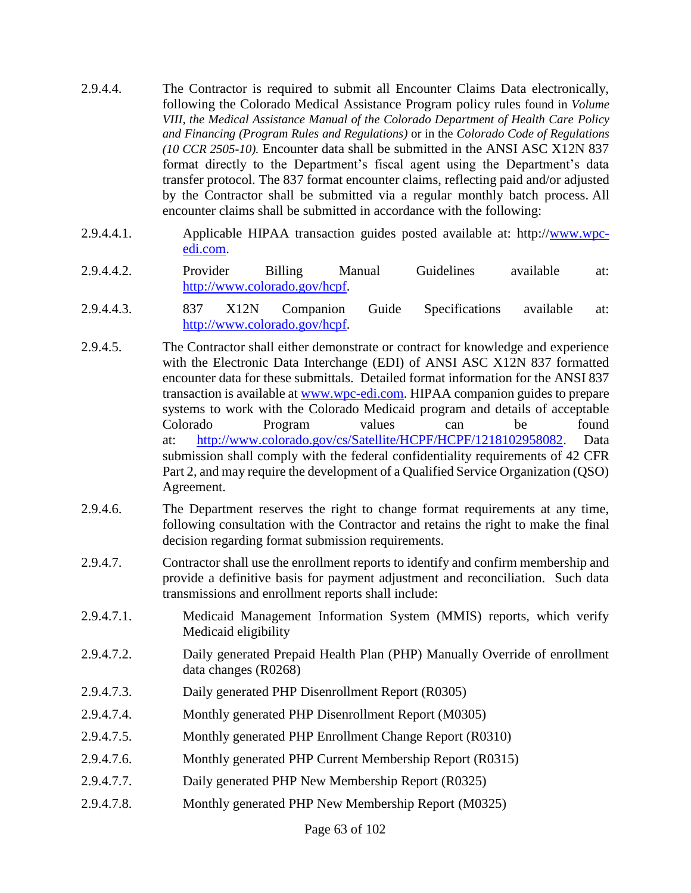2.9.4.4. The Contractor is required to submit all Encounter Claims Data electronically, following the Colorado Medical Assistance Program policy rules found in *Volume VIII, the Medical Assistance Manual of the Colorado Department of Health Care Policy and Financing (Program Rules and Regulations)* or in the *Colorado Code of Regulations (10 CCR 2505-10).* Encounter data shall be submitted in the ANSI ASC X12N 837 format directly to the Department's fiscal agent using the Department's data transfer protocol. The 837 format encounter claims, reflecting paid and/or adjusted by the Contractor shall be submitted via a regular monthly batch process. All encounter claims shall be submitted in accordance with the following:

2.9.4.4.1. Applicable HIPAA transaction guides posted available at: http://www.wpc-edi.com.

2.9.4.4.2. Provider Billing Manual Guidelines available at: http://www.colorado.gov/hcpf.

2.9.4.4.3. 837 X12N Companion Guide Specifications available at: http://www.colorado.gov/hcpf.

2.9.4.5. The Contractor shall either demonstrate or contract for knowledge and experience with the Electronic Data Interchange (EDI) of ANSI ASC X12N 837 formatted encounter data for these submittals. Detailed format information for the ANSI 837 transaction is available at www.wpc-edi.com. HIPAA companion guides to prepare systems to work with the Colorado Medicaid program and details of acceptable Colorado Program values can be found at: http://www.colorado.gov/cs/Satellite/HCPF/HCPF/1218102958082. Data submission shall comply with the federal confidentiality requirements of 42 CFR Part 2, and may require the development of a Qualified Service Organization (QSO) Agreement.

2.9.4.6. The Department reserves the right to change format requirements at any time, following consultation with the Contractor and retains the right to make the final decision regarding format submission requirements.

2.9.4.7. Contractor shall use the enrollment reports to identify and confirm membership and provide a definitive basis for payment adjustment and reconciliation. Such data transmissions and enrollment reports shall include:

2.9.4.7.1. Medicaid Management Information System (MMIS) reports, which verify Medicaid eligibility

2.9.4.7.2. Daily generated Prepaid Health Plan (PHP) Manually Override of enrollment data changes (R0268)

2.9.4.7.3. Daily generated PHP Disenrollment Report (R0305)

2.9.4.7.4. Monthly generated PHP Disenrollment Report (M0305)

2.9.4.7.5. Monthly generated PHP Enrollment Change Report (R0310)

2.9.4.7.6. Monthly generated PHP Current Membership Report (R0315)

2.9.4.7.7. Daily generated PHP New Membership Report (R0325)

2.9.4.7.8. Monthly generated PHP New Membership Report (M0325)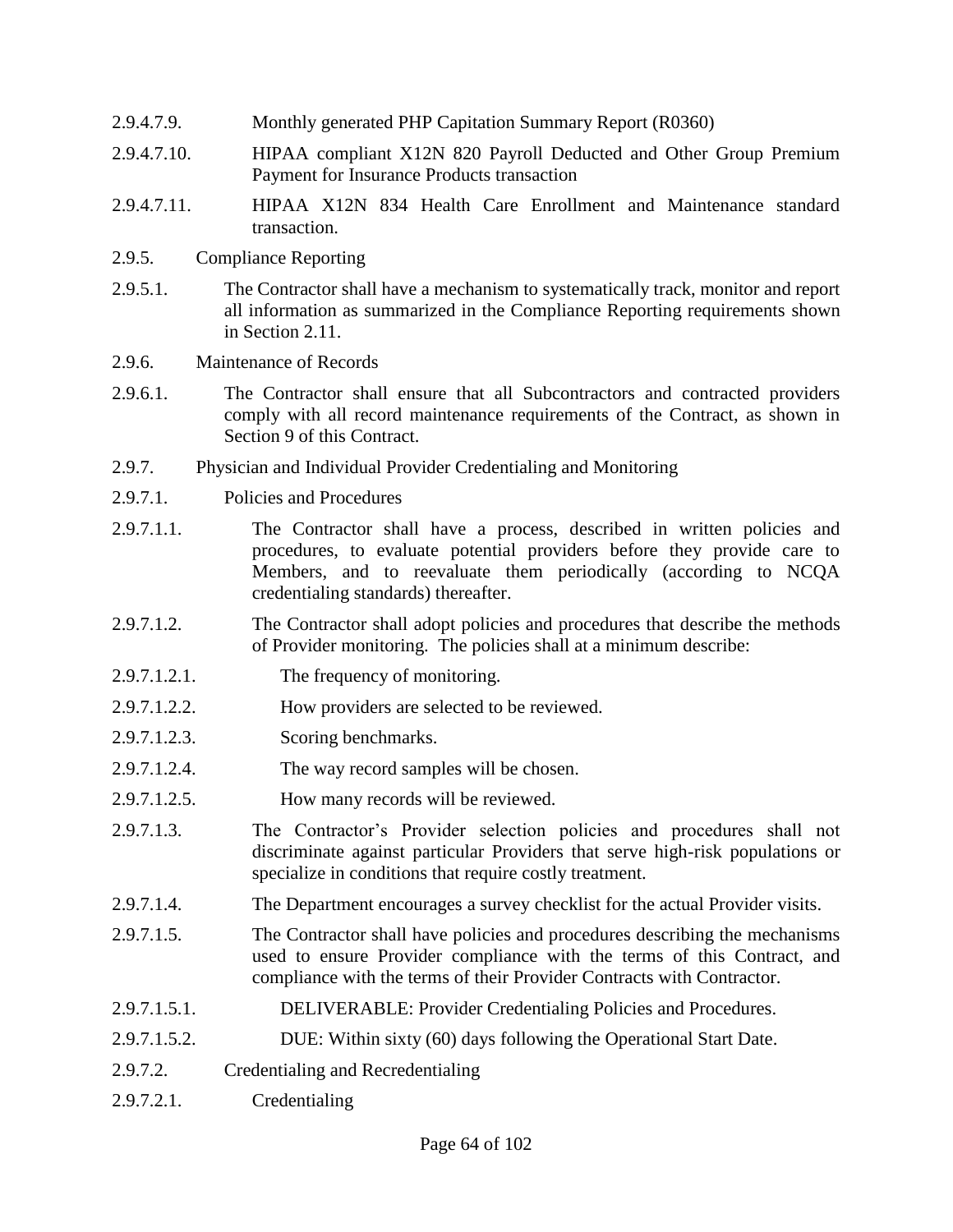2.9.4.7.9. Monthly generated PHP Capitation Summary Report (R0360)

2.9.4.7.10. HIPAA compliant X12N 820 Payroll Deducted and Other Group Premium Payment for Insurance Products transaction

2.9.4.7.11. HIPAA X12N 834 Health Care Enrollment and Maintenance standard transaction.

2.9.5. Compliance Reporting

2.9.5.1. The Contractor shall have a mechanism to systematically track, monitor and report all information as summarized in the Compliance Reporting requirements shown in Section 2.11.

2.9.6. Maintenance of Records

2.9.6.1. The Contractor shall ensure that all Subcontractors and contracted providers comply with all record maintenance requirements of the Contract, as shown in Section 9 of this Contract.

2.9.7. Physician and Individual Provider Credentialing and Monitoring

2.9.7.1. Policies and Procedures

2.9.7.1.1. The Contractor shall have a process, described in written policies and procedures, to evaluate potential providers before they provide care to Members, and to reevaluate them periodically (according to NCQA credentialing standards) thereafter.

2.9.7.1.2. The Contractor shall adopt policies and procedures that describe the methods of Provider monitoring. The policies shall at a minimum describe:

2.9.7.1.2.1. The frequency of monitoring.

2.9.7.1.2.2. How providers are selected to be reviewed.

2.9.7.1.2.3. Scoring benchmarks.

2.9.7.1.2.4. The way record samples will be chosen.

2.9.7.1.2.5. How many records will be reviewed.

2.9.7.1.3. The Contractor's Provider selection policies and procedures shall not discriminate against particular Providers that serve high-risk populations or specialize in conditions that require costly treatment.

2.9.7.1.4. The Department encourages a survey checklist for the actual Provider visits.

2.9.7.1.5. The Contractor shall have policies and procedures describing the mechanisms used to ensure Provider compliance with the terms of this Contract, and compliance with the terms of their Provider Contracts with Contractor.

2.9.7.1.5.1. DELIVERABLE: Provider Credentialing Policies and Procedures.

2.9.7.1.5.2. DUE: Within sixty (60) days following the Operational Start Date.

2.9.7.2. Credentialing and Recredentialing

2.9.7.2.1. Credentialing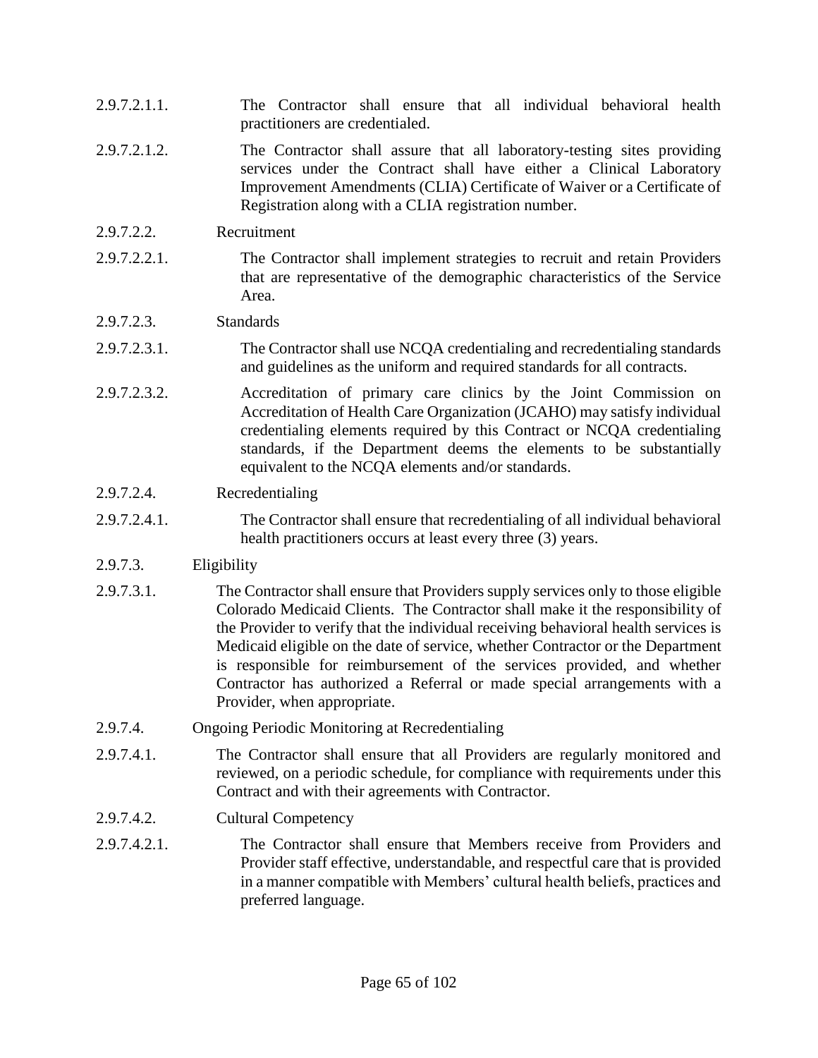2.9.7.2.1.1. The Contractor shall ensure that all individual behavioral health practitioners are credentialed.

2.9.7.2.1.2. The Contractor shall assure that all laboratory-testing sites providing services under the Contract shall have either a Clinical Laboratory Improvement Amendments (CLIA) Certificate of Waiver or a Certificate of Registration along with a CLIA registration number.

2.9.7.2.2. Recruitment

2.9.7.2.2.1. The Contractor shall implement strategies to recruit and retain Providers that are representative of the demographic characteristics of the Service Area.

2.9.7.2.3. Standards

2.9.7.2.3.1. The Contractor shall use NCQA credentialing and recredentialing standards and guidelines as the uniform and required standards for all contracts.

2.9.7.2.3.2. Accreditation of primary care clinics by the Joint Commission on Accreditation of Health Care Organization (JCAHO) may satisfy individual credentialing elements required by this Contract or NCQA credentialing standards, if the Department deems the elements to be substantially equivalent to the NCQA elements and/or standards.

2.9.7.2.4. Recredentialing

2.9.7.2.4.1. The Contractor shall ensure that recredentialing of all individual behavioral health practitioners occurs at least every three (3) years.

2.9.7.3. Eligibility

2.9.7.3.1. The Contractor shall ensure that Providers supply services only to those eligible Colorado Medicaid Clients. The Contractor shall make it the responsibility of the Provider to verify that the individual receiving behavioral health services is Medicaid eligible on the date of service, whether Contractor or the Department is responsible for reimbursement of the services provided, and whether Contractor has authorized a Referral or made special arrangements with a Provider, when appropriate.

2.9.7.4. Ongoing Periodic Monitoring at Recredentialing

2.9.7.4.1. The Contractor shall ensure that all Providers are regularly monitored and reviewed, on a periodic schedule, for compliance with requirements under this Contract and with their agreements with Contractor.

2.9.7.4.2. Cultural Competency

2.9.7.4.2.1. The Contractor shall ensure that Members receive from Providers and Provider staff effective, understandable, and respectful care that is provided in a manner compatible with Members' cultural health beliefs, practices and preferred language.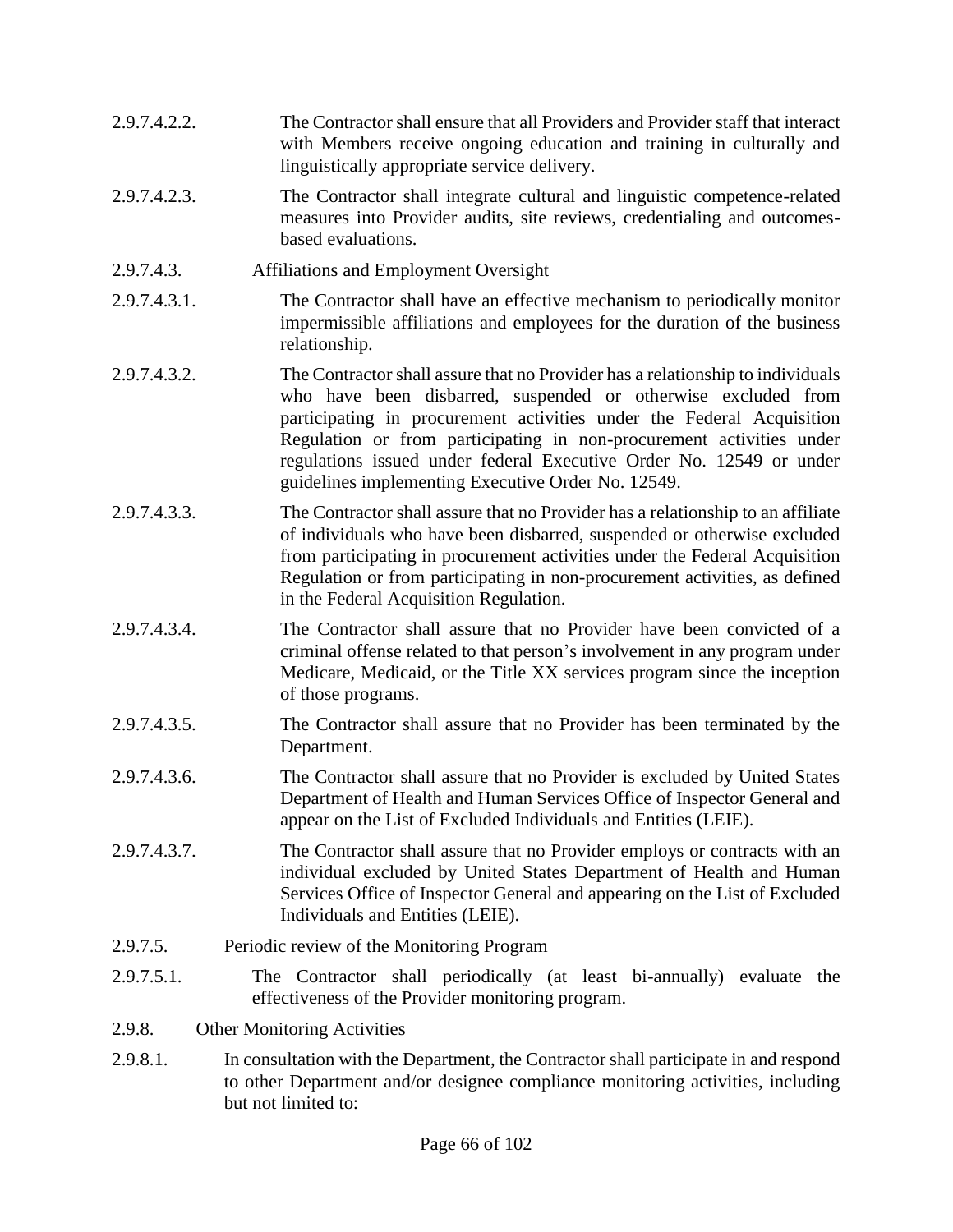2.9.7.4.2.2. The Contractor shall ensure that all Providers and Provider staff that interact with Members receive ongoing education and training in culturally and linguistically appropriate service delivery.

2.9.7.4.2.3. The Contractor shall integrate cultural and linguistic competence-related measures into Provider audits, site reviews, credentialing and outcomes-based evaluations.

2.9.7.4.3. Affiliations and Employment Oversight

2.9.7.4.3.1. The Contractor shall have an effective mechanism to periodically monitor impermissible affiliations and employees for the duration of the business relationship.

2.9.7.4.3.2. The Contractor shall assure that no Provider has a relationship to individuals who have been disbarred, suspended or otherwise excluded from participating in procurement activities under the Federal Acquisition Regulation or from participating in non-procurement activities under regulations issued under federal Executive Order No. 12549 or under guidelines implementing Executive Order No. 12549.

2.9.7.4.3.3. The Contractor shall assure that no Provider has a relationship to an affiliate of individuals who have been disbarred, suspended or otherwise excluded from participating in procurement activities under the Federal Acquisition Regulation or from participating in non-procurement activities, as defined in the Federal Acquisition Regulation.

2.9.7.4.3.4. The Contractor shall assure that no Provider have been convicted of a criminal offense related to that person's involvement in any program under Medicare, Medicaid, or the Title XX services program since the inception of those programs.

2.9.7.4.3.5. The Contractor shall assure that no Provider has been terminated by the Department.

2.9.7.4.3.6. The Contractor shall assure that no Provider is excluded by United States Department of Health and Human Services Office of Inspector General and appear on the List of Excluded Individuals and Entities (LEIE).

2.9.7.4.3.7. The Contractor shall assure that no Provider employs or contracts with an individual excluded by United States Department of Health and Human Services Office of Inspector General and appearing on the List of Excluded Individuals and Entities (LEIE).

2.9.7.5. Periodic review of the Monitoring Program

2.9.7.5.1. The Contractor shall periodically (at least bi-annually) evaluate the effectiveness of the Provider monitoring program.

2.9.8. Other Monitoring Activities

2.9.8.1. In consultation with the Department, the Contractor shall participate in and respond to other Department and/or designee compliance monitoring activities, including but not limited to: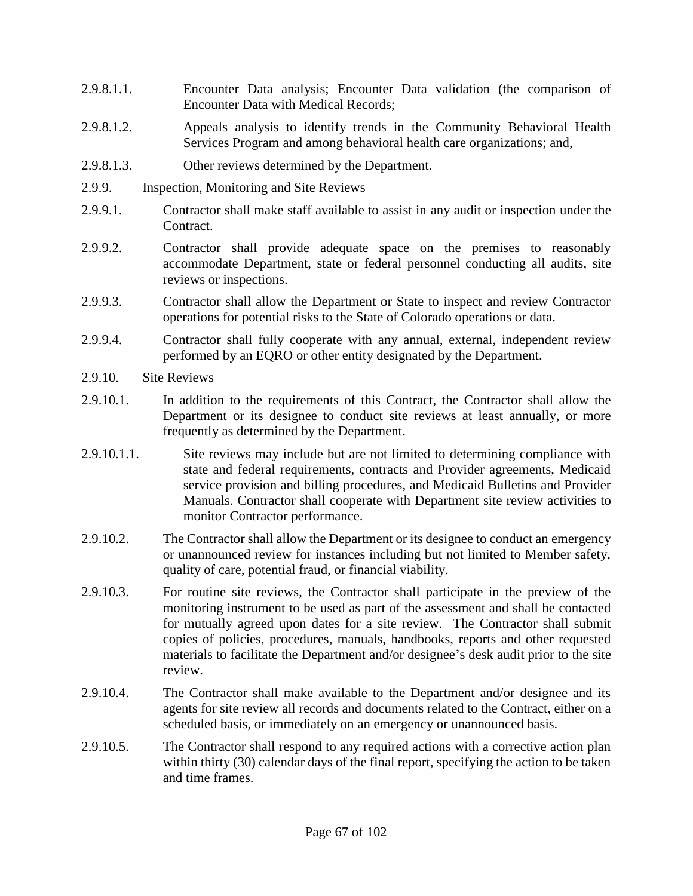2.9.8.1.1. Encounter Data analysis; Encounter Data validation (the comparison of Encounter Data with Medical Records;

2.9.8.1.2. Appeals analysis to identify trends in the Community Behavioral Health Services Program and among behavioral health care organizations; and,

2.9.8.1.3. Other reviews determined by the Department.

2.9.9. Inspection, Monitoring and Site Reviews

2.9.9.1. Contractor shall make staff available to assist in any audit or inspection under the Contract.

2.9.9.2. Contractor shall provide adequate space on the premises to reasonably accommodate Department, state or federal personnel conducting all audits, site reviews or inspections.

2.9.9.3. Contractor shall allow the Department or State to inspect and review Contractor operations for potential risks to the State of Colorado operations or data.

2.9.9.4. Contractor shall fully cooperate with any annual, external, independent review performed by an EQRO or other entity designated by the Department.

2.9.10. Site Reviews

2.9.10.1. In addition to the requirements of this Contract, the Contractor shall allow the Department or its designee to conduct site reviews at least annually, or more frequently as determined by the Department.

2.9.10.1.1. Site reviews may include but are not limited to determining compliance with state and federal requirements, contracts and Provider agreements, Medicaid service provision and billing procedures, and Medicaid Bulletins and Provider Manuals. Contractor shall cooperate with Department site review activities to monitor Contractor performance.

2.9.10.2. The Contractor shall allow the Department or its designee to conduct an emergency or unannounced review for instances including but not limited to Member safety, quality of care, potential fraud, or financial viability.

2.9.10.3. For routine site reviews, the Contractor shall participate in the preview of the monitoring instrument to be used as part of the assessment and shall be contacted for mutually agreed upon dates for a site review. The Contractor shall submit copies of policies, procedures, manuals, handbooks, reports and other requested materials to facilitate the Department and/or designee's desk audit prior to the site review.

2.9.10.4. The Contractor shall make available to the Department and/or designee and its agents for site review all records and documents related to the Contract, either on a scheduled basis, or immediately on an emergency or unannounced basis.

2.9.10.5. The Contractor shall respond to any required actions with a corrective action plan within thirty (30) calendar days of the final report, specifying the action to be taken and time frames.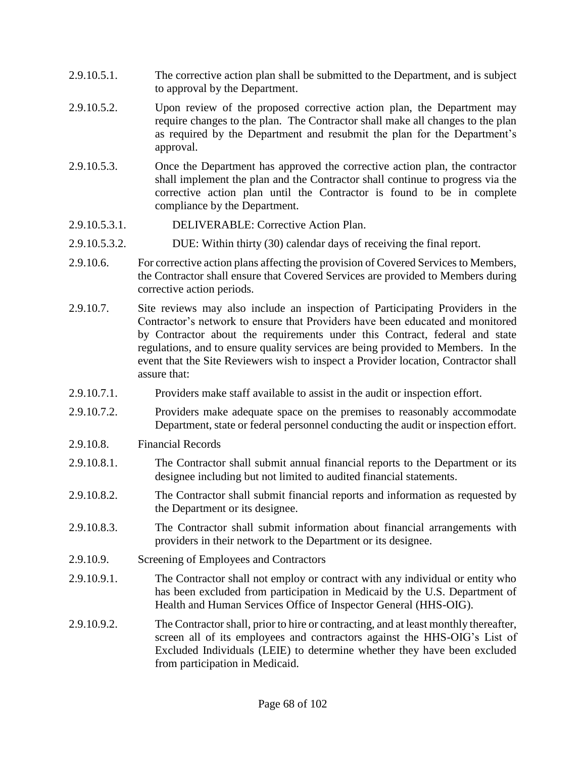2.9.10.5.1. The corrective action plan shall be submitted to the Department, and is subject to approval by the Department.

2.9.10.5.2. Upon review of the proposed corrective action plan, the Department may require changes to the plan. The Contractor shall make all changes to the plan as required by the Department and resubmit the plan for the Department's approval.

2.9.10.5.3. Once the Department has approved the corrective action plan, the contractor shall implement the plan and the Contractor shall continue to progress via the corrective action plan until the Contractor is found to be in complete compliance by the Department.

2.9.10.5.3.1. DELIVERABLE: Corrective Action Plan.

2.9.10.5.3.2. DUE: Within thirty (30) calendar days of receiving the final report.

2.9.10.6. For corrective action plans affecting the provision of Covered Services to Members, the Contractor shall ensure that Covered Services are provided to Members during corrective action periods.

2.9.10.7. Site reviews may also include an inspection of Participating Providers in the Contractor's network to ensure that Providers have been educated and monitored by Contractor about the requirements under this Contract, federal and state regulations, and to ensure quality services are being provided to Members. In the event that the Site Reviewers wish to inspect a Provider location, Contractor shall assure that:

2.9.10.7.1. Providers make staff available to assist in the audit or inspection effort.

2.9.10.7.2. Providers make adequate space on the premises to reasonably accommodate Department, state or federal personnel conducting the audit or inspection effort.

2.9.10.8. Financial Records

2.9.10.8.1. The Contractor shall submit annual financial reports to the Department or its designee including but not limited to audited financial statements.

2.9.10.8.2. The Contractor shall submit financial reports and information as requested by the Department or its designee.

2.9.10.8.3. The Contractor shall submit information about financial arrangements with providers in their network to the Department or its designee.

2.9.10.9. Screening of Employees and Contractors

2.9.10.9.1. The Contractor shall not employ or contract with any individual or entity who has been excluded from participation in Medicaid by the U.S. Department of Health and Human Services Office of Inspector General (HHS-OIG).

2.9.10.9.2. The Contractor shall, prior to hire or contracting, and at least monthly thereafter, screen all of its employees and contractors against the HHS-OIG's List of Excluded Individuals (LEIE) to determine whether they have been excluded from participation in Medicaid.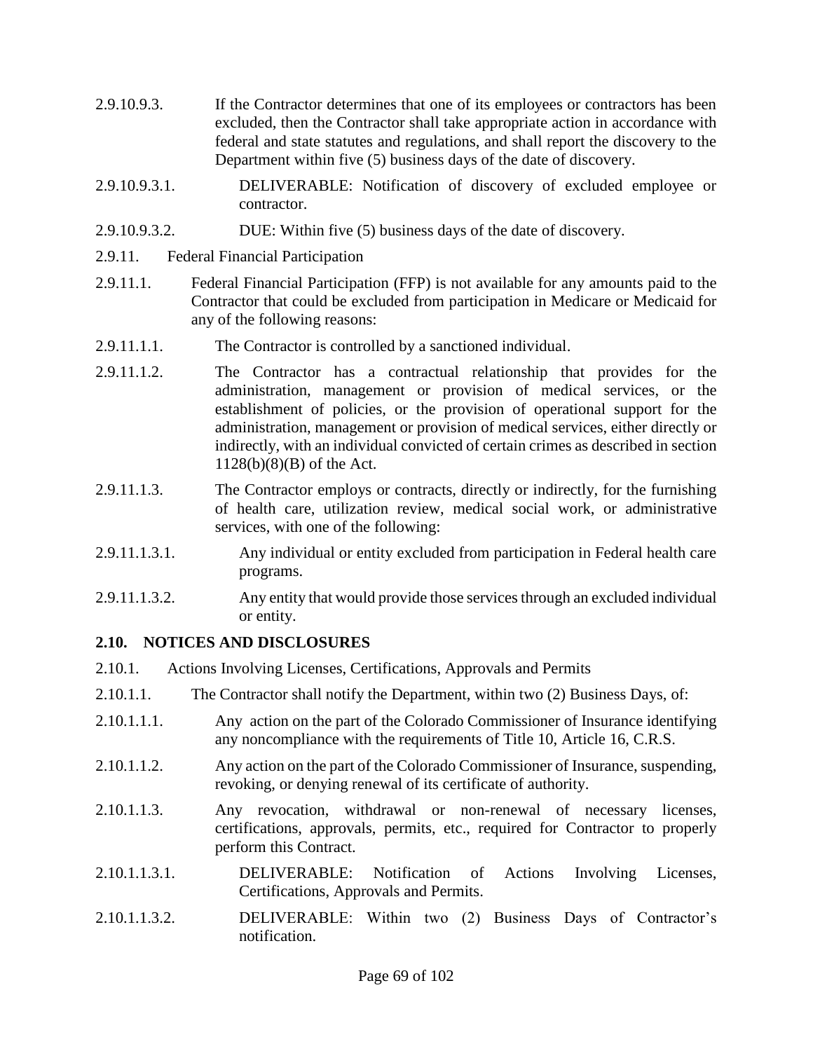2.9.10.9.3. If the Contractor determines that one of its employees or contractors has been excluded, then the Contractor shall take appropriate action in accordance with federal and state statutes and regulations, and shall report the discovery to the Department within five (5) business days of the date of discovery.

2.9.10.9.3.1. DELIVERABLE: Notification of discovery of excluded employee or contractor.

2.9.10.9.3.2. DUE: Within five (5) business days of the date of discovery.

2.9.11. Federal Financial Participation

2.9.11.1. Federal Financial Participation (FFP) is not available for any amounts paid to the Contractor that could be excluded from participation in Medicare or Medicaid for any of the following reasons:

2.9.11.1.1. The Contractor is controlled by a sanctioned individual.

2.9.11.1.2. The Contractor has a contractual relationship that provides for the administration, management or provision of medical services, or the establishment of policies, or the provision of operational support for the administration, management or provision of medical services, either directly or indirectly, with an individual convicted of certain crimes as described in section 1128(b)(8)(B) of the Act.

2.9.11.1.3. The Contractor employs or contracts, directly or indirectly, for the furnishing of health care, utilization review, medical social work, or administrative services, with one of the following:

2.9.11.1.3.1. Any individual or entity excluded from participation in Federal health care programs.

2.9.11.1.3.2. Any entity that would provide those services through an excluded individual or entity.

## 2.10. NOTICES AND DISCLOSURES

2.10.1. Actions Involving Licenses, Certifications, Approvals and Permits

2.10.1.1. The Contractor shall notify the Department, within two (2) Business Days, of:

2.10.1.1.1. Any action on the part of the Colorado Commissioner of Insurance identifying any noncompliance with the requirements of Title 10, Article 16, C.R.S.

2.10.1.1.2. Any action on the part of the Colorado Commissioner of Insurance, suspending, revoking, or denying renewal of its certificate of authority.

2.10.1.1.3. Any revocation, withdrawal or non-renewal of necessary licenses, certifications, approvals, permits, etc., required for Contractor to properly perform this Contract.

2.10.1.1.3.1. DELIVERABLE: Notification of Actions Involving Licenses, Certifications, Approvals and Permits.

2.10.1.1.3.2. DELIVERABLE: Within two (2) Business Days of Contractor's notification.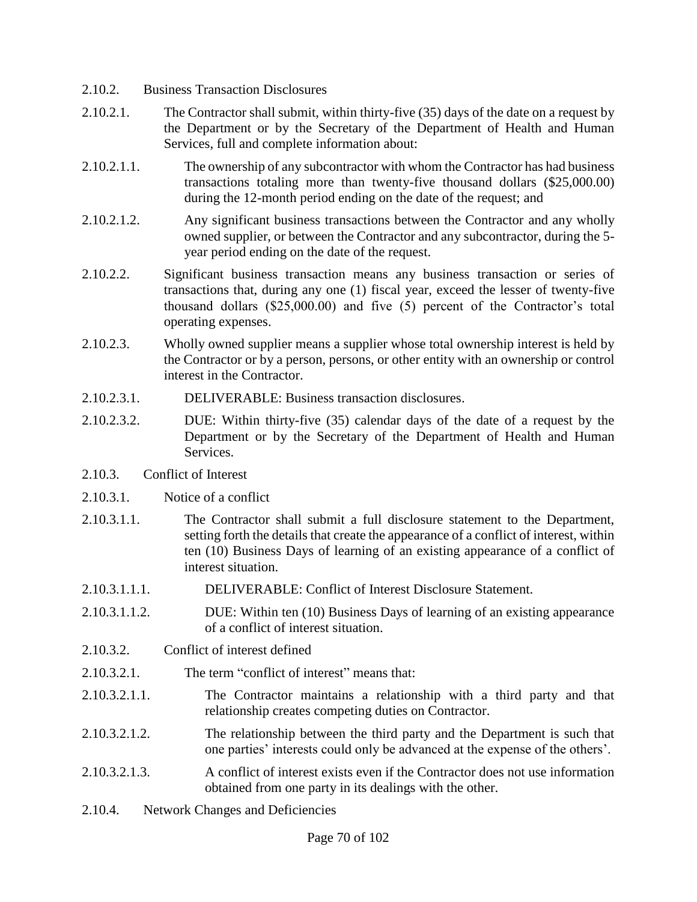2.10.2. Business Transaction Disclosures

2.10.2.1. The Contractor shall submit, within thirty-five (35) days of the date on a request by the Department or by the Secretary of the Department of Health and Human Services, full and complete information about:

2.10.2.1.1. The ownership of any subcontractor with whom the Contractor has had business transactions totaling more than twenty-five thousand dollars ($25,000.00) during the 12-month period ending on the date of the request; and

2.10.2.1.2. Any significant business transactions between the Contractor and any wholly owned supplier, or between the Contractor and any subcontractor, during the 5-year period ending on the date of the request.

2.10.2.2. Significant business transaction means any business transaction or series of transactions that, during any one (1) fiscal year, exceed the lesser of twenty-five thousand dollars ($25,000.00) and five (5) percent of the Contractor's total operating expenses.

2.10.2.3. Wholly owned supplier means a supplier whose total ownership interest is held by the Contractor or by a person, persons, or other entity with an ownership or control interest in the Contractor.

2.10.2.3.1. DELIVERABLE: Business transaction disclosures.

2.10.2.3.2. DUE: Within thirty-five (35) calendar days of the date of a request by the Department or by the Secretary of the Department of Health and Human Services.

2.10.3. Conflict of Interest

2.10.3.1. Notice of a conflict

2.10.3.1.1. The Contractor shall submit a full disclosure statement to the Department, setting forth the details that create the appearance of a conflict of interest, within ten (10) Business Days of learning of an existing appearance of a conflict of interest situation.

2.10.3.1.1.1. DELIVERABLE: Conflict of Interest Disclosure Statement.

2.10.3.1.1.2. DUE: Within ten (10) Business Days of learning of an existing appearance of a conflict of interest situation.

2.10.3.2. Conflict of interest defined

2.10.3.2.1. The term "conflict of interest" means that:

2.10.3.2.1.1. The Contractor maintains a relationship with a third party and that relationship creates competing duties on Contractor.

2.10.3.2.1.2. The relationship between the third party and the Department is such that one parties' interests could only be advanced at the expense of the others'.

2.10.3.2.1.3. A conflict of interest exists even if the Contractor does not use information obtained from one party in its dealings with the other.

2.10.4. Network Changes and Deficiencies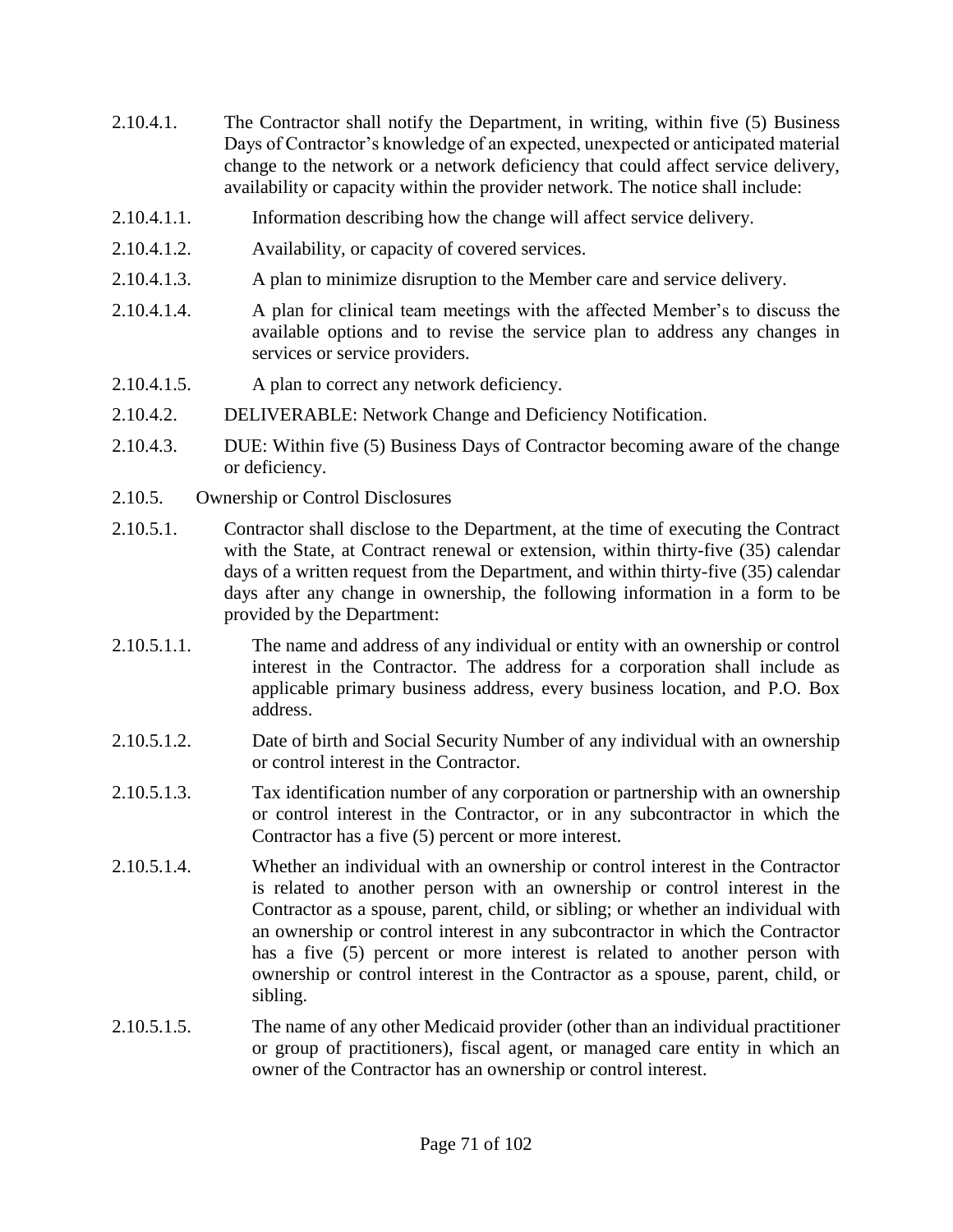2.10.4.1. The Contractor shall notify the Department, in writing, within five (5) Business Days of Contractor's knowledge of an expected, unexpected or anticipated material change to the network or a network deficiency that could affect service delivery, availability or capacity within the provider network. The notice shall include:

2.10.4.1.1. Information describing how the change will affect service delivery.

2.10.4.1.2. Availability, or capacity of covered services.

2.10.4.1.3. A plan to minimize disruption to the Member care and service delivery.

2.10.4.1.4. A plan for clinical team meetings with the affected Member's to discuss the available options and to revise the service plan to address any changes in services or service providers.

2.10.4.1.5. A plan to correct any network deficiency.

2.10.4.2. DELIVERABLE: Network Change and Deficiency Notification.

2.10.4.3. DUE: Within five (5) Business Days of Contractor becoming aware of the change or deficiency.

2.10.5. Ownership or Control Disclosures

2.10.5.1. Contractor shall disclose to the Department, at the time of executing the Contract with the State, at Contract renewal or extension, within thirty-five (35) calendar days of a written request from the Department, and within thirty-five (35) calendar days after any change in ownership, the following information in a form to be provided by the Department:

2.10.5.1.1. The name and address of any individual or entity with an ownership or control interest in the Contractor. The address for a corporation shall include as applicable primary business address, every business location, and P.O. Box address.

2.10.5.1.2. Date of birth and Social Security Number of any individual with an ownership or control interest in the Contractor.

2.10.5.1.3. Tax identification number of any corporation or partnership with an ownership or control interest in the Contractor, or in any subcontractor in which the Contractor has a five (5) percent or more interest.

2.10.5.1.4. Whether an individual with an ownership or control interest in the Contractor is related to another person with an ownership or control interest in the Contractor as a spouse, parent, child, or sibling; or whether an individual with an ownership or control interest in any subcontractor in which the Contractor has a five (5) percent or more interest is related to another person with ownership or control interest in the Contractor as a spouse, parent, child, or sibling.

2.10.5.1.5. The name of any other Medicaid provider (other than an individual practitioner or group of practitioners), fiscal agent, or managed care entity in which an owner of the Contractor has an ownership or control interest.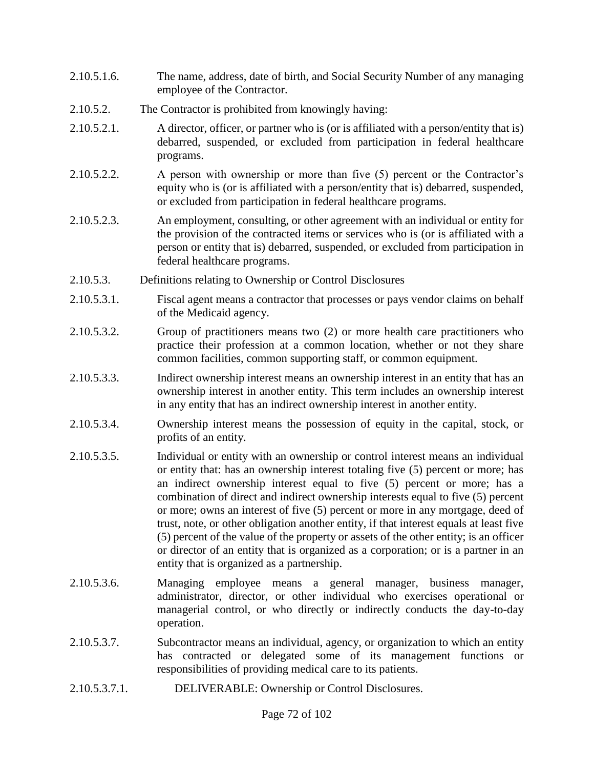2.10.5.1.6. The name, address, date of birth, and Social Security Number of any managing employee of the Contractor.

2.10.5.2. The Contractor is prohibited from knowingly having:

2.10.5.2.1. A director, officer, or partner who is (or is affiliated with a person/entity that is) debarred, suspended, or excluded from participation in federal healthcare programs.

2.10.5.2.2. A person with ownership or more than five (5) percent or the Contractor's equity who is (or is affiliated with a person/entity that is) debarred, suspended, or excluded from participation in federal healthcare programs.

2.10.5.2.3. An employment, consulting, or other agreement with an individual or entity for the provision of the contracted items or services who is (or is affiliated with a person or entity that is) debarred, suspended, or excluded from participation in federal healthcare programs.

2.10.5.3. Definitions relating to Ownership or Control Disclosures

2.10.5.3.1. Fiscal agent means a contractor that processes or pays vendor claims on behalf of the Medicaid agency.

2.10.5.3.2. Group of practitioners means two (2) or more health care practitioners who practice their profession at a common location, whether or not they share common facilities, common supporting staff, or common equipment.

2.10.5.3.3. Indirect ownership interest means an ownership interest in an entity that has an ownership interest in another entity. This term includes an ownership interest in any entity that has an indirect ownership interest in another entity.

2.10.5.3.4. Ownership interest means the possession of equity in the capital, stock, or profits of an entity.

2.10.5.3.5. Individual or entity with an ownership or control interest means an individual or entity that: has an ownership interest totaling five (5) percent or more; has an indirect ownership interest equal to five (5) percent or more; has a combination of direct and indirect ownership interests equal to five (5) percent or more; owns an interest of five (5) percent or more in any mortgage, deed of trust, note, or other obligation another entity, if that interest equals at least five (5) percent of the value of the property or assets of the other entity; is an officer or director of an entity that is organized as a corporation; or is a partner in an entity that is organized as a partnership.

2.10.5.3.6. Managing employee means a general manager, business manager, administrator, director, or other individual who exercises operational or managerial control, or who directly or indirectly conducts the day-to-day operation.

2.10.5.3.7. Subcontractor means an individual, agency, or organization to which an entity has contracted or delegated some of its management functions or responsibilities of providing medical care to its patients.

2.10.5.3.7.1. DELIVERABLE: Ownership or Control Disclosures.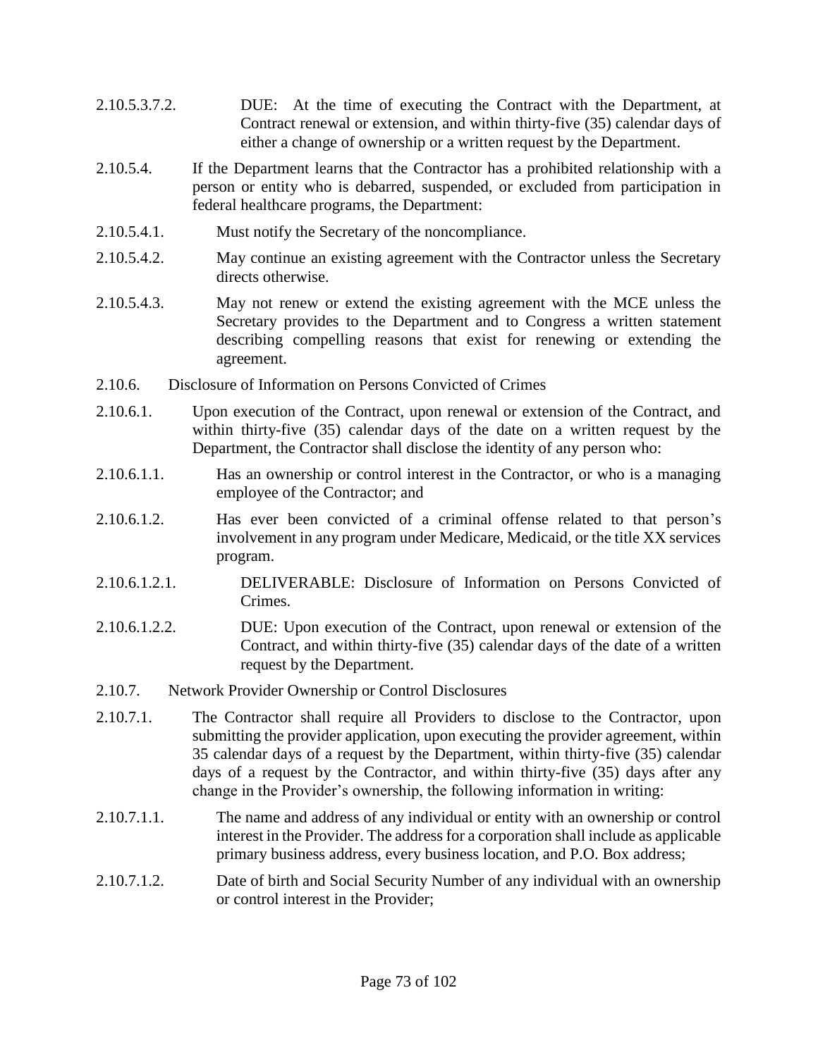2.10.5.3.7.2. DUE: At the time of executing the Contract with the Department, at Contract renewal or extension, and within thirty-five (35) calendar days of either a change of ownership or a written request by the Department.

2.10.5.4. If the Department learns that the Contractor has a prohibited relationship with a person or entity who is debarred, suspended, or excluded from participation in federal healthcare programs, the Department:

2.10.5.4.1. Must notify the Secretary of the noncompliance.

2.10.5.4.2. May continue an existing agreement with the Contractor unless the Secretary directs otherwise.

2.10.5.4.3. May not renew or extend the existing agreement with the MCE unless the Secretary provides to the Department and to Congress a written statement describing compelling reasons that exist for renewing or extending the agreement.

2.10.6. Disclosure of Information on Persons Convicted of Crimes

2.10.6.1. Upon execution of the Contract, upon renewal or extension of the Contract, and within thirty-five (35) calendar days of the date on a written request by the Department, the Contractor shall disclose the identity of any person who:

2.10.6.1.1. Has an ownership or control interest in the Contractor, or who is a managing employee of the Contractor; and

2.10.6.1.2. Has ever been convicted of a criminal offense related to that person's involvement in any program under Medicare, Medicaid, or the title XX services program.

2.10.6.1.2.1. DELIVERABLE: Disclosure of Information on Persons Convicted of Crimes.

2.10.6.1.2.2. DUE: Upon execution of the Contract, upon renewal or extension of the Contract, and within thirty-five (35) calendar days of the date of a written request by the Department.

2.10.7. Network Provider Ownership or Control Disclosures

2.10.7.1. The Contractor shall require all Providers to disclose to the Contractor, upon submitting the provider application, upon executing the provider agreement, within 35 calendar days of a request by the Department, within thirty-five (35) calendar days of a request by the Contractor, and within thirty-five (35) days after any change in the Provider's ownership, the following information in writing:

2.10.7.1.1. The name and address of any individual or entity with an ownership or control interest in the Provider. The address for a corporation shall include as applicable primary business address, every business location, and P.O. Box address;

2.10.7.1.2. Date of birth and Social Security Number of any individual with an ownership or control interest in the Provider;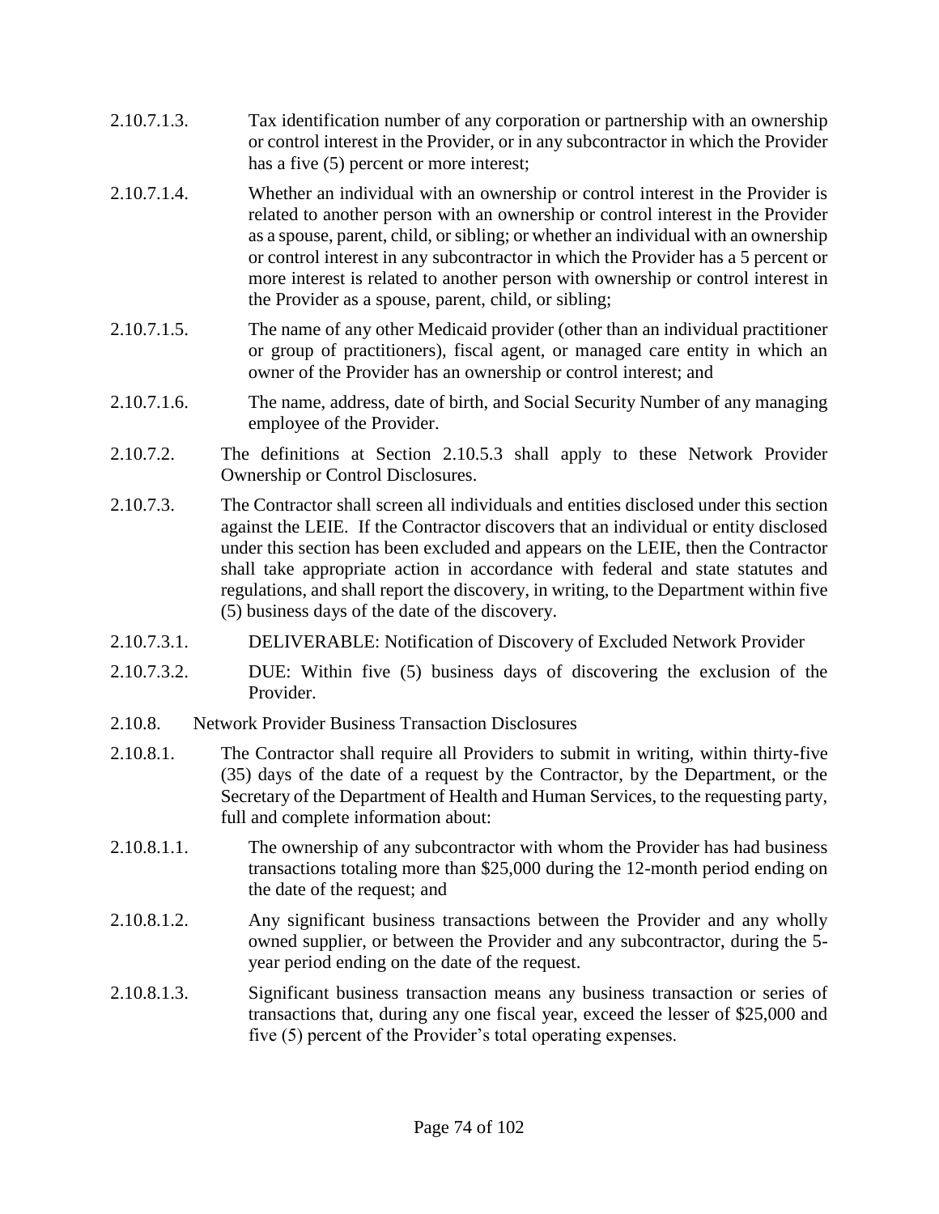2.10.7.1.3. Tax identification number of any corporation or partnership with an ownership or control interest in the Provider, or in any subcontractor in which the Provider has a five (5) percent or more interest;

2.10.7.1.4. Whether an individual with an ownership or control interest in the Provider is related to another person with an ownership or control interest in the Provider as a spouse, parent, child, or sibling; or whether an individual with an ownership or control interest in any subcontractor in which the Provider has a 5 percent or more interest is related to another person with ownership or control interest in the Provider as a spouse, parent, child, or sibling;

2.10.7.1.5. The name of any other Medicaid provider (other than an individual practitioner or group of practitioners), fiscal agent, or managed care entity in which an owner of the Provider has an ownership or control interest; and

2.10.7.1.6. The name, address, date of birth, and Social Security Number of any managing employee of the Provider.

2.10.7.2. The definitions at Section 2.10.5.3 shall apply to these Network Provider Ownership or Control Disclosures.

2.10.7.3. The Contractor shall screen all individuals and entities disclosed under this section against the LEIE. If the Contractor discovers that an individual or entity disclosed under this section has been excluded and appears on the LEIE, then the Contractor shall take appropriate action in accordance with federal and state statutes and regulations, and shall report the discovery, in writing, to the Department within five (5) business days of the date of the discovery.

2.10.7.3.1. DELIVERABLE: Notification of Discovery of Excluded Network Provider

2.10.7.3.2. DUE: Within five (5) business days of discovering the exclusion of the Provider.

2.10.8. Network Provider Business Transaction Disclosures

2.10.8.1. The Contractor shall require all Providers to submit in writing, within thirty-five (35) days of the date of a request by the Contractor, by the Department, or the Secretary of the Department of Health and Human Services, to the requesting party, full and complete information about:

2.10.8.1.1. The ownership of any subcontractor with whom the Provider has had business transactions totaling more than $25,000 during the 12-month period ending on the date of the request; and

2.10.8.1.2. Any significant business transactions between the Provider and any wholly owned supplier, or between the Provider and any subcontractor, during the 5-year period ending on the date of the request.

2.10.8.1.3. Significant business transaction means any business transaction or series of transactions that, during any one fiscal year, exceed the lesser of $25,000 and five (5) percent of the Provider's total operating expenses.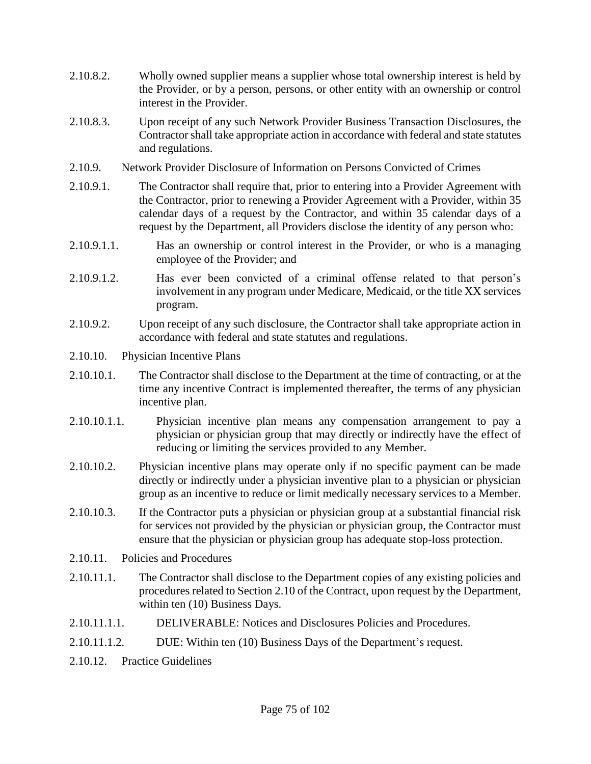2.10.8.2. Wholly owned supplier means a supplier whose total ownership interest is held by the Provider, or by a person, persons, or other entity with an ownership or control interest in the Provider.

2.10.8.3. Upon receipt of any such Network Provider Business Transaction Disclosures, the Contractor shall take appropriate action in accordance with federal and state statutes and regulations.

2.10.9. Network Provider Disclosure of Information on Persons Convicted of Crimes

2.10.9.1. The Contractor shall require that, prior to entering into a Provider Agreement with the Contractor, prior to renewing a Provider Agreement with a Provider, within 35 calendar days of a request by the Contractor, and within 35 calendar days of a request by the Department, all Providers disclose the identity of any person who:

2.10.9.1.1. Has an ownership or control interest in the Provider, or who is a managing employee of the Provider; and

2.10.9.1.2. Has ever been convicted of a criminal offense related to that person's involvement in any program under Medicare, Medicaid, or the title XX services program.

2.10.9.2. Upon receipt of any such disclosure, the Contractor shall take appropriate action in accordance with federal and state statutes and regulations.

2.10.10. Physician Incentive Plans

2.10.10.1. The Contractor shall disclose to the Department at the time of contracting, or at the time any incentive Contract is implemented thereafter, the terms of any physician incentive plan.

2.10.10.1.1. Physician incentive plan means any compensation arrangement to pay a physician or physician group that may directly or indirectly have the effect of reducing or limiting the services provided to any Member.

2.10.10.2. Physician incentive plans may operate only if no specific payment can be made directly or indirectly under a physician inventive plan to a physician or physician group as an incentive to reduce or limit medically necessary services to a Member.

2.10.10.3. If the Contractor puts a physician or physician group at a substantial financial risk for services not provided by the physician or physician group, the Contractor must ensure that the physician or physician group has adequate stop-loss protection.

2.10.11. Policies and Procedures

2.10.11.1. The Contractor shall disclose to the Department copies of any existing policies and procedures related to Section 2.10 of the Contract, upon request by the Department, within ten (10) Business Days.

2.10.11.1.1. DELIVERABLE: Notices and Disclosures Policies and Procedures.

2.10.11.1.2. DUE: Within ten (10) Business Days of the Department's request.

2.10.12. Practice Guidelines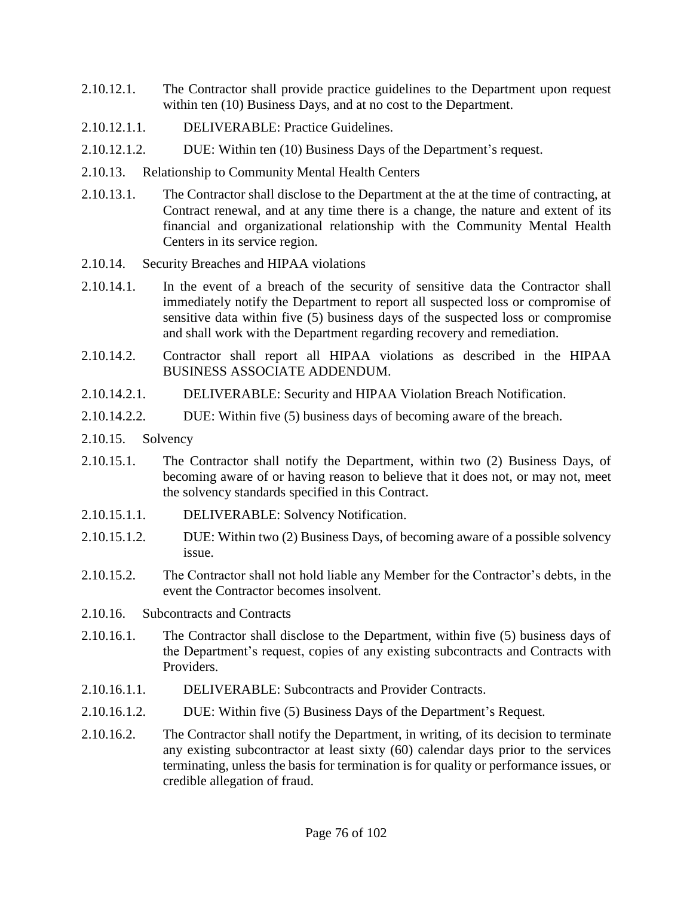2.10.12.1. The Contractor shall provide practice guidelines to the Department upon request within ten (10) Business Days, and at no cost to the Department.

2.10.12.1.1. DELIVERABLE: Practice Guidelines.

2.10.12.1.2. DUE: Within ten (10) Business Days of the Department's request.

2.10.13. Relationship to Community Mental Health Centers

2.10.13.1. The Contractor shall disclose to the Department at the at the time of contracting, at Contract renewal, and at any time there is a change, the nature and extent of its financial and organizational relationship with the Community Mental Health Centers in its service region.

2.10.14. Security Breaches and HIPAA violations

2.10.14.1. In the event of a breach of the security of sensitive data the Contractor shall immediately notify the Department to report all suspected loss or compromise of sensitive data within five (5) business days of the suspected loss or compromise and shall work with the Department regarding recovery and remediation.

2.10.14.2. Contractor shall report all HIPAA violations as described in the HIPAA BUSINESS ASSOCIATE ADDENDUM.

2.10.14.2.1. DELIVERABLE: Security and HIPAA Violation Breach Notification.

2.10.14.2.2. DUE: Within five (5) business days of becoming aware of the breach.

2.10.15. Solvency

2.10.15.1. The Contractor shall notify the Department, within two (2) Business Days, of becoming aware of or having reason to believe that it does not, or may not, meet the solvency standards specified in this Contract.

2.10.15.1.1. DELIVERABLE: Solvency Notification.

2.10.15.1.2. DUE: Within two (2) Business Days, of becoming aware of a possible solvency issue.

2.10.15.2. The Contractor shall not hold liable any Member for the Contractor's debts, in the event the Contractor becomes insolvent.

2.10.16. Subcontracts and Contracts

2.10.16.1. The Contractor shall disclose to the Department, within five (5) business days of the Department's request, copies of any existing subcontracts and Contracts with Providers.

2.10.16.1.1. DELIVERABLE: Subcontracts and Provider Contracts.

2.10.16.1.2. DUE: Within five (5) Business Days of the Department's Request.

2.10.16.2. The Contractor shall notify the Department, in writing, of its decision to terminate any existing subcontractor at least sixty (60) calendar days prior to the services terminating, unless the basis for termination is for quality or performance issues, or credible allegation of fraud.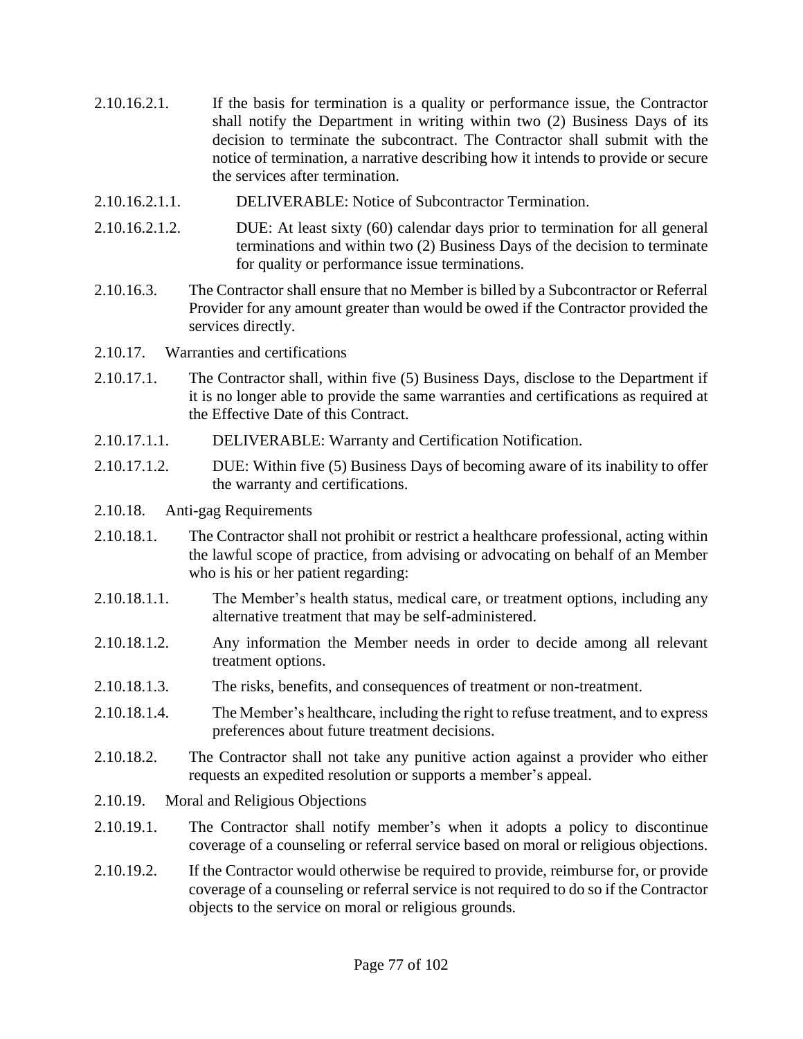2.10.16.2.1. If the basis for termination is a quality or performance issue, the Contractor shall notify the Department in writing within two (2) Business Days of its decision to terminate the subcontract. The Contractor shall submit with the notice of termination, a narrative describing how it intends to provide or secure the services after termination.

2.10.16.2.1.1. DELIVERABLE: Notice of Subcontractor Termination.

2.10.16.2.1.2. DUE: At least sixty (60) calendar days prior to termination for all general terminations and within two (2) Business Days of the decision to terminate for quality or performance issue terminations.

2.10.16.3. The Contractor shall ensure that no Member is billed by a Subcontractor or Referral Provider for any amount greater than would be owed if the Contractor provided the services directly.

2.10.17. Warranties and certifications

2.10.17.1. The Contractor shall, within five (5) Business Days, disclose to the Department if it is no longer able to provide the same warranties and certifications as required at the Effective Date of this Contract.

2.10.17.1.1. DELIVERABLE: Warranty and Certification Notification.

2.10.17.1.2. DUE: Within five (5) Business Days of becoming aware of its inability to offer the warranty and certifications.

2.10.18. Anti-gag Requirements

2.10.18.1. The Contractor shall not prohibit or restrict a healthcare professional, acting within the lawful scope of practice, from advising or advocating on behalf of an Member who is his or her patient regarding:

2.10.18.1.1. The Member's health status, medical care, or treatment options, including any alternative treatment that may be self-administered.

2.10.18.1.2. Any information the Member needs in order to decide among all relevant treatment options.

2.10.18.1.3. The risks, benefits, and consequences of treatment or non-treatment.

2.10.18.1.4. The Member's healthcare, including the right to refuse treatment, and to express preferences about future treatment decisions.

2.10.18.2. The Contractor shall not take any punitive action against a provider who either requests an expedited resolution or supports a member's appeal.

2.10.19. Moral and Religious Objections

2.10.19.1. The Contractor shall notify member's when it adopts a policy to discontinue coverage of a counseling or referral service based on moral or religious objections.

2.10.19.2. If the Contractor would otherwise be required to provide, reimburse for, or provide coverage of a counseling or referral service is not required to do so if the Contractor objects to the service on moral or religious grounds.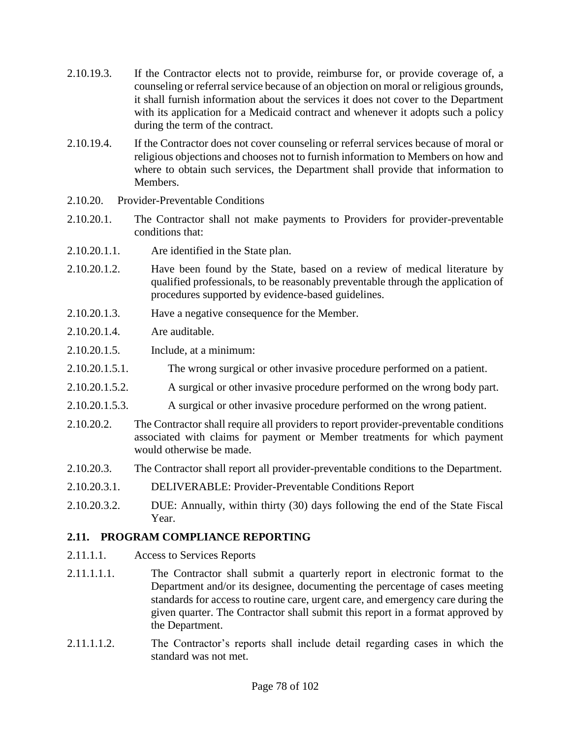2.10.19.3. If the Contractor elects not to provide, reimburse for, or provide coverage of, a counseling or referral service because of an objection on moral or religious grounds, it shall furnish information about the services it does not cover to the Department with its application for a Medicaid contract and whenever it adopts such a policy during the term of the contract.

2.10.19.4. If the Contractor does not cover counseling or referral services because of moral or religious objections and chooses not to furnish information to Members on how and where to obtain such services, the Department shall provide that information to Members.

2.10.20. Provider-Preventable Conditions

2.10.20.1. The Contractor shall not make payments to Providers for provider-preventable conditions that:

2.10.20.1.1. Are identified in the State plan.

2.10.20.1.2. Have been found by the State, based on a review of medical literature by qualified professionals, to be reasonably preventable through the application of procedures supported by evidence-based guidelines.

2.10.20.1.3. Have a negative consequence for the Member.

2.10.20.1.4. Are auditable.

2.10.20.1.5. Include, at a minimum:

2.10.20.1.5.1. The wrong surgical or other invasive procedure performed on a patient.

2.10.20.1.5.2. A surgical or other invasive procedure performed on the wrong body part.

2.10.20.1.5.3. A surgical or other invasive procedure performed on the wrong patient.

2.10.20.2. The Contractor shall require all providers to report provider-preventable conditions associated with claims for payment or Member treatments for which payment would otherwise be made.

2.10.20.3. The Contractor shall report all provider-preventable conditions to the Department.

2.10.20.3.1. DELIVERABLE: Provider-Preventable Conditions Report

2.10.20.3.2. DUE: Annually, within thirty (30) days following the end of the State Fiscal Year.

## 2.11. PROGRAM COMPLIANCE REPORTING

2.11.1.1. Access to Services Reports

2.11.1.1.1. The Contractor shall submit a quarterly report in electronic format to the Department and/or its designee, documenting the percentage of cases meeting standards for access to routine care, urgent care, and emergency care during the given quarter. The Contractor shall submit this report in a format approved by the Department.

2.11.1.1.2. The Contractor's reports shall include detail regarding cases in which the standard was not met.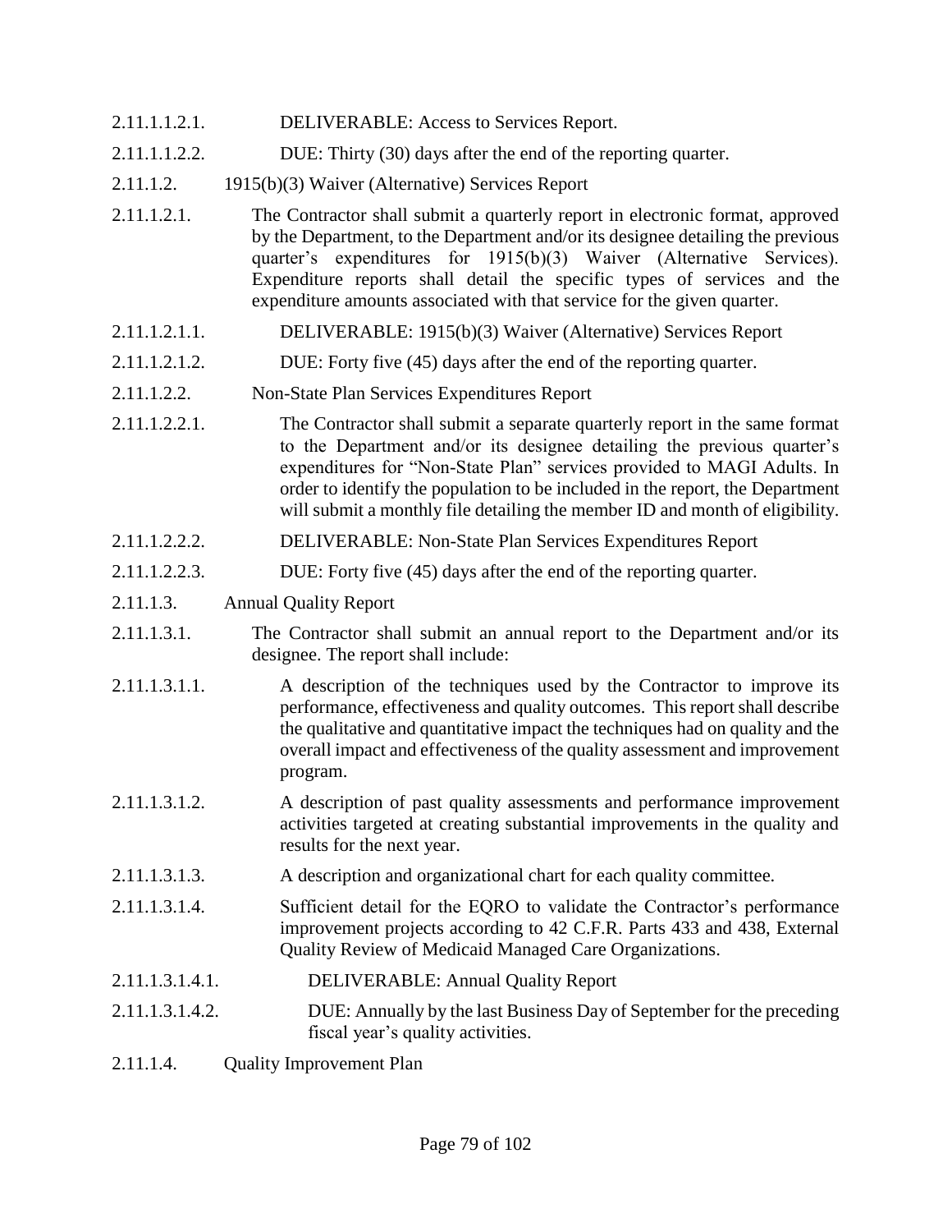2.11.1.1.2.1. DELIVERABLE: Access to Services Report.

2.11.1.1.2.2. DUE: Thirty (30) days after the end of the reporting quarter.

2.11.1.2. 1915(b)(3) Waiver (Alternative) Services Report

2.11.1.2.1. The Contractor shall submit a quarterly report in electronic format, approved by the Department, to the Department and/or its designee detailing the previous quarter's expenditures for 1915(b)(3) Waiver (Alternative Services). Expenditure reports shall detail the specific types of services and the expenditure amounts associated with that service for the given quarter.

2.11.1.2.1.1. DELIVERABLE: 1915(b)(3) Waiver (Alternative) Services Report

2.11.1.2.1.2. DUE: Forty five (45) days after the end of the reporting quarter.

2.11.1.2.2. Non-State Plan Services Expenditures Report

2.11.1.2.2.1. The Contractor shall submit a separate quarterly report in the same format to the Department and/or its designee detailing the previous quarter's expenditures for "Non-State Plan" services provided to MAGI Adults. In order to identify the population to be included in the report, the Department will submit a monthly file detailing the member ID and month of eligibility.

2.11.1.2.2.2. DELIVERABLE: Non-State Plan Services Expenditures Report

2.11.1.2.2.3. DUE: Forty five (45) days after the end of the reporting quarter.

2.11.1.3. Annual Quality Report

2.11.1.3.1. The Contractor shall submit an annual report to the Department and/or its designee. The report shall include:

2.11.1.3.1.1. A description of the techniques used by the Contractor to improve its performance, effectiveness and quality outcomes. This report shall describe the qualitative and quantitative impact the techniques had on quality and the overall impact and effectiveness of the quality assessment and improvement program.

2.11.1.3.1.2. A description of past quality assessments and performance improvement activities targeted at creating substantial improvements in the quality and results for the next year.

2.11.1.3.1.3. A description and organizational chart for each quality committee.

2.11.1.3.1.4. Sufficient detail for the EQRO to validate the Contractor's performance improvement projects according to 42 C.F.R. Parts 433 and 438, External Quality Review of Medicaid Managed Care Organizations.

2.11.1.3.1.4.1. DELIVERABLE: Annual Quality Report

2.11.1.3.1.4.2. DUE: Annually by the last Business Day of September for the preceding fiscal year's quality activities.

2.11.1.4. Quality Improvement Plan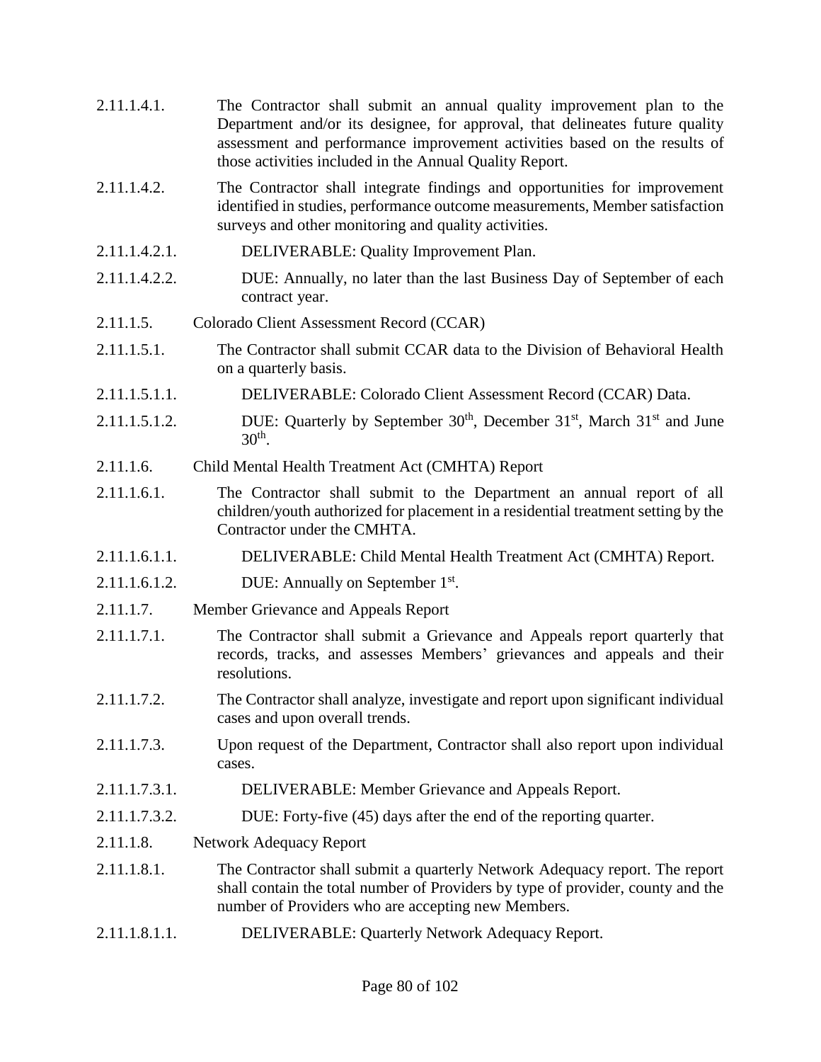2.11.1.4.1. The Contractor shall submit an annual quality improvement plan to the Department and/or its designee, for approval, that delineates future quality assessment and performance improvement activities based on the results of those activities included in the Annual Quality Report.

2.11.1.4.2. The Contractor shall integrate findings and opportunities for improvement identified in studies, performance outcome measurements, Member satisfaction surveys and other monitoring and quality activities.

2.11.1.4.2.1. DELIVERABLE: Quality Improvement Plan.

2.11.1.4.2.2. DUE: Annually, no later than the last Business Day of September of each contract year.

2.11.1.5. Colorado Client Assessment Record (CCAR)

2.11.1.5.1. The Contractor shall submit CCAR data to the Division of Behavioral Health on a quarterly basis.

2.11.1.5.1.1. DELIVERABLE: Colorado Client Assessment Record (CCAR) Data.

2.11.1.5.1.2. DUE: Quarterly by September 30th, December 31st, March 31st and June 30th.

2.11.1.6. Child Mental Health Treatment Act (CMHTA) Report

2.11.1.6.1. The Contractor shall submit to the Department an annual report of all children/youth authorized for placement in a residential treatment setting by the Contractor under the CMHTA.

2.11.1.6.1.1. DELIVERABLE: Child Mental Health Treatment Act (CMHTA) Report.

2.11.1.6.1.2. DUE: Annually on September 1st.

2.11.1.7. Member Grievance and Appeals Report

2.11.1.7.1. The Contractor shall submit a Grievance and Appeals report quarterly that records, tracks, and assesses Members' grievances and appeals and their resolutions.

2.11.1.7.2. The Contractor shall analyze, investigate and report upon significant individual cases and upon overall trends.

2.11.1.7.3. Upon request of the Department, Contractor shall also report upon individual cases.

2.11.1.7.3.1. DELIVERABLE: Member Grievance and Appeals Report.

2.11.1.7.3.2. DUE: Forty-five (45) days after the end of the reporting quarter.

2.11.1.8. Network Adequacy Report

2.11.1.8.1. The Contractor shall submit a quarterly Network Adequacy report. The report shall contain the total number of Providers by type of provider, county and the number of Providers who are accepting new Members.

2.11.1.8.1.1. DELIVERABLE: Quarterly Network Adequacy Report.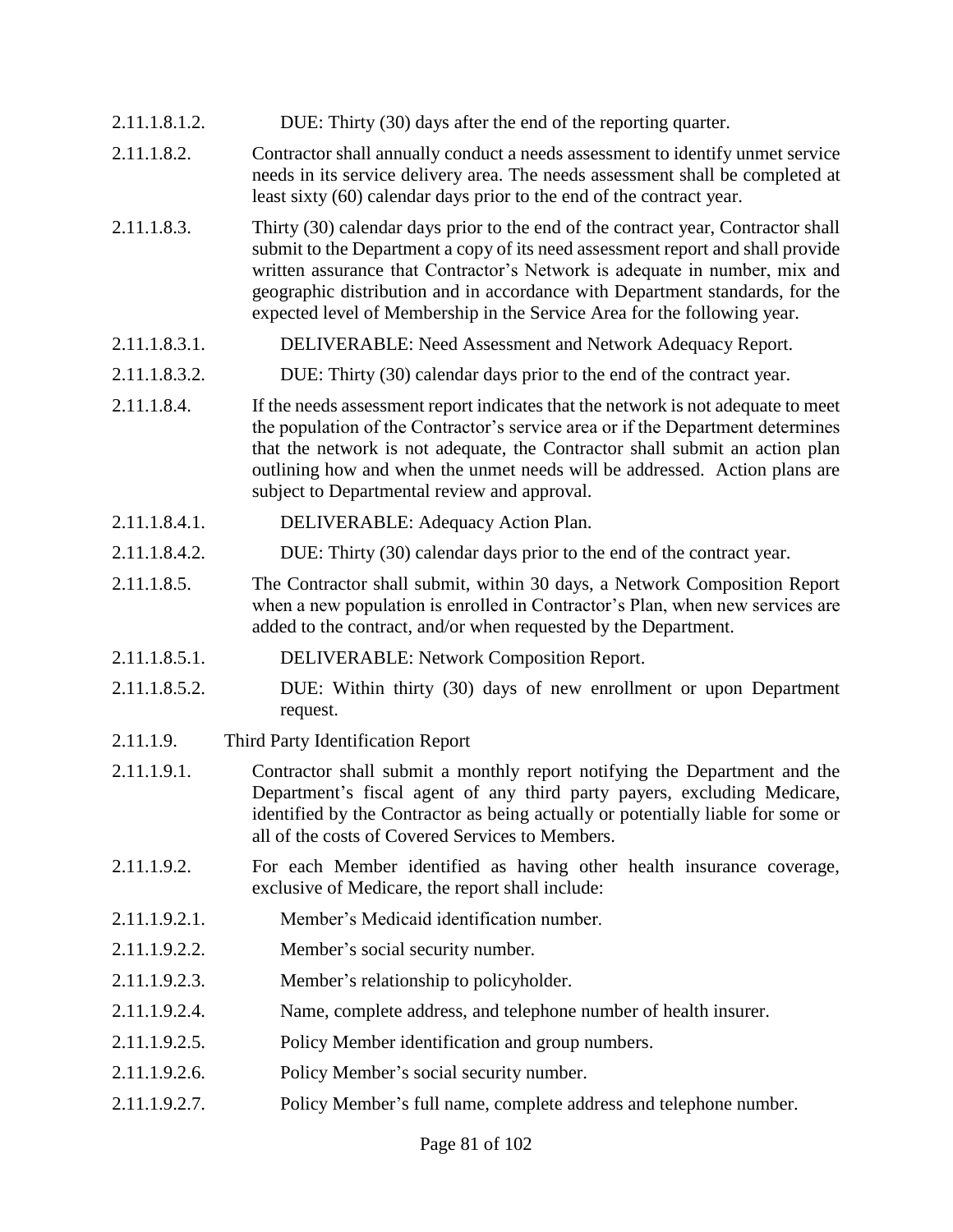2.11.1.8.1.2. DUE: Thirty (30) days after the end of the reporting quarter.

2.11.1.8.2. Contractor shall annually conduct a needs assessment to identify unmet service needs in its service delivery area. The needs assessment shall be completed at least sixty (60) calendar days prior to the end of the contract year.

2.11.1.8.3. Thirty (30) calendar days prior to the end of the contract year, Contractor shall submit to the Department a copy of its need assessment report and shall provide written assurance that Contractor's Network is adequate in number, mix and geographic distribution and in accordance with Department standards, for the expected level of Membership in the Service Area for the following year.

2.11.1.8.3.1. DELIVERABLE: Need Assessment and Network Adequacy Report.

2.11.1.8.3.2. DUE: Thirty (30) calendar days prior to the end of the contract year.

2.11.1.8.4. If the needs assessment report indicates that the network is not adequate to meet the population of the Contractor's service area or if the Department determines that the network is not adequate, the Contractor shall submit an action plan outlining how and when the unmet needs will be addressed. Action plans are subject to Departmental review and approval.

2.11.1.8.4.1. DELIVERABLE: Adequacy Action Plan.

2.11.1.8.4.2. DUE: Thirty (30) calendar days prior to the end of the contract year.

2.11.1.8.5. The Contractor shall submit, within 30 days, a Network Composition Report when a new population is enrolled in Contractor's Plan, when new services are added to the contract, and/or when requested by the Department.

2.11.1.8.5.1. DELIVERABLE: Network Composition Report.

2.11.1.8.5.2. DUE: Within thirty (30) days of new enrollment or upon Department request.

2.11.1.9. Third Party Identification Report

2.11.1.9.1. Contractor shall submit a monthly report notifying the Department and the Department's fiscal agent of any third party payers, excluding Medicare, identified by the Contractor as being actually or potentially liable for some or all of the costs of Covered Services to Members.

2.11.1.9.2. For each Member identified as having other health insurance coverage, exclusive of Medicare, the report shall include:

2.11.1.9.2.1. Member's Medicaid identification number.

2.11.1.9.2.2. Member's social security number.

2.11.1.9.2.3. Member's relationship to policyholder.

2.11.1.9.2.4. Name, complete address, and telephone number of health insurer.

2.11.1.9.2.5. Policy Member identification and group numbers.

2.11.1.9.2.6. Policy Member's social security number.

2.11.1.9.2.7. Policy Member's full name, complete address and telephone number.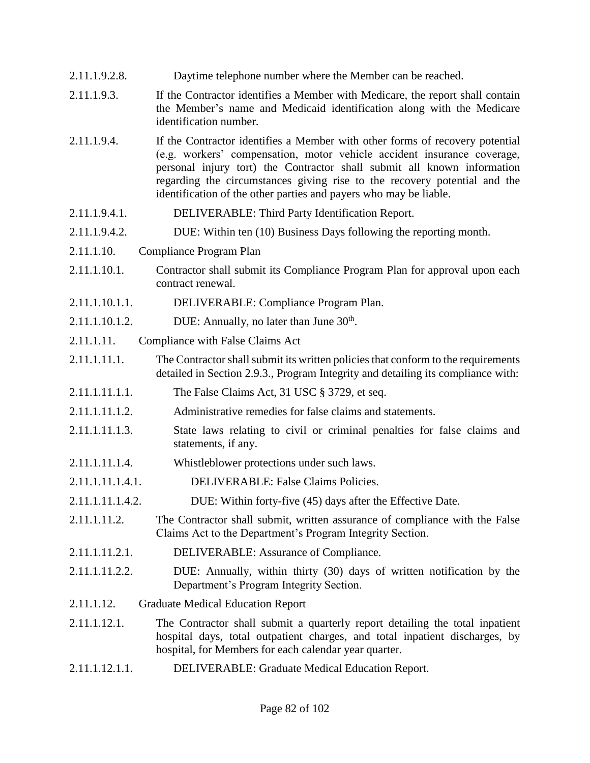2.11.1.9.2.8. Daytime telephone number where the Member can be reached.

2.11.1.9.3. If the Contractor identifies a Member with Medicare, the report shall contain the Member's name and Medicaid identification along with the Medicare identification number.

2.11.1.9.4. If the Contractor identifies a Member with other forms of recovery potential (e.g. workers' compensation, motor vehicle accident insurance coverage, personal injury tort) the Contractor shall submit all known information regarding the circumstances giving rise to the recovery potential and the identification of the other parties and payers who may be liable.

2.11.1.9.4.1. DELIVERABLE: Third Party Identification Report.

2.11.1.9.4.2. DUE: Within ten (10) Business Days following the reporting month.

2.11.1.10. Compliance Program Plan

2.11.1.10.1. Contractor shall submit its Compliance Program Plan for approval upon each contract renewal.

2.11.1.10.1.1. DELIVERABLE: Compliance Program Plan.

2.11.1.10.1.2. DUE: Annually, no later than June 30th.

2.11.1.11. Compliance with False Claims Act

2.11.1.11.1. The Contractor shall submit its written policies that conform to the requirements detailed in Section 2.9.3., Program Integrity and detailing its compliance with:

2.11.1.11.1.1. The False Claims Act, 31 USC § 3729, et seq.

2.11.1.11.1.2. Administrative remedies for false claims and statements.

2.11.1.11.1.3. State laws relating to civil or criminal penalties for false claims and statements, if any.

2.11.1.11.1.4. Whistleblower protections under such laws.

2.11.1.11.1.4.1. DELIVERABLE: False Claims Policies.

2.11.1.11.1.4.2. DUE: Within forty-five (45) days after the Effective Date.

2.11.1.11.2. The Contractor shall submit, written assurance of compliance with the False Claims Act to the Department's Program Integrity Section.

2.11.1.11.2.1. DELIVERABLE: Assurance of Compliance.

2.11.1.11.2.2. DUE: Annually, within thirty (30) days of written notification by the Department's Program Integrity Section.

2.11.1.12. Graduate Medical Education Report

2.11.1.12.1. The Contractor shall submit a quarterly report detailing the total inpatient hospital days, total outpatient charges, and total inpatient discharges, by hospital, for Members for each calendar year quarter.

2.11.1.12.1.1. DELIVERABLE: Graduate Medical Education Report.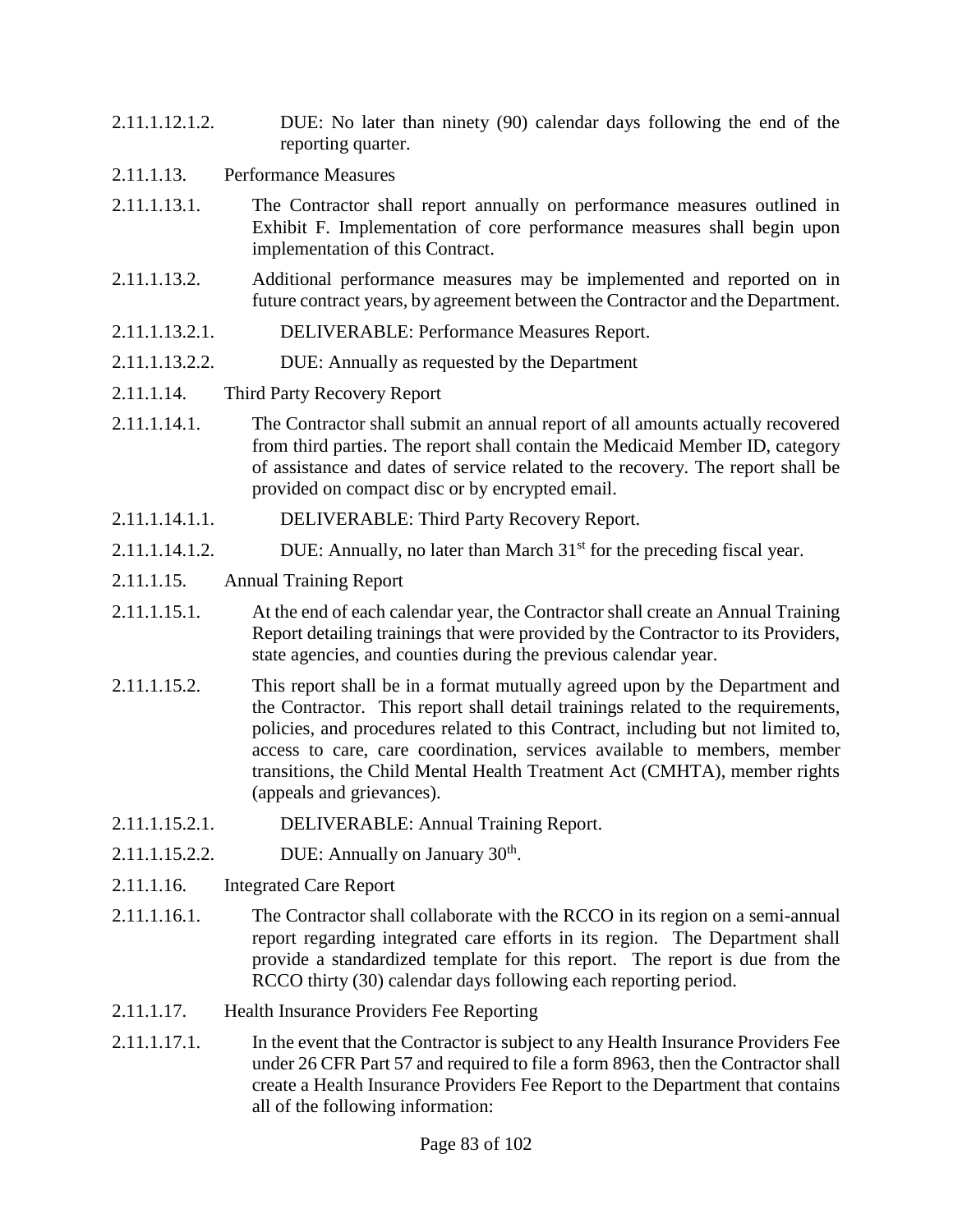2.11.1.12.1.2. DUE: No later than ninety (90) calendar days following the end of the reporting quarter.

2.11.1.13. Performance Measures

2.11.1.13.1. The Contractor shall report annually on performance measures outlined in Exhibit F. Implementation of core performance measures shall begin upon implementation of this Contract.

2.11.1.13.2. Additional performance measures may be implemented and reported on in future contract years, by agreement between the Contractor and the Department.

2.11.1.13.2.1. DELIVERABLE: Performance Measures Report.

2.11.1.13.2.2. DUE: Annually as requested by the Department

2.11.1.14. Third Party Recovery Report

2.11.1.14.1. The Contractor shall submit an annual report of all amounts actually recovered from third parties. The report shall contain the Medicaid Member ID, category of assistance and dates of service related to the recovery. The report shall be provided on compact disc or by encrypted email.

2.11.1.14.1.1. DELIVERABLE: Third Party Recovery Report.

2.11.1.14.1.2. DUE: Annually, no later than March 31st for the preceding fiscal year.

2.11.1.15. Annual Training Report

2.11.1.15.1. At the end of each calendar year, the Contractor shall create an Annual Training Report detailing trainings that were provided by the Contractor to its Providers, state agencies, and counties during the previous calendar year.

2.11.1.15.2. This report shall be in a format mutually agreed upon by the Department and the Contractor. This report shall detail trainings related to the requirements, policies, and procedures related to this Contract, including but not limited to, access to care, care coordination, services available to members, member transitions, the Child Mental Health Treatment Act (CMHTA), member rights (appeals and grievances).

2.11.1.15.2.1. DELIVERABLE: Annual Training Report.

2.11.1.15.2.2. DUE: Annually on January 30th.

2.11.1.16. Integrated Care Report

2.11.1.16.1. The Contractor shall collaborate with the RCCO in its region on a semi-annual report regarding integrated care efforts in its region. The Department shall provide a standardized template for this report. The report is due from the RCCO thirty (30) calendar days following each reporting period.

2.11.1.17. Health Insurance Providers Fee Reporting

2.11.1.17.1. In the event that the Contractor is subject to any Health Insurance Providers Fee under 26 CFR Part 57 and required to file a form 8963, then the Contractor shall create a Health Insurance Providers Fee Report to the Department that contains all of the following information: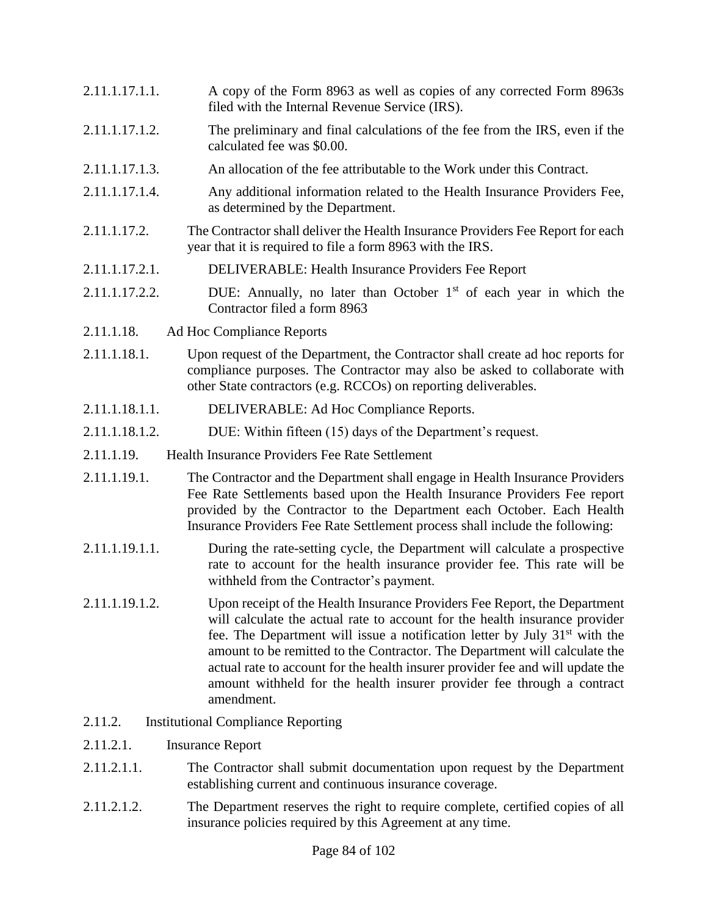2.11.1.17.1.1. A copy of the Form 8963 as well as copies of any corrected Form 8963s filed with the Internal Revenue Service (IRS).

2.11.1.17.1.2. The preliminary and final calculations of the fee from the IRS, even if the calculated fee was $0.00.

2.11.1.17.1.3. An allocation of the fee attributable to the Work under this Contract.

2.11.1.17.1.4. Any additional information related to the Health Insurance Providers Fee, as determined by the Department.

2.11.1.17.2. The Contractor shall deliver the Health Insurance Providers Fee Report for each year that it is required to file a form 8963 with the IRS.

2.11.1.17.2.1. DELIVERABLE: Health Insurance Providers Fee Report

2.11.1.17.2.2. DUE: Annually, no later than October 1st of each year in which the Contractor filed a form 8963

2.11.1.18. Ad Hoc Compliance Reports

2.11.1.18.1. Upon request of the Department, the Contractor shall create ad hoc reports for compliance purposes. The Contractor may also be asked to collaborate with other State contractors (e.g. RCCOs) on reporting deliverables.

2.11.1.18.1.1. DELIVERABLE: Ad Hoc Compliance Reports.

2.11.1.18.1.2. DUE: Within fifteen (15) days of the Department's request.

2.11.1.19. Health Insurance Providers Fee Rate Settlement

2.11.1.19.1. The Contractor and the Department shall engage in Health Insurance Providers Fee Rate Settlements based upon the Health Insurance Providers Fee report provided by the Contractor to the Department each October. Each Health Insurance Providers Fee Rate Settlement process shall include the following:

2.11.1.19.1.1. During the rate-setting cycle, the Department will calculate a prospective rate to account for the health insurance provider fee. This rate will be withheld from the Contractor's payment.

2.11.1.19.1.2. Upon receipt of the Health Insurance Providers Fee Report, the Department will calculate the actual rate to account for the health insurance provider fee. The Department will issue a notification letter by July 31st with the amount to be remitted to the Contractor. The Department will calculate the actual rate to account for the health insurer provider fee and will update the amount withheld for the health insurer provider fee through a contract amendment.

2.11.2. Institutional Compliance Reporting

2.11.2.1. Insurance Report

2.11.2.1.1. The Contractor shall submit documentation upon request by the Department establishing current and continuous insurance coverage.

2.11.2.1.2. The Department reserves the right to require complete, certified copies of all insurance policies required by this Agreement at any time.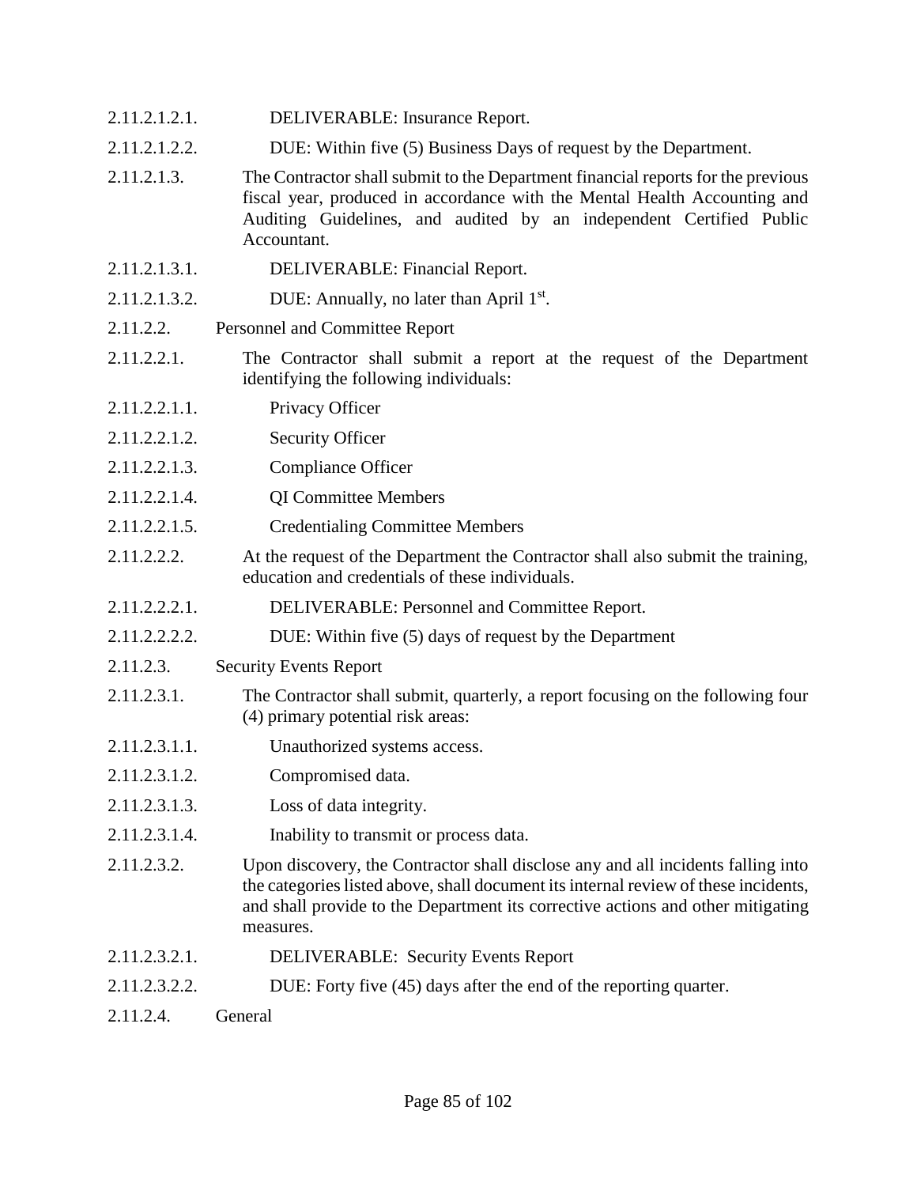2.11.2.1.2.1. DELIVERABLE: Insurance Report.

2.11.2.1.2.2. DUE: Within five (5) Business Days of request by the Department.

2.11.2.1.3. The Contractor shall submit to the Department financial reports for the previous fiscal year, produced in accordance with the Mental Health Accounting and Auditing Guidelines, and audited by an independent Certified Public Accountant.

2.11.2.1.3.1. DELIVERABLE: Financial Report.

2.11.2.1.3.2. DUE: Annually, no later than April 1st.

2.11.2.2. Personnel and Committee Report

2.11.2.2.1. The Contractor shall submit a report at the request of the Department identifying the following individuals:

2.11.2.2.1.1. Privacy Officer

2.11.2.2.1.2. Security Officer

2.11.2.2.1.3. Compliance Officer

2.11.2.2.1.4. QI Committee Members

2.11.2.2.1.5. Credentialing Committee Members

2.11.2.2.2. At the request of the Department the Contractor shall also submit the training, education and credentials of these individuals.

2.11.2.2.2.1. DELIVERABLE: Personnel and Committee Report.

2.11.2.2.2.2. DUE: Within five (5) days of request by the Department

2.11.2.3. Security Events Report

2.11.2.3.1. The Contractor shall submit, quarterly, a report focusing on the following four (4) primary potential risk areas:

2.11.2.3.1.1. Unauthorized systems access.

2.11.2.3.1.2. Compromised data.

2.11.2.3.1.3. Loss of data integrity.

2.11.2.3.1.4. Inability to transmit or process data.

2.11.2.3.2. Upon discovery, the Contractor shall disclose any and all incidents falling into the categories listed above, shall document its internal review of these incidents, and shall provide to the Department its corrective actions and other mitigating measures.

2.11.2.3.2.1. DELIVERABLE: Security Events Report

2.11.2.3.2.2. DUE: Forty five (45) days after the end of the reporting quarter.

2.11.2.4. General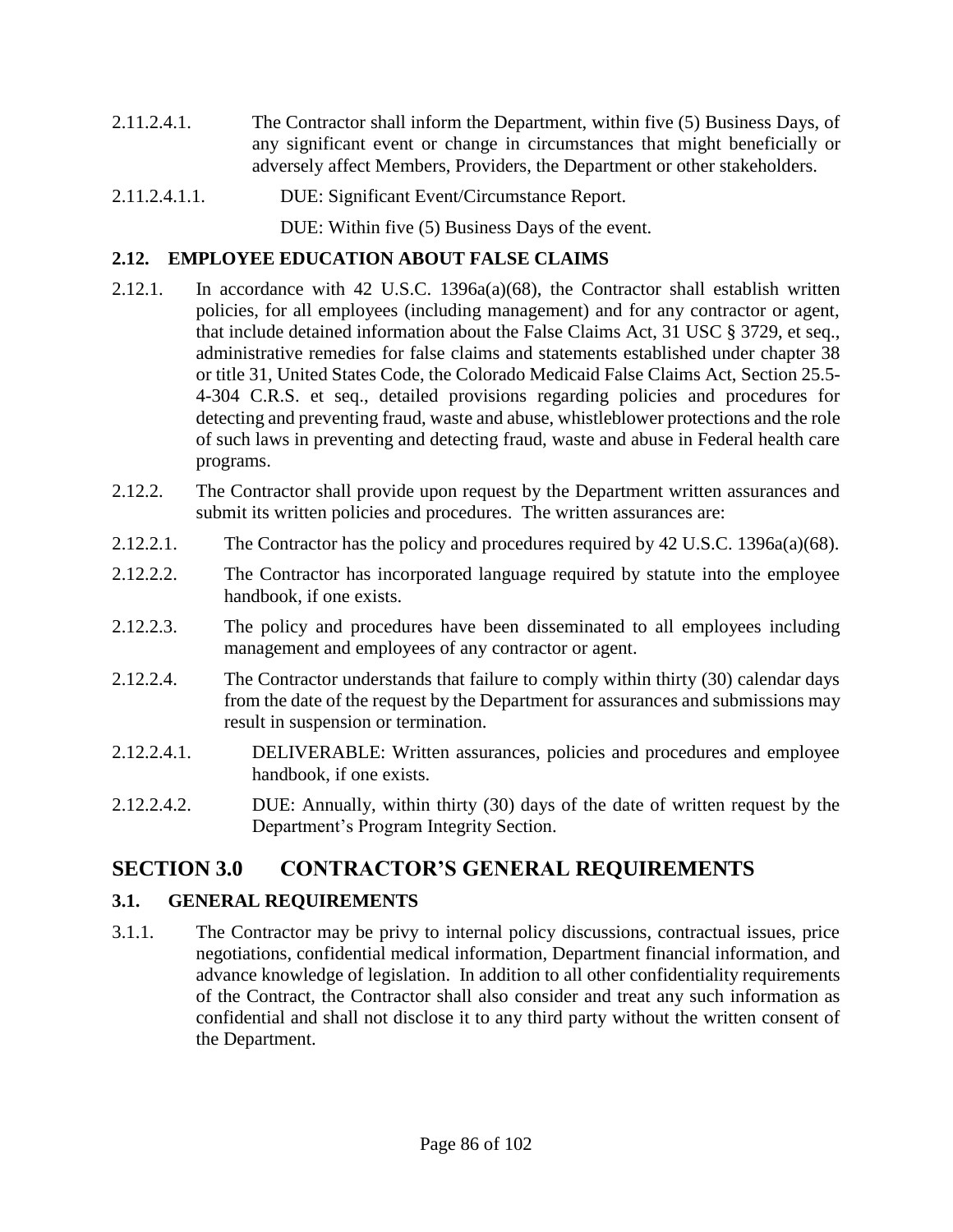2.11.2.4.1. The Contractor shall inform the Department, within five (5) Business Days, of any significant event or change in circumstances that might beneficially or adversely affect Members, Providers, the Department or other stakeholders.

2.11.2.4.1.1. DUE: Significant Event/Circumstance Report.

DUE: Within five (5) Business Days of the event.

### 2.12. EMPLOYEE EDUCATION ABOUT FALSE CLAIMS

2.12.1. In accordance with 42 U.S.C. 1396a(a)(68), the Contractor shall establish written policies, for all employees (including management) and for any contractor or agent, that include detained information about the False Claims Act, 31 USC § 3729, et seq., administrative remedies for false claims and statements established under chapter 38 or title 31, United States Code, the Colorado Medicaid False Claims Act, Section 25.5-4-304 C.R.S. et seq., detailed provisions regarding policies and procedures for detecting and preventing fraud, waste and abuse, whistleblower protections and the role of such laws in preventing and detecting fraud, waste and abuse in Federal health care programs.

2.12.2. The Contractor shall provide upon request by the Department written assurances and submit its written policies and procedures. The written assurances are:

2.12.2.1. The Contractor has the policy and procedures required by 42 U.S.C. 1396a(a)(68).

2.12.2.2. The Contractor has incorporated language required by statute into the employee handbook, if one exists.

2.12.2.3. The policy and procedures have been disseminated to all employees including management and employees of any contractor or agent.

2.12.2.4. The Contractor understands that failure to comply within thirty (30) calendar days from the date of the request by the Department for assurances and submissions may result in suspension or termination.

2.12.2.4.1. DELIVERABLE: Written assurances, policies and procedures and employee handbook, if one exists.

2.12.2.4.2. DUE: Annually, within thirty (30) days of the date of written request by the Department's Program Integrity Section.

## SECTION 3.0 CONTRACTOR'S GENERAL REQUIREMENTS

### 3.1. GENERAL REQUIREMENTS

3.1.1. The Contractor may be privy to internal policy discussions, contractual issues, price negotiations, confidential medical information, Department financial information, and advance knowledge of legislation. In addition to all other confidentiality requirements of the Contract, the Contractor shall also consider and treat any such information as confidential and shall not disclose it to any third party without the written consent of the Department.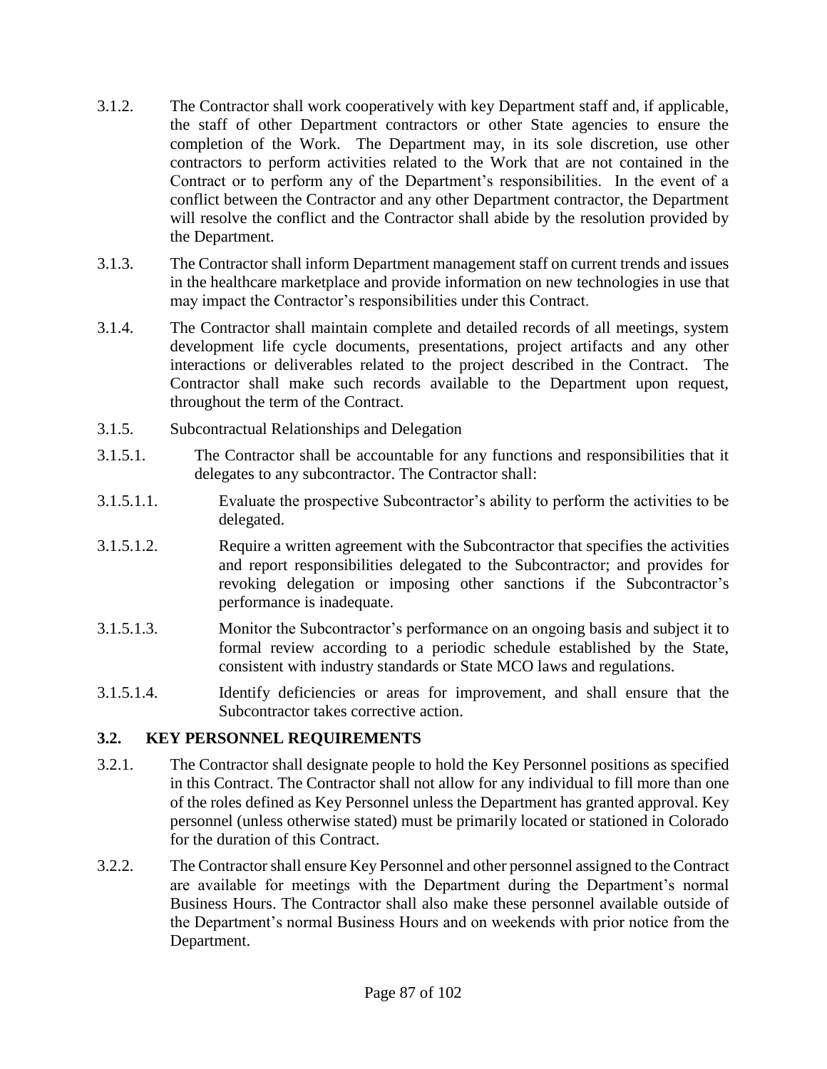3.1.2. The Contractor shall work cooperatively with key Department staff and, if applicable, the staff of other Department contractors or other State agencies to ensure the completion of the Work. The Department may, in its sole discretion, use other contractors to perform activities related to the Work that are not contained in the Contract or to perform any of the Department's responsibilities. In the event of a conflict between the Contractor and any other Department contractor, the Department will resolve the conflict and the Contractor shall abide by the resolution provided by the Department.

3.1.3. The Contractor shall inform Department management staff on current trends and issues in the healthcare marketplace and provide information on new technologies in use that may impact the Contractor's responsibilities under this Contract.

3.1.4. The Contractor shall maintain complete and detailed records of all meetings, system development life cycle documents, presentations, project artifacts and any other interactions or deliverables related to the project described in the Contract. The Contractor shall make such records available to the Department upon request, throughout the term of the Contract.

3.1.5. Subcontractual Relationships and Delegation

3.1.5.1. The Contractor shall be accountable for any functions and responsibilities that it delegates to any subcontractor. The Contractor shall:

3.1.5.1.1. Evaluate the prospective Subcontractor's ability to perform the activities to be delegated.

3.1.5.1.2. Require a written agreement with the Subcontractor that specifies the activities and report responsibilities delegated to the Subcontractor; and provides for revoking delegation or imposing other sanctions if the Subcontractor's performance is inadequate.

3.1.5.1.3. Monitor the Subcontractor's performance on an ongoing basis and subject it to formal review according to a periodic schedule established by the State, consistent with industry standards or State MCO laws and regulations.

3.1.5.1.4. Identify deficiencies or areas for improvement, and shall ensure that the Subcontractor takes corrective action.

### 3.2. KEY PERSONNEL REQUIREMENTS

3.2.1. The Contractor shall designate people to hold the Key Personnel positions as specified in this Contract. The Contractor shall not allow for any individual to fill more than one of the roles defined as Key Personnel unless the Department has granted approval. Key personnel (unless otherwise stated) must be primarily located or stationed in Colorado for the duration of this Contract.

3.2.2. The Contractor shall ensure Key Personnel and other personnel assigned to the Contract are available for meetings with the Department during the Department's normal Business Hours. The Contractor shall also make these personnel available outside of the Department's normal Business Hours and on weekends with prior notice from the Department.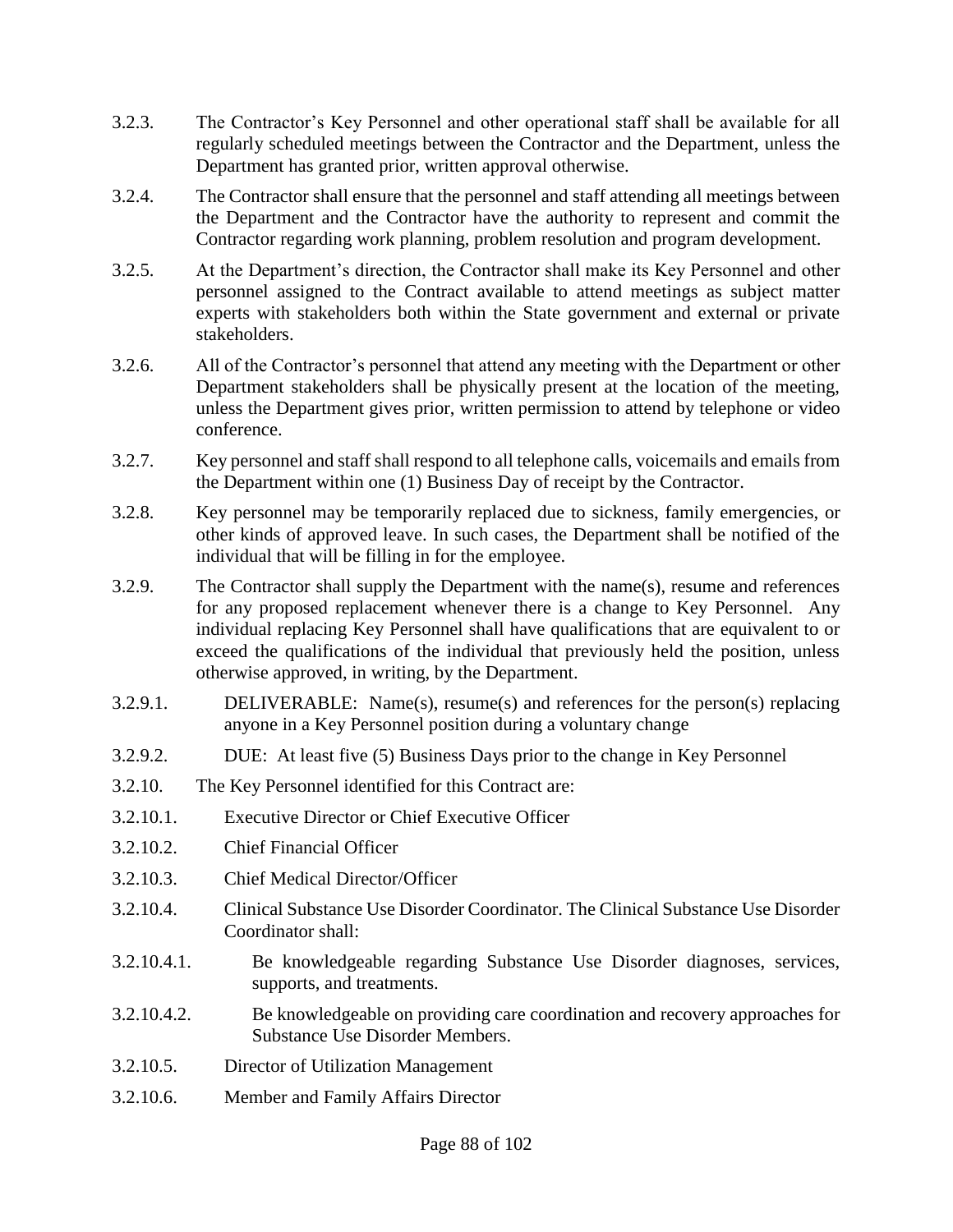3.2.3. The Contractor's Key Personnel and other operational staff shall be available for all regularly scheduled meetings between the Contractor and the Department, unless the Department has granted prior, written approval otherwise.

3.2.4. The Contractor shall ensure that the personnel and staff attending all meetings between the Department and the Contractor have the authority to represent and commit the Contractor regarding work planning, problem resolution and program development.

3.2.5. At the Department's direction, the Contractor shall make its Key Personnel and other personnel assigned to the Contract available to attend meetings as subject matter experts with stakeholders both within the State government and external or private stakeholders.

3.2.6. All of the Contractor's personnel that attend any meeting with the Department or other Department stakeholders shall be physically present at the location of the meeting, unless the Department gives prior, written permission to attend by telephone or video conference.

3.2.7. Key personnel and staff shall respond to all telephone calls, voicemails and emails from the Department within one (1) Business Day of receipt by the Contractor.

3.2.8. Key personnel may be temporarily replaced due to sickness, family emergencies, or other kinds of approved leave. In such cases, the Department shall be notified of the individual that will be filling in for the employee.

3.2.9. The Contractor shall supply the Department with the name(s), resume and references for any proposed replacement whenever there is a change to Key Personnel. Any individual replacing Key Personnel shall have qualifications that are equivalent to or exceed the qualifications of the individual that previously held the position, unless otherwise approved, in writing, by the Department.

3.2.9.1. DELIVERABLE: Name(s), resume(s) and references for the person(s) replacing anyone in a Key Personnel position during a voluntary change

3.2.9.2. DUE: At least five (5) Business Days prior to the change in Key Personnel

3.2.10. The Key Personnel identified for this Contract are:

3.2.10.1. Executive Director or Chief Executive Officer

3.2.10.2. Chief Financial Officer

3.2.10.3. Chief Medical Director/Officer

3.2.10.4. Clinical Substance Use Disorder Coordinator. The Clinical Substance Use Disorder Coordinator shall:

3.2.10.4.1. Be knowledgeable regarding Substance Use Disorder diagnoses, services, supports, and treatments.

3.2.10.4.2. Be knowledgeable on providing care coordination and recovery approaches for Substance Use Disorder Members.

3.2.10.5. Director of Utilization Management

3.2.10.6. Member and Family Affairs Director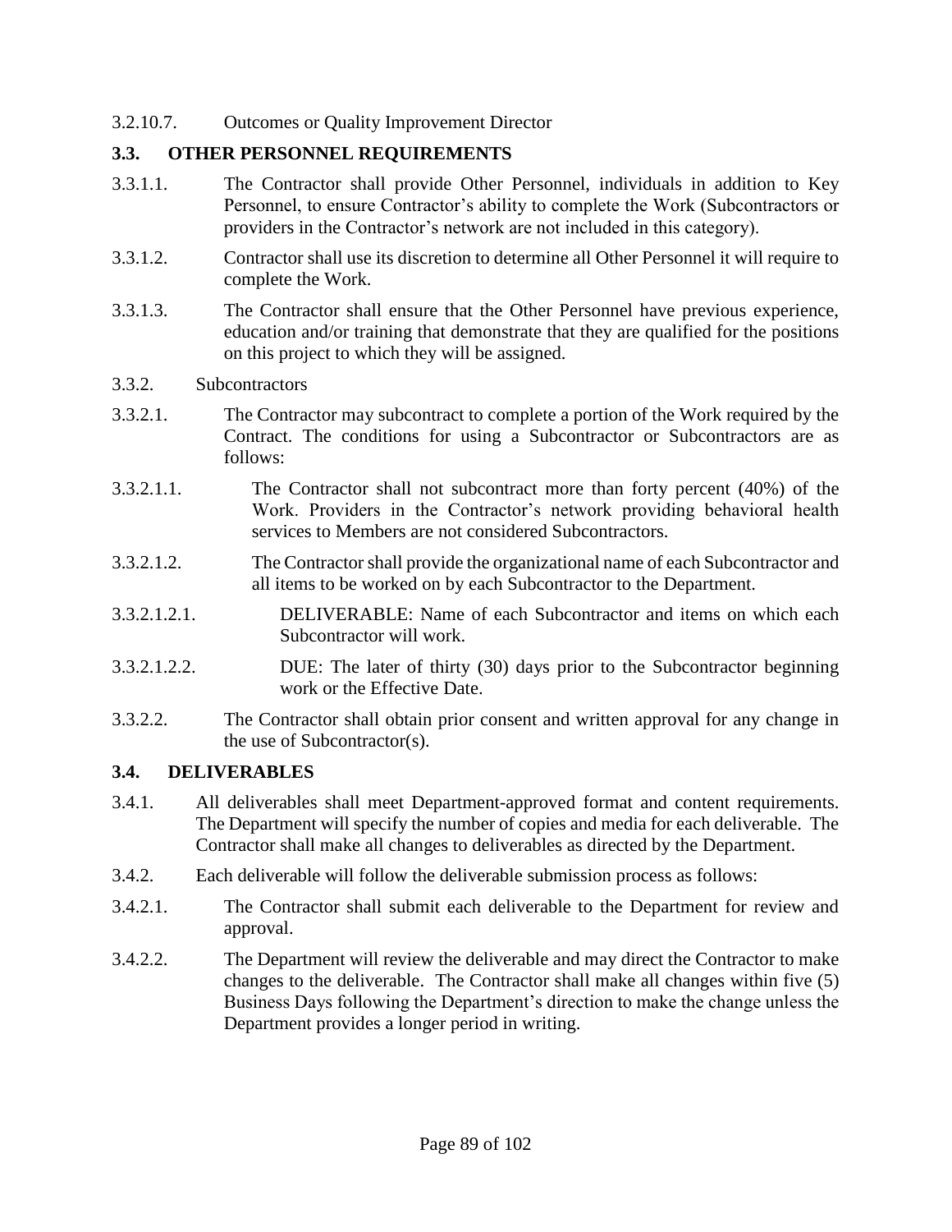3.2.10.7. Outcomes or Quality Improvement Director

### 3.3. OTHER PERSONNEL REQUIREMENTS

3.3.1.1. The Contractor shall provide Other Personnel, individuals in addition to Key Personnel, to ensure Contractor's ability to complete the Work (Subcontractors or providers in the Contractor's network are not included in this category).

3.3.1.2. Contractor shall use its discretion to determine all Other Personnel it will require to complete the Work.

3.3.1.3. The Contractor shall ensure that the Other Personnel have previous experience, education and/or training that demonstrate that they are qualified for the positions on this project to which they will be assigned.

3.3.2. Subcontractors

3.3.2.1. The Contractor may subcontract to complete a portion of the Work required by the Contract. The conditions for using a Subcontractor or Subcontractors are as follows:

3.3.2.1.1. The Contractor shall not subcontract more than forty percent (40%) of the Work. Providers in the Contractor's network providing behavioral health services to Members are not considered Subcontractors.

3.3.2.1.2. The Contractor shall provide the organizational name of each Subcontractor and all items to be worked on by each Subcontractor to the Department.

3.3.2.1.2.1. DELIVERABLE: Name of each Subcontractor and items on which each Subcontractor will work.

3.3.2.1.2.2. DUE: The later of thirty (30) days prior to the Subcontractor beginning work or the Effective Date.

3.3.2.2. The Contractor shall obtain prior consent and written approval for any change in the use of Subcontractor(s).

### 3.4. DELIVERABLES

3.4.1. All deliverables shall meet Department-approved format and content requirements. The Department will specify the number of copies and media for each deliverable. The Contractor shall make all changes to deliverables as directed by the Department.

3.4.2. Each deliverable will follow the deliverable submission process as follows:

3.4.2.1. The Contractor shall submit each deliverable to the Department for review and approval.

3.4.2.2. The Department will review the deliverable and may direct the Contractor to make changes to the deliverable. The Contractor shall make all changes within five (5) Business Days following the Department's direction to make the change unless the Department provides a longer period in writing.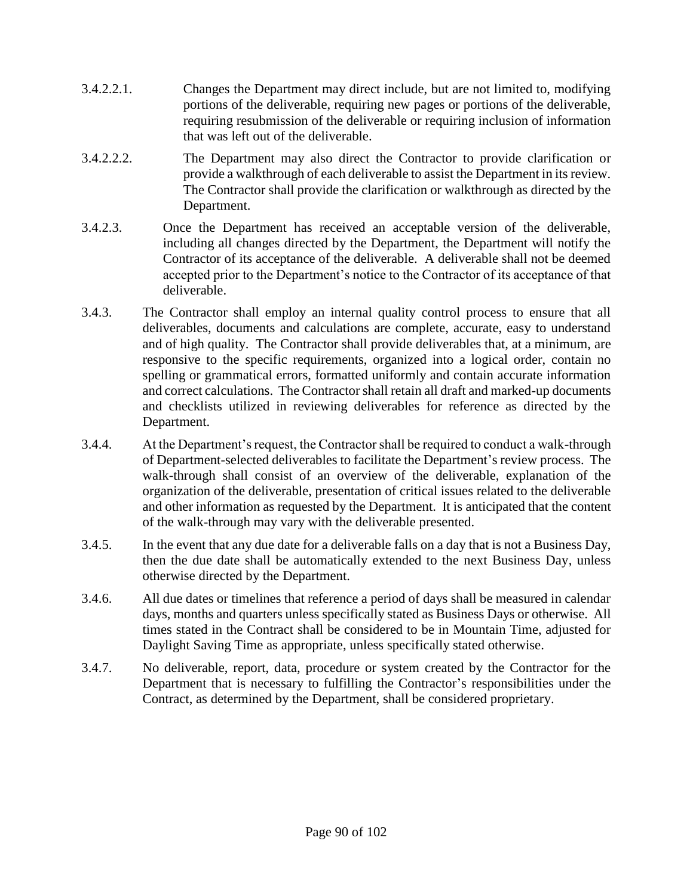3.4.2.2.1. Changes the Department may direct include, but are not limited to, modifying portions of the deliverable, requiring new pages or portions of the deliverable, requiring resubmission of the deliverable or requiring inclusion of information that was left out of the deliverable.

3.4.2.2.2. The Department may also direct the Contractor to provide clarification or provide a walkthrough of each deliverable to assist the Department in its review. The Contractor shall provide the clarification or walkthrough as directed by the Department.

3.4.2.3. Once the Department has received an acceptable version of the deliverable, including all changes directed by the Department, the Department will notify the Contractor of its acceptance of the deliverable. A deliverable shall not be deemed accepted prior to the Department's notice to the Contractor of its acceptance of that deliverable.

3.4.3. The Contractor shall employ an internal quality control process to ensure that all deliverables, documents and calculations are complete, accurate, easy to understand and of high quality. The Contractor shall provide deliverables that, at a minimum, are responsive to the specific requirements, organized into a logical order, contain no spelling or grammatical errors, formatted uniformly and contain accurate information and correct calculations. The Contractor shall retain all draft and marked-up documents and checklists utilized in reviewing deliverables for reference as directed by the Department.

3.4.4. At the Department's request, the Contractor shall be required to conduct a walk-through of Department-selected deliverables to facilitate the Department's review process. The walk-through shall consist of an overview of the deliverable, explanation of the organization of the deliverable, presentation of critical issues related to the deliverable and other information as requested by the Department. It is anticipated that the content of the walk-through may vary with the deliverable presented.

3.4.5. In the event that any due date for a deliverable falls on a day that is not a Business Day, then the due date shall be automatically extended to the next Business Day, unless otherwise directed by the Department.

3.4.6. All due dates or timelines that reference a period of days shall be measured in calendar days, months and quarters unless specifically stated as Business Days or otherwise. All times stated in the Contract shall be considered to be in Mountain Time, adjusted for Daylight Saving Time as appropriate, unless specifically stated otherwise.

3.4.7. No deliverable, report, data, procedure or system created by the Contractor for the Department that is necessary to fulfilling the Contractor's responsibilities under the Contract, as determined by the Department, shall be considered proprietary.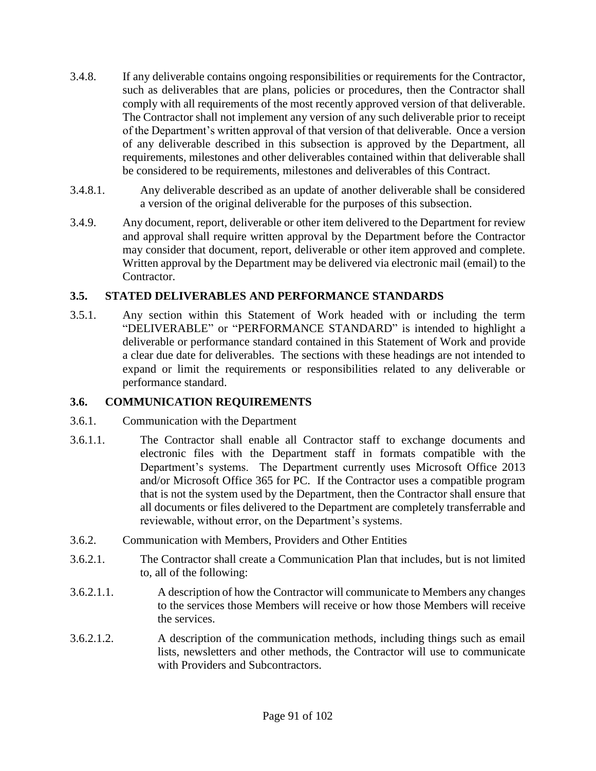3.4.8. If any deliverable contains ongoing responsibilities or requirements for the Contractor, such as deliverables that are plans, policies or procedures, then the Contractor shall comply with all requirements of the most recently approved version of that deliverable. The Contractor shall not implement any version of any such deliverable prior to receipt of the Department's written approval of that version of that deliverable. Once a version of any deliverable described in this subsection is approved by the Department, all requirements, milestones and other deliverables contained within that deliverable shall be considered to be requirements, milestones and deliverables of this Contract.

3.4.8.1. Any deliverable described as an update of another deliverable shall be considered a version of the original deliverable for the purposes of this subsection.

3.4.9. Any document, report, deliverable or other item delivered to the Department for review and approval shall require written approval by the Department before the Contractor may consider that document, report, deliverable or other item approved and complete. Written approval by the Department may be delivered via electronic mail (email) to the Contractor.

### 3.5. STATED DELIVERABLES AND PERFORMANCE STANDARDS

3.5.1. Any section within this Statement of Work headed with or including the term "DELIVERABLE" or "PERFORMANCE STANDARD" is intended to highlight a deliverable or performance standard contained in this Statement of Work and provide a clear due date for deliverables. The sections with these headings are not intended to expand or limit the requirements or responsibilities related to any deliverable or performance standard.

### 3.6. COMMUNICATION REQUIREMENTS

3.6.1. Communication with the Department

3.6.1.1. The Contractor shall enable all Contractor staff to exchange documents and electronic files with the Department staff in formats compatible with the Department's systems. The Department currently uses Microsoft Office 2013 and/or Microsoft Office 365 for PC. If the Contractor uses a compatible program that is not the system used by the Department, then the Contractor shall ensure that all documents or files delivered to the Department are completely transferrable and reviewable, without error, on the Department's systems.

3.6.2. Communication with Members, Providers and Other Entities

3.6.2.1. The Contractor shall create a Communication Plan that includes, but is not limited to, all of the following:

3.6.2.1.1. A description of how the Contractor will communicate to Members any changes to the services those Members will receive or how those Members will receive the services.

3.6.2.1.2. A description of the communication methods, including things such as email lists, newsletters and other methods, the Contractor will use to communicate with Providers and Subcontractors.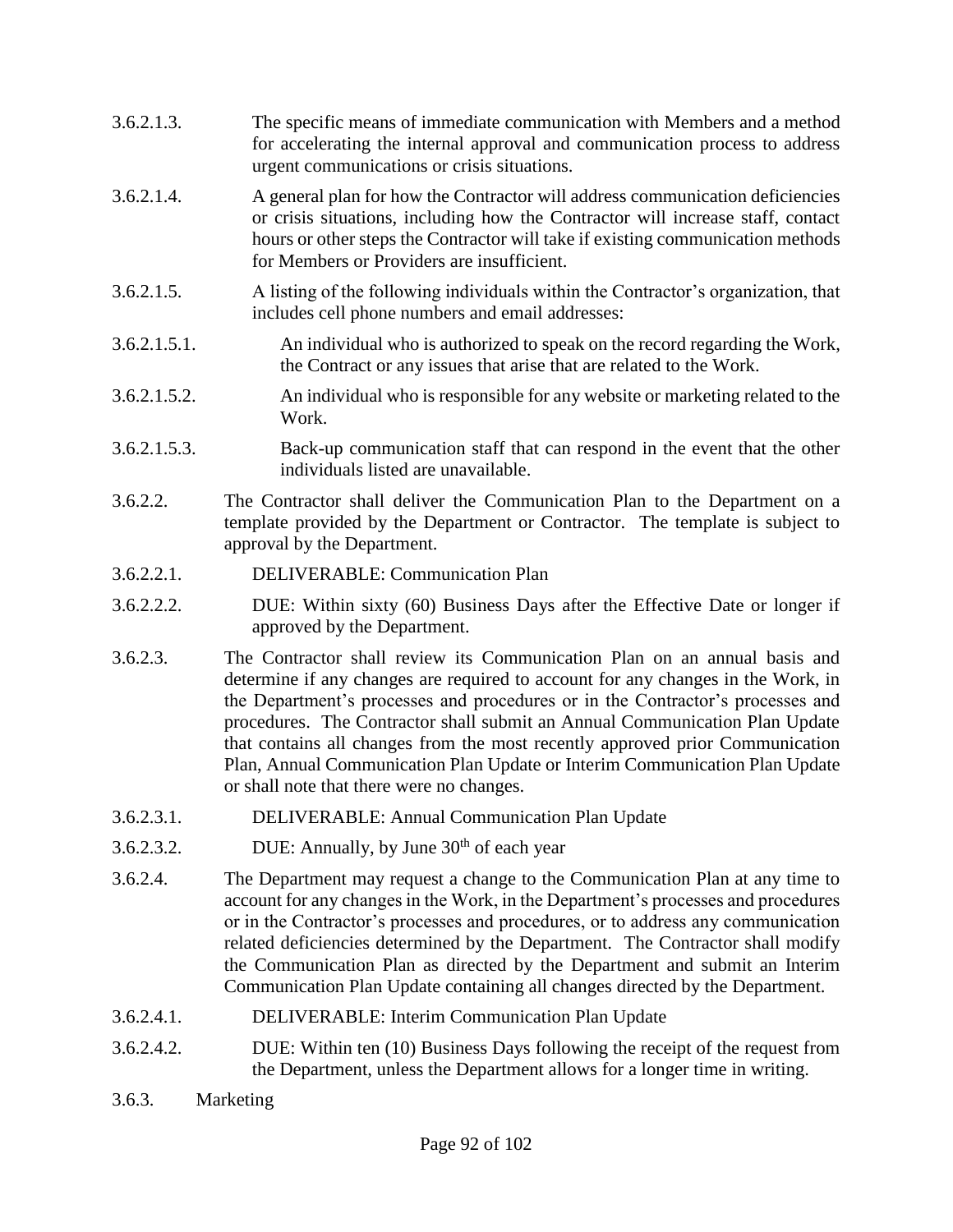3.6.2.1.3. The specific means of immediate communication with Members and a method for accelerating the internal approval and communication process to address urgent communications or crisis situations.

3.6.2.1.4. A general plan for how the Contractor will address communication deficiencies or crisis situations, including how the Contractor will increase staff, contact hours or other steps the Contractor will take if existing communication methods for Members or Providers are insufficient.

3.6.2.1.5. A listing of the following individuals within the Contractor's organization, that includes cell phone numbers and email addresses:

3.6.2.1.5.1. An individual who is authorized to speak on the record regarding the Work, the Contract or any issues that arise that are related to the Work.

3.6.2.1.5.2. An individual who is responsible for any website or marketing related to the Work.

3.6.2.1.5.3. Back-up communication staff that can respond in the event that the other individuals listed are unavailable.

3.6.2.2. The Contractor shall deliver the Communication Plan to the Department on a template provided by the Department or Contractor. The template is subject to approval by the Department.

3.6.2.2.1. DELIVERABLE: Communication Plan

3.6.2.2.2. DUE: Within sixty (60) Business Days after the Effective Date or longer if approved by the Department.

3.6.2.3. The Contractor shall review its Communication Plan on an annual basis and determine if any changes are required to account for any changes in the Work, in the Department's processes and procedures or in the Contractor's processes and procedures. The Contractor shall submit an Annual Communication Plan Update that contains all changes from the most recently approved prior Communication Plan, Annual Communication Plan Update or Interim Communication Plan Update or shall note that there were no changes.

3.6.2.3.1. DELIVERABLE: Annual Communication Plan Update

3.6.2.3.2. DUE: Annually, by June 30th of each year

3.6.2.4. The Department may request a change to the Communication Plan at any time to account for any changes in the Work, in the Department's processes and procedures or in the Contractor's processes and procedures, or to address any communication related deficiencies determined by the Department. The Contractor shall modify the Communication Plan as directed by the Department and submit an Interim Communication Plan Update containing all changes directed by the Department.

3.6.2.4.1. DELIVERABLE: Interim Communication Plan Update

3.6.2.4.2. DUE: Within ten (10) Business Days following the receipt of the request from the Department, unless the Department allows for a longer time in writing.

3.6.3. Marketing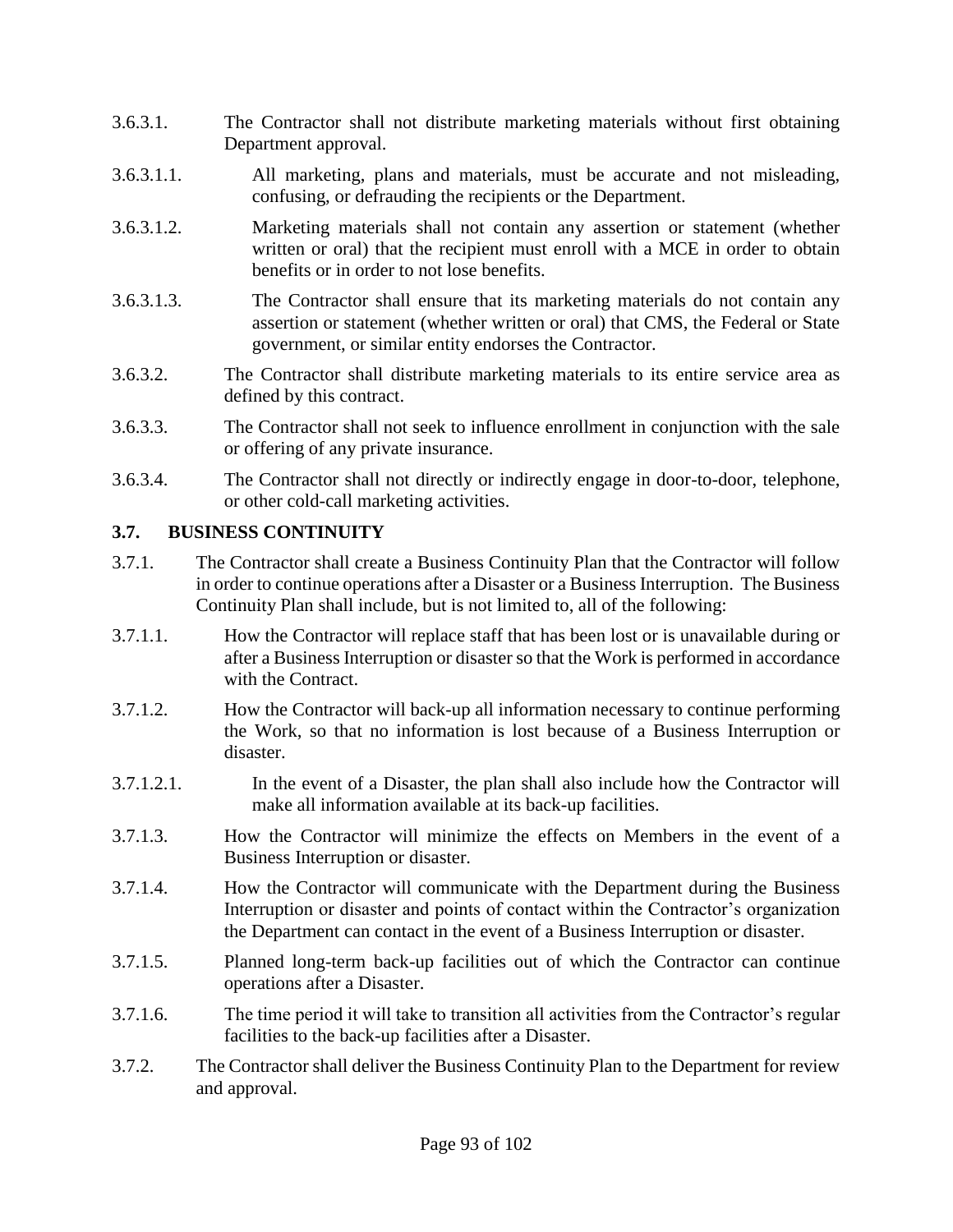3.6.3.1. The Contractor shall not distribute marketing materials without first obtaining Department approval.

3.6.3.1.1. All marketing, plans and materials, must be accurate and not misleading, confusing, or defrauding the recipients or the Department.

3.6.3.1.2. Marketing materials shall not contain any assertion or statement (whether written or oral) that the recipient must enroll with a MCE in order to obtain benefits or in order to not lose benefits.

3.6.3.1.3. The Contractor shall ensure that its marketing materials do not contain any assertion or statement (whether written or oral) that CMS, the Federal or State government, or similar entity endorses the Contractor.

3.6.3.2. The Contractor shall distribute marketing materials to its entire service area as defined by this contract.

3.6.3.3. The Contractor shall not seek to influence enrollment in conjunction with the sale or offering of any private insurance.

3.6.3.4. The Contractor shall not directly or indirectly engage in door-to-door, telephone, or other cold-call marketing activities.

## 3.7. BUSINESS CONTINUITY

3.7.1. The Contractor shall create a Business Continuity Plan that the Contractor will follow in order to continue operations after a Disaster or a Business Interruption. The Business Continuity Plan shall include, but is not limited to, all of the following:

3.7.1.1. How the Contractor will replace staff that has been lost or is unavailable during or after a Business Interruption or disaster so that the Work is performed in accordance with the Contract.

3.7.1.2. How the Contractor will back-up all information necessary to continue performing the Work, so that no information is lost because of a Business Interruption or disaster.

3.7.1.2.1. In the event of a Disaster, the plan shall also include how the Contractor will make all information available at its back-up facilities.

3.7.1.3. How the Contractor will minimize the effects on Members in the event of a Business Interruption or disaster.

3.7.1.4. How the Contractor will communicate with the Department during the Business Interruption or disaster and points of contact within the Contractor's organization the Department can contact in the event of a Business Interruption or disaster.

3.7.1.5. Planned long-term back-up facilities out of which the Contractor can continue operations after a Disaster.

3.7.1.6. The time period it will take to transition all activities from the Contractor's regular facilities to the back-up facilities after a Disaster.

3.7.2. The Contractor shall deliver the Business Continuity Plan to the Department for review and approval.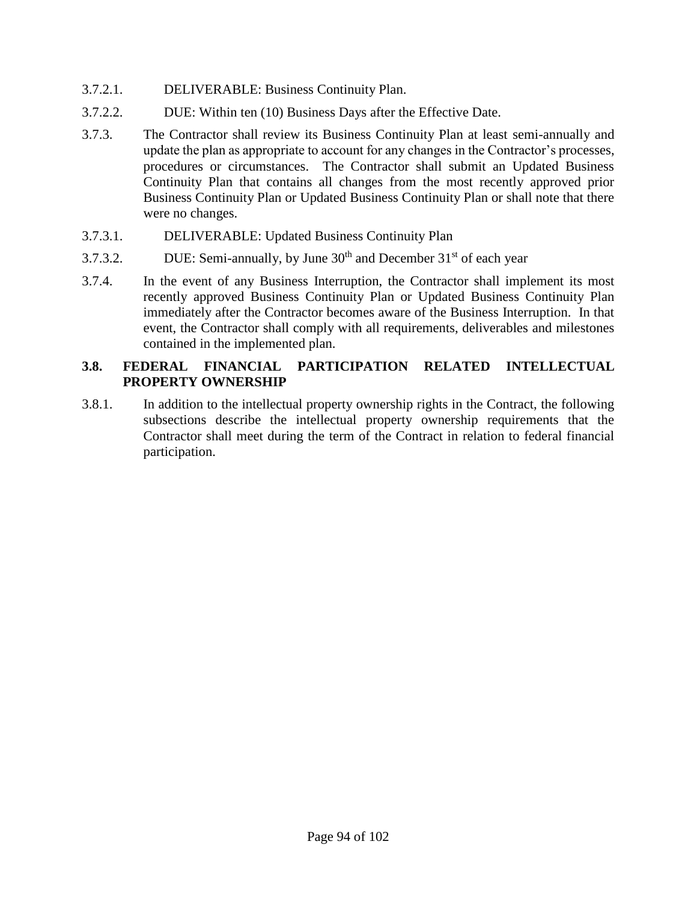3.7.2.1. DELIVERABLE: Business Continuity Plan.

3.7.2.2. DUE: Within ten (10) Business Days after the Effective Date.

3.7.3. The Contractor shall review its Business Continuity Plan at least semi-annually and update the plan as appropriate to account for any changes in the Contractor's processes, procedures or circumstances. The Contractor shall submit an Updated Business Continuity Plan that contains all changes from the most recently approved prior Business Continuity Plan or Updated Business Continuity Plan or shall note that there were no changes.

3.7.3.1. DELIVERABLE: Updated Business Continuity Plan

3.7.3.2. DUE: Semi-annually, by June 30th and December 31st of each year

3.7.4. In the event of any Business Interruption, the Contractor shall implement its most recently approved Business Continuity Plan or Updated Business Continuity Plan immediately after the Contractor becomes aware of the Business Interruption. In that event, the Contractor shall comply with all requirements, deliverables and milestones contained in the implemented plan.

### 3.8. FEDERAL FINANCIAL PARTICIPATION RELATED INTELLECTUAL PROPERTY OWNERSHIP

3.8.1. In addition to the intellectual property ownership rights in the Contract, the following subsections describe the intellectual property ownership requirements that the Contractor shall meet during the term of the Contract in relation to federal financial participation.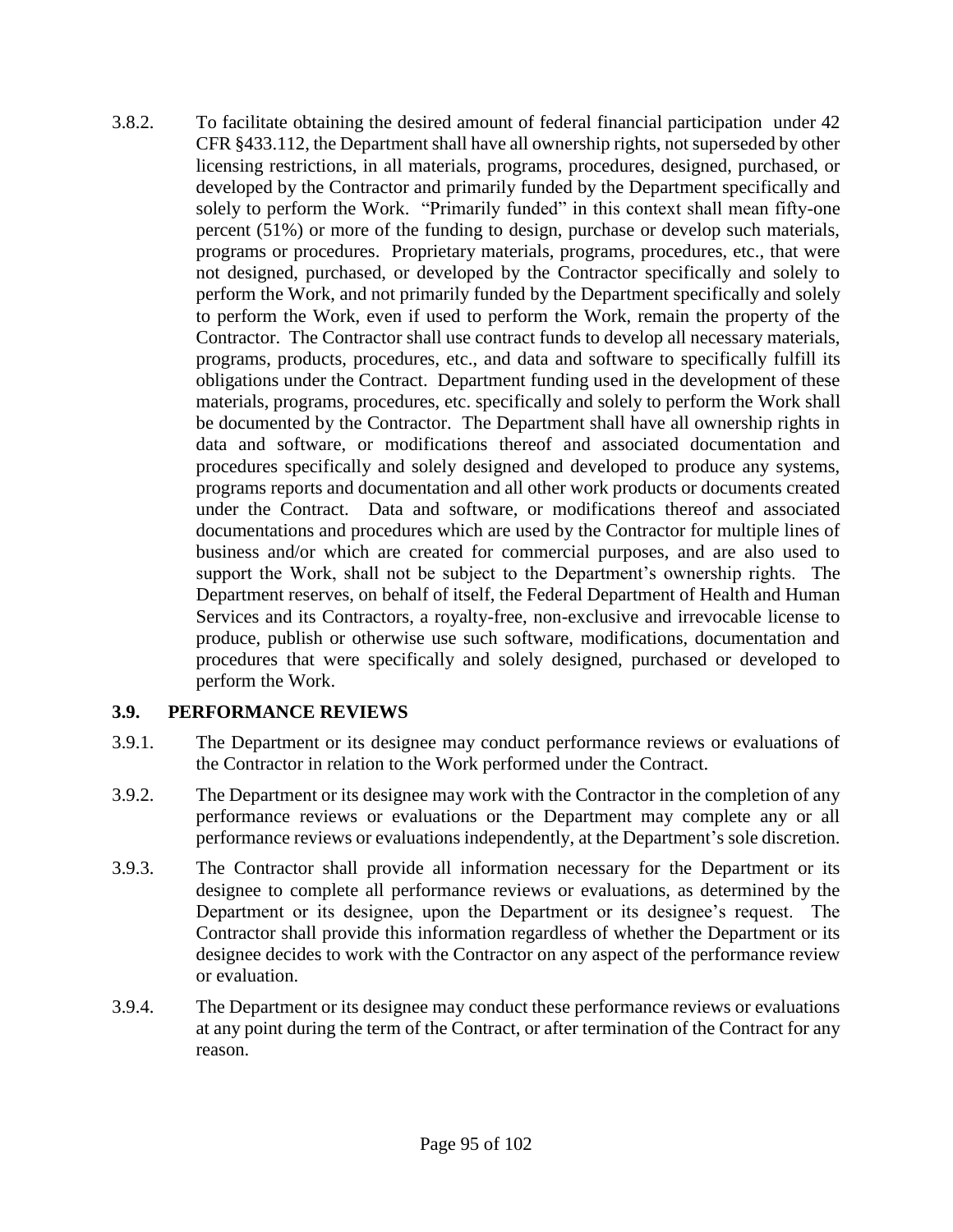3.8.2. To facilitate obtaining the desired amount of federal financial participation under 42 CFR §433.112, the Department shall have all ownership rights, not superseded by other licensing restrictions, in all materials, programs, procedures, designed, purchased, or developed by the Contractor and primarily funded by the Department specifically and solely to perform the Work. "Primarily funded" in this context shall mean fifty-one percent (51%) or more of the funding to design, purchase or develop such materials, programs or procedures. Proprietary materials, programs, procedures, etc., that were not designed, purchased, or developed by the Contractor specifically and solely to perform the Work, and not primarily funded by the Department specifically and solely to perform the Work, even if used to perform the Work, remain the property of the Contractor. The Contractor shall use contract funds to develop all necessary materials, programs, products, procedures, etc., and data and software to specifically fulfill its obligations under the Contract. Department funding used in the development of these materials, programs, procedures, etc. specifically and solely to perform the Work shall be documented by the Contractor. The Department shall have all ownership rights in data and software, or modifications thereof and associated documentation and procedures specifically and solely designed and developed to produce any systems, programs reports and documentation and all other work products or documents created under the Contract. Data and software, or modifications thereof and associated documentations and procedures which are used by the Contractor for multiple lines of business and/or which are created for commercial purposes, and are also used to support the Work, shall not be subject to the Department's ownership rights. The Department reserves, on behalf of itself, the Federal Department of Health and Human Services and its Contractors, a royalty-free, non-exclusive and irrevocable license to produce, publish or otherwise use such software, modifications, documentation and procedures that were specifically and solely designed, purchased or developed to perform the Work.

### 3.9. PERFORMANCE REVIEWS

3.9.1. The Department or its designee may conduct performance reviews or evaluations of the Contractor in relation to the Work performed under the Contract.

3.9.2. The Department or its designee may work with the Contractor in the completion of any performance reviews or evaluations or the Department may complete any or all performance reviews or evaluations independently, at the Department's sole discretion.

3.9.3. The Contractor shall provide all information necessary for the Department or its designee to complete all performance reviews or evaluations, as determined by the Department or its designee, upon the Department or its designee's request. The Contractor shall provide this information regardless of whether the Department or its designee decides to work with the Contractor on any aspect of the performance review or evaluation.

3.9.4. The Department or its designee may conduct these performance reviews or evaluations at any point during the term of the Contract, or after termination of the Contract for any reason.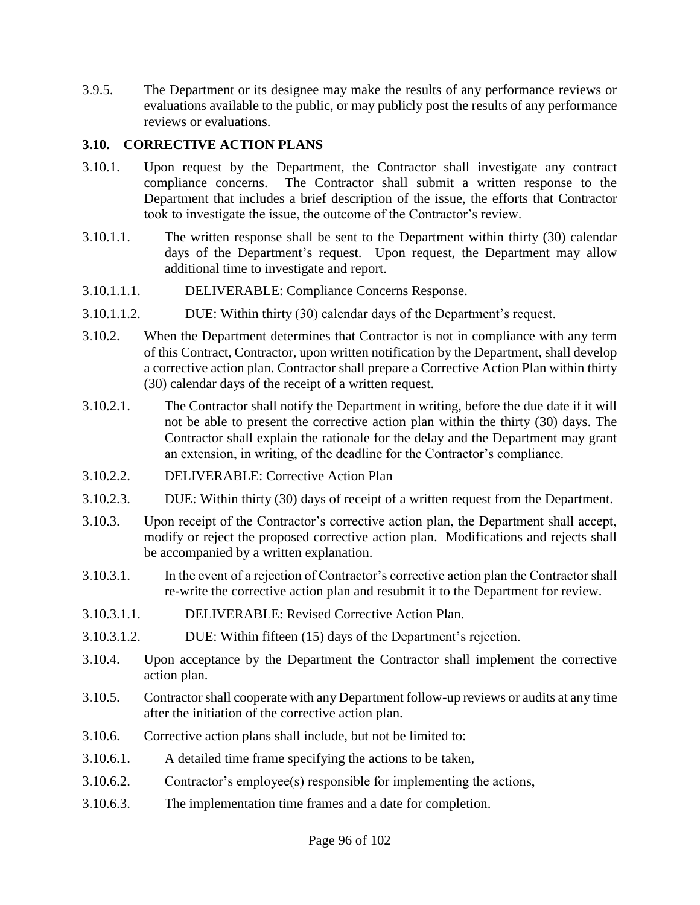3.9.5. The Department or its designee may make the results of any performance reviews or evaluations available to the public, or may publicly post the results of any performance reviews or evaluations.

### 3.10. CORRECTIVE ACTION PLANS

3.10.1. Upon request by the Department, the Contractor shall investigate any contract compliance concerns. The Contractor shall submit a written response to the Department that includes a brief description of the issue, the efforts that Contractor took to investigate the issue, the outcome of the Contractor's review.

3.10.1.1. The written response shall be sent to the Department within thirty (30) calendar days of the Department's request. Upon request, the Department may allow additional time to investigate and report.

3.10.1.1.1. DELIVERABLE: Compliance Concerns Response.

3.10.1.1.2. DUE: Within thirty (30) calendar days of the Department's request.

3.10.2. When the Department determines that Contractor is not in compliance with any term of this Contract, Contractor, upon written notification by the Department, shall develop a corrective action plan. Contractor shall prepare a Corrective Action Plan within thirty (30) calendar days of the receipt of a written request.

3.10.2.1. The Contractor shall notify the Department in writing, before the due date if it will not be able to present the corrective action plan within the thirty (30) days. The Contractor shall explain the rationale for the delay and the Department may grant an extension, in writing, of the deadline for the Contractor's compliance.

3.10.2.2. DELIVERABLE: Corrective Action Plan

3.10.2.3. DUE: Within thirty (30) days of receipt of a written request from the Department.

3.10.3. Upon receipt of the Contractor's corrective action plan, the Department shall accept, modify or reject the proposed corrective action plan. Modifications and rejects shall be accompanied by a written explanation.

3.10.3.1. In the event of a rejection of Contractor's corrective action plan the Contractor shall re-write the corrective action plan and resubmit it to the Department for review.

3.10.3.1.1. DELIVERABLE: Revised Corrective Action Plan.

3.10.3.1.2. DUE: Within fifteen (15) days of the Department's rejection.

3.10.4. Upon acceptance by the Department the Contractor shall implement the corrective action plan.

3.10.5. Contractor shall cooperate with any Department follow-up reviews or audits at any time after the initiation of the corrective action plan.

3.10.6. Corrective action plans shall include, but not be limited to:

3.10.6.1. A detailed time frame specifying the actions to be taken,

3.10.6.2. Contractor's employee(s) responsible for implementing the actions,

3.10.6.3. The implementation time frames and a date for completion.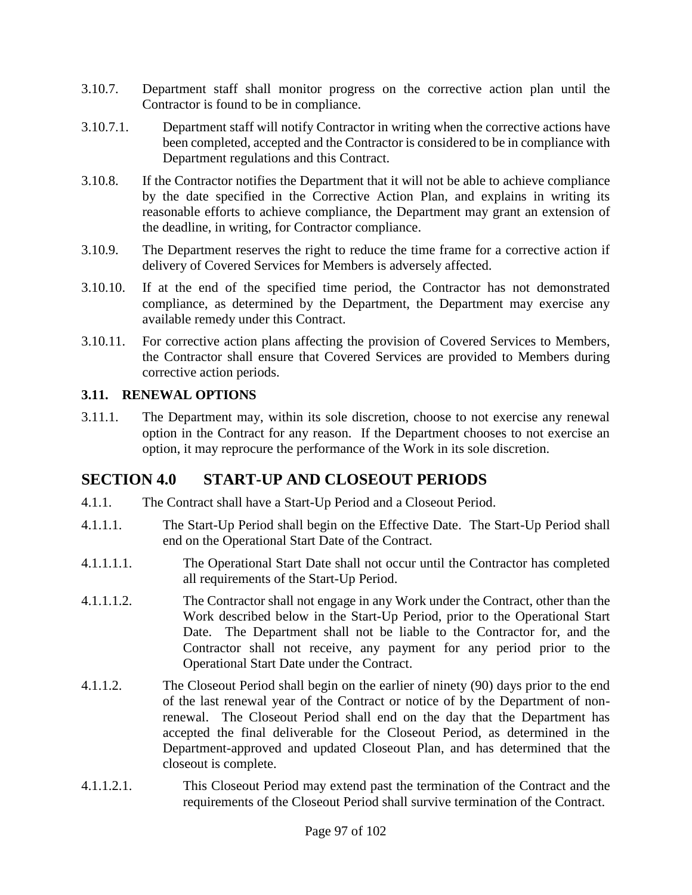3.10.7. Department staff shall monitor progress on the corrective action plan until the Contractor is found to be in compliance.

3.10.7.1. Department staff will notify Contractor in writing when the corrective actions have been completed, accepted and the Contractor is considered to be in compliance with Department regulations and this Contract.

3.10.8. If the Contractor notifies the Department that it will not be able to achieve compliance by the date specified in the Corrective Action Plan, and explains in writing its reasonable efforts to achieve compliance, the Department may grant an extension of the deadline, in writing, for Contractor compliance.

3.10.9. The Department reserves the right to reduce the time frame for a corrective action if delivery of Covered Services for Members is adversely affected.

3.10.10. If at the end of the specified time period, the Contractor has not demonstrated compliance, as determined by the Department, the Department may exercise any available remedy under this Contract.

3.10.11. For corrective action plans affecting the provision of Covered Services to Members, the Contractor shall ensure that Covered Services are provided to Members during corrective action periods.

### 3.11. RENEWAL OPTIONS

3.11.1. The Department may, within its sole discretion, choose to not exercise any renewal option in the Contract for any reason. If the Department chooses to not exercise an option, it may reprocure the performance of the Work in its sole discretion.

## SECTION 4.0 START-UP AND CLOSEOUT PERIODS

4.1.1. The Contract shall have a Start-Up Period and a Closeout Period.

4.1.1.1. The Start-Up Period shall begin on the Effective Date. The Start-Up Period shall end on the Operational Start Date of the Contract.

4.1.1.1.1. The Operational Start Date shall not occur until the Contractor has completed all requirements of the Start-Up Period.

4.1.1.1.2. The Contractor shall not engage in any Work under the Contract, other than the Work described below in the Start-Up Period, prior to the Operational Start Date. The Department shall not be liable to the Contractor for, and the Contractor shall not receive, any payment for any period prior to the Operational Start Date under the Contract.

4.1.1.2. The Closeout Period shall begin on the earlier of ninety (90) days prior to the end of the last renewal year of the Contract or notice of by the Department of non-renewal. The Closeout Period shall end on the day that the Department has accepted the final deliverable for the Closeout Period, as determined in the Department-approved and updated Closeout Plan, and has determined that the closeout is complete.

4.1.1.2.1. This Closeout Period may extend past the termination of the Contract and the requirements of the Closeout Period shall survive termination of the Contract.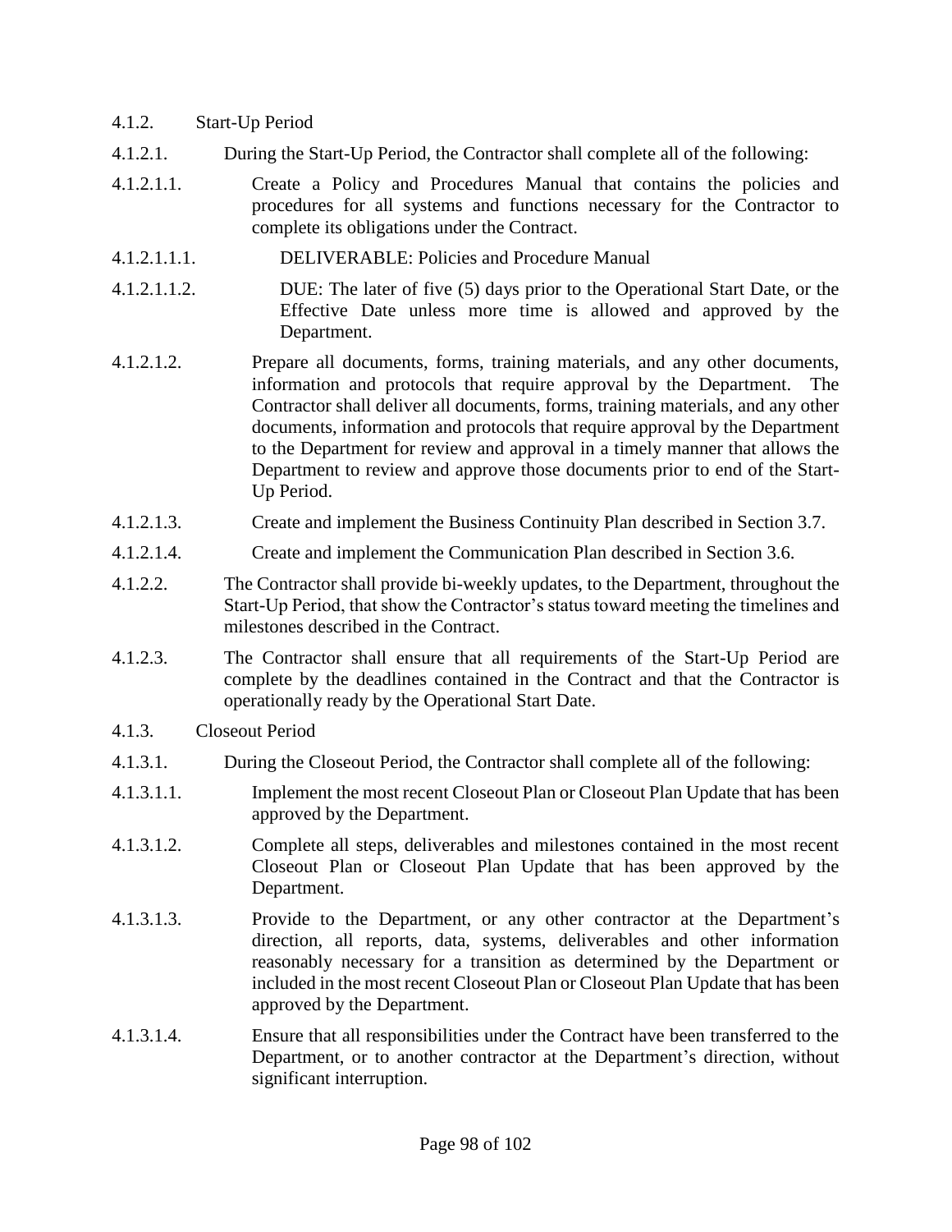4.1.2. Start-Up Period

4.1.2.1. During the Start-Up Period, the Contractor shall complete all of the following:

4.1.2.1.1. Create a Policy and Procedures Manual that contains the policies and procedures for all systems and functions necessary for the Contractor to complete its obligations under the Contract.

4.1.2.1.1.1. DELIVERABLE: Policies and Procedure Manual

4.1.2.1.1.2. DUE: The later of five (5) days prior to the Operational Start Date, or the Effective Date unless more time is allowed and approved by the Department.

4.1.2.1.2. Prepare all documents, forms, training materials, and any other documents, information and protocols that require approval by the Department. The Contractor shall deliver all documents, forms, training materials, and any other documents, information and protocols that require approval by the Department to the Department for review and approval in a timely manner that allows the Department to review and approve those documents prior to end of the Start-Up Period.

4.1.2.1.3. Create and implement the Business Continuity Plan described in Section 3.7.

4.1.2.1.4. Create and implement the Communication Plan described in Section 3.6.

4.1.2.2. The Contractor shall provide bi-weekly updates, to the Department, throughout the Start-Up Period, that show the Contractor's status toward meeting the timelines and milestones described in the Contract.

4.1.2.3. The Contractor shall ensure that all requirements of the Start-Up Period are complete by the deadlines contained in the Contract and that the Contractor is operationally ready by the Operational Start Date.

4.1.3. Closeout Period

4.1.3.1. During the Closeout Period, the Contractor shall complete all of the following:

4.1.3.1.1. Implement the most recent Closeout Plan or Closeout Plan Update that has been approved by the Department.

4.1.3.1.2. Complete all steps, deliverables and milestones contained in the most recent Closeout Plan or Closeout Plan Update that has been approved by the Department.

4.1.3.1.3. Provide to the Department, or any other contractor at the Department's direction, all reports, data, systems, deliverables and other information reasonably necessary for a transition as determined by the Department or included in the most recent Closeout Plan or Closeout Plan Update that has been approved by the Department.

4.1.3.1.4. Ensure that all responsibilities under the Contract have been transferred to the Department, or to another contractor at the Department's direction, without significant interruption.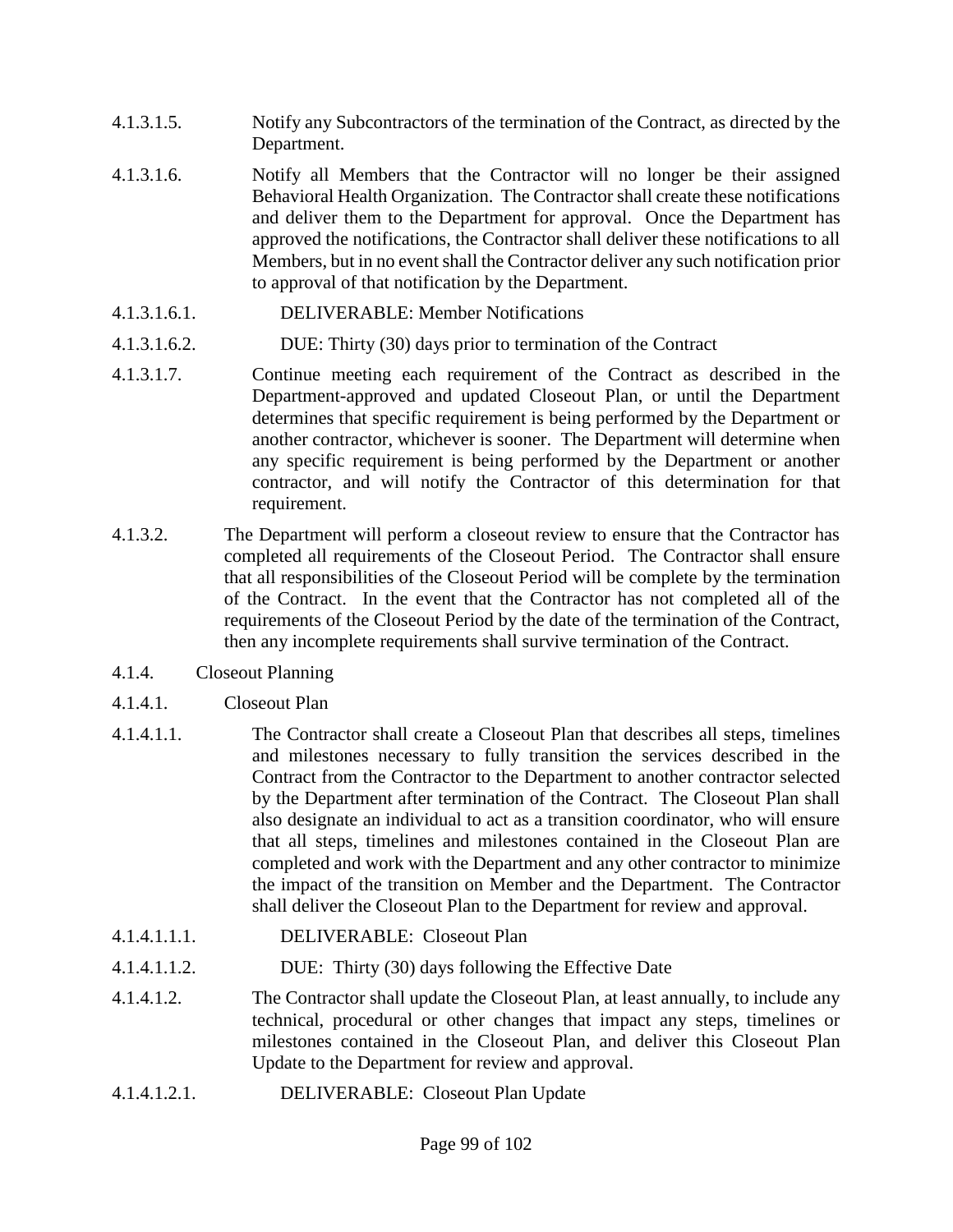4.1.3.1.5. Notify any Subcontractors of the termination of the Contract, as directed by the Department.

4.1.3.1.6. Notify all Members that the Contractor will no longer be their assigned Behavioral Health Organization. The Contractor shall create these notifications and deliver them to the Department for approval. Once the Department has approved the notifications, the Contractor shall deliver these notifications to all Members, but in no event shall the Contractor deliver any such notification prior to approval of that notification by the Department.

4.1.3.1.6.1. DELIVERABLE: Member Notifications

4.1.3.1.6.2. DUE: Thirty (30) days prior to termination of the Contract

4.1.3.1.7. Continue meeting each requirement of the Contract as described in the Department-approved and updated Closeout Plan, or until the Department determines that specific requirement is being performed by the Department or another contractor, whichever is sooner. The Department will determine when any specific requirement is being performed by the Department or another contractor, and will notify the Contractor of this determination for that requirement.

4.1.3.2. The Department will perform a closeout review to ensure that the Contractor has completed all requirements of the Closeout Period. The Contractor shall ensure that all responsibilities of the Closeout Period will be complete by the termination of the Contract. In the event that the Contractor has not completed all of the requirements of the Closeout Period by the date of the termination of the Contract, then any incomplete requirements shall survive termination of the Contract.

4.1.4. Closeout Planning

4.1.4.1. Closeout Plan

4.1.4.1.1. The Contractor shall create a Closeout Plan that describes all steps, timelines and milestones necessary to fully transition the services described in the Contract from the Contractor to the Department to another contractor selected by the Department after termination of the Contract. The Closeout Plan shall also designate an individual to act as a transition coordinator, who will ensure that all steps, timelines and milestones contained in the Closeout Plan are completed and work with the Department and any other contractor to minimize the impact of the transition on Member and the Department. The Contractor shall deliver the Closeout Plan to the Department for review and approval.

4.1.4.1.1.1. DELIVERABLE: Closeout Plan

4.1.4.1.1.2. DUE: Thirty (30) days following the Effective Date

4.1.4.1.2. The Contractor shall update the Closeout Plan, at least annually, to include any technical, procedural or other changes that impact any steps, timelines or milestones contained in the Closeout Plan, and deliver this Closeout Plan Update to the Department for review and approval.

4.1.4.1.2.1. DELIVERABLE: Closeout Plan Update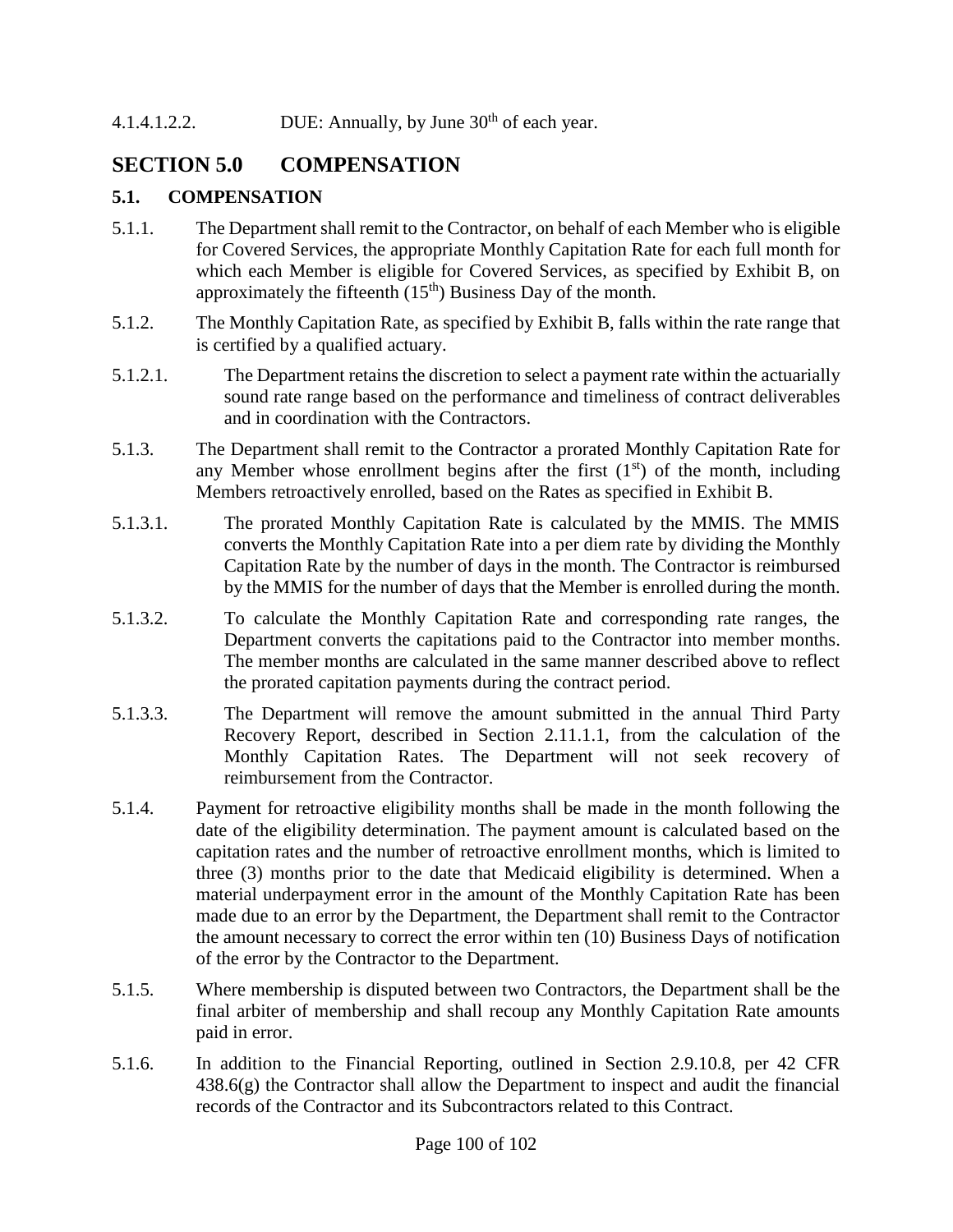4.1.4.1.2.2. DUE: Annually, by June 30th of each year.

# SECTION 5.0 COMPENSATION

## 5.1. COMPENSATION

5.1.1. The Department shall remit to the Contractor, on behalf of each Member who is eligible for Covered Services, the appropriate Monthly Capitation Rate for each full month for which each Member is eligible for Covered Services, as specified by Exhibit B, on approximately the fifteenth (15th) Business Day of the month.

5.1.2. The Monthly Capitation Rate, as specified by Exhibit B, falls within the rate range that is certified by a qualified actuary.

5.1.2.1. The Department retains the discretion to select a payment rate within the actuarially sound rate range based on the performance and timeliness of contract deliverables and in coordination with the Contractors.

5.1.3. The Department shall remit to the Contractor a prorated Monthly Capitation Rate for any Member whose enrollment begins after the first (1st) of the month, including Members retroactively enrolled, based on the Rates as specified in Exhibit B.

5.1.3.1. The prorated Monthly Capitation Rate is calculated by the MMIS. The MMIS converts the Monthly Capitation Rate into a per diem rate by dividing the Monthly Capitation Rate by the number of days in the month. The Contractor is reimbursed by the MMIS for the number of days that the Member is enrolled during the month.

5.1.3.2. To calculate the Monthly Capitation Rate and corresponding rate ranges, the Department converts the capitations paid to the Contractor into member months. The member months are calculated in the same manner described above to reflect the prorated capitation payments during the contract period.

5.1.3.3. The Department will remove the amount submitted in the annual Third Party Recovery Report, described in Section 2.11.1.1, from the calculation of the Monthly Capitation Rates. The Department will not seek recovery of reimbursement from the Contractor.

5.1.4. Payment for retroactive eligibility months shall be made in the month following the date of the eligibility determination. The payment amount is calculated based on the capitation rates and the number of retroactive enrollment months, which is limited to three (3) months prior to the date that Medicaid eligibility is determined. When a material underpayment error in the amount of the Monthly Capitation Rate has been made due to an error by the Department, the Department shall remit to the Contractor the amount necessary to correct the error within ten (10) Business Days of notification of the error by the Contractor to the Department.

5.1.5. Where membership is disputed between two Contractors, the Department shall be the final arbiter of membership and shall recoup any Monthly Capitation Rate amounts paid in error.

5.1.6. In addition to the Financial Reporting, outlined in Section 2.9.10.8, per 42 CFR 438.6(g) the Contractor shall allow the Department to inspect and audit the financial records of the Contractor and its Subcontractors related to this Contract.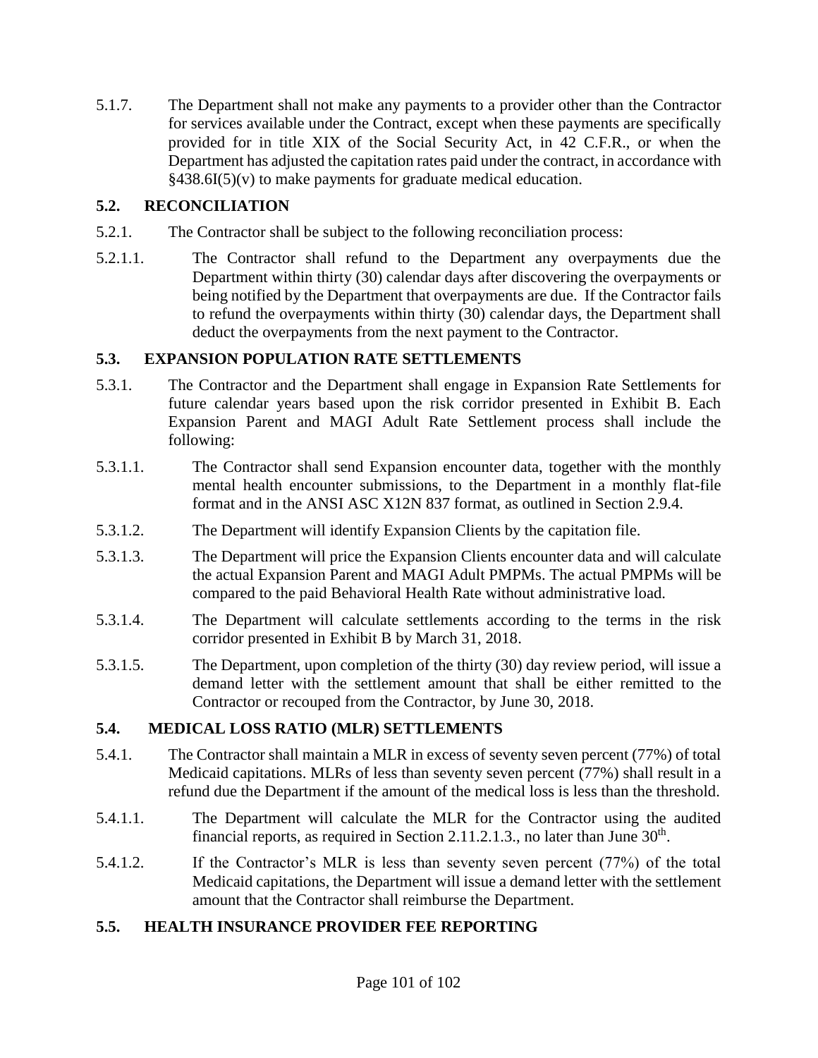5.1.7. The Department shall not make any payments to a provider other than the Contractor for services available under the Contract, except when these payments are specifically provided for in title XIX of the Social Security Act, in 42 C.F.R., or when the Department has adjusted the capitation rates paid under the contract, in accordance with §438.6I(5)(v) to make payments for graduate medical education.

## 5.2. RECONCILIATION

5.2.1. The Contractor shall be subject to the following reconciliation process:

5.2.1.1. The Contractor shall refund to the Department any overpayments due the Department within thirty (30) calendar days after discovering the overpayments or being notified by the Department that overpayments are due. If the Contractor fails to refund the overpayments within thirty (30) calendar days, the Department shall deduct the overpayments from the next payment to the Contractor.

## 5.3. EXPANSION POPULATION RATE SETTLEMENTS

5.3.1. The Contractor and the Department shall engage in Expansion Rate Settlements for future calendar years based upon the risk corridor presented in Exhibit B. Each Expansion Parent and MAGI Adult Rate Settlement process shall include the following:

5.3.1.1. The Contractor shall send Expansion encounter data, together with the monthly mental health encounter submissions, to the Department in a monthly flat-file format and in the ANSI ASC X12N 837 format, as outlined in Section 2.9.4.

5.3.1.2. The Department will identify Expansion Clients by the capitation file.

5.3.1.3. The Department will price the Expansion Clients encounter data and will calculate the actual Expansion Parent and MAGI Adult PMPMs. The actual PMPMs will be compared to the paid Behavioral Health Rate without administrative load.

5.3.1.4. The Department will calculate settlements according to the terms in the risk corridor presented in Exhibit B by March 31, 2018.

5.3.1.5. The Department, upon completion of the thirty (30) day review period, will issue a demand letter with the settlement amount that shall be either remitted to the Contractor or recouped from the Contractor, by June 30, 2018.

## 5.4. MEDICAL LOSS RATIO (MLR) SETTLEMENTS

5.4.1. The Contractor shall maintain a MLR in excess of seventy seven percent (77%) of total Medicaid capitations. MLRs of less than seventy seven percent (77%) shall result in a refund due the Department if the amount of the medical loss is less than the threshold.

5.4.1.1. The Department will calculate the MLR for the Contractor using the audited financial reports, as required in Section 2.11.2.1.3., no later than June 30th.

5.4.1.2. If the Contractor's MLR is less than seventy seven percent (77%) of the total Medicaid capitations, the Department will issue a demand letter with the settlement amount that the Contractor shall reimburse the Department.

## 5.5. HEALTH INSURANCE PROVIDER FEE REPORTING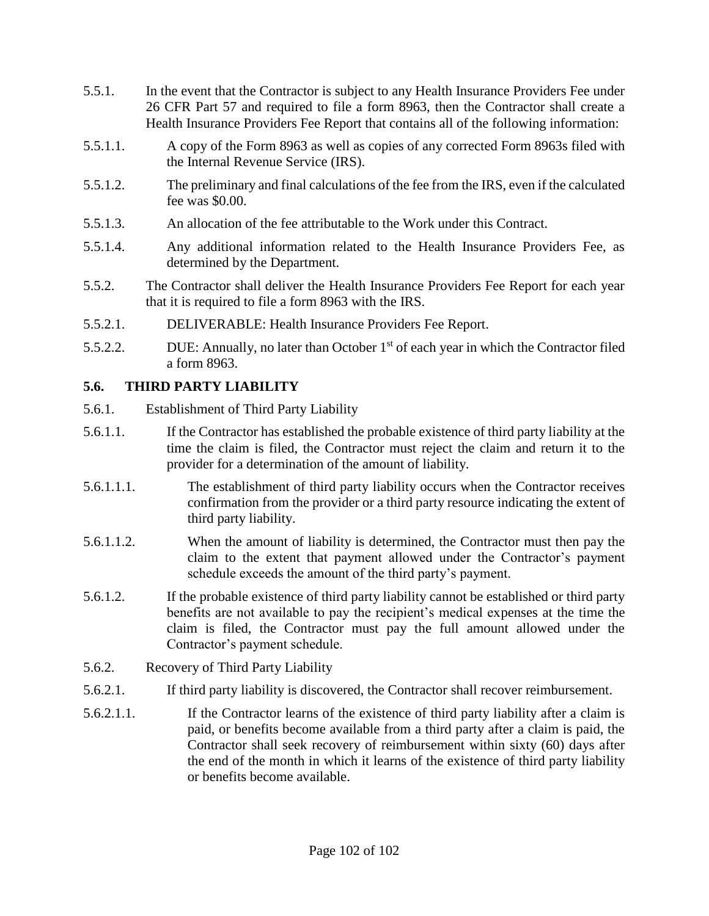5.5.1. In the event that the Contractor is subject to any Health Insurance Providers Fee under 26 CFR Part 57 and required to file a form 8963, then the Contractor shall create a Health Insurance Providers Fee Report that contains all of the following information:

5.5.1.1. A copy of the Form 8963 as well as copies of any corrected Form 8963s filed with the Internal Revenue Service (IRS).

5.5.1.2. The preliminary and final calculations of the fee from the IRS, even if the calculated fee was $0.00.

5.5.1.3. An allocation of the fee attributable to the Work under this Contract.

5.5.1.4. Any additional information related to the Health Insurance Providers Fee, as determined by the Department.

5.5.2. The Contractor shall deliver the Health Insurance Providers Fee Report for each year that it is required to file a form 8963 with the IRS.

5.5.2.1. DELIVERABLE: Health Insurance Providers Fee Report.

5.5.2.2. DUE: Annually, no later than October 1st of each year in which the Contractor filed a form 8963.

### 5.6. THIRD PARTY LIABILITY

5.6.1. Establishment of Third Party Liability

5.6.1.1. If the Contractor has established the probable existence of third party liability at the time the claim is filed, the Contractor must reject the claim and return it to the provider for a determination of the amount of liability.

5.6.1.1.1. The establishment of third party liability occurs when the Contractor receives confirmation from the provider or a third party resource indicating the extent of third party liability.

5.6.1.1.2. When the amount of liability is determined, the Contractor must then pay the claim to the extent that payment allowed under the Contractor's payment schedule exceeds the amount of the third party's payment.

5.6.1.2. If the probable existence of third party liability cannot be established or third party benefits are not available to pay the recipient's medical expenses at the time the claim is filed, the Contractor must pay the full amount allowed under the Contractor's payment schedule.

5.6.2. Recovery of Third Party Liability

5.6.2.1. If third party liability is discovered, the Contractor shall recover reimbursement.

5.6.2.1.1. If the Contractor learns of the existence of third party liability after a claim is paid, or benefits become available from a third party after a claim is paid, the Contractor shall seek recovery of reimbursement within sixty (60) days after the end of the month in which it learns of the existence of third party liability or benefits become available.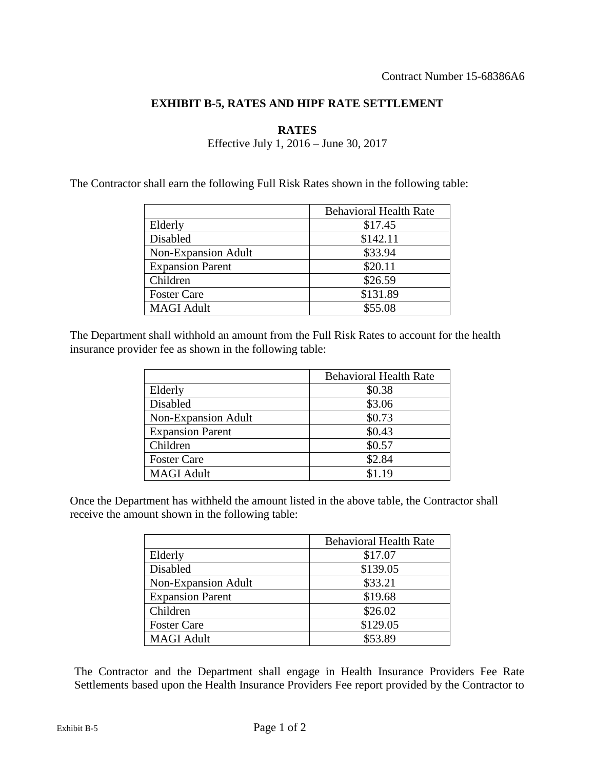Contract Number 15-68386A6

## EXHIBIT B-5, RATES AND HIPF RATE SETTLEMENT

### RATES

Effective July 1, 2016 – June 30, 2017

The Contractor shall earn the following Full Risk Rates shown in the following table:

| | Behavioral Health Rate |
|---|---|
| Elderly | $17.45 |
| Disabled | $142.11 |
| Non-Expansion Adult | $33.94 |
| Expansion Parent | $20.11 |
| Children | $26.59 |
| Foster Care | $131.89 |
| MAGI Adult | $55.08 |

The Department shall withhold an amount from the Full Risk Rates to account for the health insurance provider fee as shown in the following table:

| | Behavioral Health Rate |
|---|---|
| Elderly | $0.38 |
| Disabled | $3.06 |
| Non-Expansion Adult | $0.73 |
| Expansion Parent | $0.43 |
| Children | $0.57 |
| Foster Care | $2.84 |
| MAGI Adult | $1.19 |

Once the Department has withheld the amount listed in the above table, the Contractor shall receive the amount shown in the following table:

| | Behavioral Health Rate |
|---|---|
| Elderly | $17.07 |
| Disabled | $139.05 |
| Non-Expansion Adult | $33.21 |
| Expansion Parent | $19.68 |
| Children | $26.02 |
| Foster Care | $129.05 |
| MAGI Adult | $53.89 |

The Contractor and the Department shall engage in Health Insurance Providers Fee Rate Settlements based upon the Health Insurance Providers Fee report provided by the Contractor to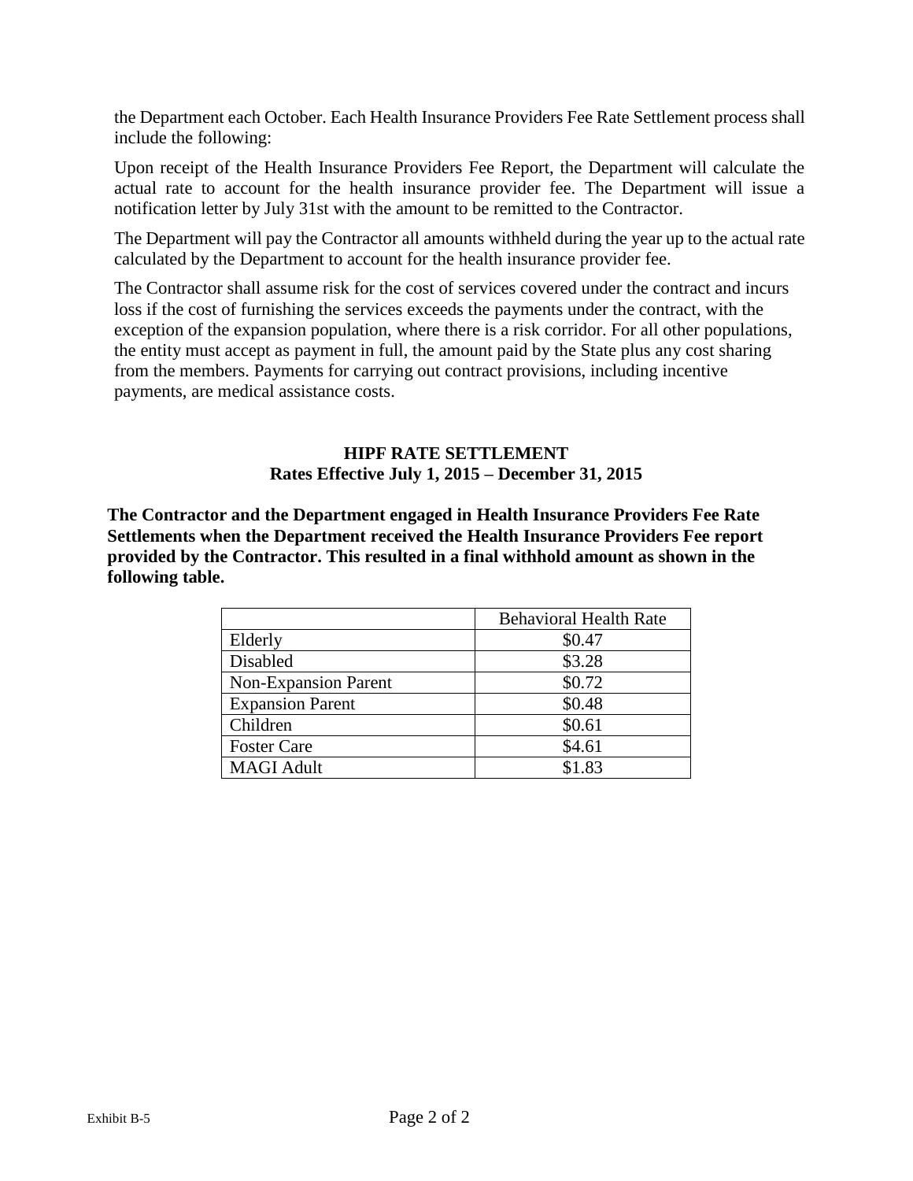the Department each October. Each Health Insurance Providers Fee Rate Settlement process shall include the following:

Upon receipt of the Health Insurance Providers Fee Report, the Department will calculate the actual rate to account for the health insurance provider fee. The Department will issue a notification letter by July 31st with the amount to be remitted to the Contractor.

The Department will pay the Contractor all amounts withheld during the year up to the actual rate calculated by the Department to account for the health insurance provider fee.

The Contractor shall assume risk for the cost of services covered under the contract and incurs loss if the cost of furnishing the services exceeds the payments under the contract, with the exception of the expansion population, where there is a risk corridor. For all other populations, the entity must accept as payment in full, the amount paid by the State plus any cost sharing from the members. Payments for carrying out contract provisions, including incentive payments, are medical assistance costs.

**HIPF RATE SETTLEMENT**
**Rates Effective July 1, 2015 – December 31, 2015**

**The Contractor and the Department engaged in Health Insurance Providers Fee Rate Settlements when the Department received the Health Insurance Providers Fee report provided by the Contractor. This resulted in a final withhold amount as shown in the following table.**

| | Behavioral Health Rate |
|---|---|
| Elderly | $0.47 |
| Disabled | $3.28 |
| Non-Expansion Parent | $0.72 |
| Expansion Parent | $0.48 |
| Children | $0.61 |
| Foster Care | $4.61 |
| MAGI Adult | $1.83 |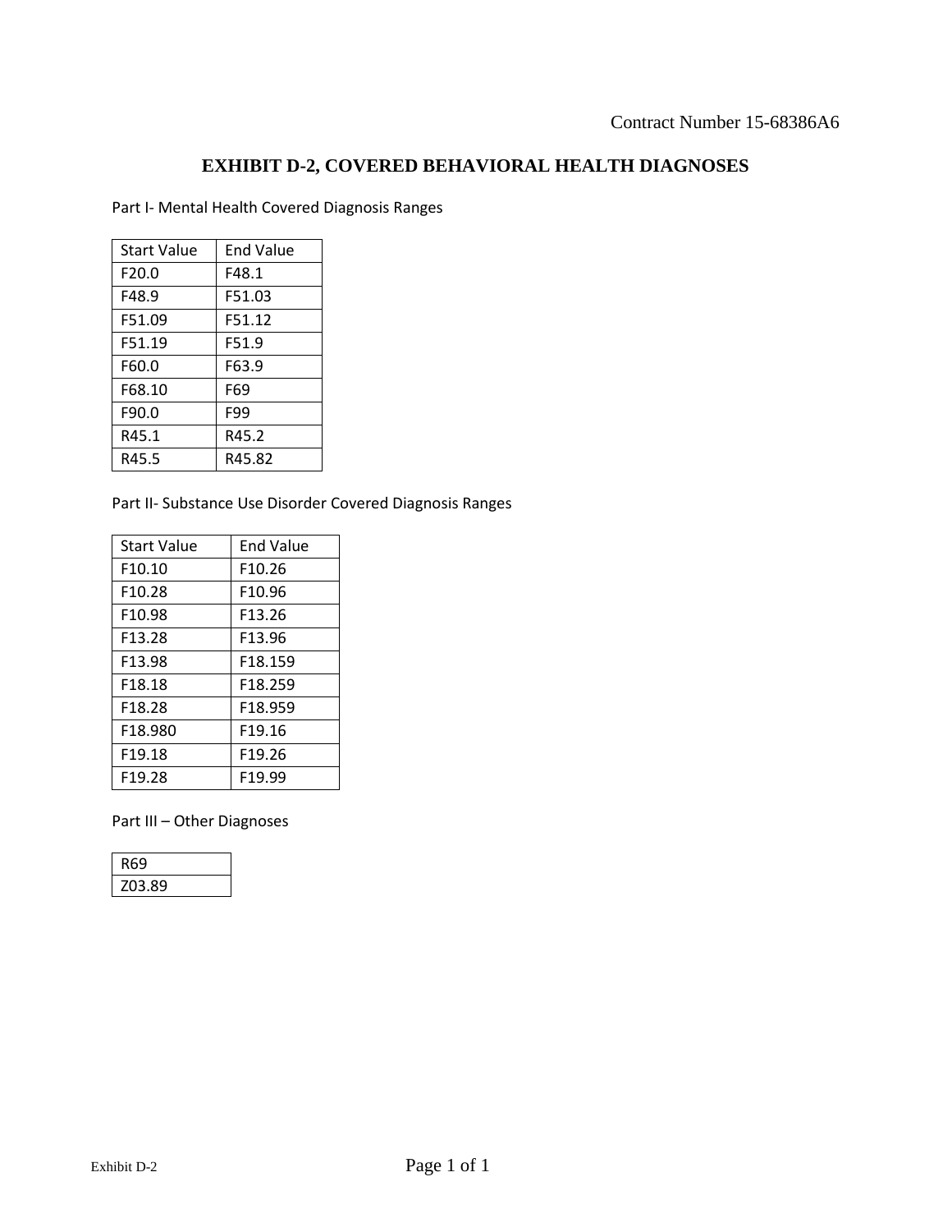Contract Number 15-68386A6

# EXHIBIT D-2, COVERED BEHAVIORAL HEALTH DIAGNOSES

Part I- Mental Health Covered Diagnosis Ranges

| Start Value | End Value |
|---|---|
| F20.0 | F48.1 |
| F48.9 | F51.03 |
| F51.09 | F51.12 |
| F51.19 | F51.9 |
| F60.0 | F63.9 |
| F68.10 | F69 |
| F90.0 | F99 |
| R45.1 | R45.2 |
| R45.5 | R45.82 |

Part II- Substance Use Disorder Covered Diagnosis Ranges

| Start Value | End Value |
|---|---|
| F10.10 | F10.26 |
| F10.28 | F10.96 |
| F10.98 | F13.26 |
| F13.28 | F13.96 |
| F13.98 | F18.159 |
| F18.18 | F18.259 |
| F18.28 | F18.959 |
| F18.980 | F19.16 |
| F19.18 | F19.26 |
| F19.28 | F19.99 |

Part III – Other Diagnoses

| R69 |
|---|
| Z03.89 |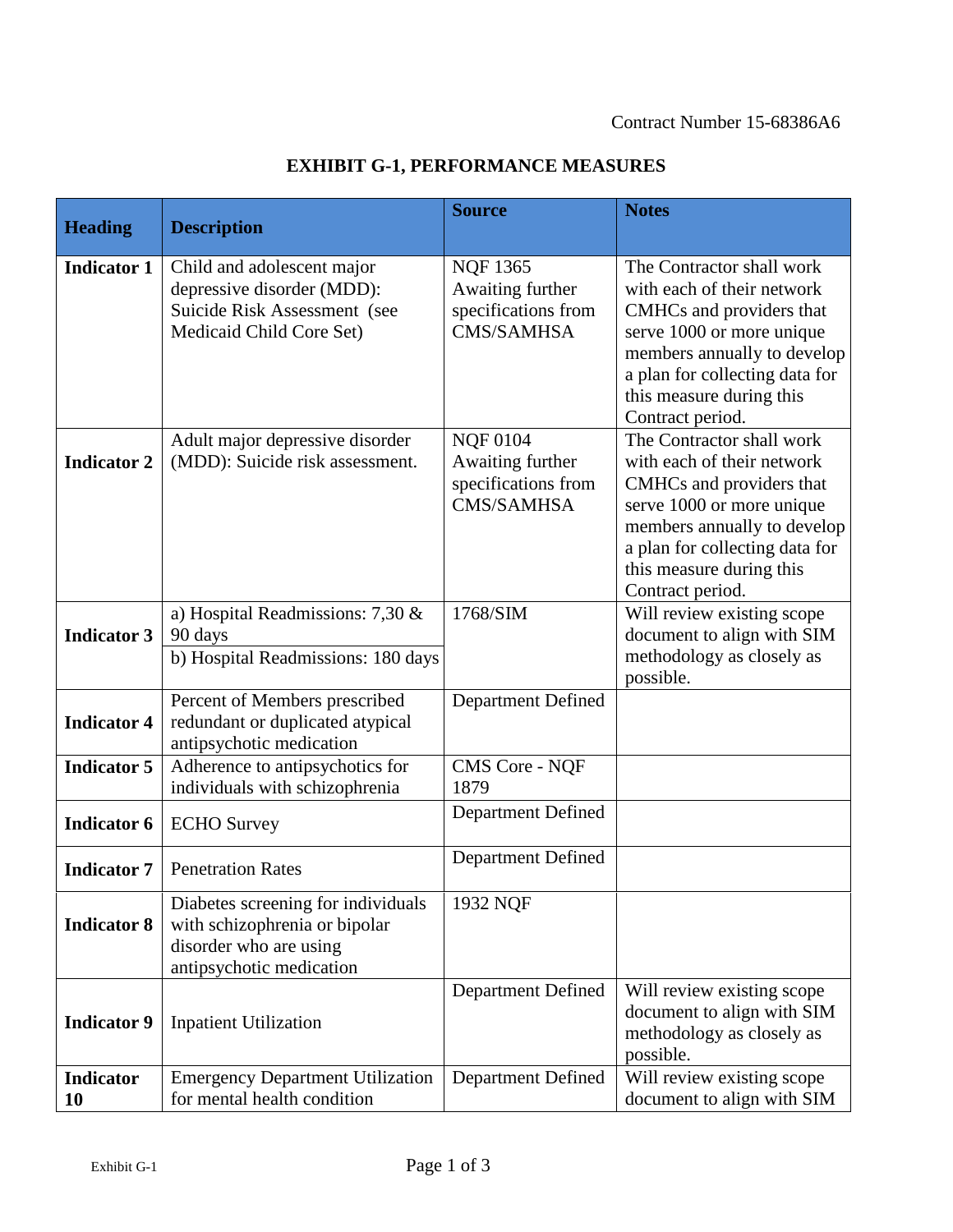Contract Number 15-68386A6

# EXHIBIT G-1, PERFORMANCE MEASURES

| Heading | Description | Source | Notes |
|---|---|---|---|
| **Indicator 1** | Child and adolescent major depressive disorder (MDD): Suicide Risk Assessment (see Medicaid Child Core Set) | NQF 1365 Awaiting further specifications from CMS/SAMHSA | The Contractor shall work with each of their network CMHCs and providers that serve 1000 or more unique members annually to develop a plan for collecting data for this measure during this Contract period. |
| **Indicator 2** | Adult major depressive disorder (MDD): Suicide risk assessment. | NQF 0104 Awaiting further specifications from CMS/SAMHSA | The Contractor shall work with each of their network CMHCs and providers that serve 1000 or more unique members annually to develop a plan for collecting data for this measure during this Contract period. |
| **Indicator 3** | a) Hospital Readmissions: 7,30 & 90 days<br>b) Hospital Readmissions: 180 days | 1768/SIM | Will review existing scope document to align with SIM methodology as closely as possible. |
| **Indicator 4** | Percent of Members prescribed redundant or duplicated atypical antipsychotic medication | Department Defined | |
| **Indicator 5** | Adherence to antipsychotics for individuals with schizophrenia | CMS Core - NQF 1879 | |
| **Indicator 6** | ECHO Survey | Department Defined | |
| **Indicator 7** | Penetration Rates | Department Defined | |
| **Indicator 8** | Diabetes screening for individuals with schizophrenia or bipolar disorder who are using antipsychotic medication | 1932 NQF | |
| **Indicator 9** | Inpatient Utilization | Department Defined | Will review existing scope document to align with SIM methodology as closely as possible. |
| **Indicator 10** | Emergency Department Utilization for mental health condition | Department Defined | Will review existing scope document to align with SIM |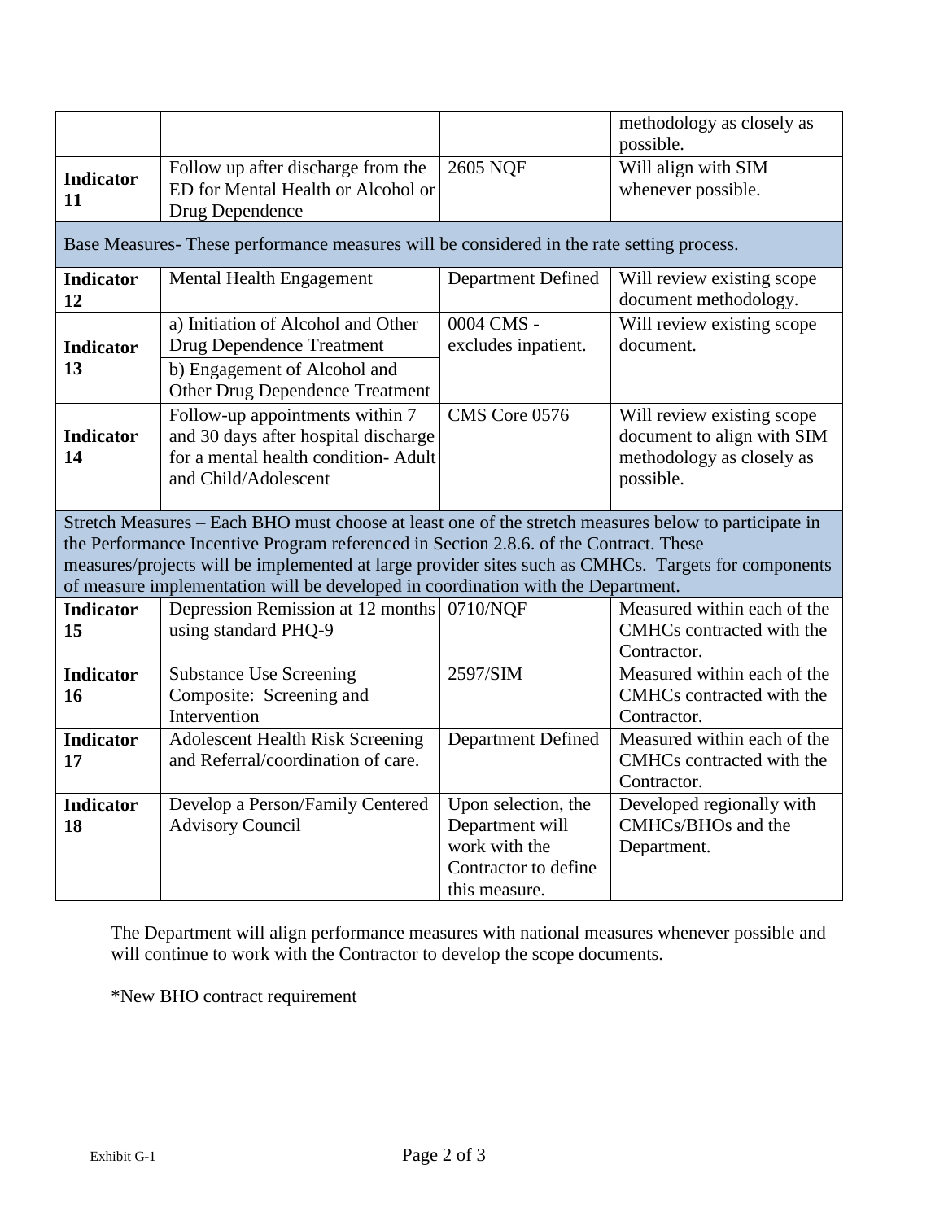| | | | |
|---|---|---|---|
| | | | methodology as closely as possible. |
| **Indicator 11** | Follow up after discharge from the ED for Mental Health or Alcohol or Drug Dependence | 2605 NQF | Will align with SIM whenever possible. |
| Base Measures- These performance measures will be considered in the rate setting process. | | | |
| **Indicator 12** | Mental Health Engagement | Department Defined | Will review existing scope document methodology. |
| **Indicator 13** | a) Initiation of Alcohol and Other Drug Dependence Treatment<br>b) Engagement of Alcohol and Other Drug Dependence Treatment | 0004 CMS - excludes inpatient. | Will review existing scope document. |
| **Indicator 14** | Follow-up appointments within 7 and 30 days after hospital discharge for a mental health condition- Adult and Child/Adolescent | CMS Core 0576 | Will review existing scope document to align with SIM methodology as closely as possible. |
| Stretch Measures – Each BHO must choose at least one of the stretch measures below to participate in the Performance Incentive Program referenced in Section 2.8.6. of the Contract. These measures/projects will be implemented at large provider sites such as CMHCs. Targets for components of measure implementation will be developed in coordination with the Department. | | | |
| **Indicator 15** | Depression Remission at 12 months using standard PHQ-9 | 0710/NQF | Measured within each of the CMHCs contracted with the Contractor. |
| **Indicator 16** | Substance Use Screening Composite: Screening and Intervention | 2597/SIM | Measured within each of the CMHCs contracted with the Contractor. |
| **Indicator 17** | Adolescent Health Risk Screening and Referral/coordination of care. | Department Defined | Measured within each of the CMHCs contracted with the Contractor. |
| **Indicator 18** | Develop a Person/Family Centered Advisory Council | Upon selection, the Department will work with the Contractor to define this measure. | Developed regionally with CMHCs/BHOs and the Department. |

The Department will align performance measures with national measures whenever possible and will continue to work with the Contractor to develop the scope documents.

*New BHO contract requirement

Exhibit G-1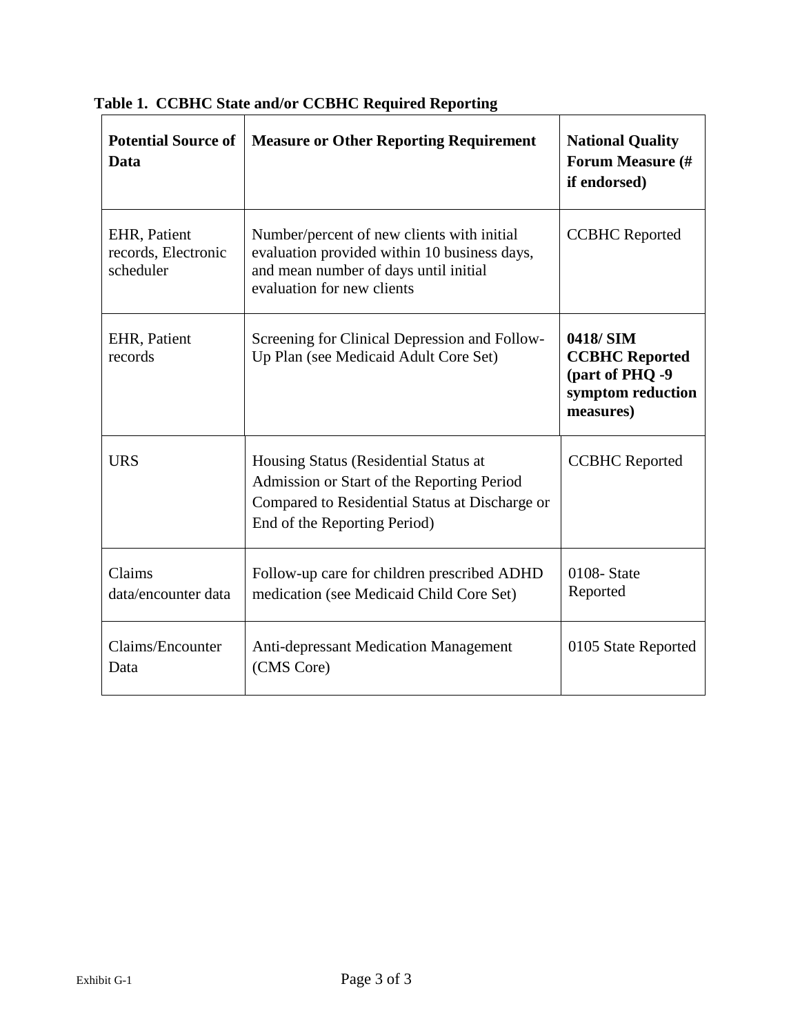**Table 1. CCBHC State and/or CCBHC Required Reporting**

| Potential Source of Data | Measure or Other Reporting Requirement | National Quality Forum Measure (# if endorsed) |
|---|---|---|
| EHR, Patient records, Electronic scheduler | Number/percent of new clients with initial evaluation provided within 10 business days, and mean number of days until initial evaluation for new clients | CCBHC Reported |
| EHR, Patient records | Screening for Clinical Depression and Follow-Up Plan (see Medicaid Adult Core Set) | **0418/ SIM CCBHC Reported (part of PHQ -9 symptom reduction measures)** |
| URS | Housing Status (Residential Status at Admission or Start of the Reporting Period Compared to Residential Status at Discharge or End of the Reporting Period) | CCBHC Reported |
| Claims data/encounter data | Follow-up care for children prescribed ADHD medication (see Medicaid Child Core Set) | 0108- State Reported |
| Claims/Encounter Data | Anti-depressant Medication Management (CMS Core) | 0105 State Reported |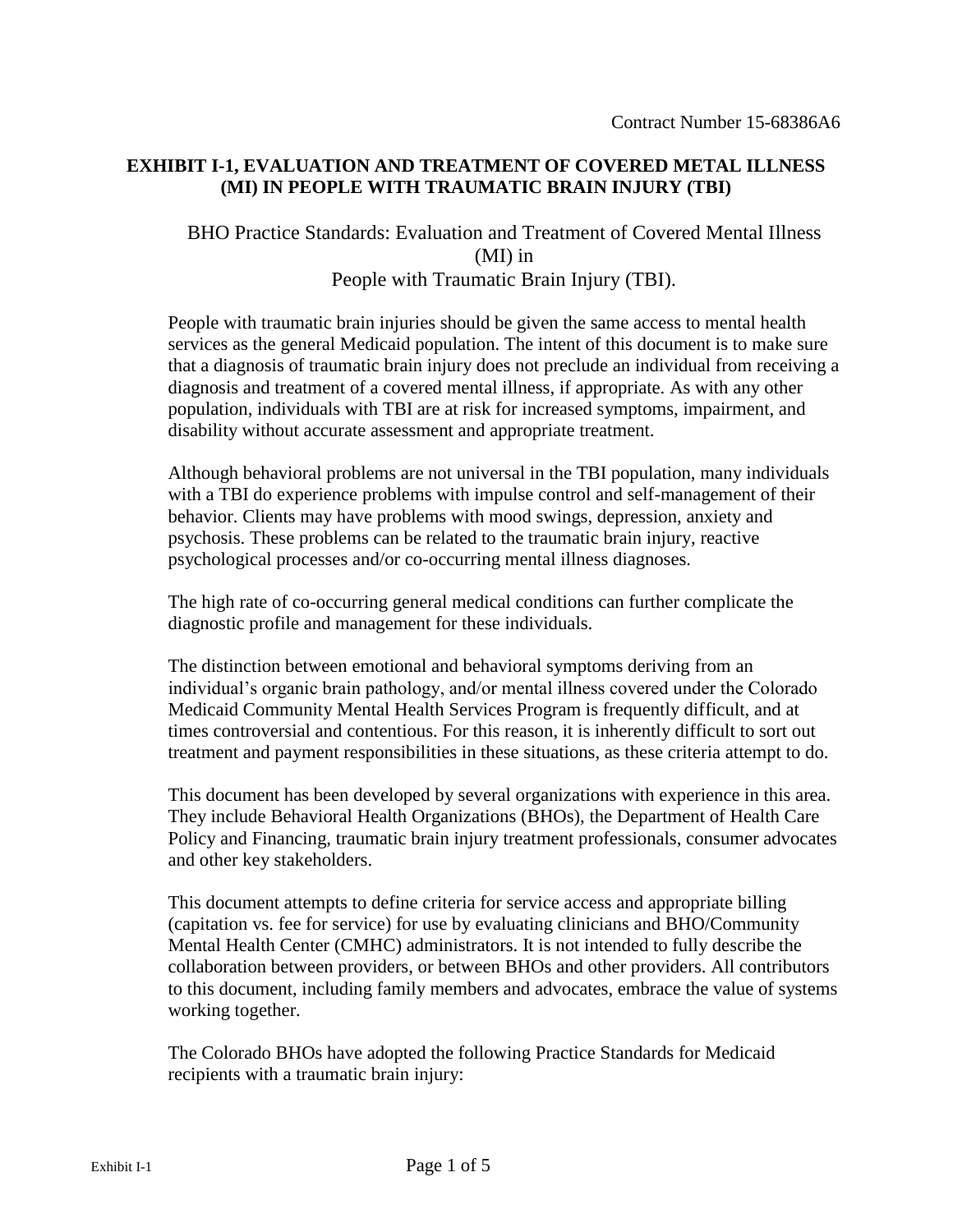Contract Number 15-68386A6

## EXHIBIT I-1, EVALUATION AND TREATMENT OF COVERED METAL ILLNESS (MI) IN PEOPLE WITH TRAUMATIC BRAIN INJURY (TBI)

### BHO Practice Standards: Evaluation and Treatment of Covered Mental Illness (MI) in People with Traumatic Brain Injury (TBI).

People with traumatic brain injuries should be given the same access to mental health services as the general Medicaid population. The intent of this document is to make sure that a diagnosis of traumatic brain injury does not preclude an individual from receiving a diagnosis and treatment of a covered mental illness, if appropriate. As with any other population, individuals with TBI are at risk for increased symptoms, impairment, and disability without accurate assessment and appropriate treatment.

Although behavioral problems are not universal in the TBI population, many individuals with a TBI do experience problems with impulse control and self-management of their behavior. Clients may have problems with mood swings, depression, anxiety and psychosis. These problems can be related to the traumatic brain injury, reactive psychological processes and/or co-occurring mental illness diagnoses.

The high rate of co-occurring general medical conditions can further complicate the diagnostic profile and management for these individuals.

The distinction between emotional and behavioral symptoms deriving from an individual's organic brain pathology, and/or mental illness covered under the Colorado Medicaid Community Mental Health Services Program is frequently difficult, and at times controversial and contentious. For this reason, it is inherently difficult to sort out treatment and payment responsibilities in these situations, as these criteria attempt to do.

This document has been developed by several organizations with experience in this area. They include Behavioral Health Organizations (BHOs), the Department of Health Care Policy and Financing, traumatic brain injury treatment professionals, consumer advocates and other key stakeholders.

This document attempts to define criteria for service access and appropriate billing (capitation vs. fee for service) for use by evaluating clinicians and BHO/Community Mental Health Center (CMHC) administrators. It is not intended to fully describe the collaboration between providers, or between BHOs and other providers. All contributors to this document, including family members and advocates, embrace the value of systems working together.

The Colorado BHOs have adopted the following Practice Standards for Medicaid recipients with a traumatic brain injury: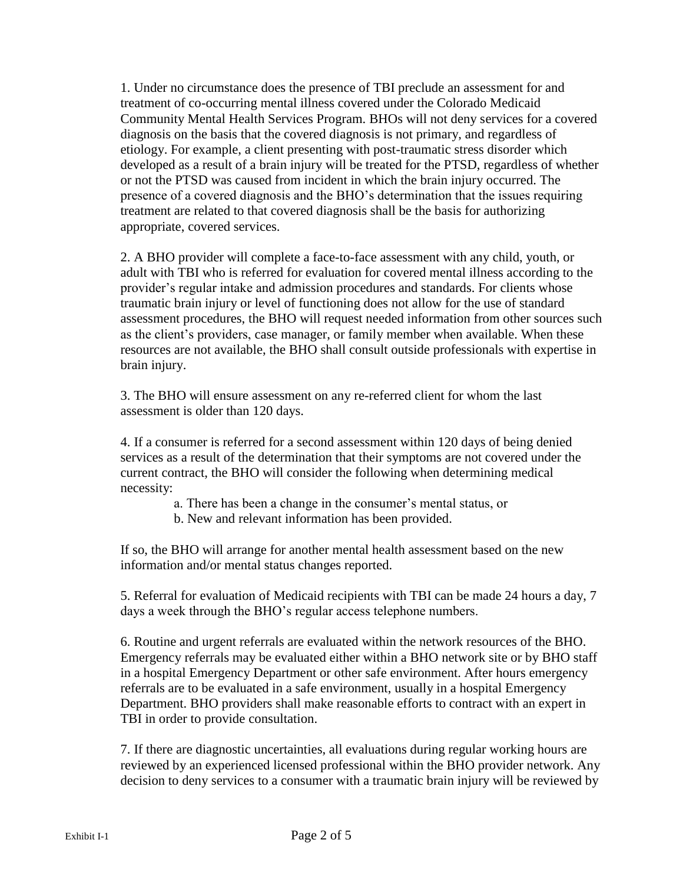1. Under no circumstance does the presence of TBI preclude an assessment for and treatment of co-occurring mental illness covered under the Colorado Medicaid Community Mental Health Services Program. BHOs will not deny services for a covered diagnosis on the basis that the covered diagnosis is not primary, and regardless of etiology. For example, a client presenting with post-traumatic stress disorder which developed as a result of a brain injury will be treated for the PTSD, regardless of whether or not the PTSD was caused from incident in which the brain injury occurred. The presence of a covered diagnosis and the BHO's determination that the issues requiring treatment are related to that covered diagnosis shall be the basis for authorizing appropriate, covered services.

2. A BHO provider will complete a face-to-face assessment with any child, youth, or adult with TBI who is referred for evaluation for covered mental illness according to the provider's regular intake and admission procedures and standards. For clients whose traumatic brain injury or level of functioning does not allow for the use of standard assessment procedures, the BHO will request needed information from other sources such as the client's providers, case manager, or family member when available. When these resources are not available, the BHO shall consult outside professionals with expertise in brain injury.

3. The BHO will ensure assessment on any re-referred client for whom the last assessment is older than 120 days.

4. If a consumer is referred for a second assessment within 120 days of being denied services as a result of the determination that their symptoms are not covered under the current contract, the BHO will consider the following when determining medical necessity:

   a. There has been a change in the consumer's mental status, or
   b. New and relevant information has been provided.

If so, the BHO will arrange for another mental health assessment based on the new information and/or mental status changes reported.

5. Referral for evaluation of Medicaid recipients with TBI can be made 24 hours a day, 7 days a week through the BHO's regular access telephone numbers.

6. Routine and urgent referrals are evaluated within the network resources of the BHO. Emergency referrals may be evaluated either within a BHO network site or by BHO staff in a hospital Emergency Department or other safe environment. After hours emergency referrals are to be evaluated in a safe environment, usually in a hospital Emergency Department. BHO providers shall make reasonable efforts to contract with an expert in TBI in order to provide consultation.

7. If there are diagnostic uncertainties, all evaluations during regular working hours are reviewed by an experienced licensed professional within the BHO provider network. Any decision to deny services to a consumer with a traumatic brain injury will be reviewed by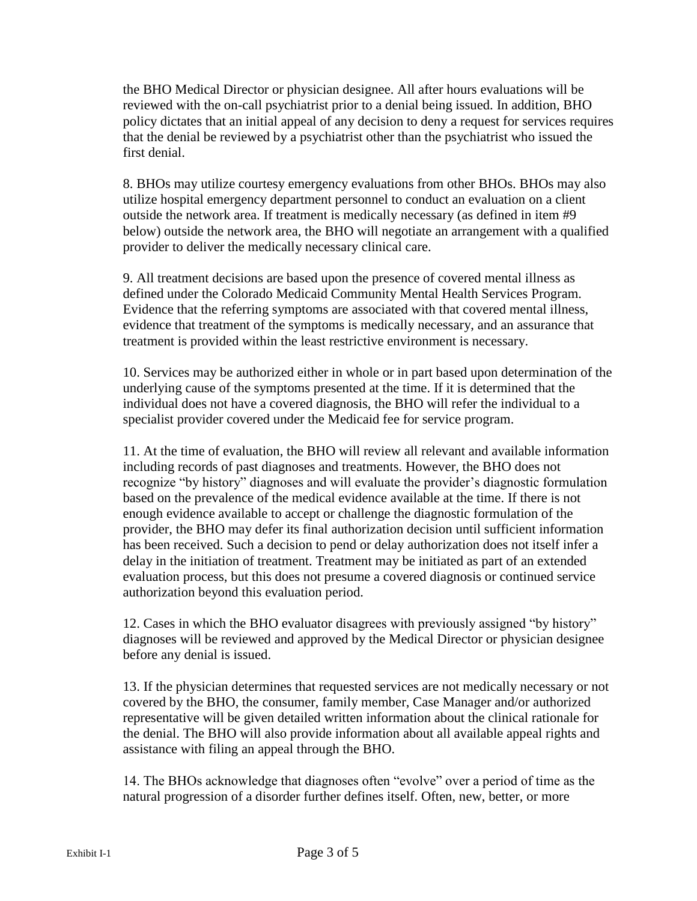the BHO Medical Director or physician designee. All after hours evaluations will be reviewed with the on-call psychiatrist prior to a denial being issued. In addition, BHO policy dictates that an initial appeal of any decision to deny a request for services requires that the denial be reviewed by a psychiatrist other than the psychiatrist who issued the first denial.

8. BHOs may utilize courtesy emergency evaluations from other BHOs. BHOs may also utilize hospital emergency department personnel to conduct an evaluation on a client outside the network area. If treatment is medically necessary (as defined in item #9 below) outside the network area, the BHO will negotiate an arrangement with a qualified provider to deliver the medically necessary clinical care.

9. All treatment decisions are based upon the presence of covered mental illness as defined under the Colorado Medicaid Community Mental Health Services Program. Evidence that the referring symptoms are associated with that covered mental illness, evidence that treatment of the symptoms is medically necessary, and an assurance that treatment is provided within the least restrictive environment is necessary.

10. Services may be authorized either in whole or in part based upon determination of the underlying cause of the symptoms presented at the time. If it is determined that the individual does not have a covered diagnosis, the BHO will refer the individual to a specialist provider covered under the Medicaid fee for service program.

11. At the time of evaluation, the BHO will review all relevant and available information including records of past diagnoses and treatments. However, the BHO does not recognize "by history" diagnoses and will evaluate the provider's diagnostic formulation based on the prevalence of the medical evidence available at the time. If there is not enough evidence available to accept or challenge the diagnostic formulation of the provider, the BHO may defer its final authorization decision until sufficient information has been received. Such a decision to pend or delay authorization does not itself infer a delay in the initiation of treatment. Treatment may be initiated as part of an extended evaluation process, but this does not presume a covered diagnosis or continued service authorization beyond this evaluation period.

12. Cases in which the BHO evaluator disagrees with previously assigned "by history" diagnoses will be reviewed and approved by the Medical Director or physician designee before any denial is issued.

13. If the physician determines that requested services are not medically necessary or not covered by the BHO, the consumer, family member, Case Manager and/or authorized representative will be given detailed written information about the clinical rationale for the denial. The BHO will also provide information about all available appeal rights and assistance with filing an appeal through the BHO.

14. The BHOs acknowledge that diagnoses often "evolve" over a period of time as the natural progression of a disorder further defines itself. Often, new, better, or more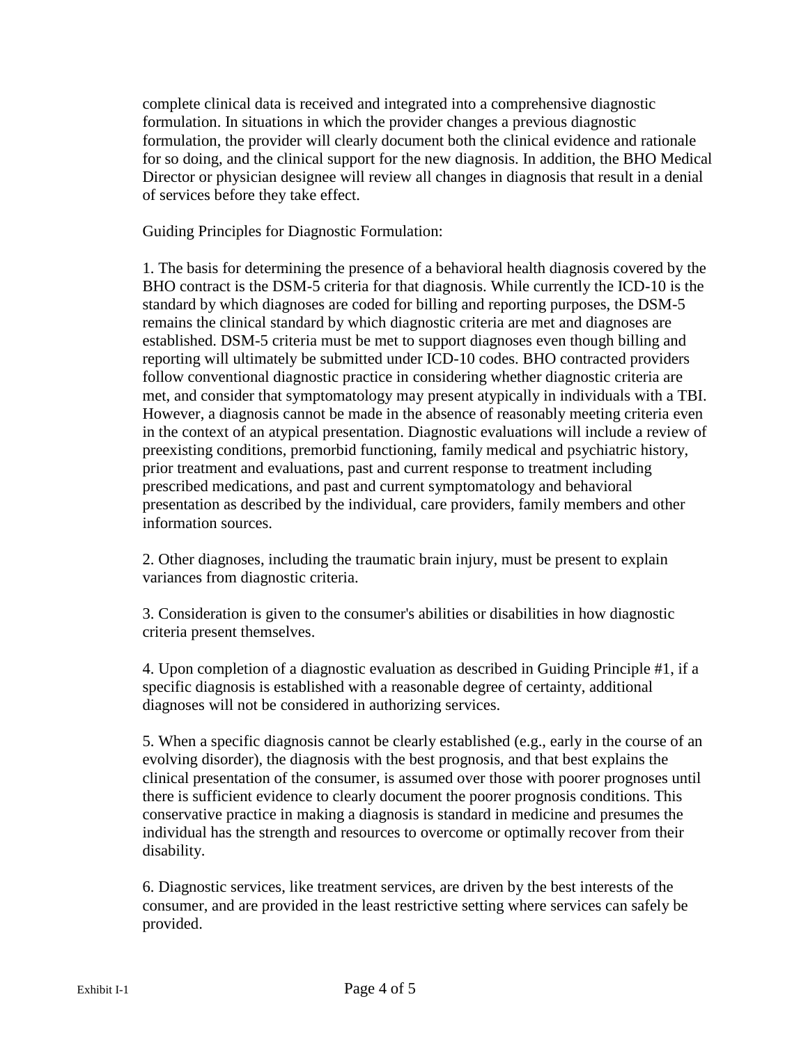complete clinical data is received and integrated into a comprehensive diagnostic formulation. In situations in which the provider changes a previous diagnostic formulation, the provider will clearly document both the clinical evidence and rationale for so doing, and the clinical support for the new diagnosis. In addition, the BHO Medical Director or physician designee will review all changes in diagnosis that result in a denial of services before they take effect.

Guiding Principles for Diagnostic Formulation:

1. The basis for determining the presence of a behavioral health diagnosis covered by the BHO contract is the DSM-5 criteria for that diagnosis. While currently the ICD-10 is the standard by which diagnoses are coded for billing and reporting purposes, the DSM-5 remains the clinical standard by which diagnostic criteria are met and diagnoses are established. DSM-5 criteria must be met to support diagnoses even though billing and reporting will ultimately be submitted under ICD-10 codes. BHO contracted providers follow conventional diagnostic practice in considering whether diagnostic criteria are met, and consider that symptomatology may present atypically in individuals with a TBI. However, a diagnosis cannot be made in the absence of reasonably meeting criteria even in the context of an atypical presentation. Diagnostic evaluations will include a review of preexisting conditions, premorbid functioning, family medical and psychiatric history, prior treatment and evaluations, past and current response to treatment including prescribed medications, and past and current symptomatology and behavioral presentation as described by the individual, care providers, family members and other information sources.

2. Other diagnoses, including the traumatic brain injury, must be present to explain variances from diagnostic criteria.

3. Consideration is given to the consumer's abilities or disabilities in how diagnostic criteria present themselves.

4. Upon completion of a diagnostic evaluation as described in Guiding Principle #1, if a specific diagnosis is established with a reasonable degree of certainty, additional diagnoses will not be considered in authorizing services.

5. When a specific diagnosis cannot be clearly established (e.g., early in the course of an evolving disorder), the diagnosis with the best prognosis, and that best explains the clinical presentation of the consumer, is assumed over those with poorer prognoses until there is sufficient evidence to clearly document the poorer prognosis conditions. This conservative practice in making a diagnosis is standard in medicine and presumes the individual has the strength and resources to overcome or optimally recover from their disability.

6. Diagnostic services, like treatment services, are driven by the best interests of the consumer, and are provided in the least restrictive setting where services can safely be provided.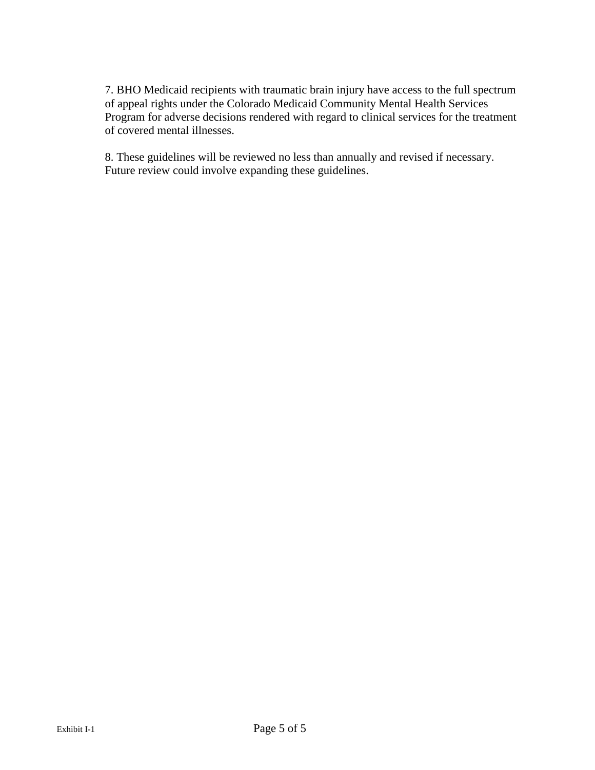7. BHO Medicaid recipients with traumatic brain injury have access to the full spectrum of appeal rights under the Colorado Medicaid Community Mental Health Services Program for adverse decisions rendered with regard to clinical services for the treatment of covered mental illnesses.

8. These guidelines will be reviewed no less than annually and revised if necessary. Future review could involve expanding these guidelines.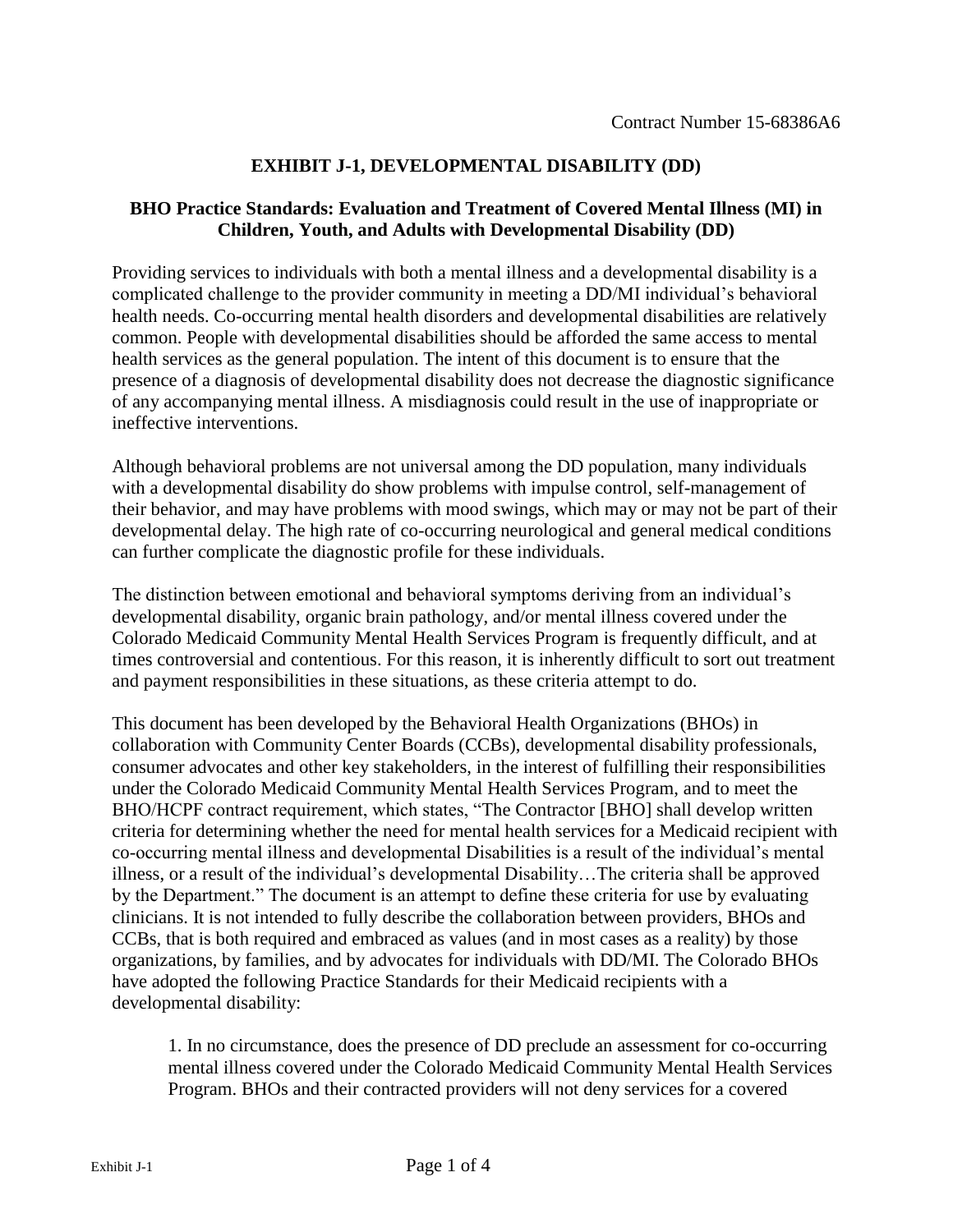Contract Number 15-68386A6

## EXHIBIT J-1, DEVELOPMENTAL DISABILITY (DD)

### BHO Practice Standards: Evaluation and Treatment of Covered Mental Illness (MI) in Children, Youth, and Adults with Developmental Disability (DD)

Providing services to individuals with both a mental illness and a developmental disability is a complicated challenge to the provider community in meeting a DD/MI individual's behavioral health needs. Co-occurring mental health disorders and developmental disabilities are relatively common. People with developmental disabilities should be afforded the same access to mental health services as the general population. The intent of this document is to ensure that the presence of a diagnosis of developmental disability does not decrease the diagnostic significance of any accompanying mental illness. A misdiagnosis could result in the use of inappropriate or ineffective interventions.

Although behavioral problems are not universal among the DD population, many individuals with a developmental disability do show problems with impulse control, self-management of their behavior, and may have problems with mood swings, which may or may not be part of their developmental delay. The high rate of co-occurring neurological and general medical conditions can further complicate the diagnostic profile for these individuals.

The distinction between emotional and behavioral symptoms deriving from an individual's developmental disability, organic brain pathology, and/or mental illness covered under the Colorado Medicaid Community Mental Health Services Program is frequently difficult, and at times controversial and contentious. For this reason, it is inherently difficult to sort out treatment and payment responsibilities in these situations, as these criteria attempt to do.

This document has been developed by the Behavioral Health Organizations (BHOs) in collaboration with Community Center Boards (CCBs), developmental disability professionals, consumer advocates and other key stakeholders, in the interest of fulfilling their responsibilities under the Colorado Medicaid Community Mental Health Services Program, and to meet the BHO/HCPF contract requirement, which states, "The Contractor [BHO] shall develop written criteria for determining whether the need for mental health services for a Medicaid recipient with co-occurring mental illness and developmental Disabilities is a result of the individual's mental illness, or a result of the individual's developmental Disability…The criteria shall be approved by the Department." The document is an attempt to define these criteria for use by evaluating clinicians. It is not intended to fully describe the collaboration between providers, BHOs and CCBs, that is both required and embraced as values (and in most cases as a reality) by those organizations, by families, and by advocates for individuals with DD/MI. The Colorado BHOs have adopted the following Practice Standards for their Medicaid recipients with a developmental disability:

1. In no circumstance, does the presence of DD preclude an assessment for co-occurring mental illness covered under the Colorado Medicaid Community Mental Health Services Program. BHOs and their contracted providers will not deny services for a covered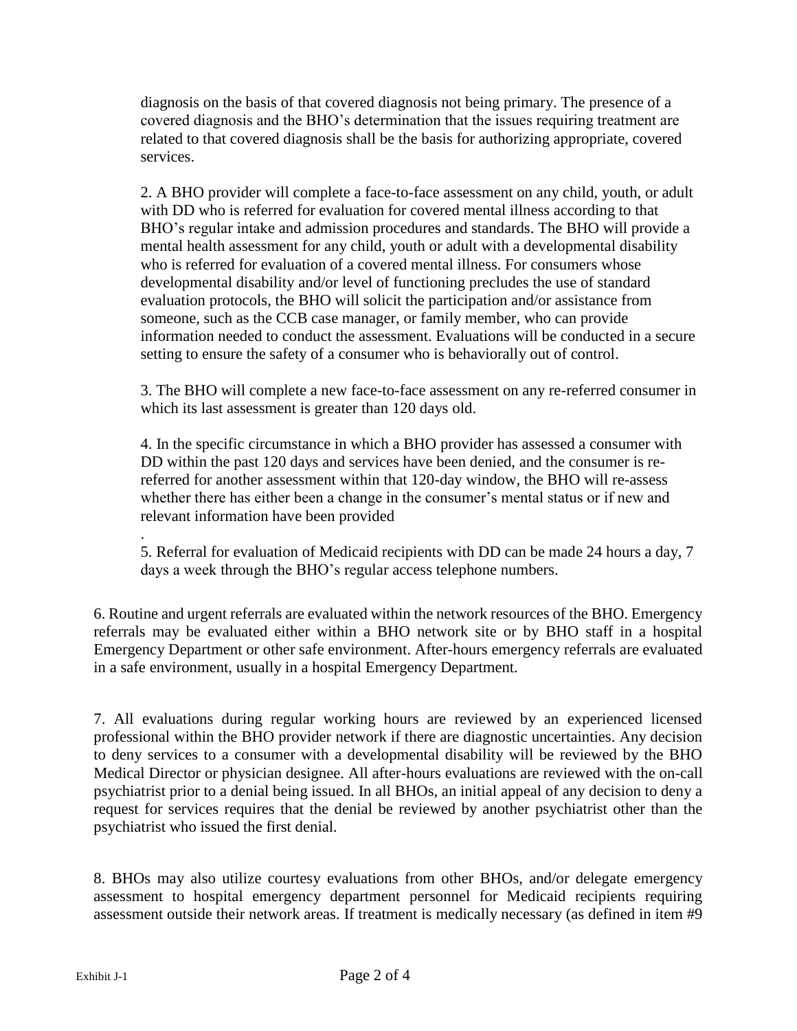diagnosis on the basis of that covered diagnosis not being primary. The presence of a covered diagnosis and the BHO's determination that the issues requiring treatment are related to that covered diagnosis shall be the basis for authorizing appropriate, covered services.

2. A BHO provider will complete a face-to-face assessment on any child, youth, or adult with DD who is referred for evaluation for covered mental illness according to that BHO's regular intake and admission procedures and standards. The BHO will provide a mental health assessment for any child, youth or adult with a developmental disability who is referred for evaluation of a covered mental illness. For consumers whose developmental disability and/or level of functioning precludes the use of standard evaluation protocols, the BHO will solicit the participation and/or assistance from someone, such as the CCB case manager, or family member, who can provide information needed to conduct the assessment. Evaluations will be conducted in a secure setting to ensure the safety of a consumer who is behaviorally out of control.

3. The BHO will complete a new face-to-face assessment on any re-referred consumer in which its last assessment is greater than 120 days old.

4. In the specific circumstance in which a BHO provider has assessed a consumer with DD within the past 120 days and services have been denied, and the consumer is re-referred for another assessment within that 120-day window, the BHO will re-assess whether there has either been a change in the consumer's mental status or if new and relevant information have been provided

.

5. Referral for evaluation of Medicaid recipients with DD can be made 24 hours a day, 7 days a week through the BHO's regular access telephone numbers.

6. Routine and urgent referrals are evaluated within the network resources of the BHO. Emergency referrals may be evaluated either within a BHO network site or by BHO staff in a hospital Emergency Department or other safe environment. After-hours emergency referrals are evaluated in a safe environment, usually in a hospital Emergency Department.

7. All evaluations during regular working hours are reviewed by an experienced licensed professional within the BHO provider network if there are diagnostic uncertainties. Any decision to deny services to a consumer with a developmental disability will be reviewed by the BHO Medical Director or physician designee. All after-hours evaluations are reviewed with the on-call psychiatrist prior to a denial being issued. In all BHOs, an initial appeal of any decision to deny a request for services requires that the denial be reviewed by another psychiatrist other than the psychiatrist who issued the first denial.

8. BHOs may also utilize courtesy evaluations from other BHOs, and/or delegate emergency assessment to hospital emergency department personnel for Medicaid recipients requiring assessment outside their network areas. If treatment is medically necessary (as defined in item #9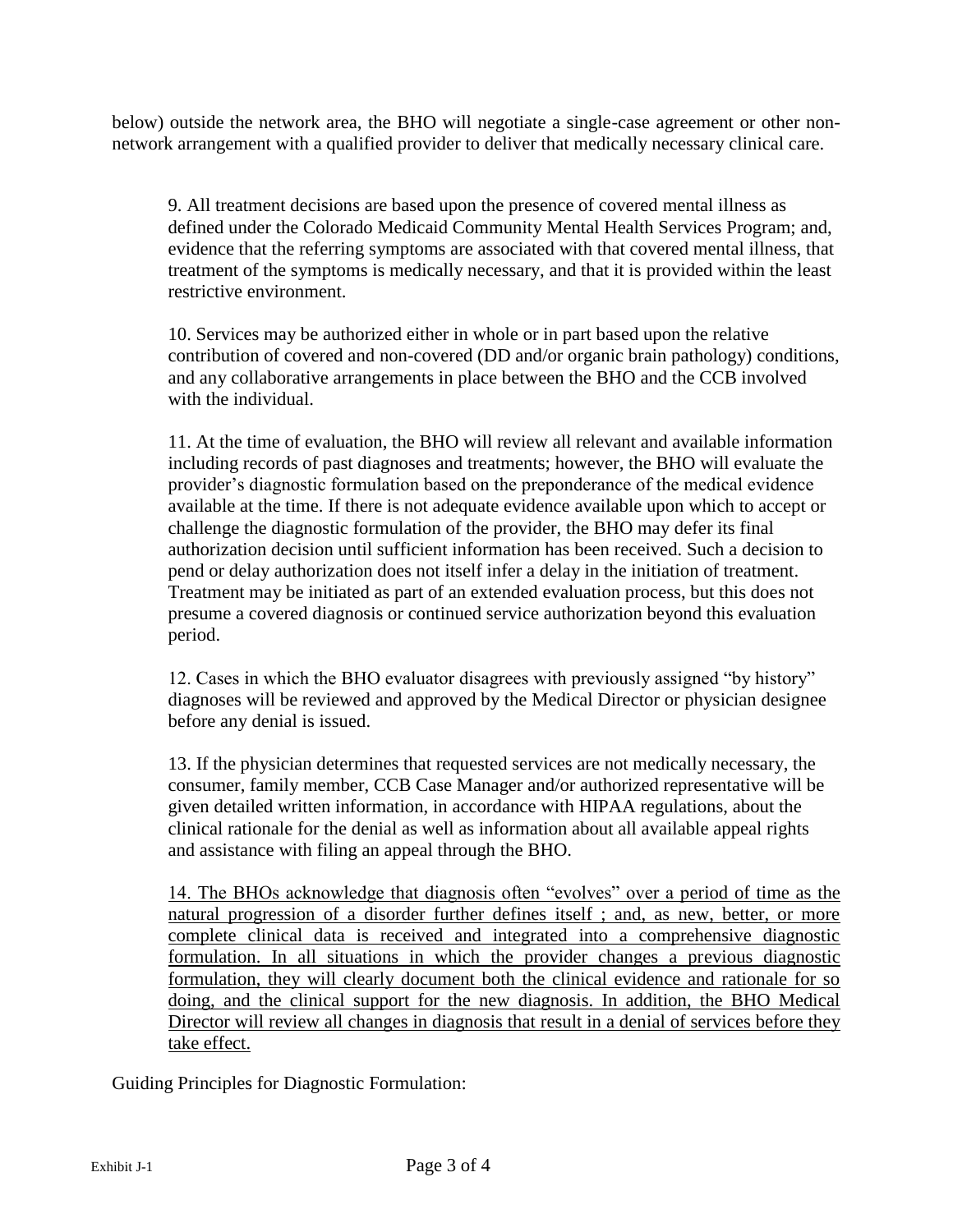below) outside the network area, the BHO will negotiate a single-case agreement or other non-network arrangement with a qualified provider to deliver that medically necessary clinical care.

9. All treatment decisions are based upon the presence of covered mental illness as defined under the Colorado Medicaid Community Mental Health Services Program; and, evidence that the referring symptoms are associated with that covered mental illness, that treatment of the symptoms is medically necessary, and that it is provided within the least restrictive environment.

10. Services may be authorized either in whole or in part based upon the relative contribution of covered and non-covered (DD and/or organic brain pathology) conditions, and any collaborative arrangements in place between the BHO and the CCB involved with the individual.

11. At the time of evaluation, the BHO will review all relevant and available information including records of past diagnoses and treatments; however, the BHO will evaluate the provider's diagnostic formulation based on the preponderance of the medical evidence available at the time. If there is not adequate evidence available upon which to accept or challenge the diagnostic formulation of the provider, the BHO may defer its final authorization decision until sufficient information has been received. Such a decision to pend or delay authorization does not itself infer a delay in the initiation of treatment. Treatment may be initiated as part of an extended evaluation process, but this does not presume a covered diagnosis or continued service authorization beyond this evaluation period.

12. Cases in which the BHO evaluator disagrees with previously assigned "by history" diagnoses will be reviewed and approved by the Medical Director or physician designee before any denial is issued.

13. If the physician determines that requested services are not medically necessary, the consumer, family member, CCB Case Manager and/or authorized representative will be given detailed written information, in accordance with HIPAA regulations, about the clinical rationale for the denial as well as information about all available appeal rights and assistance with filing an appeal through the BHO.

<u>14. The BHOs acknowledge that diagnosis often "evolves" over a period of time as the natural progression of a disorder further defines itself ; and, as new, better, or more complete clinical data is received and integrated into a comprehensive diagnostic formulation. In all situations in which the provider changes a previous diagnostic formulation, they will clearly document both the clinical evidence and rationale for so doing, and the clinical support for the new diagnosis. In addition, the BHO Medical Director will review all changes in diagnosis that result in a denial of services before they take effect.</u>

Guiding Principles for Diagnostic Formulation: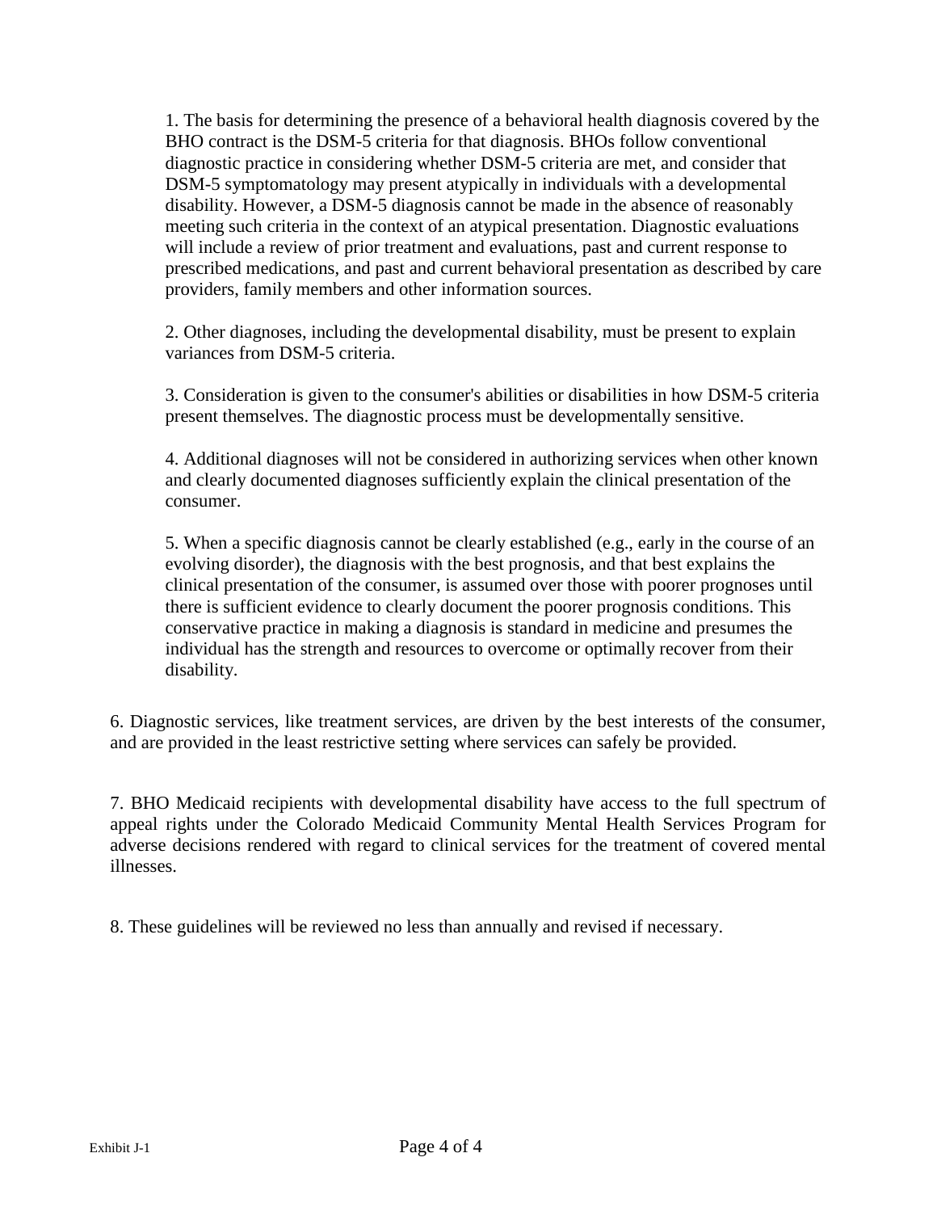1. The basis for determining the presence of a behavioral health diagnosis covered by the BHO contract is the DSM-5 criteria for that diagnosis. BHOs follow conventional diagnostic practice in considering whether DSM-5 criteria are met, and consider that DSM-5 symptomatology may present atypically in individuals with a developmental disability. However, a DSM-5 diagnosis cannot be made in the absence of reasonably meeting such criteria in the context of an atypical presentation. Diagnostic evaluations will include a review of prior treatment and evaluations, past and current response to prescribed medications, and past and current behavioral presentation as described by care providers, family members and other information sources.

2. Other diagnoses, including the developmental disability, must be present to explain variances from DSM-5 criteria.

3. Consideration is given to the consumer's abilities or disabilities in how DSM-5 criteria present themselves. The diagnostic process must be developmentally sensitive.

4. Additional diagnoses will not be considered in authorizing services when other known and clearly documented diagnoses sufficiently explain the clinical presentation of the consumer.

5. When a specific diagnosis cannot be clearly established (e.g., early in the course of an evolving disorder), the diagnosis with the best prognosis, and that best explains the clinical presentation of the consumer, is assumed over those with poorer prognoses until there is sufficient evidence to clearly document the poorer prognosis conditions. This conservative practice in making a diagnosis is standard in medicine and presumes the individual has the strength and resources to overcome or optimally recover from their disability.

6. Diagnostic services, like treatment services, are driven by the best interests of the consumer, and are provided in the least restrictive setting where services can safely be provided.

7. BHO Medicaid recipients with developmental disability have access to the full spectrum of appeal rights under the Colorado Medicaid Community Mental Health Services Program for adverse decisions rendered with regard to clinical services for the treatment of covered mental illnesses.

8. These guidelines will be reviewed no less than annually and revised if necessary.